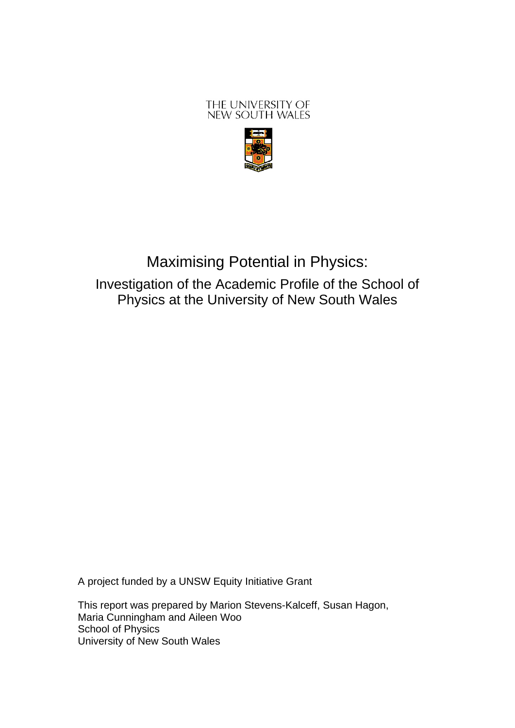THE UNIVERSITY OF
NEW SOUTH WALES

# Maximising Potential in Physics:

## Investigation of the Academic Profile of the School of Physics at the University of New South Wales

A project funded by a UNSW Equity Initiative Grant

This report was prepared by Marion Stevens-Kalceff, Susan Hagon, Maria Cunningham and Aileen Woo
School of Physics
University of New South Wales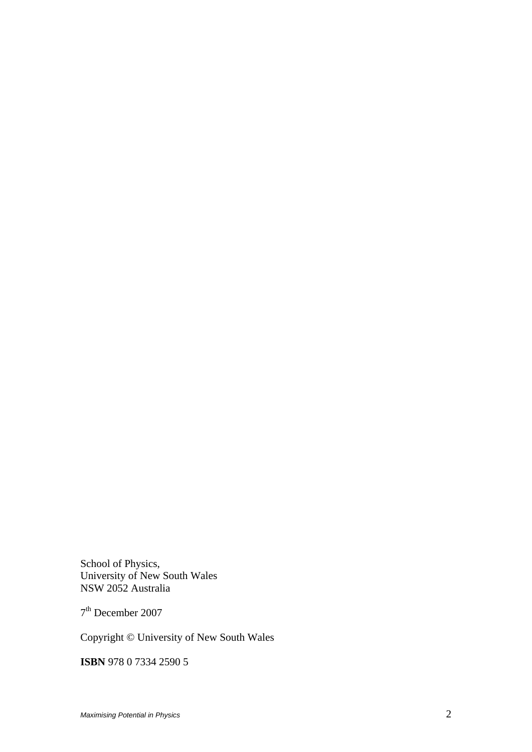School of Physics,
University of New South Wales
NSW 2052 Australia

7th December 2007

Copyright © University of New South Wales

**ISBN** 978 0 7334 2590 5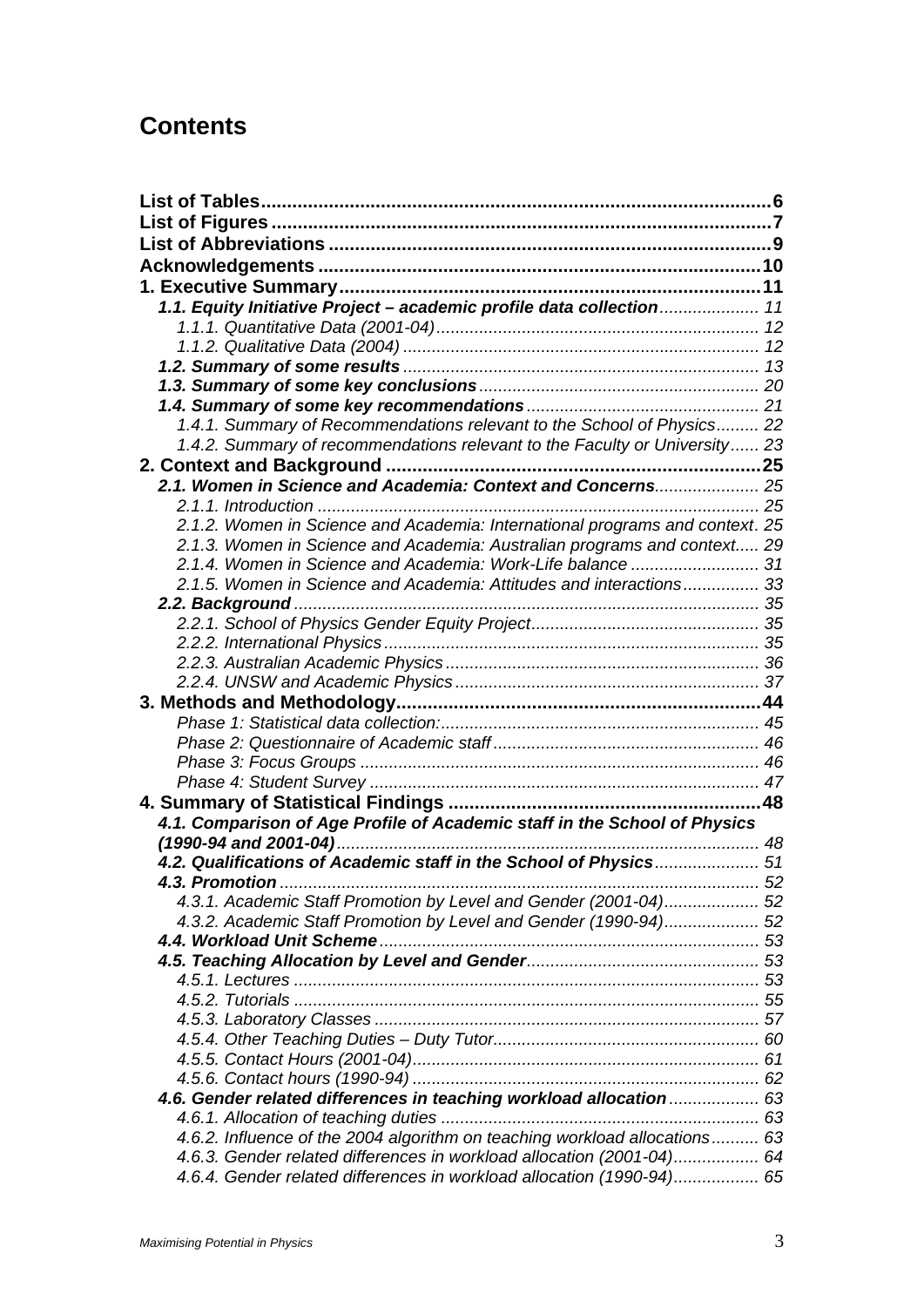# Contents

**List of Tables** ... **6**
**List of Figures** ... **7**
**List of Abbreviations** ... **9**
**Acknowledgements** ... **10**
**1. Executive Summary** ... **11**
- ***1.1. Equity Initiative Project – academic profile data collection*** ... 11
  - *1.1.1. Quantitative Data (2001-04)* ... 12
  - *1.1.2. Qualitative Data (2004)* ... 12
- ***1.2. Summary of some results*** ... 13
- ***1.3. Summary of some key conclusions*** ... 20
- ***1.4. Summary of some key recommendations*** ... 21
  - *1.4.1. Summary of Recommendations relevant to the School of Physics* ... 22
  - *1.4.2. Summary of recommendations relevant to the Faculty or University* ... 23

**2. Context and Background** ... **25**
- ***2.1. Women in Science and Academia: Context and Concerns*** ... 25
  - *2.1.1. Introduction* ... 25
  - *2.1.2. Women in Science and Academia: International programs and context.* 25
  - *2.1.3. Women in Science and Academia: Australian programs and context* ... 29
  - *2.1.4. Women in Science and Academia: Work-Life balance* ... 31
  - *2.1.5. Women in Science and Academia: Attitudes and interactions* ... 33
- ***2.2. Background*** ... 35
  - *2.2.1. School of Physics Gender Equity Project* ... 35
  - *2.2.2. International Physics* ... 35
  - *2.2.3. Australian Academic Physics* ... 36
  - *2.2.4. UNSW and Academic Physics* ... 37

**3. Methods and Methodology** ... **44**
- *Phase 1: Statistical data collection:* ... 45
- *Phase 2: Questionnaire of Academic staff* ... 46
- *Phase 3: Focus Groups* ... 46
- *Phase 4: Student Survey* ... 47

**4. Summary of Statistical Findings** ... **48**
- ***4.1. Comparison of Age Profile of Academic staff in the School of Physics (1990-94 and 2001-04)*** ... 48
- ***4.2. Qualifications of Academic staff in the School of Physics*** ... 51
- ***4.3. Promotion*** ... 52
  - *4.3.1. Academic Staff Promotion by Level and Gender (2001-04)* ... 52
  - *4.3.2. Academic Staff Promotion by Level and Gender (1990-94)* ... 52
- ***4.4. Workload Unit Scheme*** ... 53
- ***4.5. Teaching Allocation by Level and Gender*** ... 53
  - *4.5.1. Lectures* ... 53
  - *4.5.2. Tutorials* ... 55
  - *4.5.3. Laboratory Classes* ... 57
  - *4.5.4. Other Teaching Duties – Duty Tutor* ... 60
  - *4.5.5. Contact Hours (2001-04)* ... 61
  - *4.5.6. Contact hours (1990-94)* ... 62
- ***4.6. Gender related differences in teaching workload allocation*** ... 63
  - *4.6.1. Allocation of teaching duties* ... 63
  - *4.6.2. Influence of the 2004 algorithm on teaching workload allocations* ... 63
  - *4.6.3. Gender related differences in workload allocation (2001-04)* ... 64
  - *4.6.4. Gender related differences in workload allocation (1990-94)* ... 65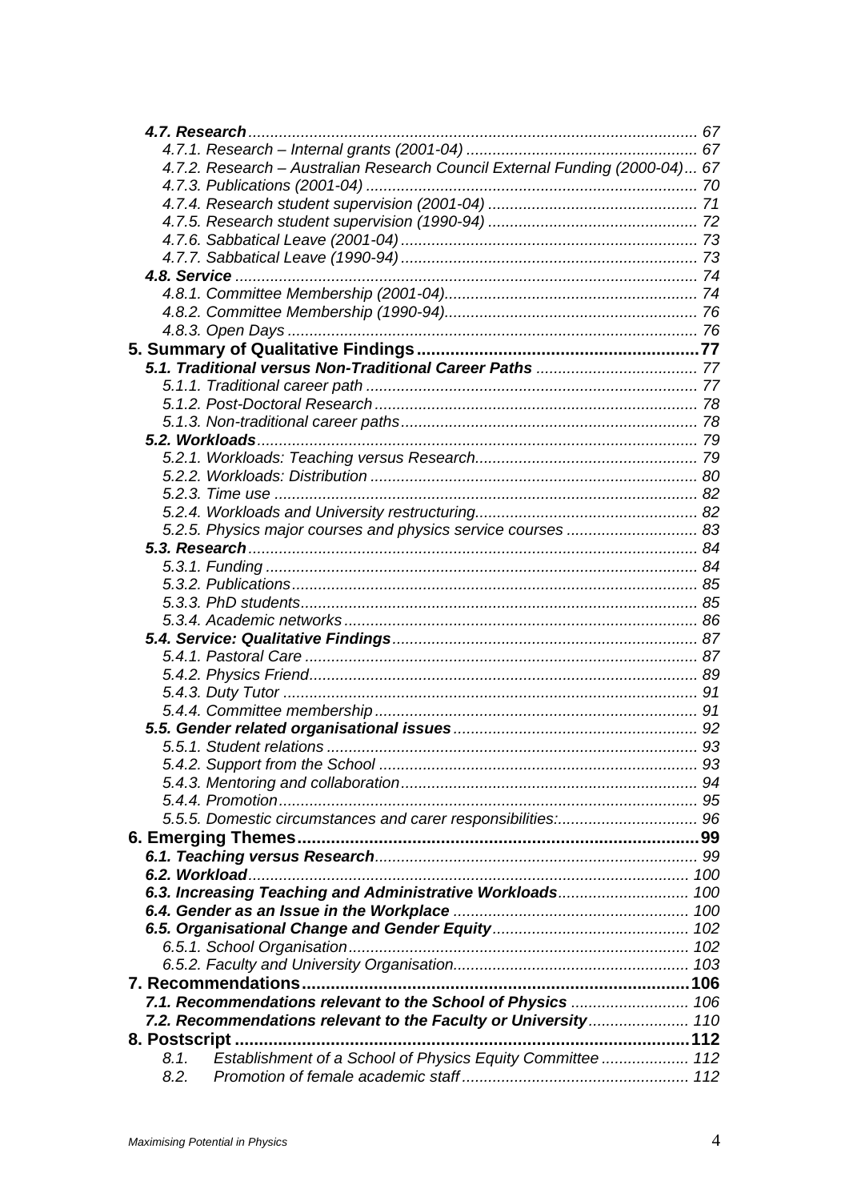**4.7. Research** ... 67

*4.7.1. Research – Internal grants (2001-04)* ... 67

*4.7.2. Research – Australian Research Council External Funding (2000-04)* ... 67

*4.7.3. Publications (2001-04)* ... 70

*4.7.4. Research student supervision (2001-04)* ... 71

*4.7.5. Research student supervision (1990-94)* ... 72

*4.7.6. Sabbatical Leave (2001-04)* ... 73

*4.7.7. Sabbatical Leave (1990-94)* ... 73

**4.8. Service** ... 74

*4.8.1. Committee Membership (2001-04)* ... 74

*4.8.2. Committee Membership (1990-94)* ... 76

*4.8.3. Open Days* ... 76

**5. Summary of Qualitative Findings** ... 77

**5.1. Traditional versus Non-Traditional Career Paths** ... 77

*5.1.1. Traditional career path* ... 77

*5.1.2. Post-Doctoral Research* ... 78

*5.1.3. Non-traditional career paths* ... 78

**5.2. Workloads** ... 79

*5.2.1. Workloads: Teaching versus Research* ... 79

*5.2.2. Workloads: Distribution* ... 80

*5.2.3. Time use* ... 82

*5.2.4. Workloads and University restructuring* ... 82

*5.2.5. Physics major courses and physics service courses* ... 83

**5.3. Research** ... 84

*5.3.1. Funding* ... 84

*5.3.2. Publications* ... 85

*5.3.3. PhD students* ... 85

*5.3.4. Academic networks* ... 86

**5.4. Service: Qualitative Findings** ... 87

*5.4.1. Pastoral Care* ... 87

*5.4.2. Physics Friend* ... 89

*5.4.3. Duty Tutor* ... 91

*5.4.4. Committee membership* ... 91

**5.5. Gender related organisational issues** ... 92

*5.5.1. Student relations* ... 93

*5.4.2. Support from the School* ... 93

*5.4.3. Mentoring and collaboration* ... 94

*5.4.4. Promotion* ... 95

*5.5.5. Domestic circumstances and carer responsibilities:* ... 96

**6. Emerging Themes** ... 99

**6.1. Teaching versus Research** ... 99

**6.2. Workload** ... 100

**6.3. Increasing Teaching and Administrative Workloads** ... 100

**6.4. Gender as an Issue in the Workplace** ... 100

**6.5. Organisational Change and Gender Equity** ... 102

*6.5.1. School Organisation* ... 102

*6.5.2. Faculty and University Organisation* ... 103

**7. Recommendations** ... 106

**7.1. Recommendations relevant to the School of Physics** ... 106

**7.2. Recommendations relevant to the Faculty or University** ... 110

**8. Postscript** ... 112

*8.1. Establishment of a School of Physics Equity Committee* ... 112

*8.2. Promotion of female academic staff* ... 112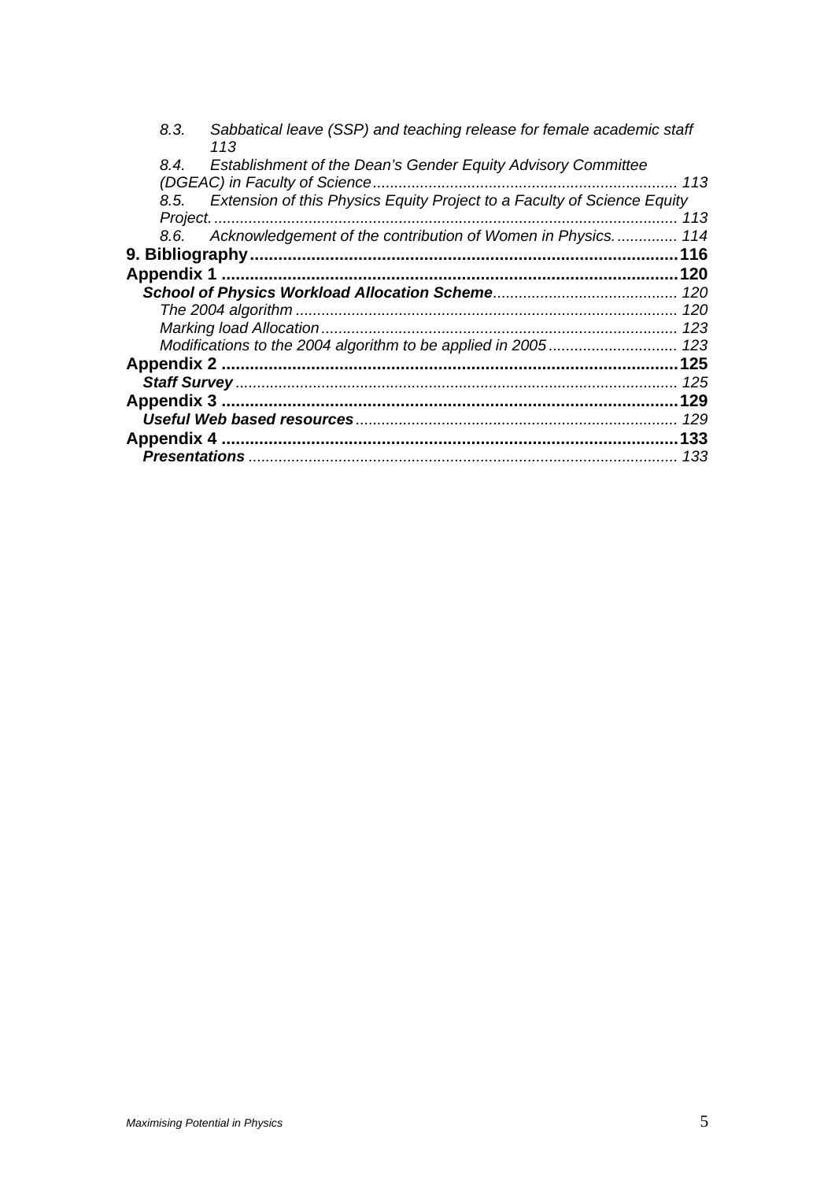*8.3. Sabbatical leave (SSP) and teaching release for female academic staff 113*

*8.4. Establishment of the Dean's Gender Equity Advisory Committee (DGEAC) in Faculty of Science ...................................................................... 113*

*8.5. Extension of this Physics Equity Project to a Faculty of Science Equity Project. ........................................................................................................ 113*

*8.6. Acknowledgement of the contribution of Women in Physics. ............. 114*

**9. Bibliography ........................................................................................ 116**

**Appendix 1 ............................................................................................... 120**

***School of Physics Workload Allocation Scheme*** ........................................... 120

*The 2004 algorithm ....................................................................................... 120*

*Marking load Allocation ................................................................................. 123*

*Modifications to the 2004 algorithm to be applied in 2005 ............................. 123*

**Appendix 2 ............................................................................................... 125**

***Staff Survey*** .................................................................................................... 125

**Appendix 3 ............................................................................................... 129**

***Useful Web based resources*** .......................................................................... 129

**Appendix 4 ............................................................................................... 133**

***Presentations*** .................................................................................................. 133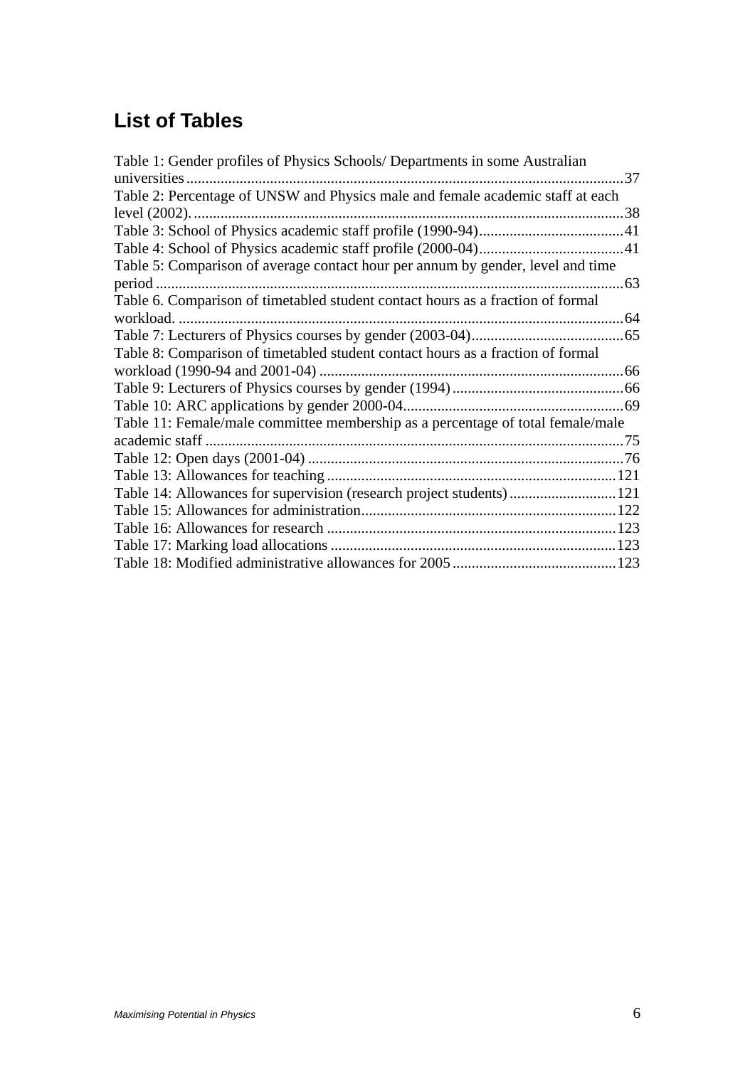## List of Tables

Table 1: Gender profiles of Physics Schools/ Departments in some Australian universities ....37
Table 2: Percentage of UNSW and Physics male and female academic staff at each level (2002). ....38
Table 3: School of Physics academic staff profile (1990-94) ....41
Table 4: School of Physics academic staff profile (2000-04) ....41
Table 5: Comparison of average contact hour per annum by gender, level and time period ....63
Table 6. Comparison of timetabled student contact hours as a fraction of formal workload. ....64
Table 7: Lecturers of Physics courses by gender (2003-04) ....65
Table 8: Comparison of timetabled student contact hours as a fraction of formal workload (1990-94 and 2001-04) ....66
Table 9: Lecturers of Physics courses by gender (1994) ....66
Table 10: ARC applications by gender 2000-04 ....69
Table 11: Female/male committee membership as a percentage of total female/male academic staff ....75
Table 12: Open days (2001-04) ....76
Table 13: Allowances for teaching ....121
Table 14: Allowances for supervision (research project students) ....121
Table 15: Allowances for administration ....122
Table 16: Allowances for research ....123
Table 17: Marking load allocations ....123
Table 18: Modified administrative allowances for 2005 ....123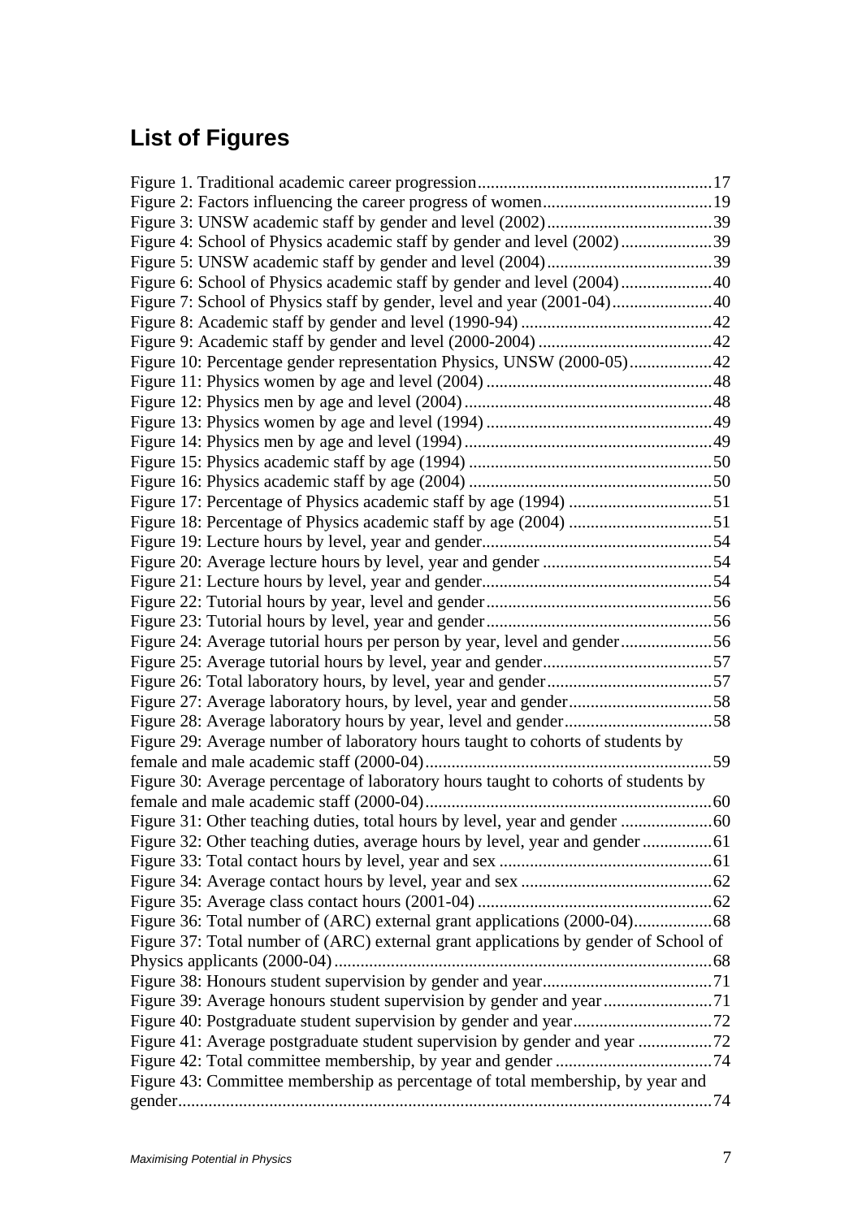# List of Figures

Figure 1. Traditional academic career progression......17
Figure 2: Factors influencing the career progress of women......19
Figure 3: UNSW academic staff by gender and level (2002)......39
Figure 4: School of Physics academic staff by gender and level (2002)......39
Figure 5: UNSW academic staff by gender and level (2004)......39
Figure 6: School of Physics academic staff by gender and level (2004)......40
Figure 7: School of Physics staff by gender, level and year (2001-04)......40
Figure 8: Academic staff by gender and level (1990-94)......42
Figure 9: Academic staff by gender and level (2000-2004)......42
Figure 10: Percentage gender representation Physics, UNSW (2000-05)......42
Figure 11: Physics women by age and level (2004)......48
Figure 12: Physics men by age and level (2004)......48
Figure 13: Physics women by age and level (1994)......49
Figure 14: Physics men by age and level (1994)......49
Figure 15: Physics academic staff by age (1994)......50
Figure 16: Physics academic staff by age (2004)......50
Figure 17: Percentage of Physics academic staff by age (1994)......51
Figure 18: Percentage of Physics academic staff by age (2004)......51
Figure 19: Lecture hours by level, year and gender......54
Figure 20: Average lecture hours by level, year and gender......54
Figure 21: Lecture hours by level, year and gender......54
Figure 22: Tutorial hours by year, level and gender......56
Figure 23: Tutorial hours by level, year and gender......56
Figure 24: Average tutorial hours per person by year, level and gender......56
Figure 25: Average tutorial hours by level, year and gender......57
Figure 26: Total laboratory hours, by level, year and gender......57
Figure 27: Average laboratory hours, by level, year and gender......58
Figure 28: Average laboratory hours by year, level and gender......58
Figure 29: Average number of laboratory hours taught to cohorts of students by female and male academic staff (2000-04)......59
Figure 30: Average percentage of laboratory hours taught to cohorts of students by female and male academic staff (2000-04)......60
Figure 31: Other teaching duties, total hours by level, year and gender......60
Figure 32: Other teaching duties, average hours by level, year and gender......61
Figure 33: Total contact hours by level, year and sex......61
Figure 34: Average contact hours by level, year and sex......62
Figure 35: Average class contact hours (2001-04)......62
Figure 36: Total number of (ARC) external grant applications (2000-04)......68
Figure 37: Total number of (ARC) external grant applications by gender of School of Physics applicants (2000-04)......68
Figure 38: Honours student supervision by gender and year......71
Figure 39: Average honours student supervision by gender and year......71
Figure 40: Postgraduate student supervision by gender and year......72
Figure 41: Average postgraduate student supervision by gender and year......72
Figure 42: Total committee membership, by year and gender......74
Figure 43: Committee membership as percentage of total membership, by year and gender......74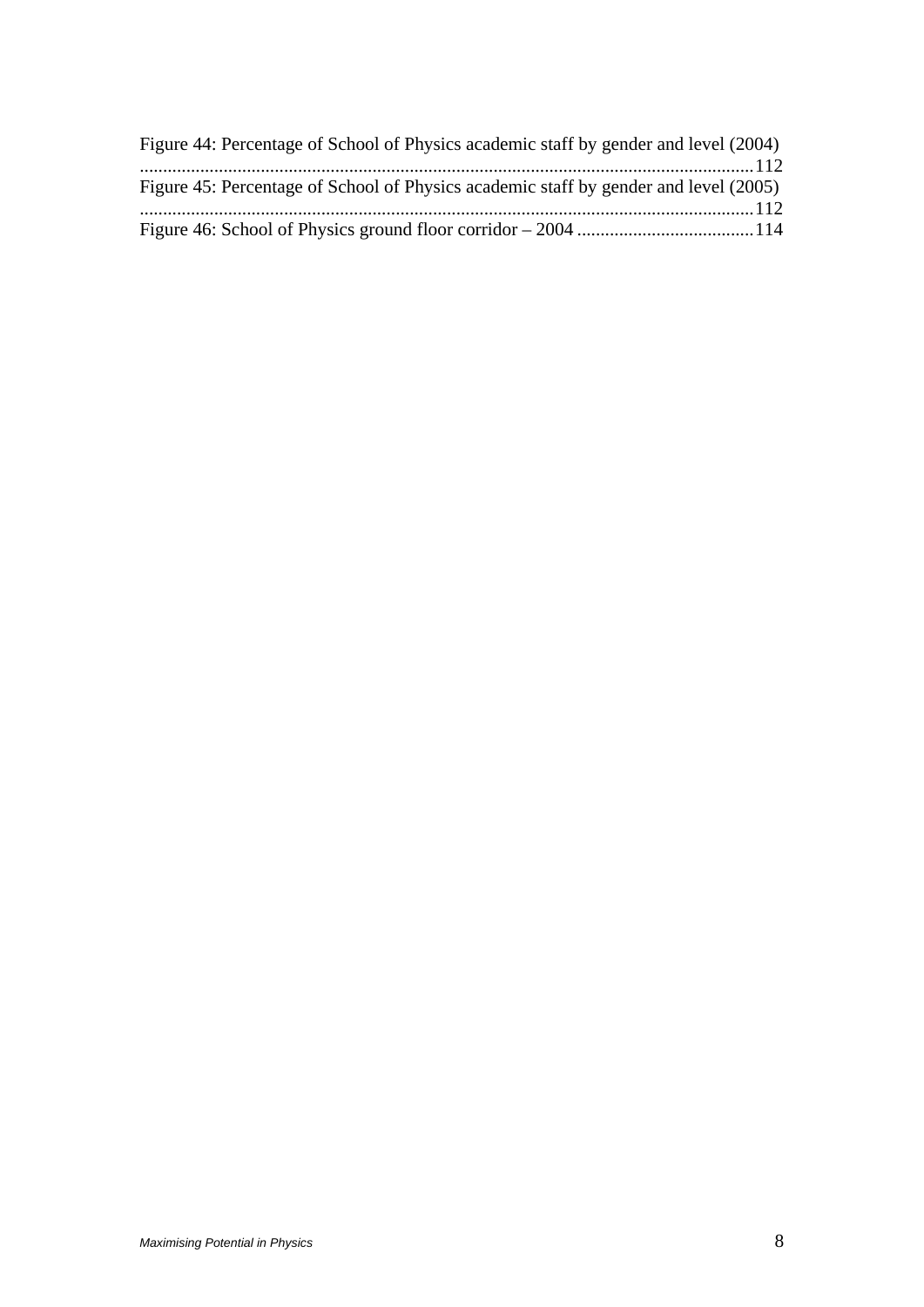Figure 44: Percentage of School of Physics academic staff by gender and level (2004) ....112

Figure 45: Percentage of School of Physics academic staff by gender and level (2005) ....112

Figure 46: School of Physics ground floor corridor – 2004 ....114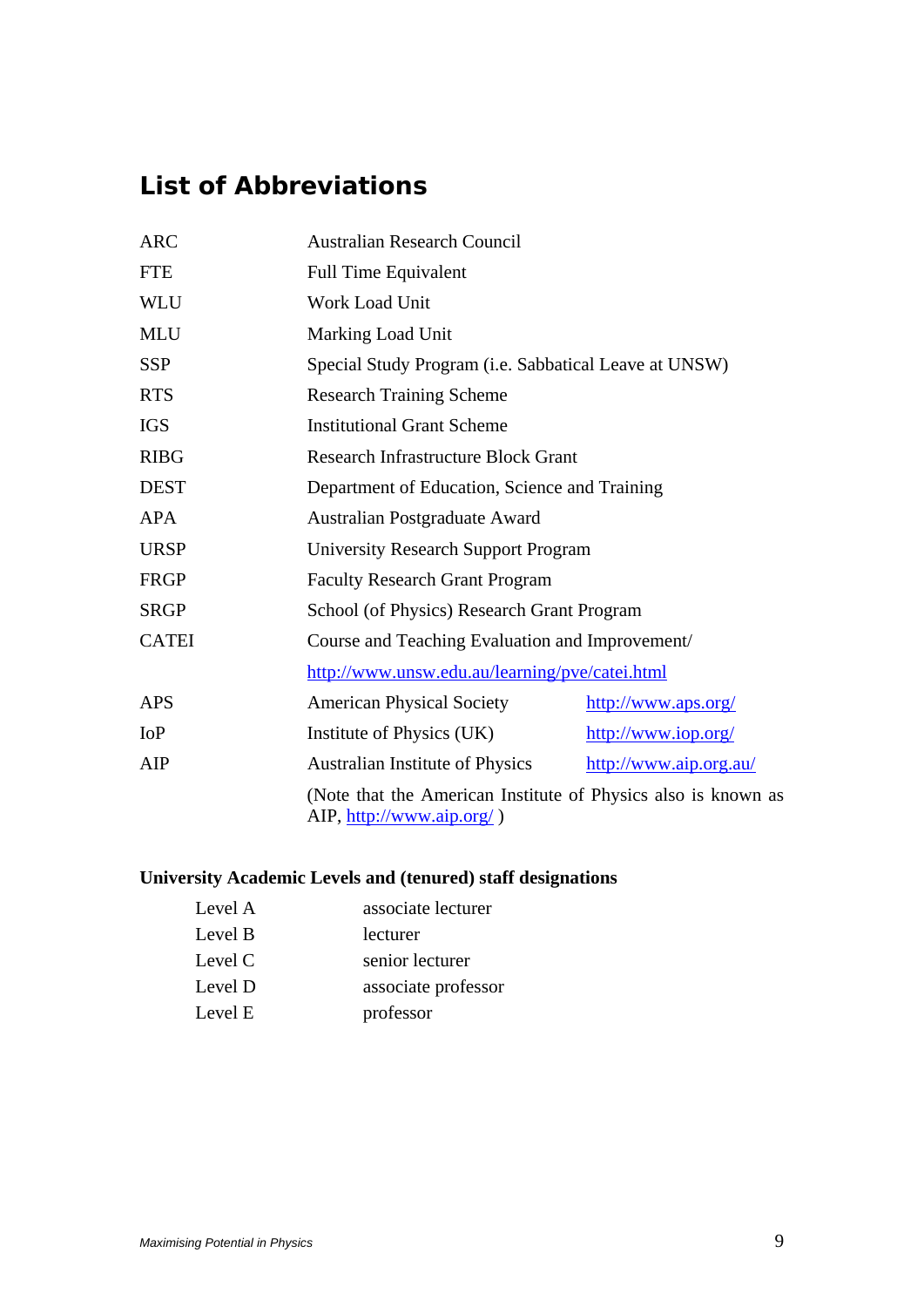## List of Abbreviations

| | | |
|---|---|---|
| ARC | Australian Research Council | |
| FTE | Full Time Equivalent | |
| WLU | Work Load Unit | |
| MLU | Marking Load Unit | |
| SSP | Special Study Program (i.e. Sabbatical Leave at UNSW) | |
| RTS | Research Training Scheme | |
| IGS | Institutional Grant Scheme | |
| RIBG | Research Infrastructure Block Grant | |
| DEST | Department of Education, Science and Training | |
| APA | Australian Postgraduate Award | |
| URSP | University Research Support Program | |
| FRGP | Faculty Research Grant Program | |
| SRGP | School (of Physics) Research Grant Program | |
| CATEI | Course and Teaching Evaluation and Improvement/ http://www.unsw.edu.au/learning/pve/catei.html | |
| APS | American Physical Society | http://www.aps.org/ |
| IoP | Institute of Physics (UK) | http://www.iop.org/ |
| AIP | Australian Institute of Physics | http://www.aip.org.au/ |

(Note that the American Institute of Physics also is known as AIP, http://www.aip.org/ )

**University Academic Levels and (tenured) staff designations**

| | |
|---|---|
| Level A | associate lecturer |
| Level B | lecturer |
| Level C | senior lecturer |
| Level D | associate professor |
| Level E | professor |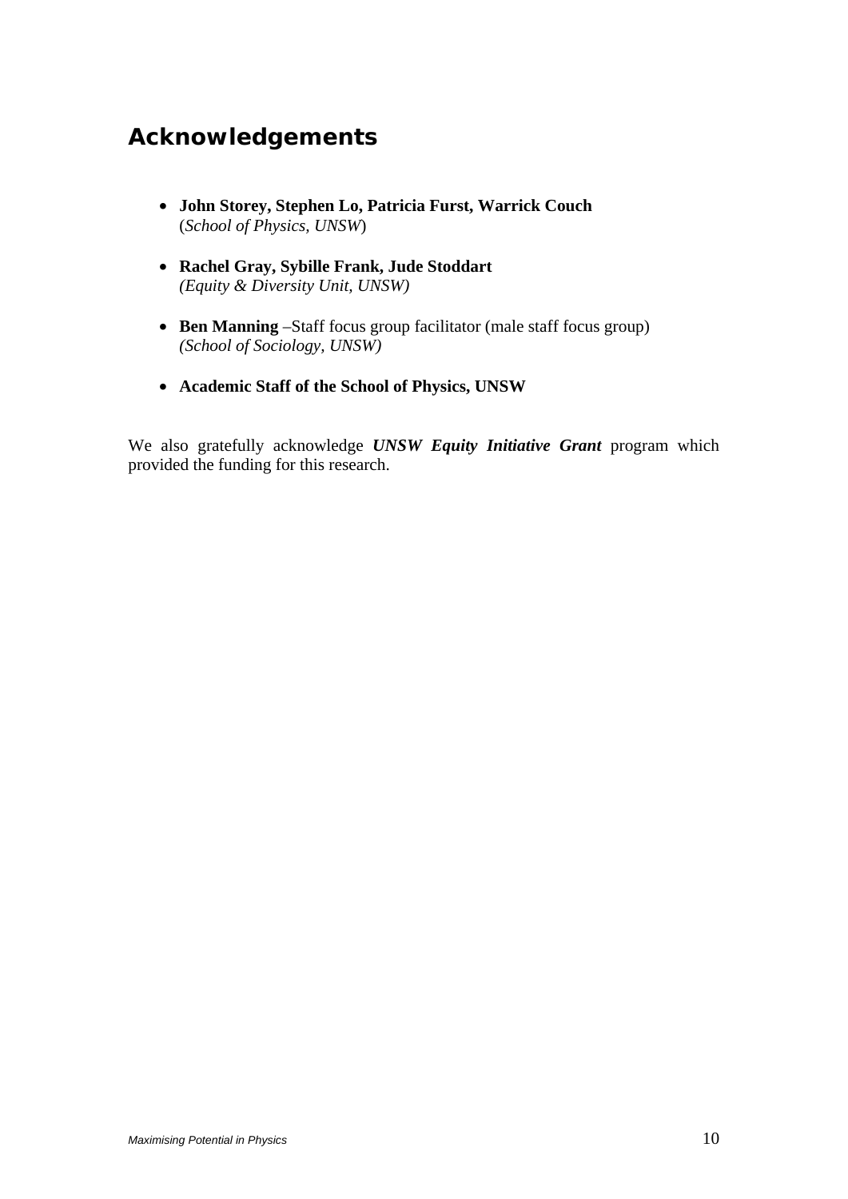## Acknowledgements

- **John Storey, Stephen Lo, Patricia Furst, Warrick Couch**
  (*School of Physics, UNSW*)

- **Rachel Gray, Sybille Frank, Jude Stoddart**
  *(Equity & Diversity Unit, UNSW)*

- **Ben Manning** –Staff focus group facilitator (male staff focus group)
  *(School of Sociology, UNSW)*

- **Academic Staff of the School of Physics, UNSW**

We also gratefully acknowledge ***UNSW Equity Initiative Grant*** program which provided the funding for this research.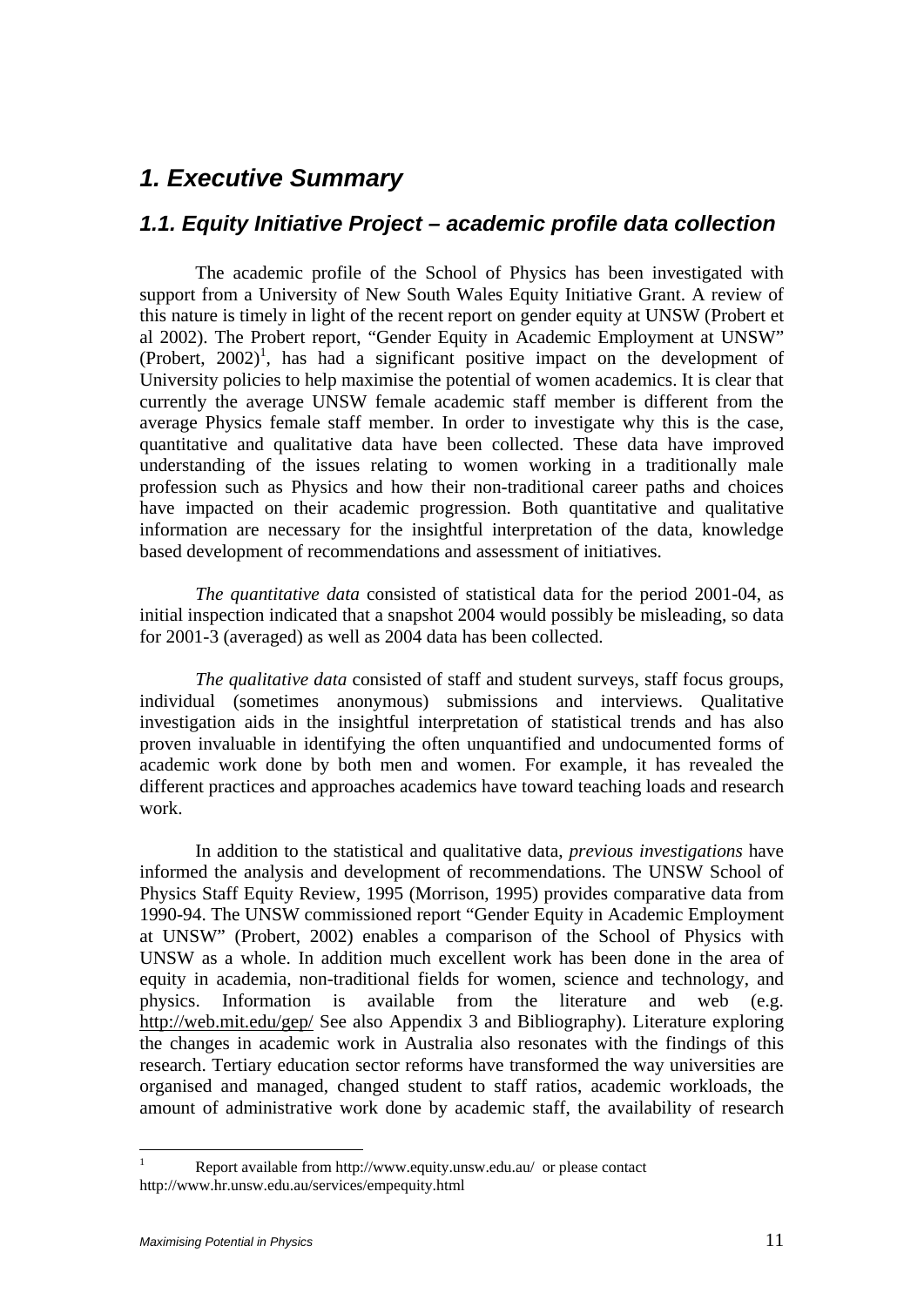# *1. Executive Summary*

## *1.1. Equity Initiative Project – academic profile data collection*

The academic profile of the School of Physics has been investigated with support from a University of New South Wales Equity Initiative Grant. A review of this nature is timely in light of the recent report on gender equity at UNSW (Probert et al 2002). The Probert report, "Gender Equity in Academic Employment at UNSW" (Probert, 2002)[1], has had a significant positive impact on the development of University policies to help maximise the potential of women academics. It is clear that currently the average UNSW female academic staff member is different from the average Physics female staff member. In order to investigate why this is the case, quantitative and qualitative data have been collected. These data have improved understanding of the issues relating to women working in a traditionally male profession such as Physics and how their non-traditional career paths and choices have impacted on their academic progression. Both quantitative and qualitative information are necessary for the insightful interpretation of the data, knowledge based development of recommendations and assessment of initiatives.

*The quantitative data* consisted of statistical data for the period 2001-04, as initial inspection indicated that a snapshot 2004 would possibly be misleading, so data for 2001-3 (averaged) as well as 2004 data has been collected.

*The qualitative data* consisted of staff and student surveys, staff focus groups, individual (sometimes anonymous) submissions and interviews. Qualitative investigation aids in the insightful interpretation of statistical trends and has also proven invaluable in identifying the often unquantified and undocumented forms of academic work done by both men and women. For example, it has revealed the different practices and approaches academics have toward teaching loads and research work.

In addition to the statistical and qualitative data, *previous investigations* have informed the analysis and development of recommendations. The UNSW School of Physics Staff Equity Review, 1995 (Morrison, 1995) provides comparative data from 1990-94. The UNSW commissioned report "Gender Equity in Academic Employment at UNSW" (Probert, 2002) enables a comparison of the School of Physics with UNSW as a whole. In addition much excellent work has been done in the area of equity in academia, non-traditional fields for women, science and technology, and physics. Information is available from the literature and web (e.g. http://web.mit.edu/gep/ See also Appendix 3 and Bibliography). Literature exploring the changes in academic work in Australia also resonates with the findings of this research. Tertiary education sector reforms have transformed the way universities are organised and managed, changed student to staff ratios, academic workloads, the amount of administrative work done by academic staff, the availability of research

---

[1] Report available from http://www.equity.unsw.edu.au/ or please contact http://www.hr.unsw.edu.au/services/empequity.html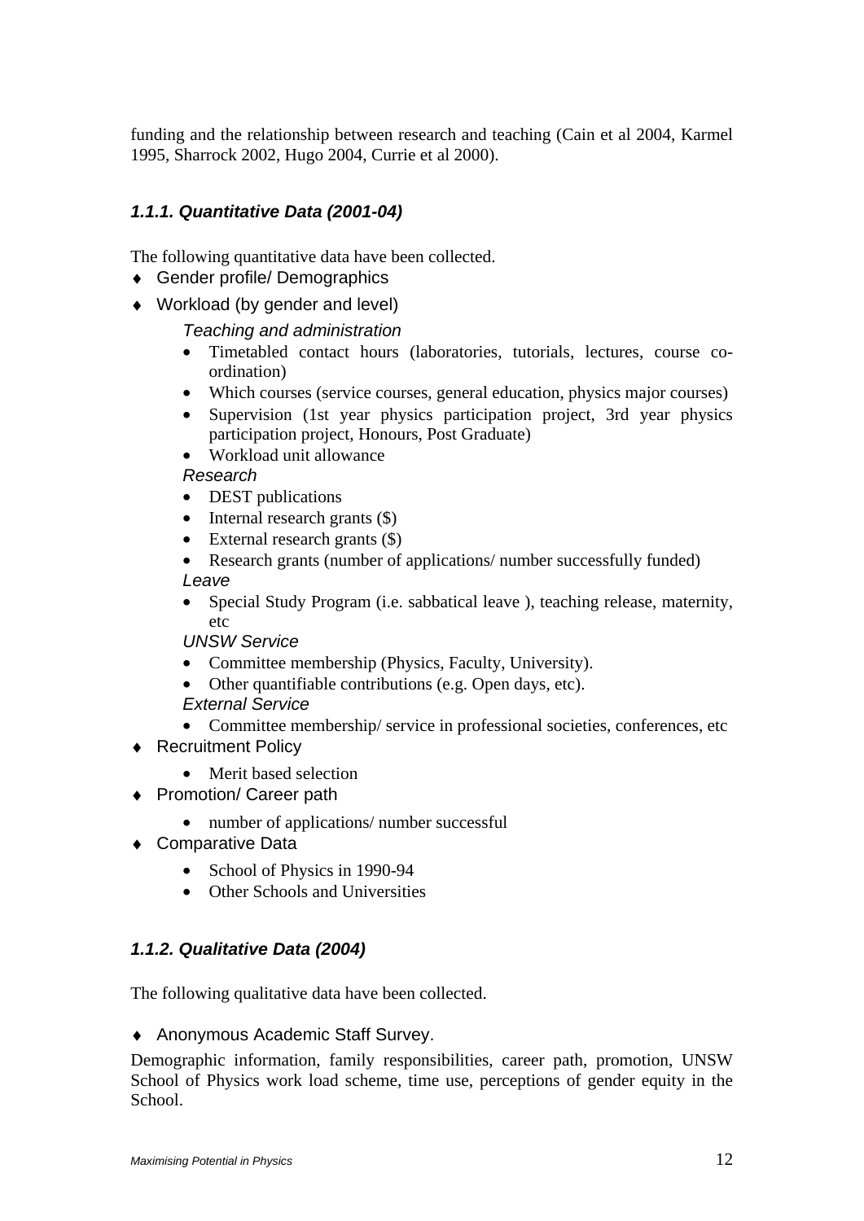funding and the relationship between research and teaching (Cain et al 2004, Karmel 1995, Sharrock 2002, Hugo 2004, Currie et al 2000).

### *1.1.1. Quantitative Data (2001-04)*

The following quantitative data have been collected.

- Gender profile/ Demographics
- Workload (by gender and level)

  *Teaching and administration*
  - Timetabled contact hours (laboratories, tutorials, lectures, course co-ordination)
  - Which courses (service courses, general education, physics major courses)
  - Supervision (1st year physics participation project, 3rd year physics participation project, Honours, Post Graduate)
  - Workload unit allowance

  *Research*
  - DEST publications
  - Internal research grants ($)
  - External research grants ($)
  - Research grants (number of applications/ number successfully funded)

  *Leave*
  - Special Study Program (i.e. sabbatical leave ), teaching release, maternity, etc

  *UNSW Service*
  - Committee membership (Physics, Faculty, University).
  - Other quantifiable contributions (e.g. Open days, etc).

  *External Service*
  - Committee membership/ service in professional societies, conferences, etc
- Recruitment Policy
  - Merit based selection
- Promotion/ Career path
  - number of applications/ number successful
- Comparative Data
  - School of Physics in 1990-94
  - Other Schools and Universities

### *1.1.2. Qualitative Data (2004)*

The following qualitative data have been collected.

- Anonymous Academic Staff Survey.

Demographic information, family responsibilities, career path, promotion, UNSW School of Physics work load scheme, time use, perceptions of gender equity in the School.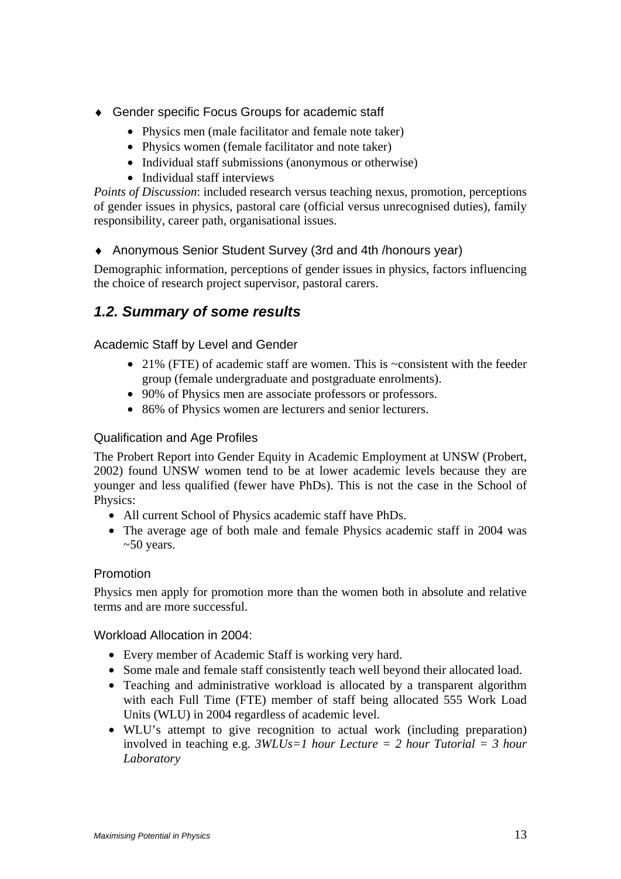- Gender specific Focus Groups for academic staff
  - Physics men (male facilitator and female note taker)
  - Physics women (female facilitator and note taker)
  - Individual staff submissions (anonymous or otherwise)
  - Individual staff interviews

*Points of Discussion*: included research versus teaching nexus, promotion, perceptions of gender issues in physics, pastoral care (official versus unrecognised duties), family responsibility, career path, organisational issues.

- Anonymous Senior Student Survey (3rd and 4th /honours year)

Demographic information, perceptions of gender issues in physics, factors influencing the choice of research project supervisor, pastoral carers.

## *1.2. Summary of some results*

### Academic Staff by Level and Gender

- 21% (FTE) of academic staff are women. This is ~consistent with the feeder group (female undergraduate and postgraduate enrolments).
- 90% of Physics men are associate professors or professors.
- 86% of Physics women are lecturers and senior lecturers.

### Qualification and Age Profiles

The Probert Report into Gender Equity in Academic Employment at UNSW (Probert, 2002) found UNSW women tend to be at lower academic levels because they are younger and less qualified (fewer have PhDs). This is not the case in the School of Physics:

- All current School of Physics academic staff have PhDs.
- The average age of both male and female Physics academic staff in 2004 was ~50 years.

### Promotion

Physics men apply for promotion more than the women both in absolute and relative terms and are more successful.

### Workload Allocation in 2004:

- Every member of Academic Staff is working very hard.
- Some male and female staff consistently teach well beyond their allocated load.
- Teaching and administrative workload is allocated by a transparent algorithm with each Full Time (FTE) member of staff being allocated 555 Work Load Units (WLU) in 2004 regardless of academic level.
- WLU's attempt to give recognition to actual work (including preparation) involved in teaching e.g. *3WLUs=1 hour Lecture = 2 hour Tutorial = 3 hour Laboratory*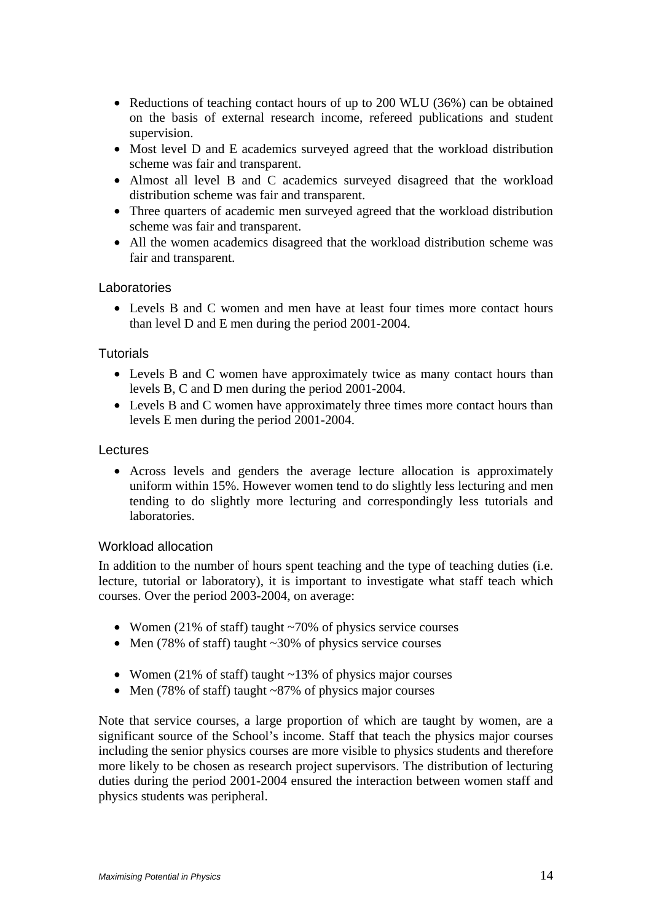- Reductions of teaching contact hours of up to 200 WLU (36%) can be obtained on the basis of external research income, refereed publications and student supervision.
- Most level D and E academics surveyed agreed that the workload distribution scheme was fair and transparent.
- Almost all level B and C academics surveyed disagreed that the workload distribution scheme was fair and transparent.
- Three quarters of academic men surveyed agreed that the workload distribution scheme was fair and transparent.
- All the women academics disagreed that the workload distribution scheme was fair and transparent.

### Laboratories

- Levels B and C women and men have at least four times more contact hours than level D and E men during the period 2001-2004.

### Tutorials

- Levels B and C women have approximately twice as many contact hours than levels B, C and D men during the period 2001-2004.
- Levels B and C women have approximately three times more contact hours than levels E men during the period 2001-2004.

### Lectures

- Across levels and genders the average lecture allocation is approximately uniform within 15%. However women tend to do slightly less lecturing and men tending to do slightly more lecturing and correspondingly less tutorials and laboratories.

### Workload allocation

In addition to the number of hours spent teaching and the type of teaching duties (i.e. lecture, tutorial or laboratory), it is important to investigate what staff teach which courses. Over the period 2003-2004, on average:

- Women (21% of staff) taught ~70% of physics service courses
- Men (78% of staff) taught ~30% of physics service courses

- Women (21% of staff) taught ~13% of physics major courses
- Men (78% of staff) taught ~87% of physics major courses

Note that service courses, a large proportion of which are taught by women, are a significant source of the School's income. Staff that teach the physics major courses including the senior physics courses are more visible to physics students and therefore more likely to be chosen as research project supervisors. The distribution of lecturing duties during the period 2001-2004 ensured the interaction between women staff and physics students was peripheral.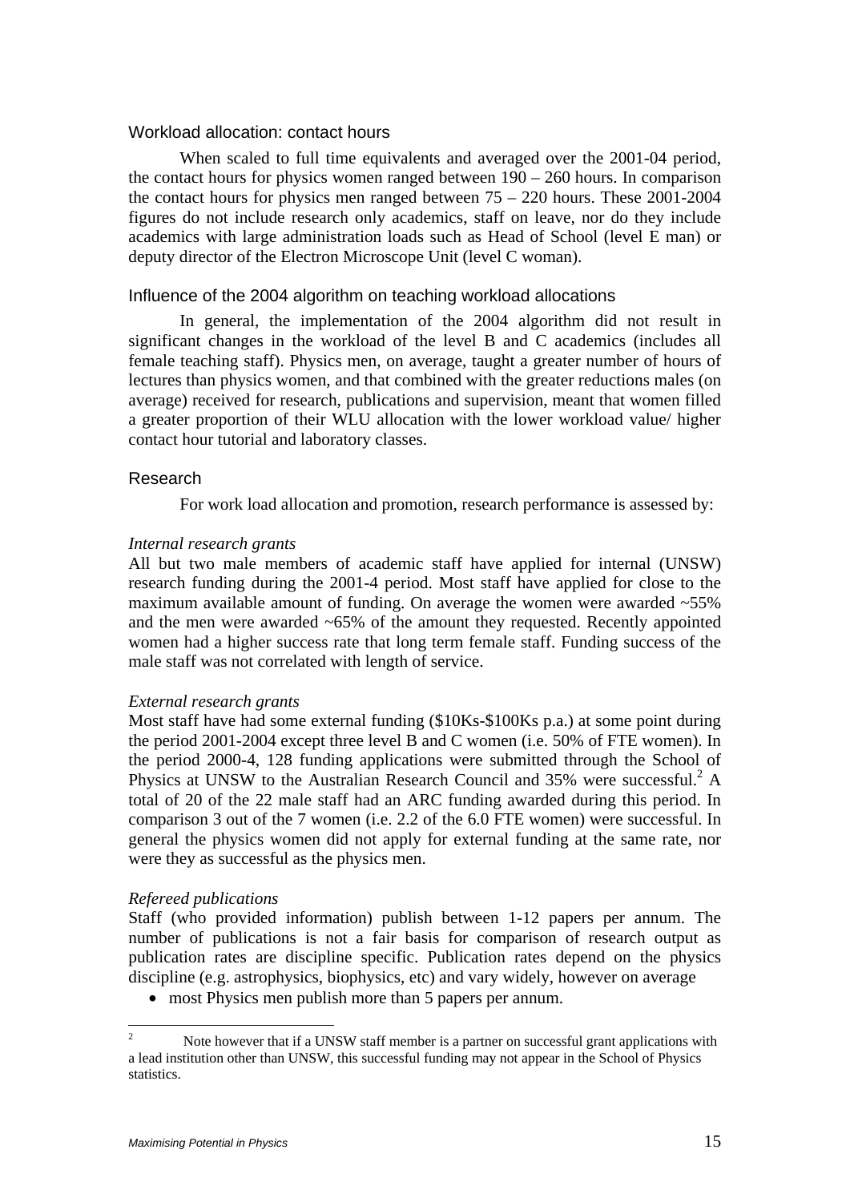### Workload allocation: contact hours

When scaled to full time equivalents and averaged over the 2001-04 period, the contact hours for physics women ranged between 190 – 260 hours. In comparison the contact hours for physics men ranged between 75 – 220 hours. These 2001-2004 figures do not include research only academics, staff on leave, nor do they include academics with large administration loads such as Head of School (level E man) or deputy director of the Electron Microscope Unit (level C woman).

### Influence of the 2004 algorithm on teaching workload allocations

In general, the implementation of the 2004 algorithm did not result in significant changes in the workload of the level B and C academics (includes all female teaching staff). Physics men, on average, taught a greater number of hours of lectures than physics women, and that combined with the greater reductions males (on average) received for research, publications and supervision, meant that women filled a greater proportion of their WLU allocation with the lower workload value/ higher contact hour tutorial and laboratory classes.

### Research

For work load allocation and promotion, research performance is assessed by:

*Internal research grants*

All but two male members of academic staff have applied for internal (UNSW) research funding during the 2001-4 period. Most staff have applied for close to the maximum available amount of funding. On average the women were awarded ~55% and the men were awarded ~65% of the amount they requested. Recently appointed women had a higher success rate that long term female staff. Funding success of the male staff was not correlated with length of service.

*External research grants*

Most staff have had some external funding ($10Ks-$100Ks p.a.) at some point during the period 2001-2004 except three level B and C women (i.e. 50% of FTE women). In the period 2000-4, 128 funding applications were submitted through the School of Physics at UNSW to the Australian Research Council and 35% were successful.[2] A total of 20 of the 22 male staff had an ARC funding awarded during this period. In comparison 3 out of the 7 women (i.e. 2.2 of the 6.0 FTE women) were successful. In general the physics women did not apply for external funding at the same rate, nor were they as successful as the physics men.

*Refereed publications*

Staff (who provided information) publish between 1-12 papers per annum. The number of publications is not a fair basis for comparison of research output as publication rates are discipline specific. Publication rates depend on the physics discipline (e.g. astrophysics, biophysics, etc) and vary widely, however on average

- most Physics men publish more than 5 papers per annum.

---

[2] Note however that if a UNSW staff member is a partner on successful grant applications with a lead institution other than UNSW, this successful funding may not appear in the School of Physics statistics.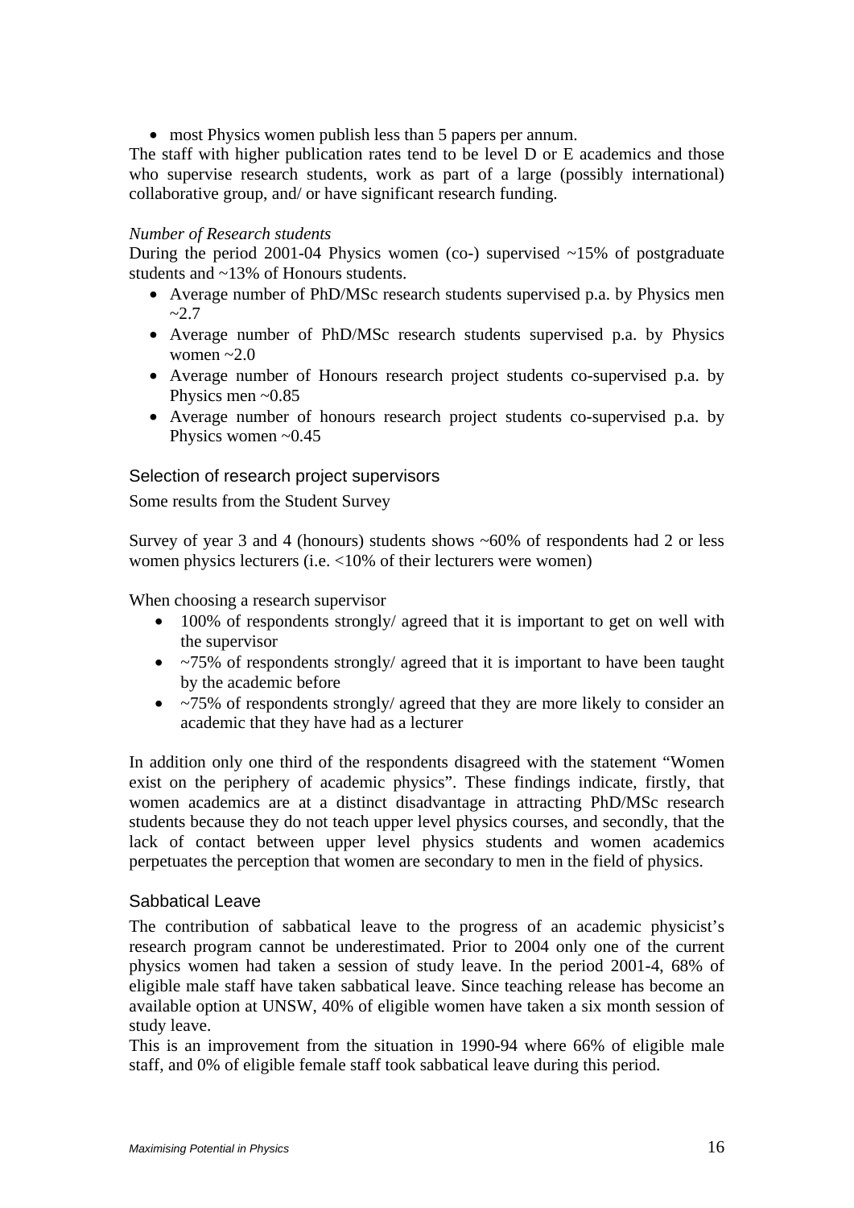- most Physics women publish less than 5 papers per annum.

The staff with higher publication rates tend to be level D or E academics and those who supervise research students, work as part of a large (possibly international) collaborative group, and/ or have significant research funding.

*Number of Research students*

During the period 2001-04 Physics women (co-) supervised ~15% of postgraduate students and ~13% of Honours students.

- Average number of PhD/MSc research students supervised p.a. by Physics men ~2.7
- Average number of PhD/MSc research students supervised p.a. by Physics women ~2.0
- Average number of Honours research project students co-supervised p.a. by Physics men ~0.85
- Average number of honours research project students co-supervised p.a. by Physics women ~0.45

### Selection of research project supervisors

Some results from the Student Survey

Survey of year 3 and 4 (honours) students shows ~60% of respondents had 2 or less women physics lecturers (i.e. <10% of their lecturers were women)

When choosing a research supervisor

- 100% of respondents strongly/ agreed that it is important to get on well with the supervisor
- ~75% of respondents strongly/ agreed that it is important to have been taught by the academic before
- ~75% of respondents strongly/ agreed that they are more likely to consider an academic that they have had as a lecturer

In addition only one third of the respondents disagreed with the statement "Women exist on the periphery of academic physics". These findings indicate, firstly, that women academics are at a distinct disadvantage in attracting PhD/MSc research students because they do not teach upper level physics courses, and secondly, that the lack of contact between upper level physics students and women academics perpetuates the perception that women are secondary to men in the field of physics.

### Sabbatical Leave

The contribution of sabbatical leave to the progress of an academic physicist's research program cannot be underestimated. Prior to 2004 only one of the current physics women had taken a session of study leave. In the period 2001-4, 68% of eligible male staff have taken sabbatical leave. Since teaching release has become an available option at UNSW, 40% of eligible women have taken a six month session of study leave.

This is an improvement from the situation in 1990-94 where 66% of eligible male staff, and 0% of eligible female staff took sabbatical leave during this period.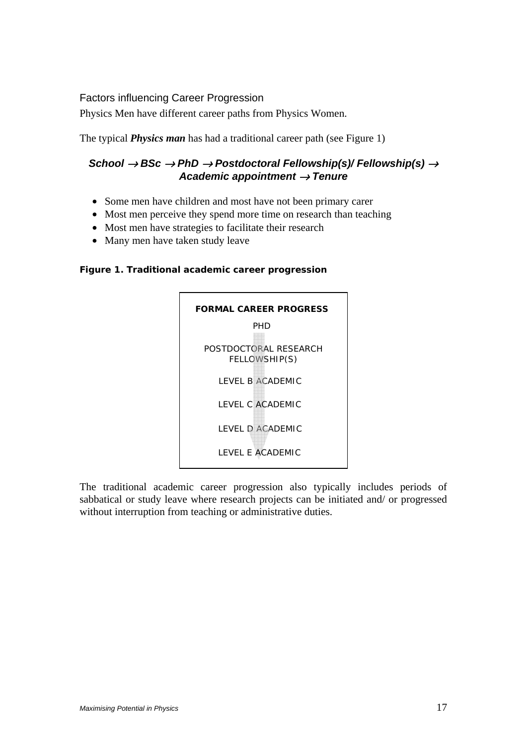## Factors influencing Career Progression

Physics Men have different career paths from Physics Women.

The typical ***Physics man*** has had a traditional career path (see Figure 1)

***School → BSc → PhD → Postdoctoral Fellowship(s)/ Fellowship(s) → Academic appointment → Tenure***

- Some men have children and most have not been primary carer
- Most men perceive they spend more time on research than teaching
- Most men have strategies to facilitate their research
- Many men have taken study leave

**Figure 1. Traditional academic career progression**

**FORMAL CAREER PROGRESS**

PHD

POSTDOCTORAL RESEARCH FELLOWSHIP(S)

LEVEL B ACADEMIC

LEVEL C ACADEMIC

LEVEL D ACADEMIC

LEVEL E ACADEMIC

The traditional academic career progression also typically includes periods of sabbatical or study leave where research projects can be initiated and/ or progressed without interruption from teaching or administrative duties.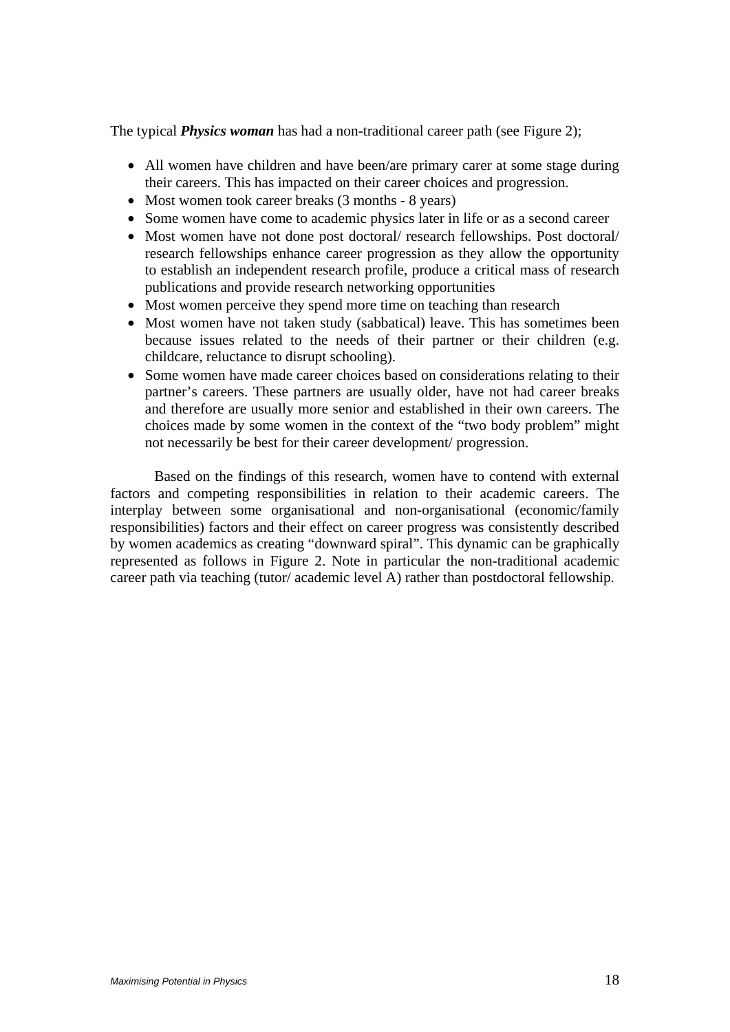The typical ***Physics woman*** has had a non-traditional career path (see Figure 2);

- All women have children and have been/are primary carer at some stage during their careers. This has impacted on their career choices and progression.
- Most women took career breaks (3 months - 8 years)
- Some women have come to academic physics later in life or as a second career
- Most women have not done post doctoral/ research fellowships. Post doctoral/ research fellowships enhance career progression as they allow the opportunity to establish an independent research profile, produce a critical mass of research publications and provide research networking opportunities
- Most women perceive they spend more time on teaching than research
- Most women have not taken study (sabbatical) leave. This has sometimes been because issues related to the needs of their partner or their children (e.g. childcare, reluctance to disrupt schooling).
- Some women have made career choices based on considerations relating to their partner's careers. These partners are usually older, have not had career breaks and therefore are usually more senior and established in their own careers. The choices made by some women in the context of the "two body problem" might not necessarily be best for their career development/ progression.

Based on the findings of this research, women have to contend with external factors and competing responsibilities in relation to their academic careers. The interplay between some organisational and non-organisational (economic/family responsibilities) factors and their effect on career progress was consistently described by women academics as creating "downward spiral". This dynamic can be graphically represented as follows in Figure 2. Note in particular the non-traditional academic career path via teaching (tutor/ academic level A) rather than postdoctoral fellowship.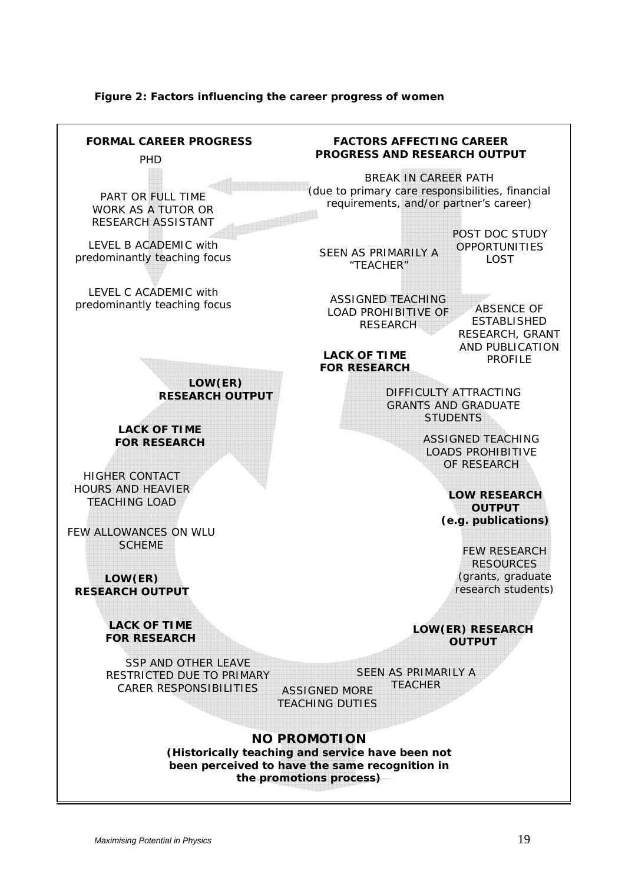**Figure 2: Factors influencing the career progress of women**

**FORMAL CAREER PROGRESS**

PHD

PART OR FULL TIME WORK AS A TUTOR OR RESEARCH ASSISTANT

LEVEL B ACADEMIC with predominantly teaching focus

LEVEL C ACADEMIC with predominantly teaching focus

**FACTORS AFFECTING CAREER PROGRESS AND RESEARCH OUTPUT**

BREAK IN CAREER PATH (due to primary care responsibilities, financial requirements, and/or partner's career)

SEEN AS PRIMARILY A "TEACHER"

POST DOC STUDY OPPORTUNITIES LOST

ASSIGNED TEACHING LOAD PROHIBITIVE OF RESEARCH

ABSENCE OF ESTABLISHED RESEARCH, GRANT AND PUBLICATION PROFILE

**LACK OF TIME FOR RESEARCH**

DIFFICULTY ATTRACTING GRANTS AND GRADUATE STUDENTS

ASSIGNED TEACHING LOADS PROHIBITIVE OF RESEARCH

**LOW RESEARCH OUTPUT (e.g. publications)**

FEW RESEARCH RESOURCES (grants, graduate research students)

**LOW(ER) RESEARCH OUTPUT**

SEEN AS PRIMARILY A TEACHER

ASSIGNED MORE TEACHING DUTIES

**NO PROMOTION**
**(Historically teaching and service have been not been perceived to have the same recognition in the promotions process)**

SSP AND OTHER LEAVE RESTRICTED DUE TO PRIMARY CARER RESPONSIBILITIES

**LACK OF TIME FOR RESEARCH**

**LOW(ER) RESEARCH OUTPUT**

FEW ALLOWANCES ON WLU SCHEME

HIGHER CONTACT HOURS AND HEAVIER TEACHING LOAD

**LACK OF TIME FOR RESEARCH**

**LOW(ER) RESEARCH OUTPUT**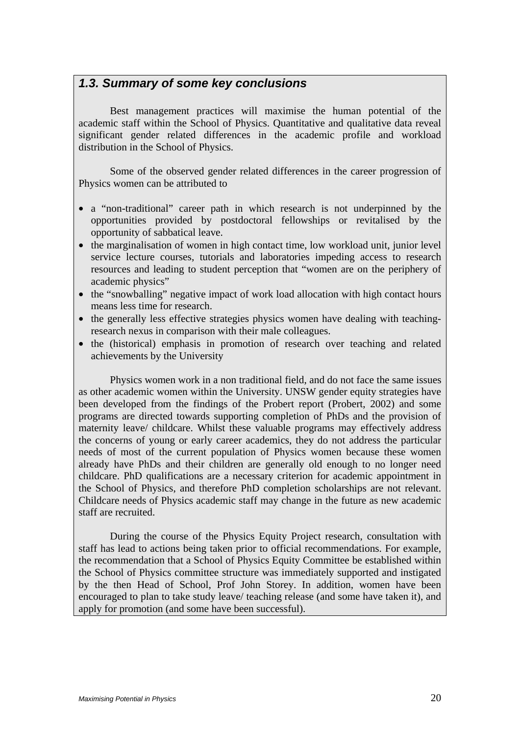## *1.3. Summary of some key conclusions*

Best management practices will maximise the human potential of the academic staff within the School of Physics. Quantitative and qualitative data reveal significant gender related differences in the academic profile and workload distribution in the School of Physics.

Some of the observed gender related differences in the career progression of Physics women can be attributed to

- a "non-traditional" career path in which research is not underpinned by the opportunities provided by postdoctoral fellowships or revitalised by the opportunity of sabbatical leave.
- the marginalisation of women in high contact time, low workload unit, junior level service lecture courses, tutorials and laboratories impeding access to research resources and leading to student perception that "women are on the periphery of academic physics"
- the "snowballing" negative impact of work load allocation with high contact hours means less time for research.
- the generally less effective strategies physics women have dealing with teaching-research nexus in comparison with their male colleagues.
- the (historical) emphasis in promotion of research over teaching and related achievements by the University

Physics women work in a non traditional field, and do not face the same issues as other academic women within the University. UNSW gender equity strategies have been developed from the findings of the Probert report (Probert, 2002) and some programs are directed towards supporting completion of PhDs and the provision of maternity leave/ childcare. Whilst these valuable programs may effectively address the concerns of young or early career academics, they do not address the particular needs of most of the current population of Physics women because these women already have PhDs and their children are generally old enough to no longer need childcare. PhD qualifications are a necessary criterion for academic appointment in the School of Physics, and therefore PhD completion scholarships are not relevant. Childcare needs of Physics academic staff may change in the future as new academic staff are recruited.

During the course of the Physics Equity Project research, consultation with staff has lead to actions being taken prior to official recommendations. For example, the recommendation that a School of Physics Equity Committee be established within the School of Physics committee structure was immediately supported and instigated by the then Head of School, Prof John Storey. In addition, women have been encouraged to plan to take study leave/ teaching release (and some have taken it), and apply for promotion (and some have been successful).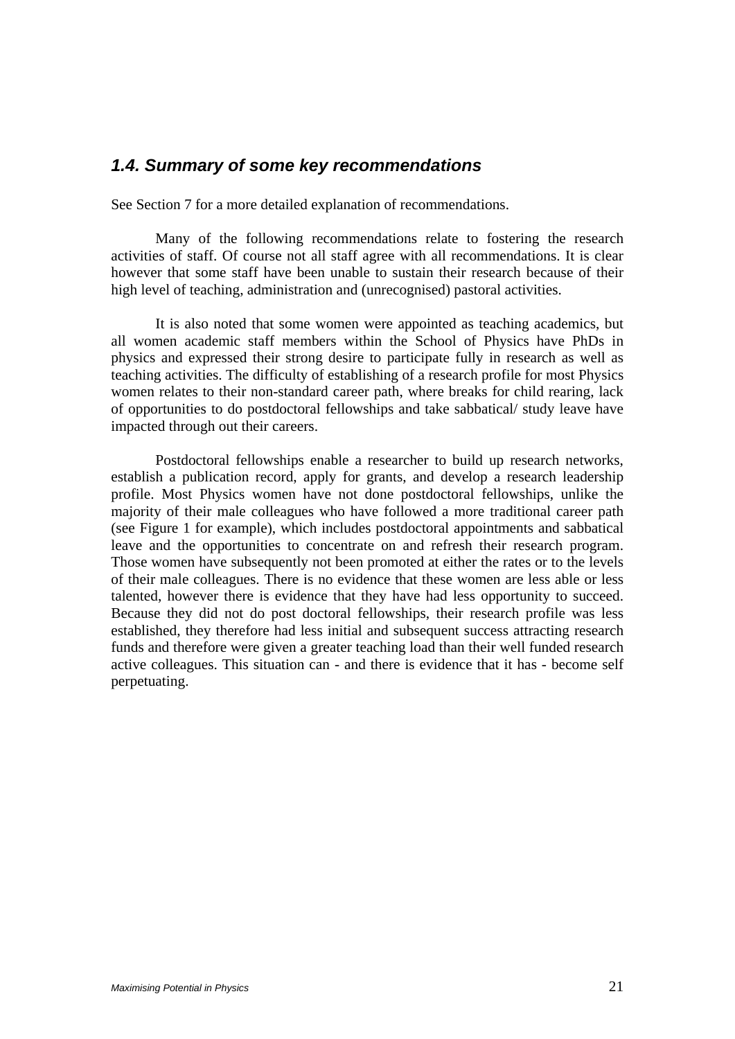### *1.4. Summary of some key recommendations*

See Section 7 for a more detailed explanation of recommendations.

Many of the following recommendations relate to fostering the research activities of staff. Of course not all staff agree with all recommendations. It is clear however that some staff have been unable to sustain their research because of their high level of teaching, administration and (unrecognised) pastoral activities.

It is also noted that some women were appointed as teaching academics, but all women academic staff members within the School of Physics have PhDs in physics and expressed their strong desire to participate fully in research as well as teaching activities. The difficulty of establishing of a research profile for most Physics women relates to their non-standard career path, where breaks for child rearing, lack of opportunities to do postdoctoral fellowships and take sabbatical/ study leave have impacted through out their careers.

Postdoctoral fellowships enable a researcher to build up research networks, establish a publication record, apply for grants, and develop a research leadership profile. Most Physics women have not done postdoctoral fellowships, unlike the majority of their male colleagues who have followed a more traditional career path (see Figure 1 for example), which includes postdoctoral appointments and sabbatical leave and the opportunities to concentrate on and refresh their research program. Those women have subsequently not been promoted at either the rates or to the levels of their male colleagues. There is no evidence that these women are less able or less talented, however there is evidence that they have had less opportunity to succeed. Because they did not do post doctoral fellowships, their research profile was less established, they therefore had less initial and subsequent success attracting research funds and therefore were given a greater teaching load than their well funded research active colleagues. This situation can - and there is evidence that it has - become self perpetuating.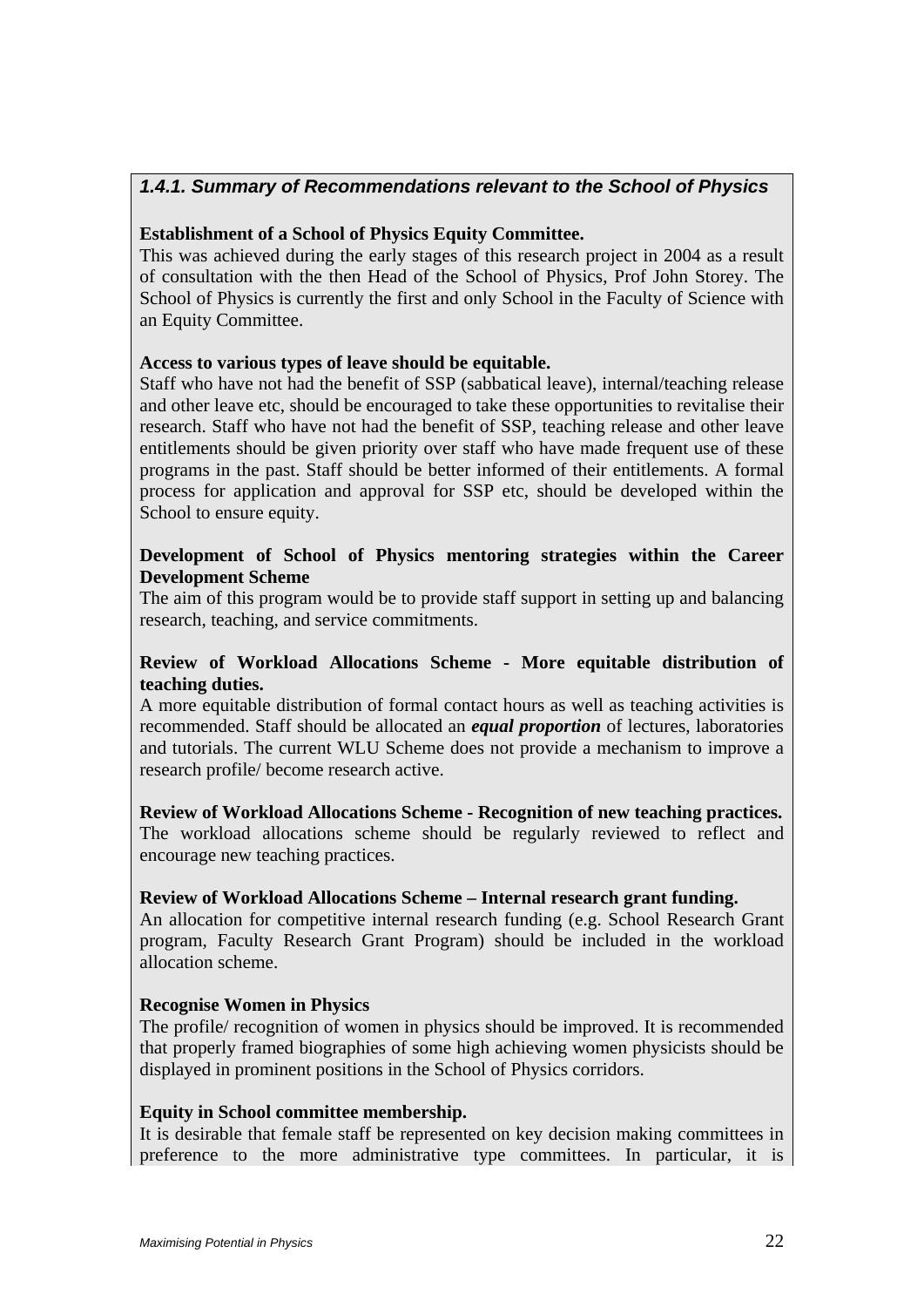### *1.4.1. Summary of Recommendations relevant to the School of Physics*

**Establishment of a School of Physics Equity Committee.**
This was achieved during the early stages of this research project in 2004 as a result of consultation with the then Head of the School of Physics, Prof John Storey. The School of Physics is currently the first and only School in the Faculty of Science with an Equity Committee.

**Access to various types of leave should be equitable.**
Staff who have not had the benefit of SSP (sabbatical leave), internal/teaching release and other leave etc, should be encouraged to take these opportunities to revitalise their research. Staff who have not had the benefit of SSP, teaching release and other leave entitlements should be given priority over staff who have made frequent use of these programs in the past. Staff should be better informed of their entitlements. A formal process for application and approval for SSP etc, should be developed within the School to ensure equity.

**Development of School of Physics mentoring strategies within the Career Development Scheme**
The aim of this program would be to provide staff support in setting up and balancing research, teaching, and service commitments.

**Review of Workload Allocations Scheme - More equitable distribution of teaching duties.**
A more equitable distribution of formal contact hours as well as teaching activities is recommended. Staff should be allocated an ***equal proportion*** of lectures, laboratories and tutorials. The current WLU Scheme does not provide a mechanism to improve a research profile/ become research active.

**Review of Workload Allocations Scheme - Recognition of new teaching practices.**
The workload allocations scheme should be regularly reviewed to reflect and encourage new teaching practices.

**Review of Workload Allocations Scheme – Internal research grant funding.**
An allocation for competitive internal research funding (e.g. School Research Grant program, Faculty Research Grant Program) should be included in the workload allocation scheme.

**Recognise Women in Physics**
The profile/ recognition of women in physics should be improved. It is recommended that properly framed biographies of some high achieving women physicists should be displayed in prominent positions in the School of Physics corridors.

**Equity in School committee membership.**
It is desirable that female staff be represented on key decision making committees in preference to the more administrative type committees. In particular, it is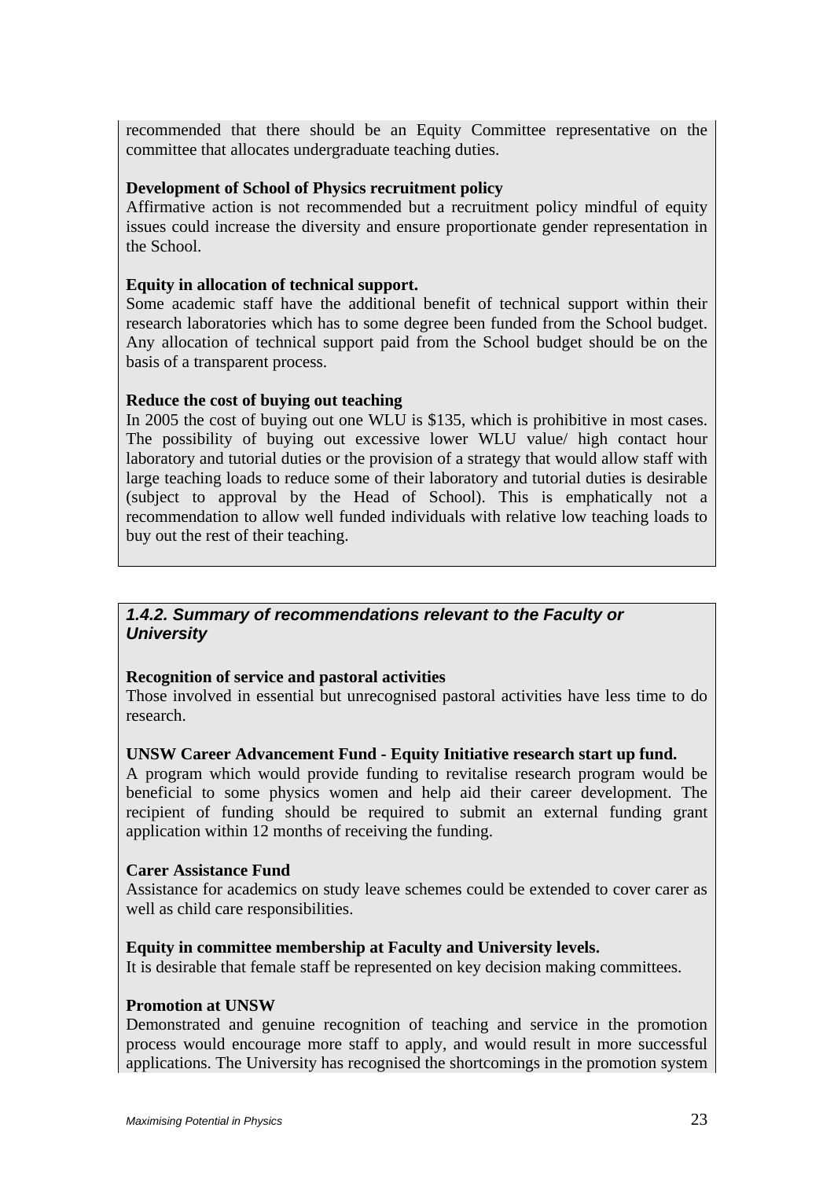recommended that there should be an Equity Committee representative on the committee that allocates undergraduate teaching duties.

**Development of School of Physics recruitment policy**

Affirmative action is not recommended but a recruitment policy mindful of equity issues could increase the diversity and ensure proportionate gender representation in the School.

**Equity in allocation of technical support.**

Some academic staff have the additional benefit of technical support within their research laboratories which has to some degree been funded from the School budget. Any allocation of technical support paid from the School budget should be on the basis of a transparent process.

**Reduce the cost of buying out teaching**

In 2005 the cost of buying out one WLU is $135, which is prohibitive in most cases. The possibility of buying out excessive lower WLU value/ high contact hour laboratory and tutorial duties or the provision of a strategy that would allow staff with large teaching loads to reduce some of their laboratory and tutorial duties is desirable (subject to approval by the Head of School). This is emphatically not a recommendation to allow well funded individuals with relative low teaching loads to buy out the rest of their teaching.

### *1.4.2. Summary of recommendations relevant to the Faculty or University*

**Recognition of service and pastoral activities**

Those involved in essential but unrecognised pastoral activities have less time to do research.

**UNSW Career Advancement Fund - Equity Initiative research start up fund.**

A program which would provide funding to revitalise research program would be beneficial to some physics women and help aid their career development. The recipient of funding should be required to submit an external funding grant application within 12 months of receiving the funding.

**Carer Assistance Fund**

Assistance for academics on study leave schemes could be extended to cover carer as well as child care responsibilities.

**Equity in committee membership at Faculty and University levels.**

It is desirable that female staff be represented on key decision making committees.

**Promotion at UNSW**

Demonstrated and genuine recognition of teaching and service in the promotion process would encourage more staff to apply, and would result in more successful applications. The University has recognised the shortcomings in the promotion system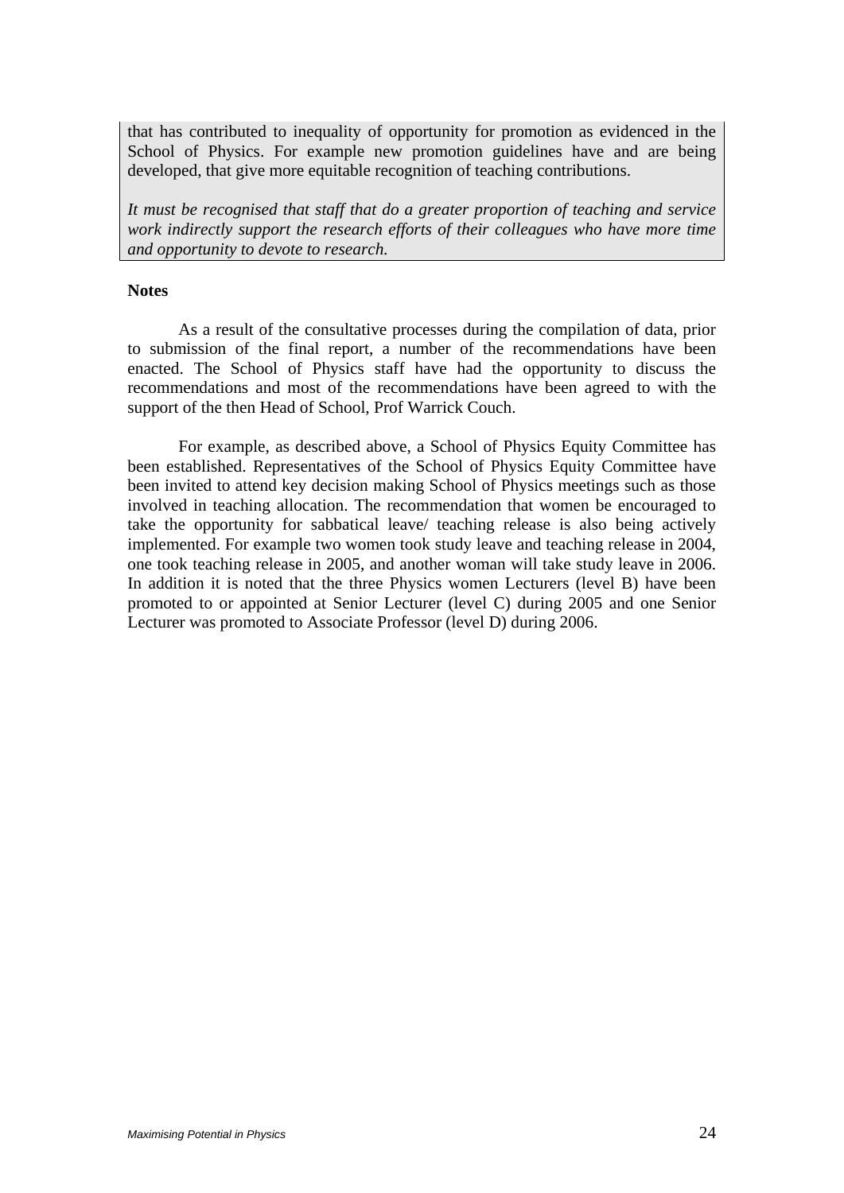that has contributed to inequality of opportunity for promotion as evidenced in the School of Physics. For example new promotion guidelines have and are being developed, that give more equitable recognition of teaching contributions.

*It must be recognised that staff that do a greater proportion of teaching and service work indirectly support the research efforts of their colleagues who have more time and opportunity to devote to research.*

**Notes**

As a result of the consultative processes during the compilation of data, prior to submission of the final report, a number of the recommendations have been enacted. The School of Physics staff have had the opportunity to discuss the recommendations and most of the recommendations have been agreed to with the support of the then Head of School, Prof Warrick Couch.

For example, as described above, a School of Physics Equity Committee has been established. Representatives of the School of Physics Equity Committee have been invited to attend key decision making School of Physics meetings such as those involved in teaching allocation. The recommendation that women be encouraged to take the opportunity for sabbatical leave/ teaching release is also being actively implemented. For example two women took study leave and teaching release in 2004, one took teaching release in 2005, and another woman will take study leave in 2006. In addition it is noted that the three Physics women Lecturers (level B) have been promoted to or appointed at Senior Lecturer (level C) during 2005 and one Senior Lecturer was promoted to Associate Professor (level D) during 2006.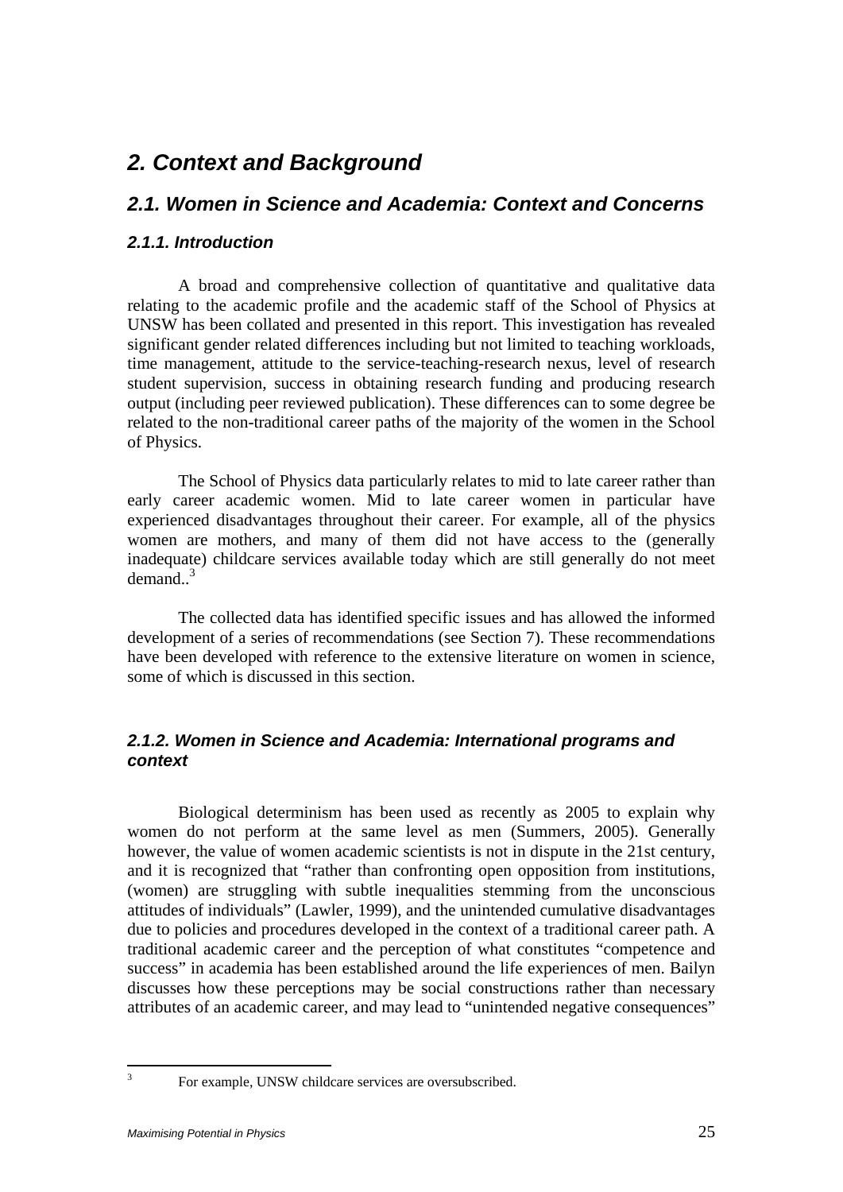# 2. Context and Background

## 2.1. Women in Science and Academia: Context and Concerns

### 2.1.1. Introduction

A broad and comprehensive collection of quantitative and qualitative data relating to the academic profile and the academic staff of the School of Physics at UNSW has been collated and presented in this report. This investigation has revealed significant gender related differences including but not limited to teaching workloads, time management, attitude to the service-teaching-research nexus, level of research student supervision, success in obtaining research funding and producing research output (including peer reviewed publication). These differences can to some degree be related to the non-traditional career paths of the majority of the women in the School of Physics.

The School of Physics data particularly relates to mid to late career rather than early career academic women. Mid to late career women in particular have experienced disadvantages throughout their career. For example, all of the physics women are mothers, and many of them did not have access to the (generally inadequate) childcare services available today which are still generally do not meet demand..[3]

The collected data has identified specific issues and has allowed the informed development of a series of recommendations (see Section 7). These recommendations have been developed with reference to the extensive literature on women in science, some of which is discussed in this section.

### 2.1.2. Women in Science and Academia: International programs and context

Biological determinism has been used as recently as 2005 to explain why women do not perform at the same level as men (Summers, 2005). Generally however, the value of women academic scientists is not in dispute in the 21st century, and it is recognized that "rather than confronting open opposition from institutions, (women) are struggling with subtle inequalities stemming from the unconscious attitudes of individuals" (Lawler, 1999), and the unintended cumulative disadvantages due to policies and procedures developed in the context of a traditional career path. A traditional academic career and the perception of what constitutes "competence and success" in academia has been established around the life experiences of men. Bailyn discusses how these perceptions may be social constructions rather than necessary attributes of an academic career, and may lead to "unintended negative consequences"

---

[3] For example, UNSW childcare services are oversubscribed.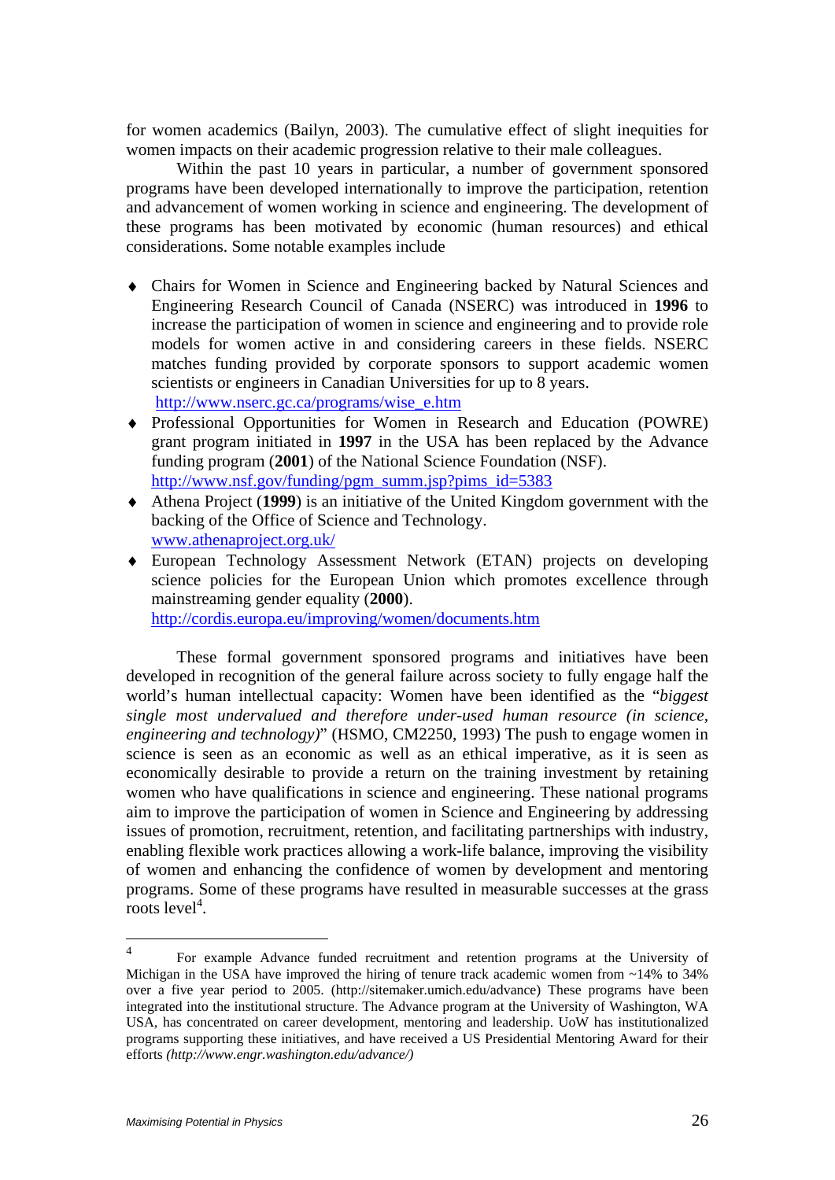for women academics (Bailyn, 2003). The cumulative effect of slight inequities for women impacts on their academic progression relative to their male colleagues.

Within the past 10 years in particular, a number of government sponsored programs have been developed internationally to improve the participation, retention and advancement of women working in science and engineering. The development of these programs has been motivated by economic (human resources) and ethical considerations. Some notable examples include

- Chairs for Women in Science and Engineering backed by Natural Sciences and Engineering Research Council of Canada (NSERC) was introduced in **1996** to increase the participation of women in science and engineering and to provide role models for women active in and considering careers in these fields. NSERC matches funding provided by corporate sponsors to support academic women scientists or engineers in Canadian Universities for up to 8 years. http://www.nserc.gc.ca/programs/wise_e.htm
- Professional Opportunities for Women in Research and Education (POWRE) grant program initiated in **1997** in the USA has been replaced by the Advance funding program (**2001**) of the National Science Foundation (NSF). http://www.nsf.gov/funding/pgm_summ.jsp?pims_id=5383
- Athena Project (**1999**) is an initiative of the United Kingdom government with the backing of the Office of Science and Technology. www.athenaproject.org.uk/
- European Technology Assessment Network (ETAN) projects on developing science policies for the European Union which promotes excellence through mainstreaming gender equality (**2000**). http://cordis.europa.eu/improving/women/documents.htm

These formal government sponsored programs and initiatives have been developed in recognition of the general failure across society to fully engage half the world's human intellectual capacity: Women have been identified as the "*biggest single most undervalued and therefore under-used human resource (in science, engineering and technology)*" (HSMO, CM2250, 1993) The push to engage women in science is seen as an economic as well as an ethical imperative, as it is seen as economically desirable to provide a return on the training investment by retaining women who have qualifications in science and engineering. These national programs aim to improve the participation of women in Science and Engineering by addressing issues of promotion, recruitment, retention, and facilitating partnerships with industry, enabling flexible work practices allowing a work-life balance, improving the visibility of women and enhancing the confidence of women by development and mentoring programs. Some of these programs have resulted in measurable successes at the grass roots level[4].

---

[4] For example Advance funded recruitment and retention programs at the University of Michigan in the USA have improved the hiring of tenure track academic women from ~14% to 34% over a five year period to 2005. (http://sitemaker.umich.edu/advance) These programs have been integrated into the institutional structure. The Advance program at the University of Washington, WA USA, has concentrated on career development, mentoring and leadership. UoW has institutionalized programs supporting these initiatives, and have received a US Presidential Mentoring Award for their efforts *(http://www.engr.washington.edu/advance/)*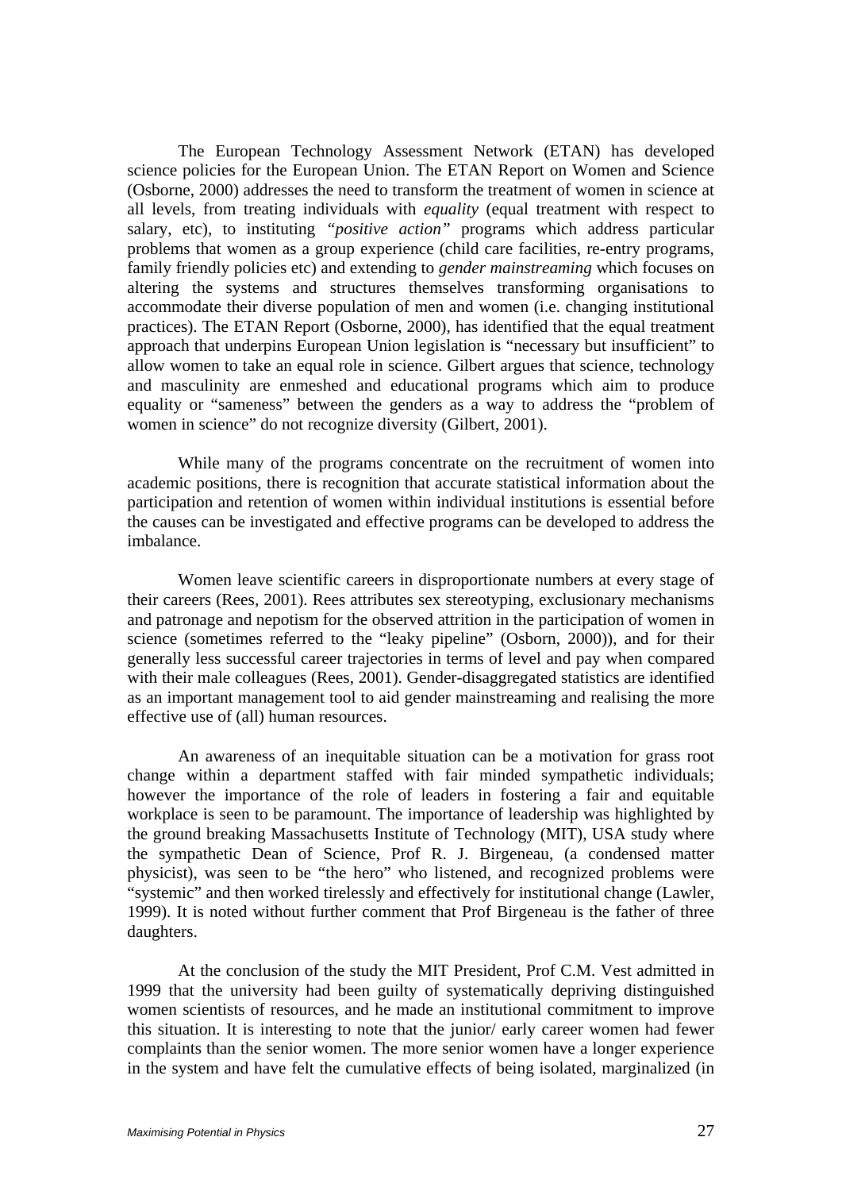The European Technology Assessment Network (ETAN) has developed science policies for the European Union. The ETAN Report on Women and Science (Osborne, 2000) addresses the need to transform the treatment of women in science at all levels, from treating individuals with *equality* (equal treatment with respect to salary, etc), to instituting *"positive action"* programs which address particular problems that women as a group experience (child care facilities, re-entry programs, family friendly policies etc) and extending to *gender mainstreaming* which focuses on altering the systems and structures themselves transforming organisations to accommodate their diverse population of men and women (i.e. changing institutional practices). The ETAN Report (Osborne, 2000), has identified that the equal treatment approach that underpins European Union legislation is "necessary but insufficient" to allow women to take an equal role in science. Gilbert argues that science, technology and masculinity are enmeshed and educational programs which aim to produce equality or "sameness" between the genders as a way to address the "problem of women in science" do not recognize diversity (Gilbert, 2001).

While many of the programs concentrate on the recruitment of women into academic positions, there is recognition that accurate statistical information about the participation and retention of women within individual institutions is essential before the causes can be investigated and effective programs can be developed to address the imbalance.

Women leave scientific careers in disproportionate numbers at every stage of their careers (Rees, 2001). Rees attributes sex stereotyping, exclusionary mechanisms and patronage and nepotism for the observed attrition in the participation of women in science (sometimes referred to the "leaky pipeline" (Osborn, 2000)), and for their generally less successful career trajectories in terms of level and pay when compared with their male colleagues (Rees, 2001). Gender-disaggregated statistics are identified as an important management tool to aid gender mainstreaming and realising the more effective use of (all) human resources.

An awareness of an inequitable situation can be a motivation for grass root change within a department staffed with fair minded sympathetic individuals; however the importance of the role of leaders in fostering a fair and equitable workplace is seen to be paramount. The importance of leadership was highlighted by the ground breaking Massachusetts Institute of Technology (MIT), USA study where the sympathetic Dean of Science, Prof R. J. Birgeneau, (a condensed matter physicist), was seen to be "the hero" who listened, and recognized problems were "systemic" and then worked tirelessly and effectively for institutional change (Lawler, 1999). It is noted without further comment that Prof Birgeneau is the father of three daughters.

At the conclusion of the study the MIT President, Prof C.M. Vest admitted in 1999 that the university had been guilty of systematically depriving distinguished women scientists of resources, and he made an institutional commitment to improve this situation. It is interesting to note that the junior/ early career women had fewer complaints than the senior women. The more senior women have a longer experience in the system and have felt the cumulative effects of being isolated, marginalized (in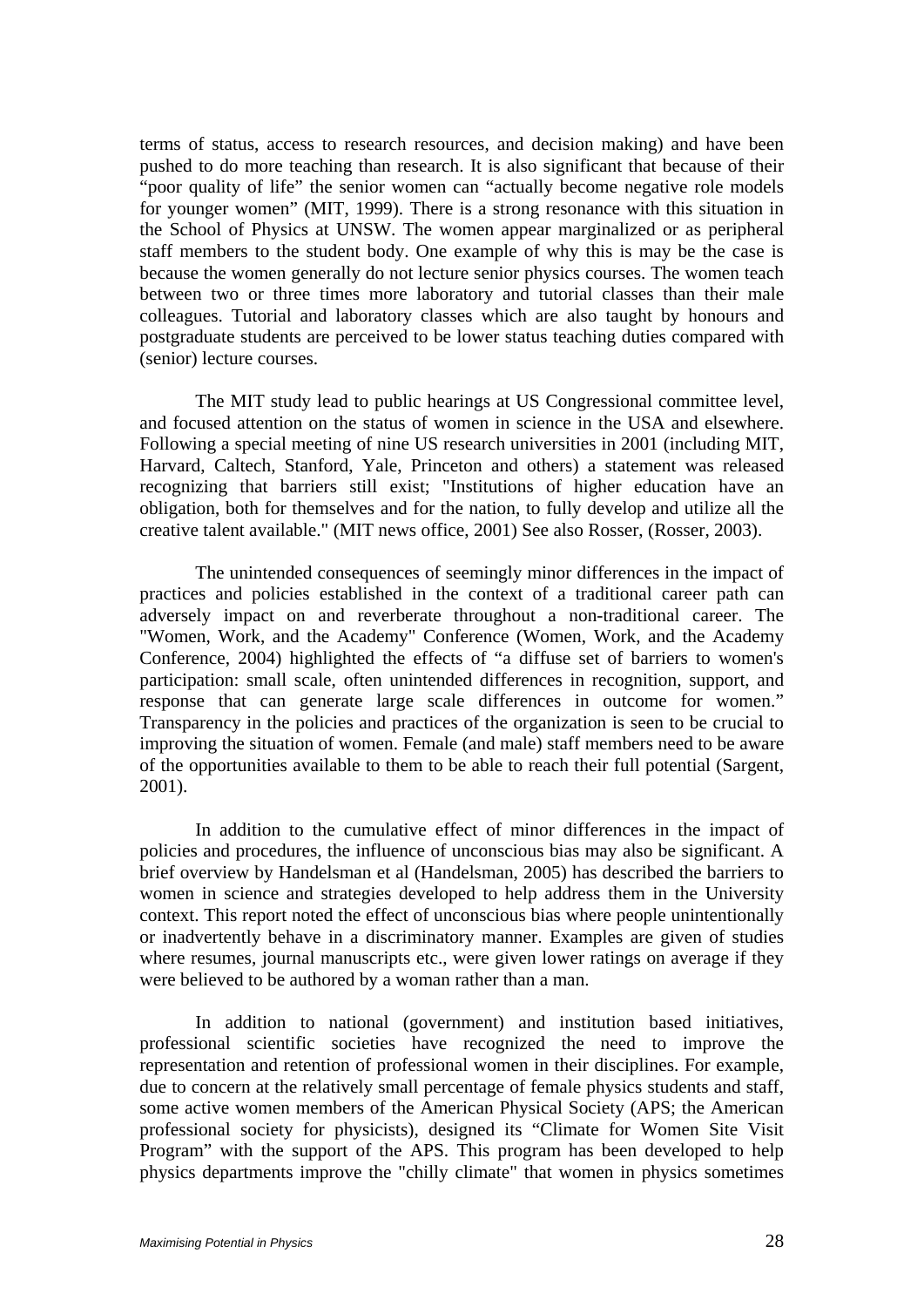terms of status, access to research resources, and decision making) and have been pushed to do more teaching than research. It is also significant that because of their "poor quality of life" the senior women can "actually become negative role models for younger women" (MIT, 1999). There is a strong resonance with this situation in the School of Physics at UNSW. The women appear marginalized or as peripheral staff members to the student body. One example of why this is may be the case is because the women generally do not lecture senior physics courses. The women teach between two or three times more laboratory and tutorial classes than their male colleagues. Tutorial and laboratory classes which are also taught by honours and postgraduate students are perceived to be lower status teaching duties compared with (senior) lecture courses.

The MIT study lead to public hearings at US Congressional committee level, and focused attention on the status of women in science in the USA and elsewhere. Following a special meeting of nine US research universities in 2001 (including MIT, Harvard, Caltech, Stanford, Yale, Princeton and others) a statement was released recognizing that barriers still exist; "Institutions of higher education have an obligation, both for themselves and for the nation, to fully develop and utilize all the creative talent available." (MIT news office, 2001) See also Rosser, (Rosser, 2003).

The unintended consequences of seemingly minor differences in the impact of practices and policies established in the context of a traditional career path can adversely impact on and reverberate throughout a non-traditional career. The "Women, Work, and the Academy" Conference (Women, Work, and the Academy Conference, 2004) highlighted the effects of "a diffuse set of barriers to women's participation: small scale, often unintended differences in recognition, support, and response that can generate large scale differences in outcome for women." Transparency in the policies and practices of the organization is seen to be crucial to improving the situation of women. Female (and male) staff members need to be aware of the opportunities available to them to be able to reach their full potential (Sargent, 2001).

In addition to the cumulative effect of minor differences in the impact of policies and procedures, the influence of unconscious bias may also be significant. A brief overview by Handelsman et al (Handelsman, 2005) has described the barriers to women in science and strategies developed to help address them in the University context. This report noted the effect of unconscious bias where people unintentionally or inadvertently behave in a discriminatory manner. Examples are given of studies where resumes, journal manuscripts etc., were given lower ratings on average if they were believed to be authored by a woman rather than a man.

In addition to national (government) and institution based initiatives, professional scientific societies have recognized the need to improve the representation and retention of professional women in their disciplines. For example, due to concern at the relatively small percentage of female physics students and staff, some active women members of the American Physical Society (APS; the American professional society for physicists), designed its "Climate for Women Site Visit Program" with the support of the APS. This program has been developed to help physics departments improve the "chilly climate" that women in physics sometimes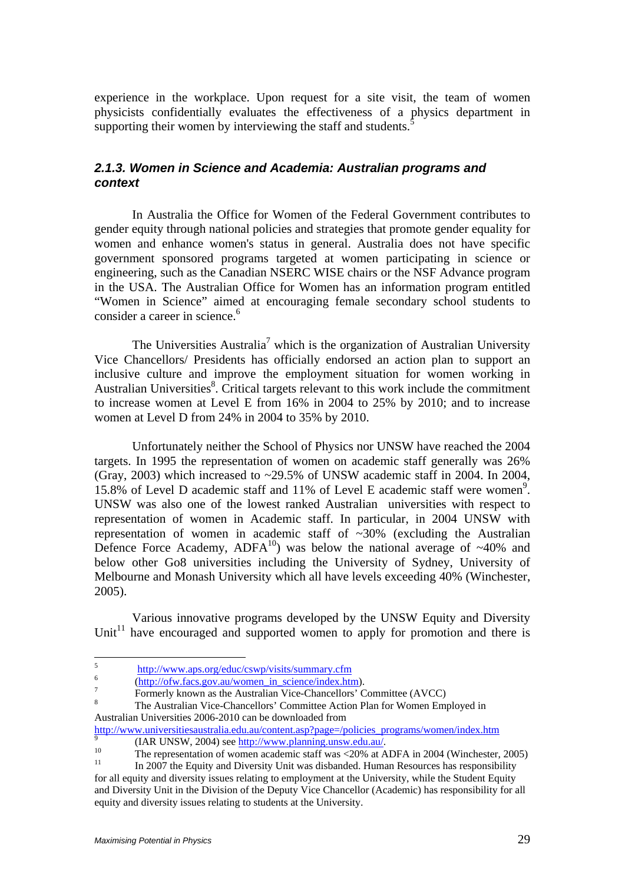experience in the workplace. Upon request for a site visit, the team of women physicists confidentially evaluates the effectiveness of a physics department in supporting their women by interviewing the staff and students.[5]

### *2.1.3. Women in Science and Academia: Australian programs and context*

In Australia the Office for Women of the Federal Government contributes to gender equity through national policies and strategies that promote gender equality for women and enhance women's status in general. Australia does not have specific government sponsored programs targeted at women participating in science or engineering, such as the Canadian NSERC WISE chairs or the NSF Advance program in the USA. The Australian Office for Women has an information program entitled "Women in Science" aimed at encouraging female secondary school students to consider a career in science.[6]

The Universities Australia[7] which is the organization of Australian University Vice Chancellors/ Presidents has officially endorsed an action plan to support an inclusive culture and improve the employment situation for women working in Australian Universities[8]. Critical targets relevant to this work include the commitment to increase women at Level E from 16% in 2004 to 25% by 2010; and to increase women at Level D from 24% in 2004 to 35% by 2010.

Unfortunately neither the School of Physics nor UNSW have reached the 2004 targets. In 1995 the representation of women on academic staff generally was 26% (Gray, 2003) which increased to ~29.5% of UNSW academic staff in 2004. In 2004, 15.8% of Level D academic staff and 11% of Level E academic staff were women[9]. UNSW was also one of the lowest ranked Australian universities with respect to representation of women in Academic staff. In particular, in 2004 UNSW with representation of women in academic staff of ~30% (excluding the Australian Defence Force Academy, ADFA[10]) was below the national average of ~40% and below other Go8 universities including the University of Sydney, University of Melbourne and Monash University which all have levels exceeding 40% (Winchester, 2005).

Various innovative programs developed by the UNSW Equity and Diversity Unit[11] have encouraged and supported women to apply for promotion and there is

---

[5] http://www.aps.org/educ/cswp/visits/summary.cfm

[6] (http://ofw.facs.gov.au/women_in_science/index.htm).

[7] Formerly known as the Australian Vice-Chancellors' Committee (AVCC)

[8] The Australian Vice-Chancellors' Committee Action Plan for Women Employed in Australian Universities 2006-2010 can be downloaded from http://www.universitiesaustralia.edu.au/content.asp?page=/policies_programs/women/index.htm

[9] (IAR UNSW, 2004) see http://www.planning.unsw.edu.au/.

[10] The representation of women academic staff was <20% at ADFA in 2004 (Winchester, 2005)

[11] In 2007 the Equity and Diversity Unit was disbanded. Human Resources has responsibility for all equity and diversity issues relating to employment at the University, while the Student Equity and Diversity Unit in the Division of the Deputy Vice Chancellor (Academic) has responsibility for all equity and diversity issues relating to students at the University.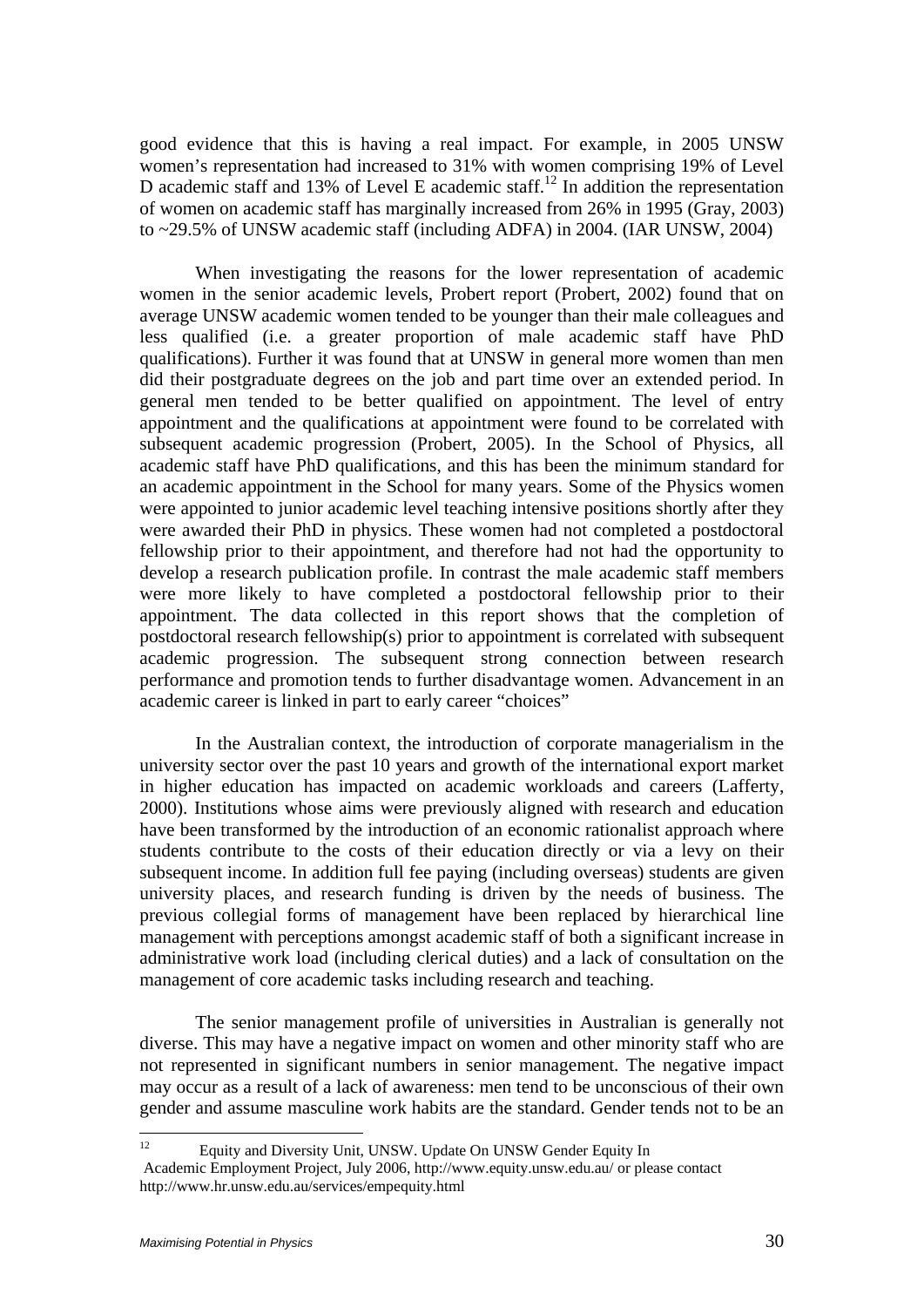good evidence that this is having a real impact. For example, in 2005 UNSW women's representation had increased to 31% with women comprising 19% of Level D academic staff and 13% of Level E academic staff.[12] In addition the representation of women on academic staff has marginally increased from 26% in 1995 (Gray, 2003) to ~29.5% of UNSW academic staff (including ADFA) in 2004. (IAR UNSW, 2004)

When investigating the reasons for the lower representation of academic women in the senior academic levels, Probert report (Probert, 2002) found that on average UNSW academic women tended to be younger than their male colleagues and less qualified (i.e. a greater proportion of male academic staff have PhD qualifications). Further it was found that at UNSW in general more women than men did their postgraduate degrees on the job and part time over an extended period. In general men tended to be better qualified on appointment. The level of entry appointment and the qualifications at appointment were found to be correlated with subsequent academic progression (Probert, 2005). In the School of Physics, all academic staff have PhD qualifications, and this has been the minimum standard for an academic appointment in the School for many years. Some of the Physics women were appointed to junior academic level teaching intensive positions shortly after they were awarded their PhD in physics. These women had not completed a postdoctoral fellowship prior to their appointment, and therefore had not had the opportunity to develop a research publication profile. In contrast the male academic staff members were more likely to have completed a postdoctoral fellowship prior to their appointment. The data collected in this report shows that the completion of postdoctoral research fellowship(s) prior to appointment is correlated with subsequent academic progression. The subsequent strong connection between research performance and promotion tends to further disadvantage women. Advancement in an academic career is linked in part to early career "choices"

In the Australian context, the introduction of corporate managerialism in the university sector over the past 10 years and growth of the international export market in higher education has impacted on academic workloads and careers (Lafferty, 2000). Institutions whose aims were previously aligned with research and education have been transformed by the introduction of an economic rationalist approach where students contribute to the costs of their education directly or via a levy on their subsequent income. In addition full fee paying (including overseas) students are given university places, and research funding is driven by the needs of business. The previous collegial forms of management have been replaced by hierarchical line management with perceptions amongst academic staff of both a significant increase in administrative work load (including clerical duties) and a lack of consultation on the management of core academic tasks including research and teaching.

The senior management profile of universities in Australian is generally not diverse. This may have a negative impact on women and other minority staff who are not represented in significant numbers in senior management. The negative impact may occur as a result of a lack of awareness: men tend to be unconscious of their own gender and assume masculine work habits are the standard. Gender tends not to be an

---

[12] Equity and Diversity Unit, UNSW. Update On UNSW Gender Equity In Academic Employment Project, July 2006, http://www.equity.unsw.edu.au/ or please contact http://www.hr.unsw.edu.au/services/empequity.html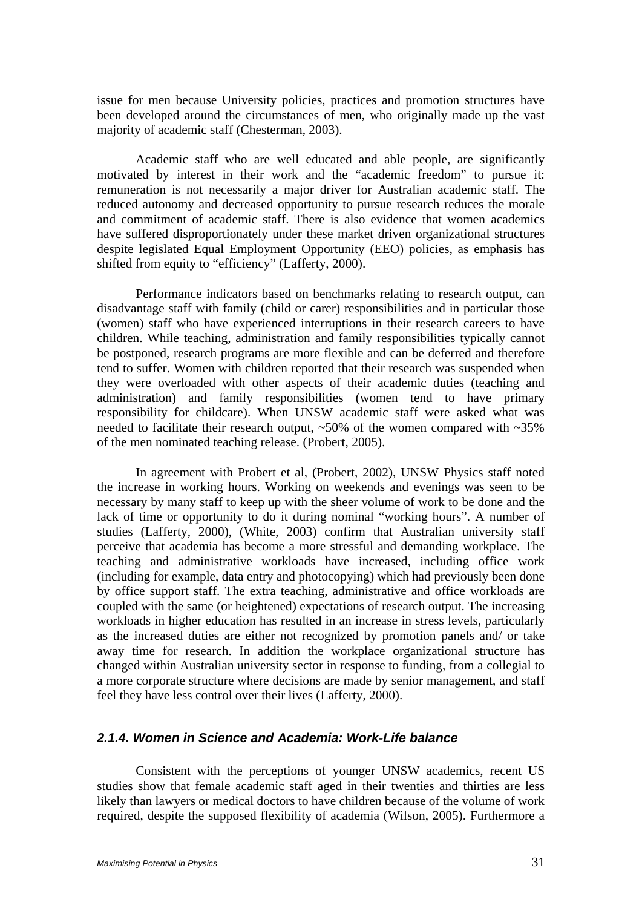issue for men because University policies, practices and promotion structures have been developed around the circumstances of men, who originally made up the vast majority of academic staff (Chesterman, 2003).

Academic staff who are well educated and able people, are significantly motivated by interest in their work and the "academic freedom" to pursue it: remuneration is not necessarily a major driver for Australian academic staff. The reduced autonomy and decreased opportunity to pursue research reduces the morale and commitment of academic staff. There is also evidence that women academics have suffered disproportionately under these market driven organizational structures despite legislated Equal Employment Opportunity (EEO) policies, as emphasis has shifted from equity to "efficiency" (Lafferty, 2000).

Performance indicators based on benchmarks relating to research output, can disadvantage staff with family (child or carer) responsibilities and in particular those (women) staff who have experienced interruptions in their research careers to have children. While teaching, administration and family responsibilities typically cannot be postponed, research programs are more flexible and can be deferred and therefore tend to suffer. Women with children reported that their research was suspended when they were overloaded with other aspects of their academic duties (teaching and administration) and family responsibilities (women tend to have primary responsibility for childcare). When UNSW academic staff were asked what was needed to facilitate their research output, ~50% of the women compared with ~35% of the men nominated teaching release. (Probert, 2005).

In agreement with Probert et al, (Probert, 2002), UNSW Physics staff noted the increase in working hours. Working on weekends and evenings was seen to be necessary by many staff to keep up with the sheer volume of work to be done and the lack of time or opportunity to do it during nominal "working hours". A number of studies (Lafferty, 2000), (White, 2003) confirm that Australian university staff perceive that academia has become a more stressful and demanding workplace. The teaching and administrative workloads have increased, including office work (including for example, data entry and photocopying) which had previously been done by office support staff. The extra teaching, administrative and office workloads are coupled with the same (or heightened) expectations of research output. The increasing workloads in higher education has resulted in an increase in stress levels, particularly as the increased duties are either not recognized by promotion panels and/ or take away time for research. In addition the workplace organizational structure has changed within Australian university sector in response to funding, from a collegial to a more corporate structure where decisions are made by senior management, and staff feel they have less control over their lives (Lafferty, 2000).

### *2.1.4. Women in Science and Academia: Work-Life balance*

Consistent with the perceptions of younger UNSW academics, recent US studies show that female academic staff aged in their twenties and thirties are less likely than lawyers or medical doctors to have children because of the volume of work required, despite the supposed flexibility of academia (Wilson, 2005). Furthermore a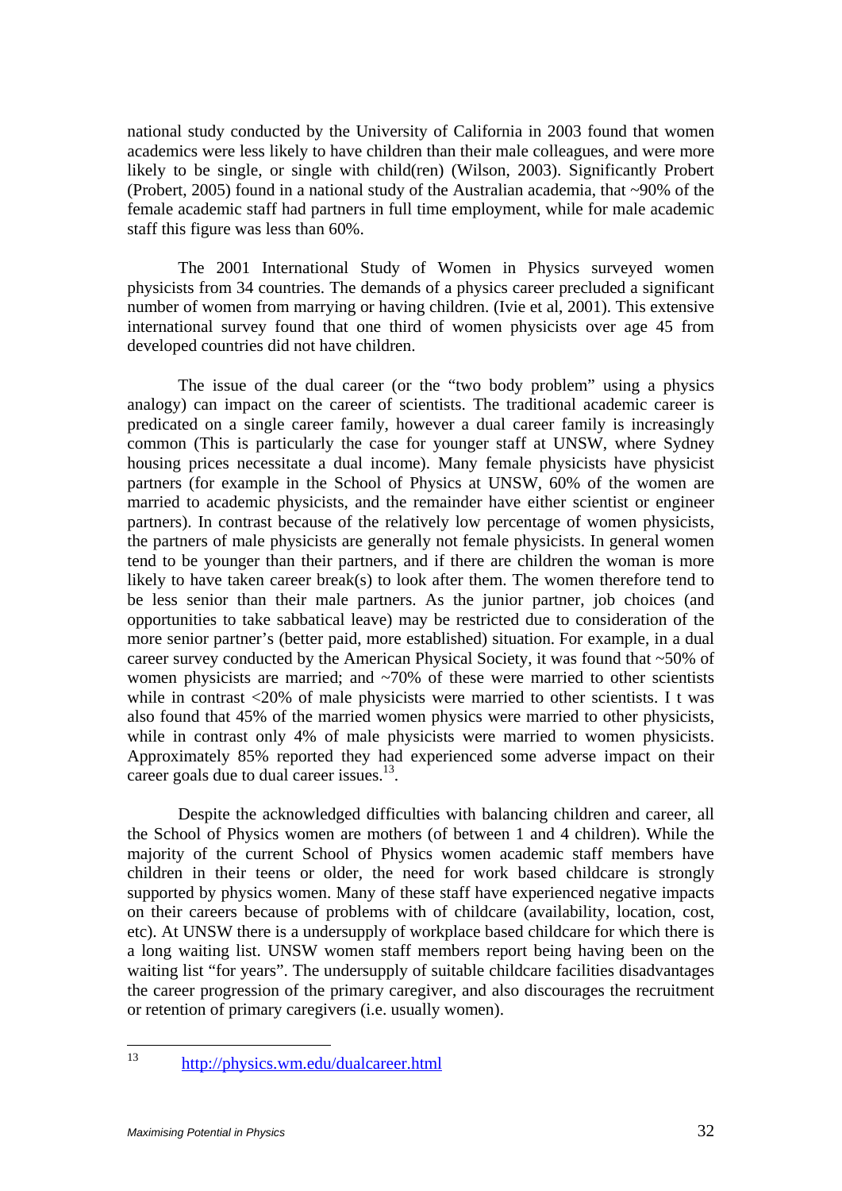national study conducted by the University of California in 2003 found that women academics were less likely to have children than their male colleagues, and were more likely to be single, or single with child(ren) (Wilson, 2003). Significantly Probert (Probert, 2005) found in a national study of the Australian academia, that ~90% of the female academic staff had partners in full time employment, while for male academic staff this figure was less than 60%.

The 2001 International Study of Women in Physics surveyed women physicists from 34 countries. The demands of a physics career precluded a significant number of women from marrying or having children. (Ivie et al, 2001). This extensive international survey found that one third of women physicists over age 45 from developed countries did not have children.

The issue of the dual career (or the "two body problem" using a physics analogy) can impact on the career of scientists. The traditional academic career is predicated on a single career family, however a dual career family is increasingly common (This is particularly the case for younger staff at UNSW, where Sydney housing prices necessitate a dual income). Many female physicists have physicist partners (for example in the School of Physics at UNSW, 60% of the women are married to academic physicists, and the remainder have either scientist or engineer partners). In contrast because of the relatively low percentage of women physicists, the partners of male physicists are generally not female physicists. In general women tend to be younger than their partners, and if there are children the woman is more likely to have taken career break(s) to look after them. The women therefore tend to be less senior than their male partners. As the junior partner, job choices (and opportunities to take sabbatical leave) may be restricted due to consideration of the more senior partner's (better paid, more established) situation. For example, in a dual career survey conducted by the American Physical Society, it was found that ~50% of women physicists are married; and ~70% of these were married to other scientists while in contrast <20% of male physicists were married to other scientists. I t was also found that 45% of the married women physics were married to other physicists, while in contrast only 4% of male physicists were married to women physicists. Approximately 85% reported they had experienced some adverse impact on their career goals due to dual career issues.[13].

Despite the acknowledged difficulties with balancing children and career, all the School of Physics women are mothers (of between 1 and 4 children). While the majority of the current School of Physics women academic staff members have children in their teens or older, the need for work based childcare is strongly supported by physics women. Many of these staff have experienced negative impacts on their careers because of problems with of childcare (availability, location, cost, etc). At UNSW there is a undersupply of workplace based childcare for which there is a long waiting list. UNSW women staff members report being having been on the waiting list "for years". The undersupply of suitable childcare facilities disadvantages the career progression of the primary caregiver, and also discourages the recruitment or retention of primary caregivers (i.e. usually women).

---

[13] http://physics.wm.edu/dualcareer.html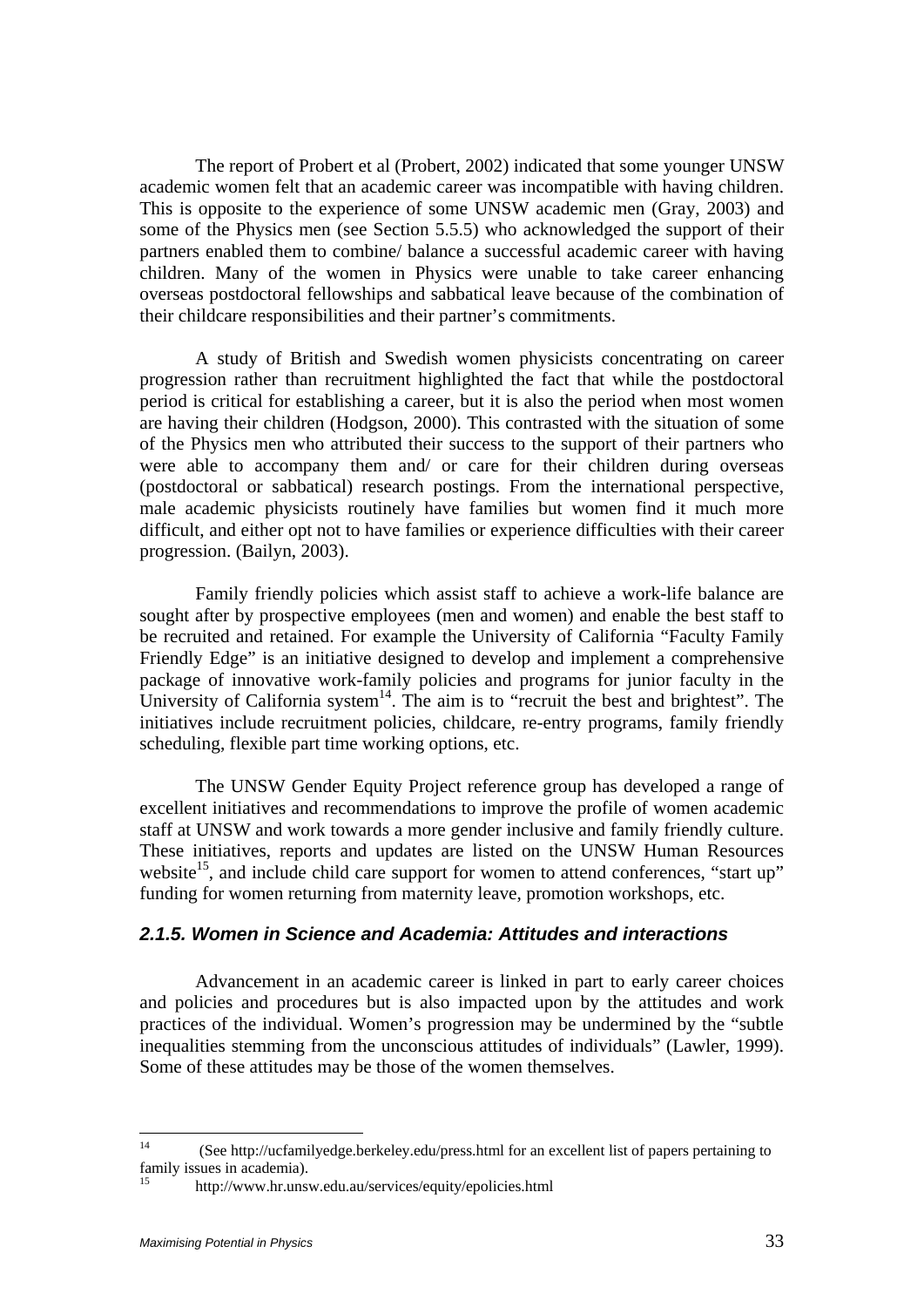The report of Probert et al (Probert, 2002) indicated that some younger UNSW academic women felt that an academic career was incompatible with having children. This is opposite to the experience of some UNSW academic men (Gray, 2003) and some of the Physics men (see Section 5.5.5) who acknowledged the support of their partners enabled them to combine/ balance a successful academic career with having children. Many of the women in Physics were unable to take career enhancing overseas postdoctoral fellowships and sabbatical leave because of the combination of their childcare responsibilities and their partner's commitments.

A study of British and Swedish women physicists concentrating on career progression rather than recruitment highlighted the fact that while the postdoctoral period is critical for establishing a career, but it is also the period when most women are having their children (Hodgson, 2000). This contrasted with the situation of some of the Physics men who attributed their success to the support of their partners who were able to accompany them and/ or care for their children during overseas (postdoctoral or sabbatical) research postings. From the international perspective, male academic physicists routinely have families but women find it much more difficult, and either opt not to have families or experience difficulties with their career progression. (Bailyn, 2003).

Family friendly policies which assist staff to achieve a work-life balance are sought after by prospective employees (men and women) and enable the best staff to be recruited and retained. For example the University of California "Faculty Family Friendly Edge" is an initiative designed to develop and implement a comprehensive package of innovative work-family policies and programs for junior faculty in the University of California system[14]. The aim is to "recruit the best and brightest". The initiatives include recruitment policies, childcare, re-entry programs, family friendly scheduling, flexible part time working options, etc.

The UNSW Gender Equity Project reference group has developed a range of excellent initiatives and recommendations to improve the profile of women academic staff at UNSW and work towards a more gender inclusive and family friendly culture. These initiatives, reports and updates are listed on the UNSW Human Resources website[15], and include child care support for women to attend conferences, "start up" funding for women returning from maternity leave, promotion workshops, etc.

### *2.1.5. Women in Science and Academia: Attitudes and interactions*

Advancement in an academic career is linked in part to early career choices and policies and procedures but is also impacted upon by the attitudes and work practices of the individual. Women's progression may be undermined by the "subtle inequalities stemming from the unconscious attitudes of individuals" (Lawler, 1999). Some of these attitudes may be those of the women themselves.

---

[14] (See http://ucfamilyedge.berkeley.edu/press.html for an excellent list of papers pertaining to family issues in academia).

[15] http://www.hr.unsw.edu.au/services/equity/epolicies.html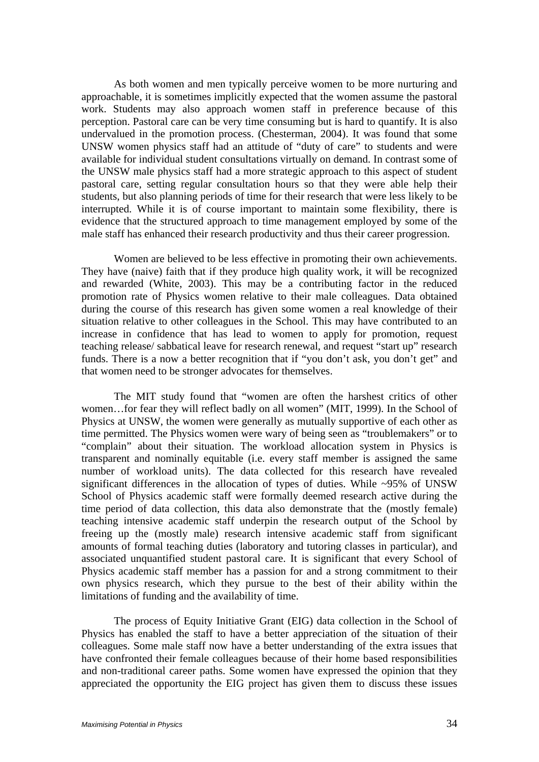As both women and men typically perceive women to be more nurturing and approachable, it is sometimes implicitly expected that the women assume the pastoral work. Students may also approach women staff in preference because of this perception. Pastoral care can be very time consuming but is hard to quantify. It is also undervalued in the promotion process. (Chesterman, 2004). It was found that some UNSW women physics staff had an attitude of "duty of care" to students and were available for individual student consultations virtually on demand. In contrast some of the UNSW male physics staff had a more strategic approach to this aspect of student pastoral care, setting regular consultation hours so that they were able help their students, but also planning periods of time for their research that were less likely to be interrupted. While it is of course important to maintain some flexibility, there is evidence that the structured approach to time management employed by some of the male staff has enhanced their research productivity and thus their career progression.

Women are believed to be less effective in promoting their own achievements. They have (naive) faith that if they produce high quality work, it will be recognized and rewarded (White, 2003). This may be a contributing factor in the reduced promotion rate of Physics women relative to their male colleagues. Data obtained during the course of this research has given some women a real knowledge of their situation relative to other colleagues in the School. This may have contributed to an increase in confidence that has lead to women to apply for promotion, request teaching release/ sabbatical leave for research renewal, and request "start up" research funds. There is a now a better recognition that if "you don't ask, you don't get" and that women need to be stronger advocates for themselves.

The MIT study found that "women are often the harshest critics of other women…for fear they will reflect badly on all women" (MIT, 1999). In the School of Physics at UNSW, the women were generally as mutually supportive of each other as time permitted. The Physics women were wary of being seen as "troublemakers" or to "complain" about their situation. The workload allocation system in Physics is transparent and nominally equitable (i.e. every staff member is assigned the same number of workload units). The data collected for this research have revealed significant differences in the allocation of types of duties. While ~95% of UNSW School of Physics academic staff were formally deemed research active during the time period of data collection, this data also demonstrate that the (mostly female) teaching intensive academic staff underpin the research output of the School by freeing up the (mostly male) research intensive academic staff from significant amounts of formal teaching duties (laboratory and tutoring classes in particular), and associated unquantified student pastoral care. It is significant that every School of Physics academic staff member has a passion for and a strong commitment to their own physics research, which they pursue to the best of their ability within the limitations of funding and the availability of time.

The process of Equity Initiative Grant (EIG) data collection in the School of Physics has enabled the staff to have a better appreciation of the situation of their colleagues. Some male staff now have a better understanding of the extra issues that have confronted their female colleagues because of their home based responsibilities and non-traditional career paths. Some women have expressed the opinion that they appreciated the opportunity the EIG project has given them to discuss these issues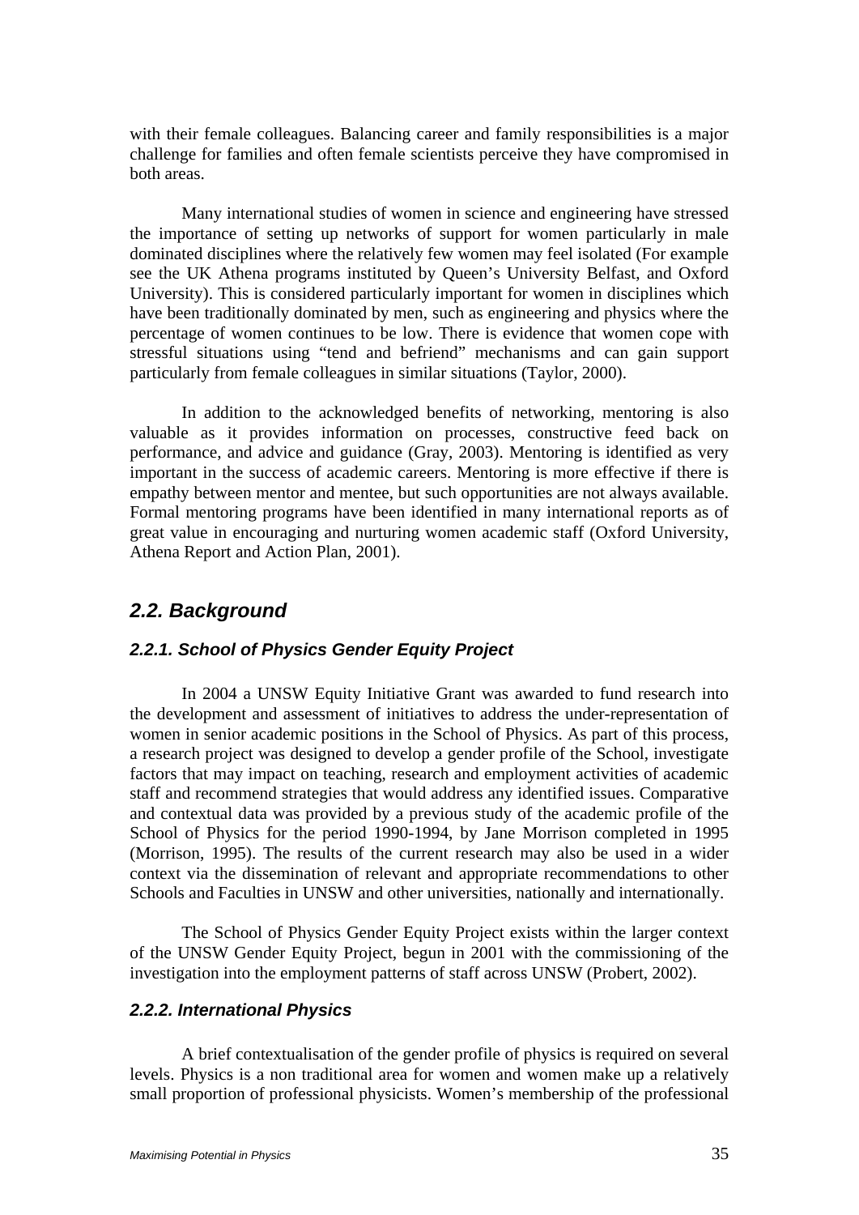with their female colleagues. Balancing career and family responsibilities is a major challenge for families and often female scientists perceive they have compromised in both areas.

Many international studies of women in science and engineering have stressed the importance of setting up networks of support for women particularly in male dominated disciplines where the relatively few women may feel isolated (For example see the UK Athena programs instituted by Queen's University Belfast, and Oxford University). This is considered particularly important for women in disciplines which have been traditionally dominated by men, such as engineering and physics where the percentage of women continues to be low. There is evidence that women cope with stressful situations using "tend and befriend" mechanisms and can gain support particularly from female colleagues in similar situations (Taylor, 2000).

In addition to the acknowledged benefits of networking, mentoring is also valuable as it provides information on processes, constructive feed back on performance, and advice and guidance (Gray, 2003). Mentoring is identified as very important in the success of academic careers. Mentoring is more effective if there is empathy between mentor and mentee, but such opportunities are not always available. Formal mentoring programs have been identified in many international reports as of great value in encouraging and nurturing women academic staff (Oxford University, Athena Report and Action Plan, 2001).

## *2.2. Background*

### *2.2.1. School of Physics Gender Equity Project*

In 2004 a UNSW Equity Initiative Grant was awarded to fund research into the development and assessment of initiatives to address the under-representation of women in senior academic positions in the School of Physics. As part of this process, a research project was designed to develop a gender profile of the School, investigate factors that may impact on teaching, research and employment activities of academic staff and recommend strategies that would address any identified issues. Comparative and contextual data was provided by a previous study of the academic profile of the School of Physics for the period 1990-1994, by Jane Morrison completed in 1995 (Morrison, 1995). The results of the current research may also be used in a wider context via the dissemination of relevant and appropriate recommendations to other Schools and Faculties in UNSW and other universities, nationally and internationally.

The School of Physics Gender Equity Project exists within the larger context of the UNSW Gender Equity Project, begun in 2001 with the commissioning of the investigation into the employment patterns of staff across UNSW (Probert, 2002).

### *2.2.2. International Physics*

A brief contextualisation of the gender profile of physics is required on several levels. Physics is a non traditional area for women and women make up a relatively small proportion of professional physicists. Women's membership of the professional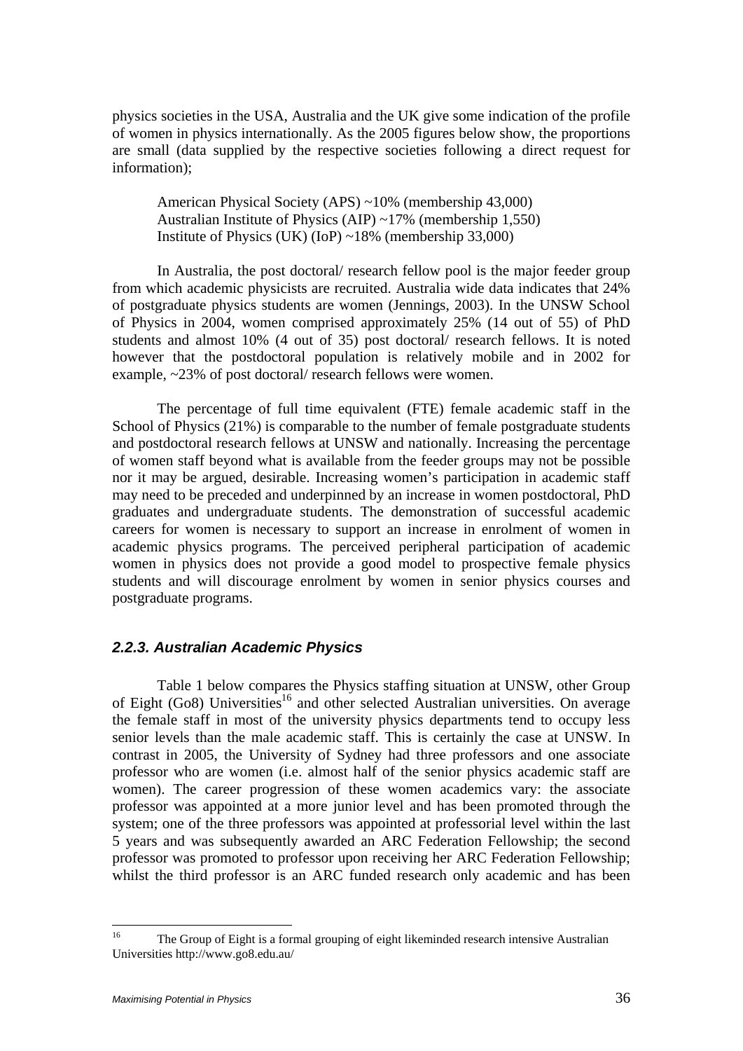physics societies in the USA, Australia and the UK give some indication of the profile of women in physics internationally. As the 2005 figures below show, the proportions are small (data supplied by the respective societies following a direct request for information);

American Physical Society (APS) ~10% (membership 43,000)
Australian Institute of Physics (AIP) ~17% (membership 1,550)
Institute of Physics (UK) (IoP) ~18% (membership 33,000)

In Australia, the post doctoral/ research fellow pool is the major feeder group from which academic physicists are recruited. Australia wide data indicates that 24% of postgraduate physics students are women (Jennings, 2003). In the UNSW School of Physics in 2004, women comprised approximately 25% (14 out of 55) of PhD students and almost 10% (4 out of 35) post doctoral/ research fellows. It is noted however that the postdoctoral population is relatively mobile and in 2002 for example, ~23% of post doctoral/ research fellows were women.

The percentage of full time equivalent (FTE) female academic staff in the School of Physics (21%) is comparable to the number of female postgraduate students and postdoctoral research fellows at UNSW and nationally. Increasing the percentage of women staff beyond what is available from the feeder groups may not be possible nor it may be argued, desirable. Increasing women's participation in academic staff may need to be preceded and underpinned by an increase in women postdoctoral, PhD graduates and undergraduate students. The demonstration of successful academic careers for women is necessary to support an increase in enrolment of women in academic physics programs. The perceived peripheral participation of academic women in physics does not provide a good model to prospective female physics students and will discourage enrolment by women in senior physics courses and postgraduate programs.

### *2.2.3. Australian Academic Physics*

Table 1 below compares the Physics staffing situation at UNSW, other Group of Eight (Go8) Universities[16] and other selected Australian universities. On average the female staff in most of the university physics departments tend to occupy less senior levels than the male academic staff. This is certainly the case at UNSW. In contrast in 2005, the University of Sydney had three professors and one associate professor who are women (i.e. almost half of the senior physics academic staff are women). The career progression of these women academics vary: the associate professor was appointed at a more junior level and has been promoted through the system; one of the three professors was appointed at professorial level within the last 5 years and was subsequently awarded an ARC Federation Fellowship; the second professor was promoted to professor upon receiving her ARC Federation Fellowship; whilst the third professor is an ARC funded research only academic and has been

---

[16] The Group of Eight is a formal grouping of eight likeminded research intensive Australian Universities http://www.go8.edu.au/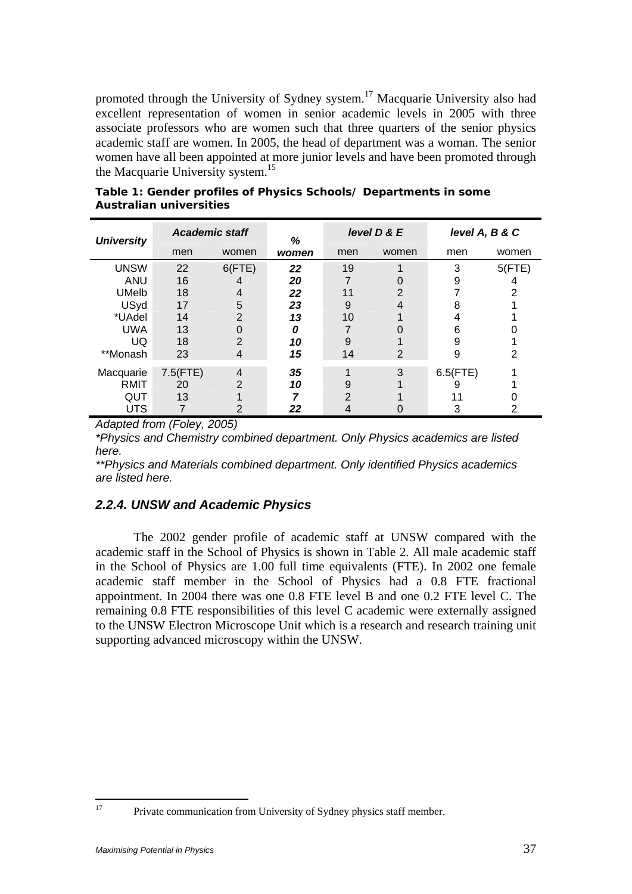promoted through the University of Sydney system.[17] Macquarie University also had excellent representation of women in senior academic levels in 2005 with three associate professors who are women such that three quarters of the senior physics academic staff are women. In 2005, the head of department was a woman. The senior women have all been appointed at more junior levels and have been promoted through the Macquarie University system.[15]

**Table 1: Gender profiles of Physics Schools/ Departments in some Australian universities**

| University | Academic staff | | % women | level D & E | | level A, B & C | |
|---|---|---|---|---|---|---|---|
| | men | women | | men | women | men | women |
| UNSW | 22 | 6(FTE) | ***22*** | 19 | 1 | 3 | 5(FTE) |
| ANU | 16 | 4 | ***20*** | 7 | 0 | 9 | 4 |
| UMelb | 18 | 4 | ***22*** | 11 | 2 | 7 | 2 |
| USyd | 17 | 5 | ***23*** | 9 | 4 | 8 | 1 |
| *UAdel | 14 | 2 | ***13*** | 10 | 1 | 4 | 1 |
| UWA | 13 | 0 | ***0*** | 7 | 0 | 6 | 0 |
| UQ | 18 | 2 | ***10*** | 9 | 1 | 9 | 1 |
| **Monash | 23 | 4 | ***15*** | 14 | 2 | 9 | 2 |
| Macquarie | 7.5(FTE) | 4 | ***35*** | 1 | 3 | 6.5(FTE) | 1 |
| RMIT | 20 | 2 | ***10*** | 9 | 1 | 9 | 1 |
| QUT | 13 | 1 | ***7*** | 2 | 1 | 11 | 0 |
| UTS | 7 | 2 | ***22*** | 4 | 0 | 3 | 2 |

*Adapted from (Foley, 2005)*

*\*Physics and Chemistry combined department. Only Physics academics are listed here.*

*\*\*Physics and Materials combined department. Only identified Physics academics are listed here.*

### *2.2.4. UNSW and Academic Physics*

The 2002 gender profile of academic staff at UNSW compared with the academic staff in the School of Physics is shown in Table 2. All male academic staff in the School of Physics are 1.00 full time equivalents (FTE). In 2002 one female academic staff member in the School of Physics had a 0.8 FTE fractional appointment. In 2004 there was one 0.8 FTE level B and one 0.2 FTE level C. The remaining 0.8 FTE responsibilities of this level C academic were externally assigned to the UNSW Electron Microscope Unit which is a research and research training unit supporting advanced microscopy within the UNSW.

[17] Private communication from University of Sydney physics staff member.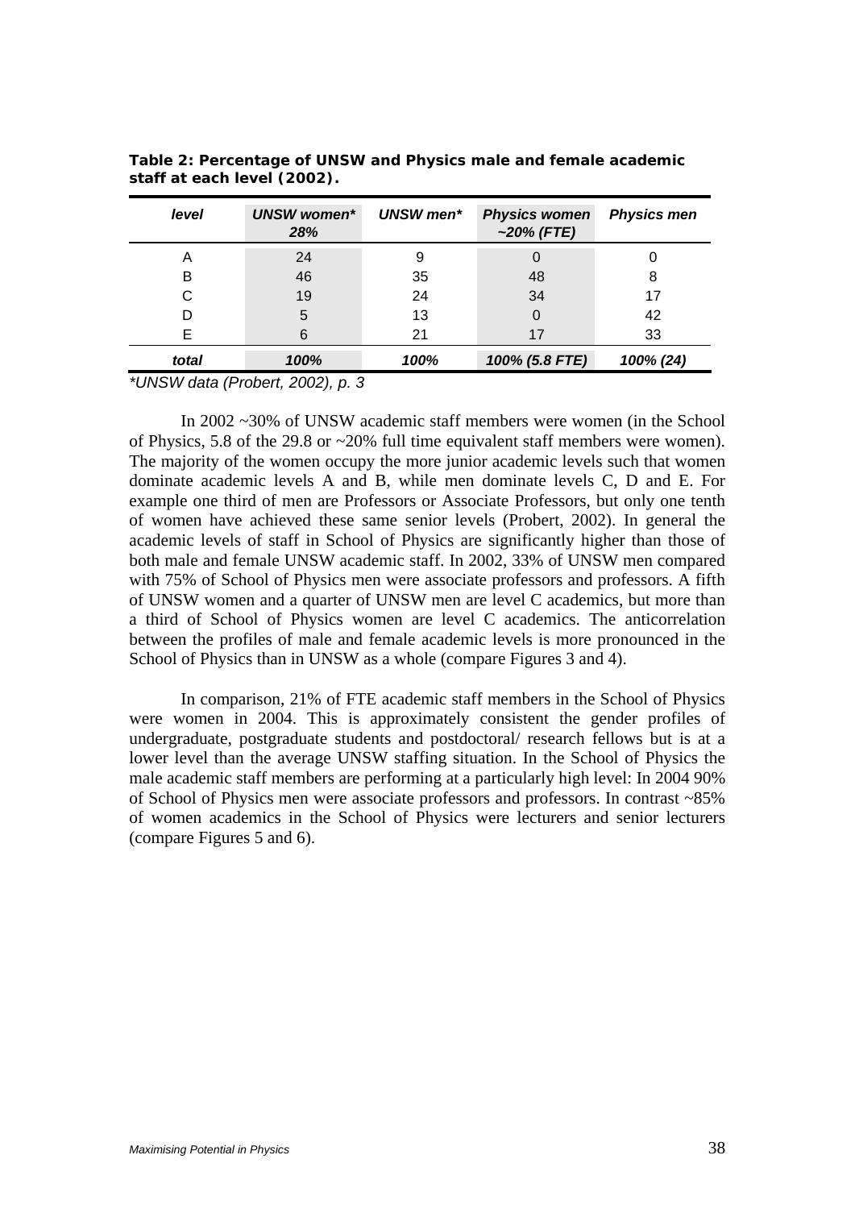**Table 2: Percentage of UNSW and Physics male and female academic staff at each level (2002).**

| *level* | *UNSW women\* 28%* | *UNSW men\** | *Physics women ~20% (FTE)* | *Physics men* |
|---|---|---|---|---|
| A | 24 | 9 | 0 | 0 |
| B | 46 | 35 | 48 | 8 |
| C | 19 | 24 | 34 | 17 |
| D | 5 | 13 | 0 | 42 |
| E | 6 | 21 | 17 | 33 |
| *total* | *100%* | *100%* | *100% (5.8 FTE)* | *100% (24)* |

*\*UNSW data (Probert, 2002), p. 3*

In 2002 ~30% of UNSW academic staff members were women (in the School of Physics, 5.8 of the 29.8 or ~20% full time equivalent staff members were women). The majority of the women occupy the more junior academic levels such that women dominate academic levels A and B, while men dominate levels C, D and E. For example one third of men are Professors or Associate Professors, but only one tenth of women have achieved these same senior levels (Probert, 2002). In general the academic levels of staff in School of Physics are significantly higher than those of both male and female UNSW academic staff. In 2002, 33% of UNSW men compared with 75% of School of Physics men were associate professors and professors. A fifth of UNSW women and a quarter of UNSW men are level C academics, but more than a third of School of Physics women are level C academics. The anticorrelation between the profiles of male and female academic levels is more pronounced in the School of Physics than in UNSW as a whole (compare Figures 3 and 4).

In comparison, 21% of FTE academic staff members in the School of Physics were women in 2004. This is approximately consistent the gender profiles of undergraduate, postgraduate students and postdoctoral/ research fellows but is at a lower level than the average UNSW staffing situation. In the School of Physics the male academic staff members are performing at a particularly high level: In 2004 90% of School of Physics men were associate professors and professors. In contrast ~85% of women academics in the School of Physics were lecturers and senior lecturers (compare Figures 5 and 6).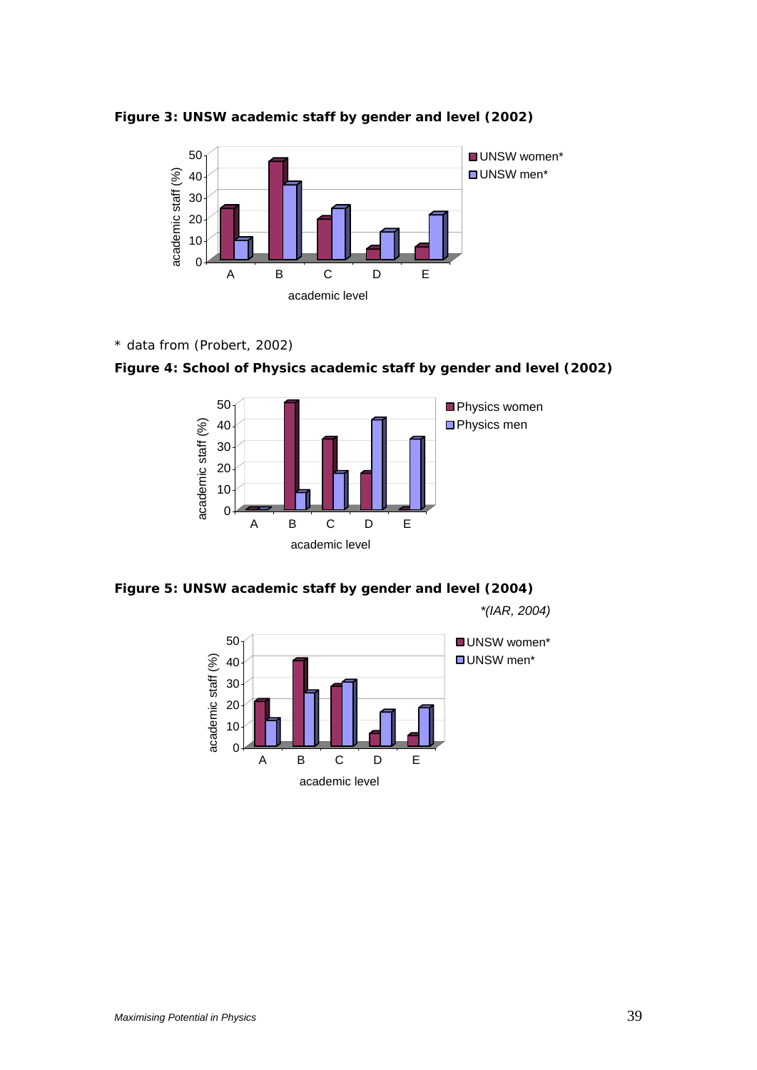**Figure 3: UNSW academic staff by gender and level (2002)**

\* data from (Probert, 2002)

**Figure 4: School of Physics academic staff by gender and level (2002)**

**Figure 5: UNSW academic staff by gender and level (2004)**

*\*(IAR, 2004)*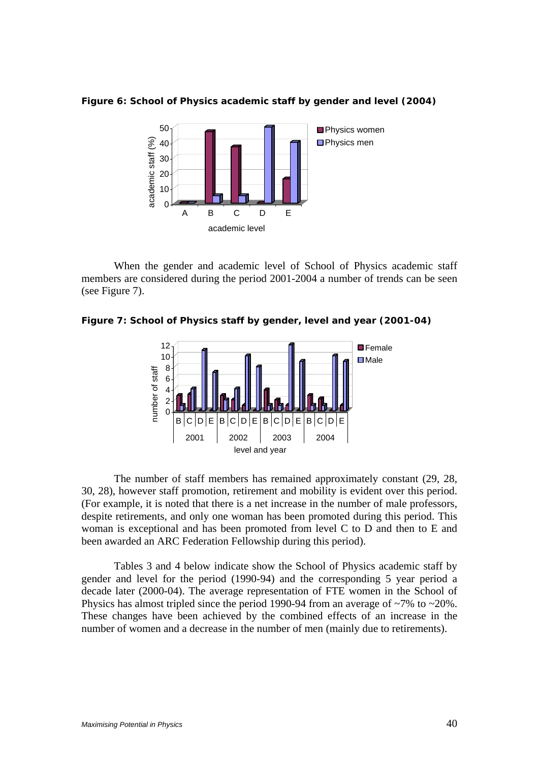**Figure 6: School of Physics academic staff by gender and level (2004)**

When the gender and academic level of School of Physics academic staff members are considered during the period 2001-2004 a number of trends can be seen (see Figure 7).

**Figure 7: School of Physics staff by gender, level and year (2001-04)**

The number of staff members has remained approximately constant (29, 28, 30, 28), however staff promotion, retirement and mobility is evident over this period. (For example, it is noted that there is a net increase in the number of male professors, despite retirements, and only one woman has been promoted during this period. This woman is exceptional and has been promoted from level C to D and then to E and been awarded an ARC Federation Fellowship during this period).

Tables 3 and 4 below indicate show the School of Physics academic staff by gender and level for the period (1990-94) and the corresponding 5 year period a decade later (2000-04). The average representation of FTE women in the School of Physics has almost tripled since the period 1990-94 from an average of ~7% to ~20%. These changes have been achieved by the combined effects of an increase in the number of women and a decrease in the number of men (mainly due to retirements).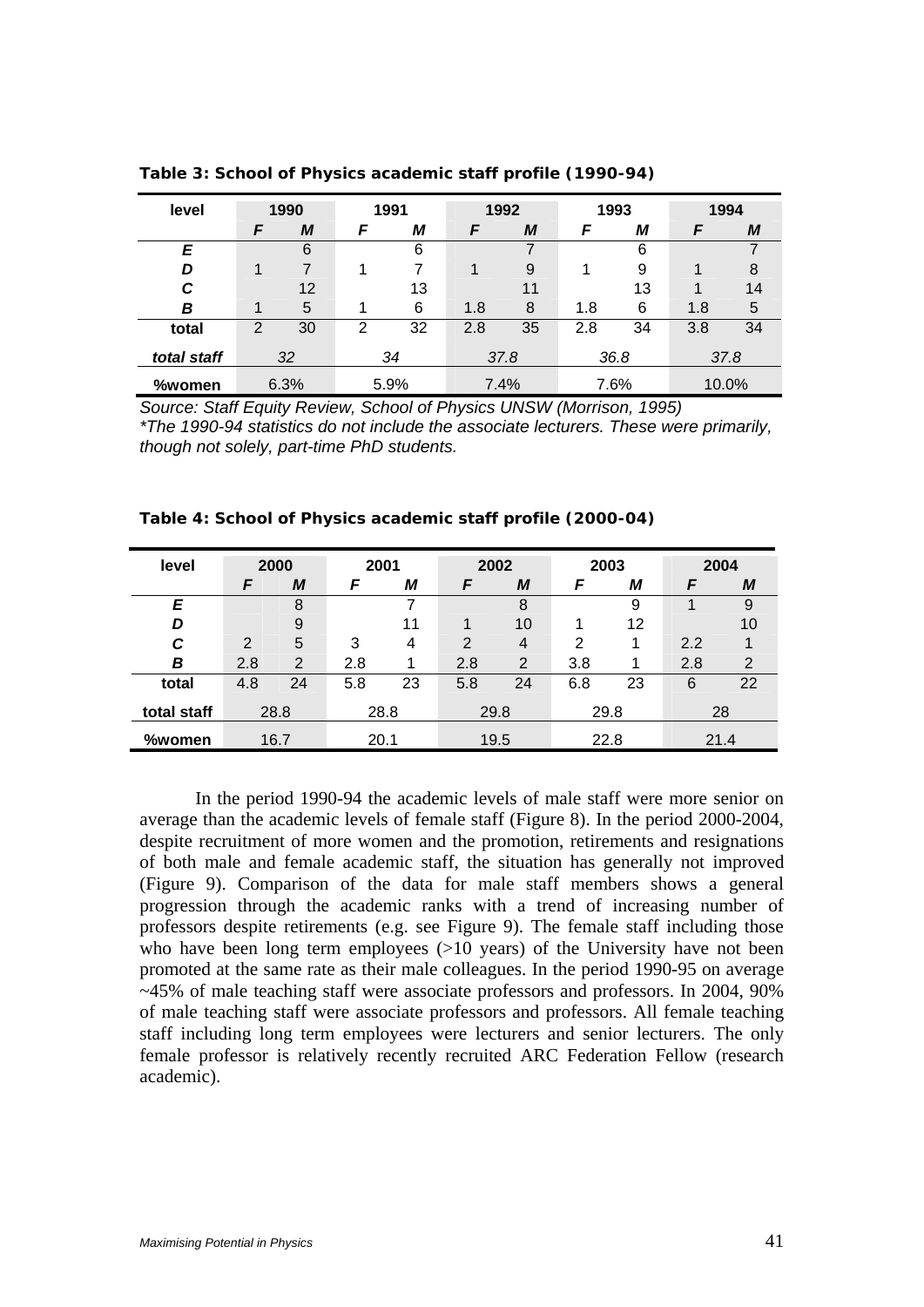**Table 3: School of Physics academic staff profile (1990-94)**

| level | 1990 | | 1991 | | 1992 | | 1993 | | 1994 | |
|---|---|---|---|---|---|---|---|---|---|---|
| | *F* | *M* | *F* | *M* | *F* | *M* | *F* | *M* | *F* | *M* |
| ***E*** | | 6 | | 6 | | 7 | | 6 | | 7 |
| ***D*** | 1 | 7 | 1 | 7 | 1 | 9 | 1 | 9 | 1 | 8 |
| ***C*** | | 12 | | 13 | | 11 | | 13 | 1 | 14 |
| ***B*** | 1 | 5 | 1 | 6 | 1.8 | 8 | 1.8 | 6 | 1.8 | 5 |
| **total** | 2 | 30 | 2 | 32 | 2.8 | 35 | 2.8 | 34 | 3.8 | 34 |
| ***total staff*** | *32* | | *34* | | *37.8* | | *36.8* | | *37.8* | |
| **%women** | 6.3% | | 5.9% | | 7.4% | | 7.6% | | 10.0% | |

*Source: Staff Equity Review, School of Physics UNSW (Morrison, 1995)*
*\*The 1990-94 statistics do not include the associate lecturers. These were primarily, though not solely, part-time PhD students.*

**Table 4: School of Physics academic staff profile (2000-04)**

| level | 2000 | | 2001 | | 2002 | | 2003 | | 2004 | |
|---|---|---|---|---|---|---|---|---|---|---|
| | *F* | *M* | *F* | *M* | *F* | *M* | *F* | *M* | *F* | *M* |
| ***E*** | | 8 | | 7 | | 8 | | 9 | 1 | 9 |
| ***D*** | | 9 | | 11 | 1 | 10 | 1 | 12 | | 10 |
| ***C*** | 2 | 5 | 3 | 4 | 2 | 4 | 2 | 1 | 2.2 | 1 |
| ***B*** | 2.8 | 2 | 2.8 | 1 | 2.8 | 2 | 3.8 | 1 | 2.8 | 2 |
| **total** | 4.8 | 24 | 5.8 | 23 | 5.8 | 24 | 6.8 | 23 | 6 | 22 |
| **total staff** | 28.8 | | 28.8 | | 29.8 | | 29.8 | | 28 | |
| **%women** | 16.7 | | 20.1 | | 19.5 | | 22.8 | | 21.4 | |

In the period 1990-94 the academic levels of male staff were more senior on average than the academic levels of female staff (Figure 8). In the period 2000-2004, despite recruitment of more women and the promotion, retirements and resignations of both male and female academic staff, the situation has generally not improved (Figure 9). Comparison of the data for male staff members shows a general progression through the academic ranks with a trend of increasing number of professors despite retirements (e.g. see Figure 9). The female staff including those who have been long term employees (>10 years) of the University have not been promoted at the same rate as their male colleagues. In the period 1990-95 on average ~45% of male teaching staff were associate professors and professors. In 2004, 90% of male teaching staff were associate professors and professors. All female teaching staff including long term employees were lecturers and senior lecturers. The only female professor is relatively recently recruited ARC Federation Fellow (research academic).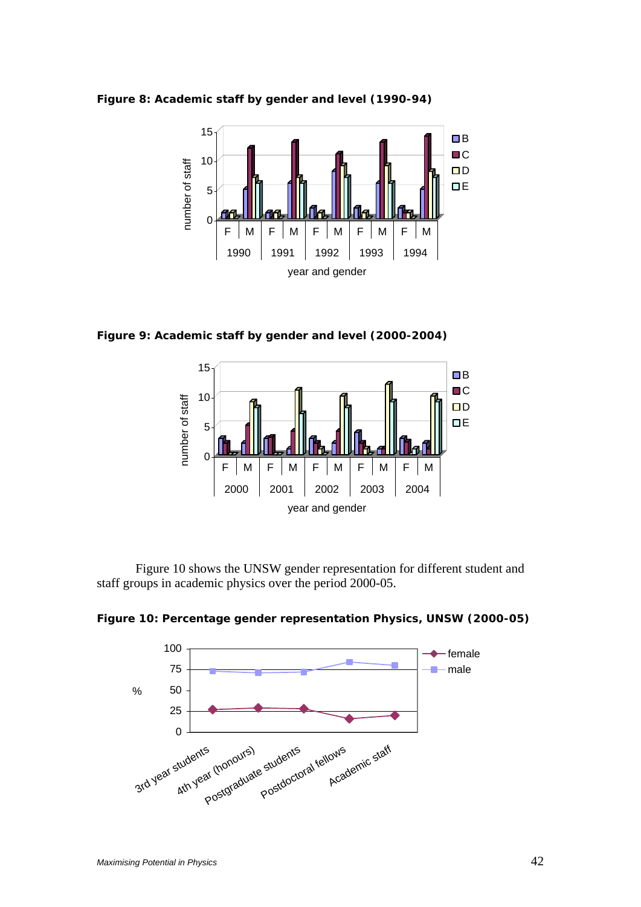**Figure 8: Academic staff by gender and level (1990-94)**

**Figure 9: Academic staff by gender and level (2000-2004)**

Figure 10 shows the UNSW gender representation for different student and staff groups in academic physics over the period 2000-05.

**Figure 10: Percentage gender representation Physics, UNSW (2000-05)**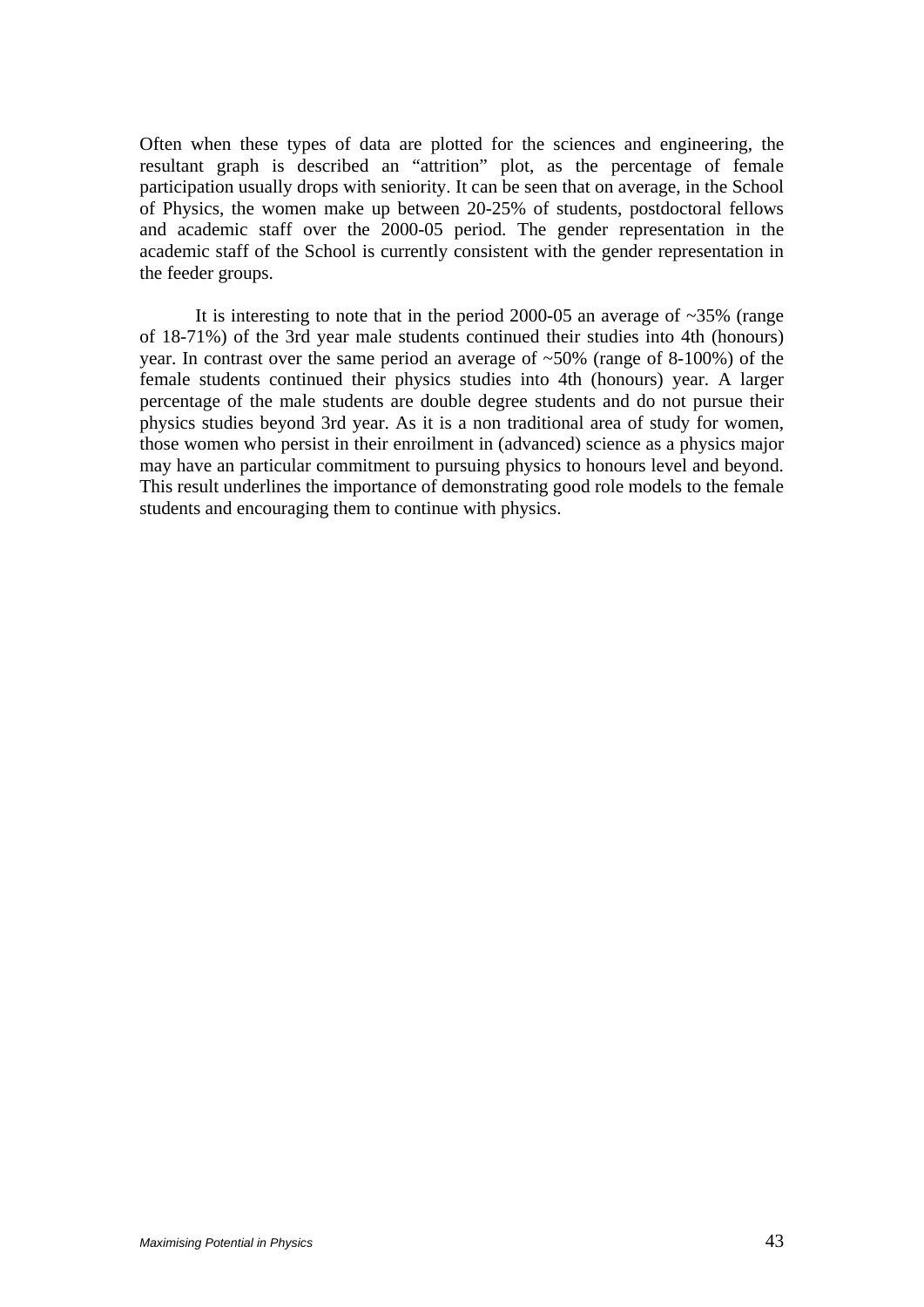Often when these types of data are plotted for the sciences and engineering, the resultant graph is described an "attrition" plot, as the percentage of female participation usually drops with seniority. It can be seen that on average, in the School of Physics, the women make up between 20-25% of students, postdoctoral fellows and academic staff over the 2000-05 period. The gender representation in the academic staff of the School is currently consistent with the gender representation in the feeder groups.

It is interesting to note that in the period 2000-05 an average of ~35% (range of 18-71%) of the 3rd year male students continued their studies into 4th (honours) year. In contrast over the same period an average of ~50% (range of 8-100%) of the female students continued their physics studies into 4th (honours) year. A larger percentage of the male students are double degree students and do not pursue their physics studies beyond 3rd year. As it is a non traditional area of study for women, those women who persist in their enroilment in (advanced) science as a physics major may have an particular commitment to pursuing physics to honours level and beyond. This result underlines the importance of demonstrating good role models to the female students and encouraging them to continue with physics.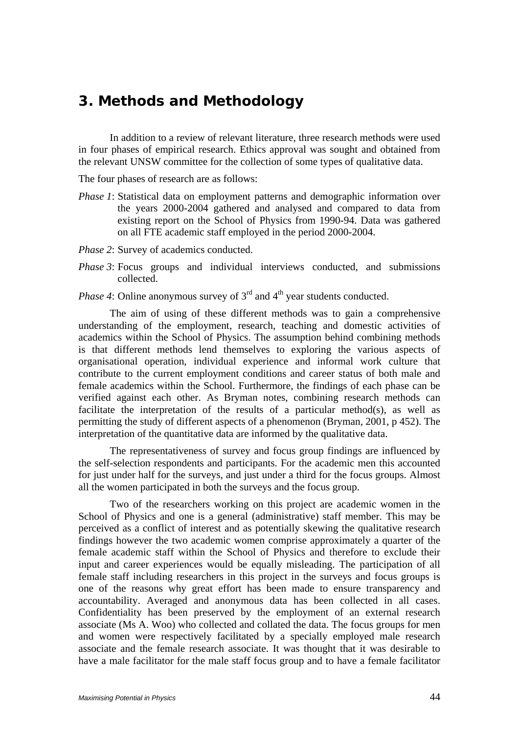# 3. Methods and Methodology

In addition to a review of relevant literature, three research methods were used in four phases of empirical research. Ethics approval was sought and obtained from the relevant UNSW committee for the collection of some types of qualitative data.

The four phases of research are as follows:

*Phase 1*: Statistical data on employment patterns and demographic information over the years 2000-2004 gathered and analysed and compared to data from existing report on the School of Physics from 1990-94. Data was gathered on all FTE academic staff employed in the period 2000-2004.

*Phase 2*: Survey of academics conducted.

*Phase 3*: Focus groups and individual interviews conducted, and submissions collected.

*Phase 4*: Online anonymous survey of 3rd and 4th year students conducted.

The aim of using of these different methods was to gain a comprehensive understanding of the employment, research, teaching and domestic activities of academics within the School of Physics. The assumption behind combining methods is that different methods lend themselves to exploring the various aspects of organisational operation, individual experience and informal work culture that contribute to the current employment conditions and career status of both male and female academics within the School. Furthermore, the findings of each phase can be verified against each other. As Bryman notes, combining research methods can facilitate the interpretation of the results of a particular method(s), as well as permitting the study of different aspects of a phenomenon (Bryman, 2001, p 452). The interpretation of the quantitative data are informed by the qualitative data.

The representativeness of survey and focus group findings are influenced by the self-selection respondents and participants. For the academic men this accounted for just under half for the surveys, and just under a third for the focus groups. Almost all the women participated in both the surveys and the focus group.

Two of the researchers working on this project are academic women in the School of Physics and one is a general (administrative) staff member. This may be perceived as a conflict of interest and as potentially skewing the qualitative research findings however the two academic women comprise approximately a quarter of the female academic staff within the School of Physics and therefore to exclude their input and career experiences would be equally misleading. The participation of all female staff including researchers in this project in the surveys and focus groups is one of the reasons why great effort has been made to ensure transparency and accountability. Averaged and anonymous data has been collected in all cases. Confidentiality has been preserved by the employment of an external research associate (Ms A. Woo) who collected and collated the data. The focus groups for men and women were respectively facilitated by a specially employed male research associate and the female research associate. It was thought that it was desirable to have a male facilitator for the male staff focus group and to have a female facilitator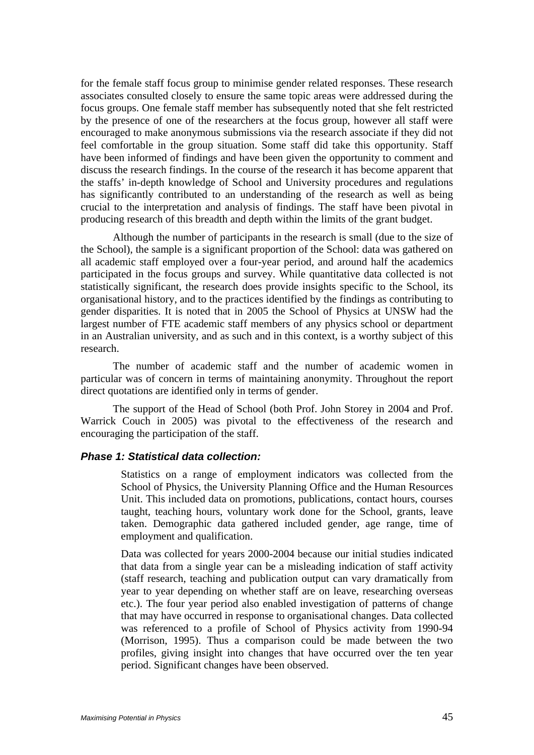for the female staff focus group to minimise gender related responses. These research associates consulted closely to ensure the same topic areas were addressed during the focus groups. One female staff member has subsequently noted that she felt restricted by the presence of one of the researchers at the focus group, however all staff were encouraged to make anonymous submissions via the research associate if they did not feel comfortable in the group situation. Some staff did take this opportunity. Staff have been informed of findings and have been given the opportunity to comment and discuss the research findings. In the course of the research it has become apparent that the staffs' in-depth knowledge of School and University procedures and regulations has significantly contributed to an understanding of the research as well as being crucial to the interpretation and analysis of findings. The staff have been pivotal in producing research of this breadth and depth within the limits of the grant budget.

Although the number of participants in the research is small (due to the size of the School), the sample is a significant proportion of the School: data was gathered on all academic staff employed over a four-year period, and around half the academics participated in the focus groups and survey. While quantitative data collected is not statistically significant, the research does provide insights specific to the School, its organisational history, and to the practices identified by the findings as contributing to gender disparities. It is noted that in 2005 the School of Physics at UNSW had the largest number of FTE academic staff members of any physics school or department in an Australian university, and as such and in this context, is a worthy subject of this research.

The number of academic staff and the number of academic women in particular was of concern in terms of maintaining anonymity. Throughout the report direct quotations are identified only in terms of gender.

The support of the Head of School (both Prof. John Storey in 2004 and Prof. Warrick Couch in 2005) was pivotal to the effectiveness of the research and encouraging the participation of the staff.

### *Phase 1: Statistical data collection:*

Statistics on a range of employment indicators was collected from the School of Physics, the University Planning Office and the Human Resources Unit. This included data on promotions, publications, contact hours, courses taught, teaching hours, voluntary work done for the School, grants, leave taken. Demographic data gathered included gender, age range, time of employment and qualification.

Data was collected for years 2000-2004 because our initial studies indicated that data from a single year can be a misleading indication of staff activity (staff research, teaching and publication output can vary dramatically from year to year depending on whether staff are on leave, researching overseas etc.). The four year period also enabled investigation of patterns of change that may have occurred in response to organisational changes. Data collected was referenced to a profile of School of Physics activity from 1990-94 (Morrison, 1995). Thus a comparison could be made between the two profiles, giving insight into changes that have occurred over the ten year period. Significant changes have been observed.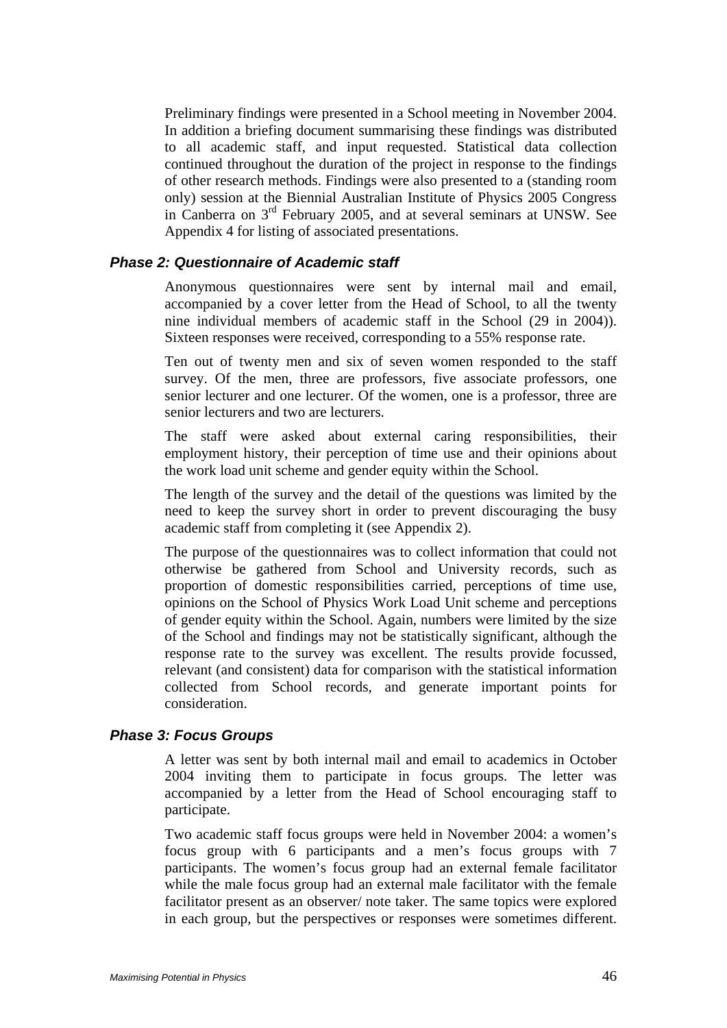Preliminary findings were presented in a School meeting in November 2004. In addition a briefing document summarising these findings was distributed to all academic staff, and input requested. Statistical data collection continued throughout the duration of the project in response to the findings of other research methods. Findings were also presented to a (standing room only) session at the Biennial Australian Institute of Physics 2005 Congress in Canberra on 3rd February 2005, and at several seminars at UNSW. See Appendix 4 for listing of associated presentations.

### *Phase 2: Questionnaire of Academic staff*

Anonymous questionnaires were sent by internal mail and email, accompanied by a cover letter from the Head of School, to all the twenty nine individual members of academic staff in the School (29 in 2004)). Sixteen responses were received, corresponding to a 55% response rate.

Ten out of twenty men and six of seven women responded to the staff survey. Of the men, three are professors, five associate professors, one senior lecturer and one lecturer. Of the women, one is a professor, three are senior lecturers and two are lecturers.

The staff were asked about external caring responsibilities, their employment history, their perception of time use and their opinions about the work load unit scheme and gender equity within the School.

The length of the survey and the detail of the questions was limited by the need to keep the survey short in order to prevent discouraging the busy academic staff from completing it (see Appendix 2).

The purpose of the questionnaires was to collect information that could not otherwise be gathered from School and University records, such as proportion of domestic responsibilities carried, perceptions of time use, opinions on the School of Physics Work Load Unit scheme and perceptions of gender equity within the School. Again, numbers were limited by the size of the School and findings may not be statistically significant, although the response rate to the survey was excellent. The results provide focussed, relevant (and consistent) data for comparison with the statistical information collected from School records, and generate important points for consideration.

### *Phase 3: Focus Groups*

A letter was sent by both internal mail and email to academics in October 2004 inviting them to participate in focus groups. The letter was accompanied by a letter from the Head of School encouraging staff to participate.

Two academic staff focus groups were held in November 2004: a women's focus group with 6 participants and a men's focus groups with 7 participants. The women's focus group had an external female facilitator while the male focus group had an external male facilitator with the female facilitator present as an observer/ note taker. The same topics were explored in each group, but the perspectives or responses were sometimes different.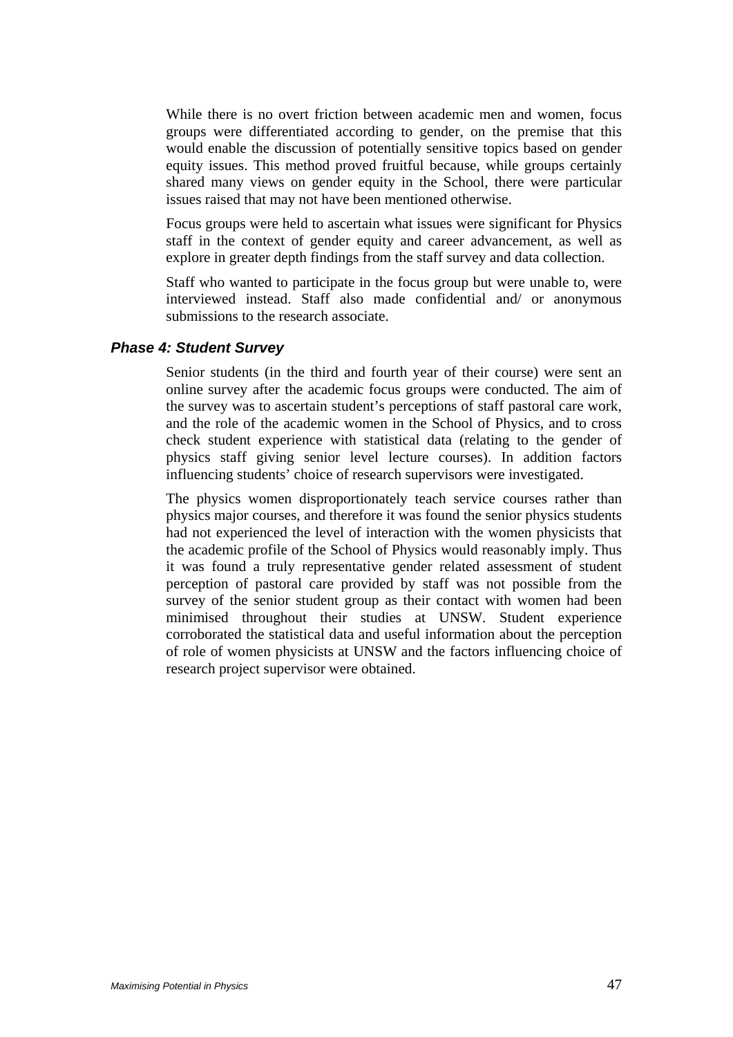While there is no overt friction between academic men and women, focus groups were differentiated according to gender, on the premise that this would enable the discussion of potentially sensitive topics based on gender equity issues. This method proved fruitful because, while groups certainly shared many views on gender equity in the School, there were particular issues raised that may not have been mentioned otherwise.

Focus groups were held to ascertain what issues were significant for Physics staff in the context of gender equity and career advancement, as well as explore in greater depth findings from the staff survey and data collection.

Staff who wanted to participate in the focus group but were unable to, were interviewed instead. Staff also made confidential and/ or anonymous submissions to the research associate.

### *Phase 4: Student Survey*

Senior students (in the third and fourth year of their course) were sent an online survey after the academic focus groups were conducted. The aim of the survey was to ascertain student's perceptions of staff pastoral care work, and the role of the academic women in the School of Physics, and to cross check student experience with statistical data (relating to the gender of physics staff giving senior level lecture courses). In addition factors influencing students' choice of research supervisors were investigated.

The physics women disproportionately teach service courses rather than physics major courses, and therefore it was found the senior physics students had not experienced the level of interaction with the women physicists that the academic profile of the School of Physics would reasonably imply. Thus it was found a truly representative gender related assessment of student perception of pastoral care provided by staff was not possible from the survey of the senior student group as their contact with women had been minimised throughout their studies at UNSW. Student experience corroborated the statistical data and useful information about the perception of role of women physicists at UNSW and the factors influencing choice of research project supervisor were obtained.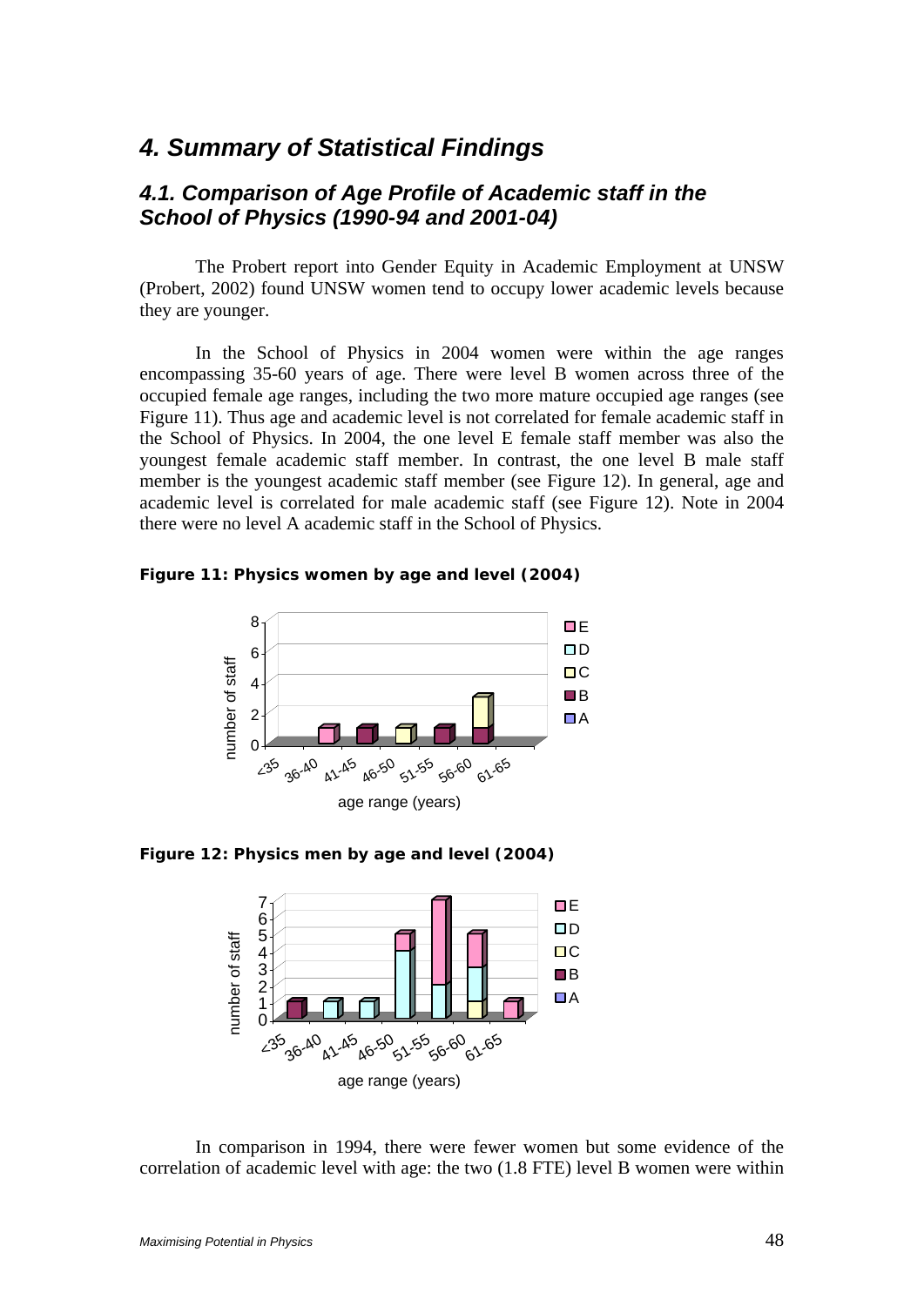# 4. Summary of Statistical Findings

## 4.1. Comparison of Age Profile of Academic staff in the School of Physics (1990-94 and 2001-04)

The Probert report into Gender Equity in Academic Employment at UNSW (Probert, 2002) found UNSW women tend to occupy lower academic levels because they are younger.

In the School of Physics in 2004 women were within the age ranges encompassing 35-60 years of age. There were level B women across three of the occupied female age ranges, including the two more mature occupied age ranges (see Figure 11). Thus age and academic level is not correlated for female academic staff in the School of Physics. In 2004, the one level E female staff member was also the youngest female academic staff member. In contrast, the one level B male staff member is the youngest academic staff member (see Figure 12). In general, age and academic level is correlated for male academic staff (see Figure 12). Note in 2004 there were no level A academic staff in the School of Physics.

**Figure 11: Physics women by age and level (2004)**

**Figure 12: Physics men by age and level (2004)**

In comparison in 1994, there were fewer women but some evidence of the correlation of academic level with age: the two (1.8 FTE) level B women were within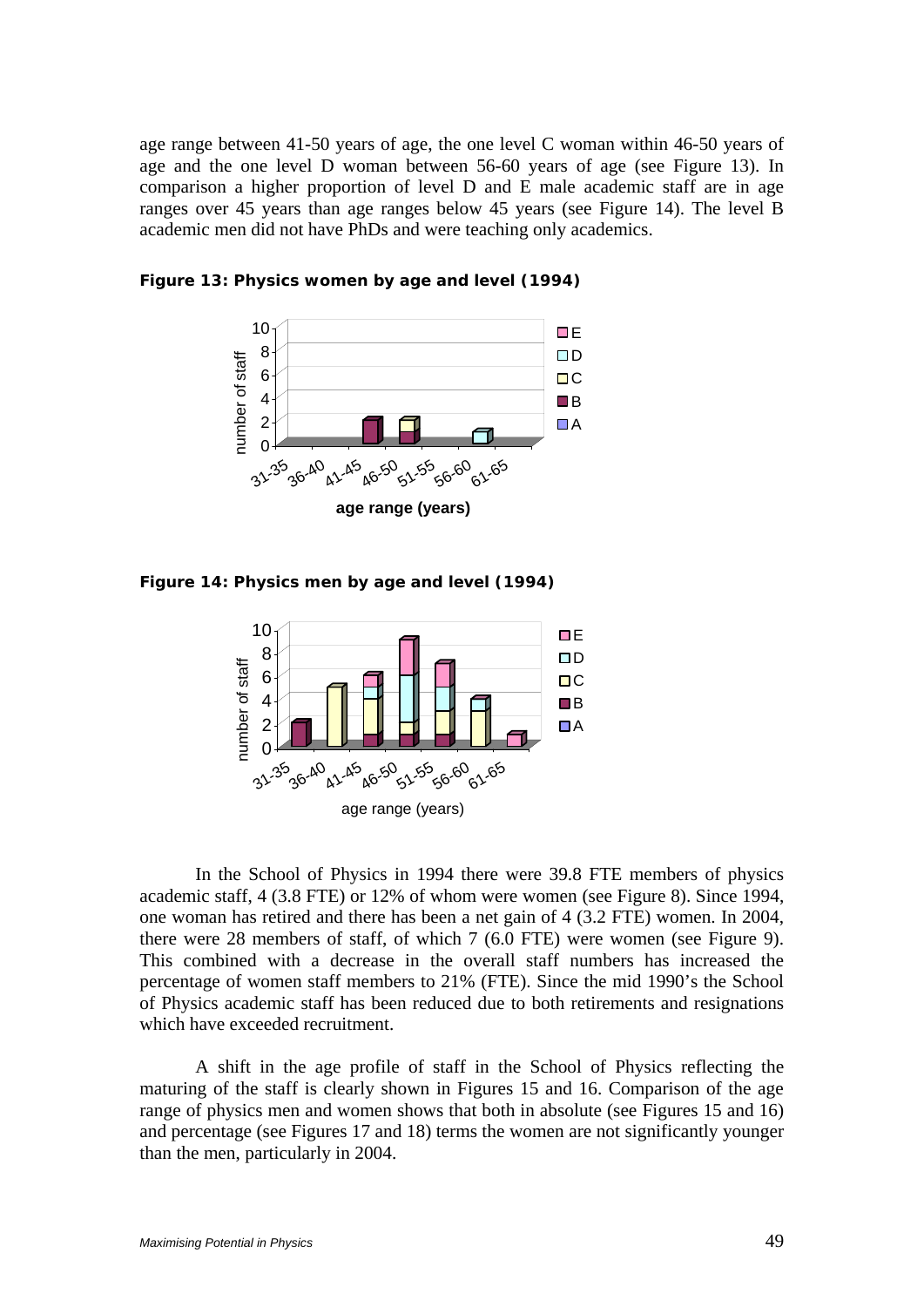age range between 41-50 years of age, the one level C woman within 46-50 years of age and the one level D woman between 56-60 years of age (see Figure 13). In comparison a higher proportion of level D and E male academic staff are in age ranges over 45 years than age ranges below 45 years (see Figure 14). The level B academic men did not have PhDs and were teaching only academics.

**Figure 13: Physics women by age and level (1994)**

**Figure 14: Physics men by age and level (1994)**

In the School of Physics in 1994 there were 39.8 FTE members of physics academic staff, 4 (3.8 FTE) or 12% of whom were women (see Figure 8). Since 1994, one woman has retired and there has been a net gain of 4 (3.2 FTE) women. In 2004, there were 28 members of staff, of which 7 (6.0 FTE) were women (see Figure 9). This combined with a decrease in the overall staff numbers has increased the percentage of women staff members to 21% (FTE). Since the mid 1990's the School of Physics academic staff has been reduced due to both retirements and resignations which have exceeded recruitment.

A shift in the age profile of staff in the School of Physics reflecting the maturing of the staff is clearly shown in Figures 15 and 16. Comparison of the age range of physics men and women shows that both in absolute (see Figures 15 and 16) and percentage (see Figures 17 and 18) terms the women are not significantly younger than the men, particularly in 2004.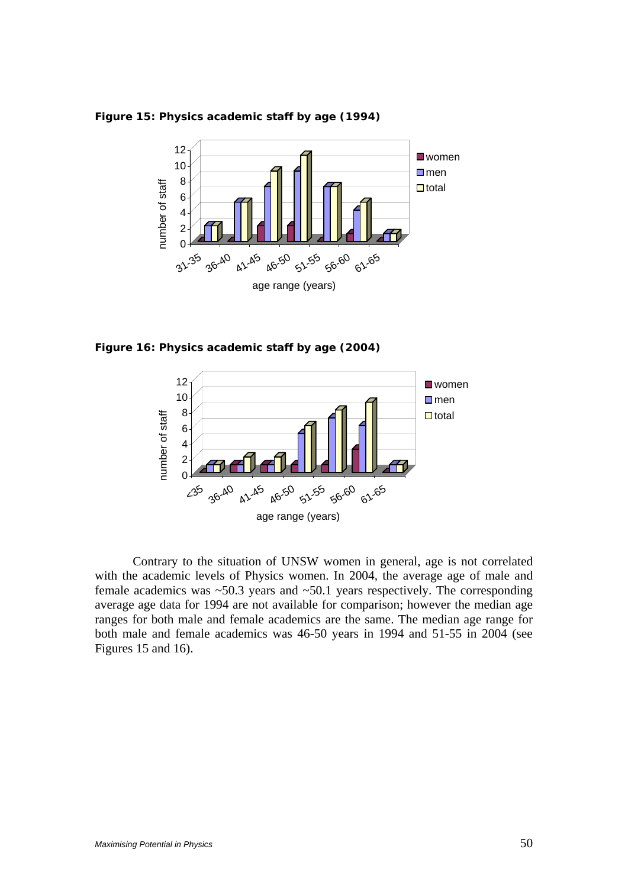**Figure 15: Physics academic staff by age (1994)**

**Figure 16: Physics academic staff by age (2004)**

Contrary to the situation of UNSW women in general, age is not correlated with the academic levels of Physics women. In 2004, the average age of male and female academics was ~50.3 years and ~50.1 years respectively. The corresponding average age data for 1994 are not available for comparison; however the median age ranges for both male and female academics are the same. The median age range for both male and female academics was 46-50 years in 1994 and 51-55 in 2004 (see Figures 15 and 16).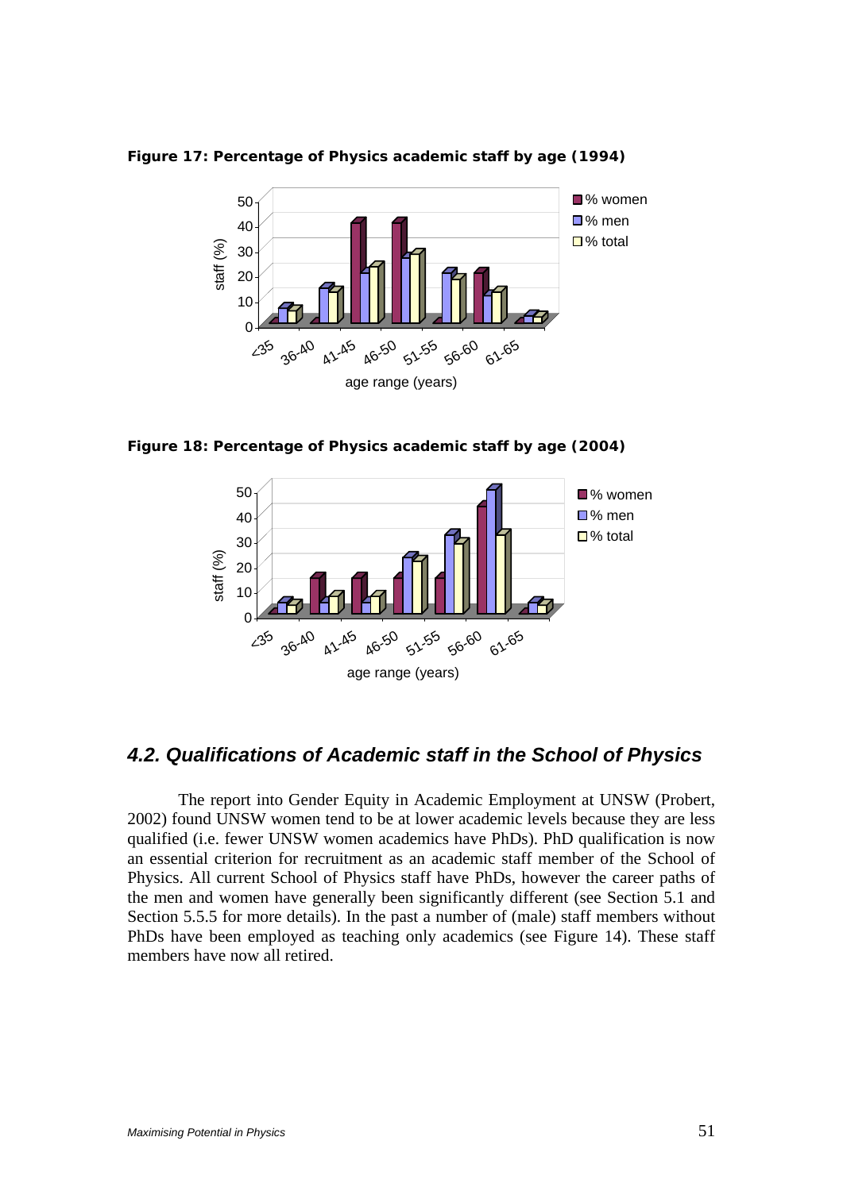**Figure 17: Percentage of Physics academic staff by age (1994)**

**Figure 18: Percentage of Physics academic staff by age (2004)**

## *4.2. Qualifications of Academic staff in the School of Physics*

The report into Gender Equity in Academic Employment at UNSW (Probert, 2002) found UNSW women tend to be at lower academic levels because they are less qualified (i.e. fewer UNSW women academics have PhDs). PhD qualification is now an essential criterion for recruitment as an academic staff member of the School of Physics. All current School of Physics staff have PhDs, however the career paths of the men and women have generally been significantly different (see Section 5.1 and Section 5.5.5 for more details). In the past a number of (male) staff members without PhDs have been employed as teaching only academics (see Figure 14). These staff members have now all retired.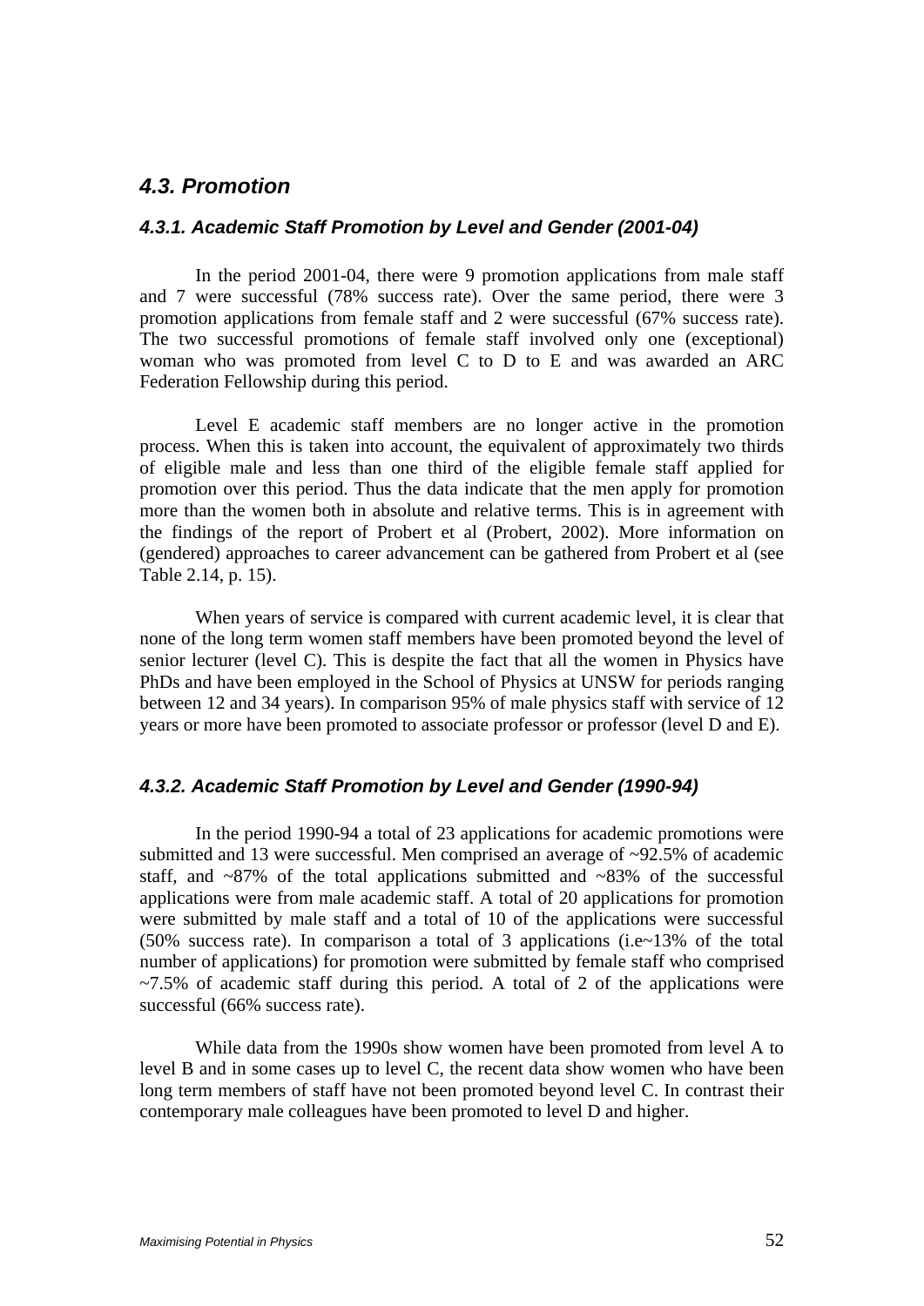## *4.3. Promotion*

### *4.3.1. Academic Staff Promotion by Level and Gender (2001-04)*

In the period 2001-04, there were 9 promotion applications from male staff and 7 were successful (78% success rate). Over the same period, there were 3 promotion applications from female staff and 2 were successful (67% success rate). The two successful promotions of female staff involved only one (exceptional) woman who was promoted from level C to D to E and was awarded an ARC Federation Fellowship during this period.

Level E academic staff members are no longer active in the promotion process. When this is taken into account, the equivalent of approximately two thirds of eligible male and less than one third of the eligible female staff applied for promotion over this period. Thus the data indicate that the men apply for promotion more than the women both in absolute and relative terms. This is in agreement with the findings of the report of Probert et al (Probert, 2002). More information on (gendered) approaches to career advancement can be gathered from Probert et al (see Table 2.14, p. 15).

When years of service is compared with current academic level, it is clear that none of the long term women staff members have been promoted beyond the level of senior lecturer (level C). This is despite the fact that all the women in Physics have PhDs and have been employed in the School of Physics at UNSW for periods ranging between 12 and 34 years). In comparison 95% of male physics staff with service of 12 years or more have been promoted to associate professor or professor (level D and E).

### *4.3.2. Academic Staff Promotion by Level and Gender (1990-94)*

In the period 1990-94 a total of 23 applications for academic promotions were submitted and 13 were successful. Men comprised an average of ~92.5% of academic staff, and ~87% of the total applications submitted and ~83% of the successful applications were from male academic staff. A total of 20 applications for promotion were submitted by male staff and a total of 10 of the applications were successful (50% success rate). In comparison a total of 3 applications (i.e~13% of the total number of applications) for promotion were submitted by female staff who comprised ~7.5% of academic staff during this period. A total of 2 of the applications were successful (66% success rate).

While data from the 1990s show women have been promoted from level A to level B and in some cases up to level C, the recent data show women who have been long term members of staff have not been promoted beyond level C. In contrast their contemporary male colleagues have been promoted to level D and higher.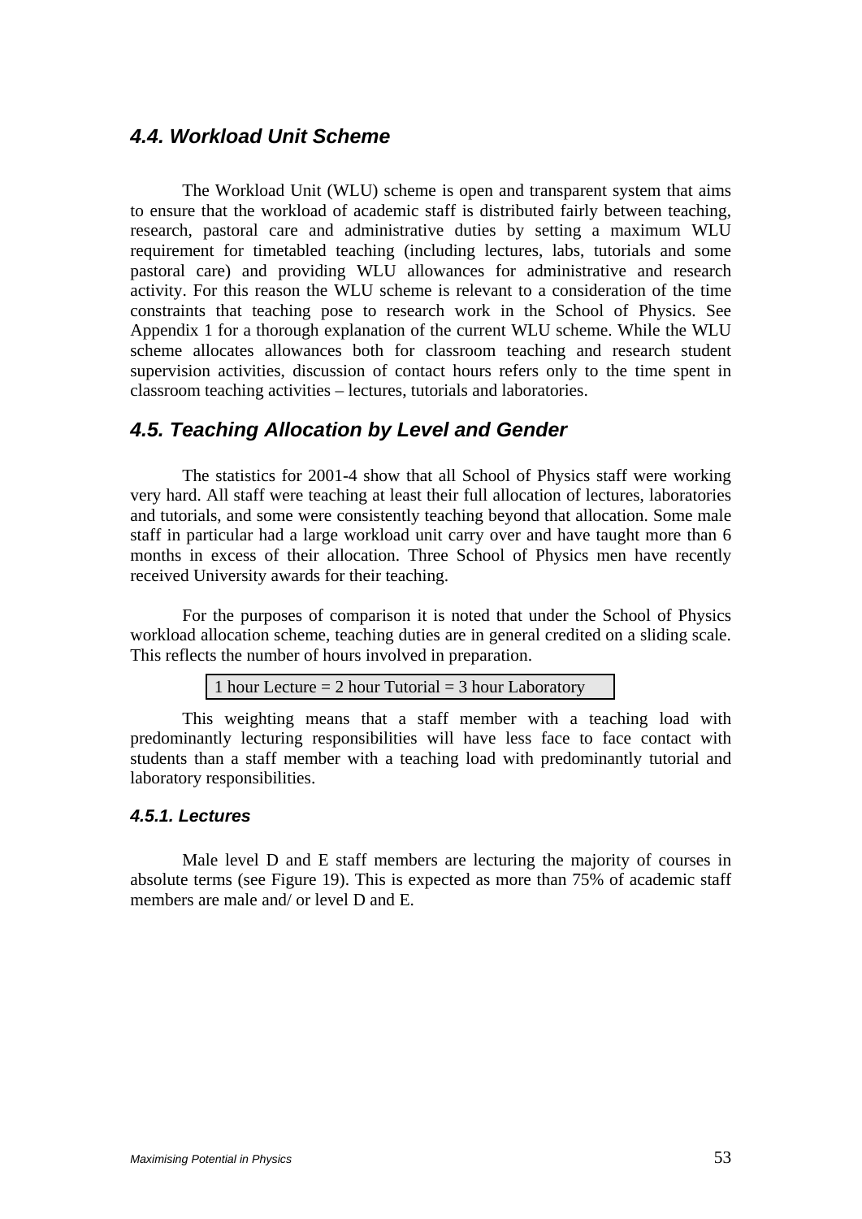## 4.4. Workload Unit Scheme

The Workload Unit (WLU) scheme is open and transparent system that aims to ensure that the workload of academic staff is distributed fairly between teaching, research, pastoral care and administrative duties by setting a maximum WLU requirement for timetabled teaching (including lectures, labs, tutorials and some pastoral care) and providing WLU allowances for administrative and research activity. For this reason the WLU scheme is relevant to a consideration of the time constraints that teaching pose to research work in the School of Physics. See Appendix 1 for a thorough explanation of the current WLU scheme. While the WLU scheme allocates allowances both for classroom teaching and research student supervision activities, discussion of contact hours refers only to the time spent in classroom teaching activities – lectures, tutorials and laboratories.

## 4.5. Teaching Allocation by Level and Gender

The statistics for 2001-4 show that all School of Physics staff were working very hard. All staff were teaching at least their full allocation of lectures, laboratories and tutorials, and some were consistently teaching beyond that allocation. Some male staff in particular had a large workload unit carry over and have taught more than 6 months in excess of their allocation. Three School of Physics men have recently received University awards for their teaching.

For the purposes of comparison it is noted that under the School of Physics workload allocation scheme, teaching duties are in general credited on a sliding scale. This reflects the number of hours involved in preparation.

1 hour Lecture = 2 hour Tutorial = 3 hour Laboratory

This weighting means that a staff member with a teaching load with predominantly lecturing responsibilities will have less face to face contact with students than a staff member with a teaching load with predominantly tutorial and laboratory responsibilities.

### 4.5.1. Lectures

Male level D and E staff members are lecturing the majority of courses in absolute terms (see Figure 19). This is expected as more than 75% of academic staff members are male and/ or level D and E.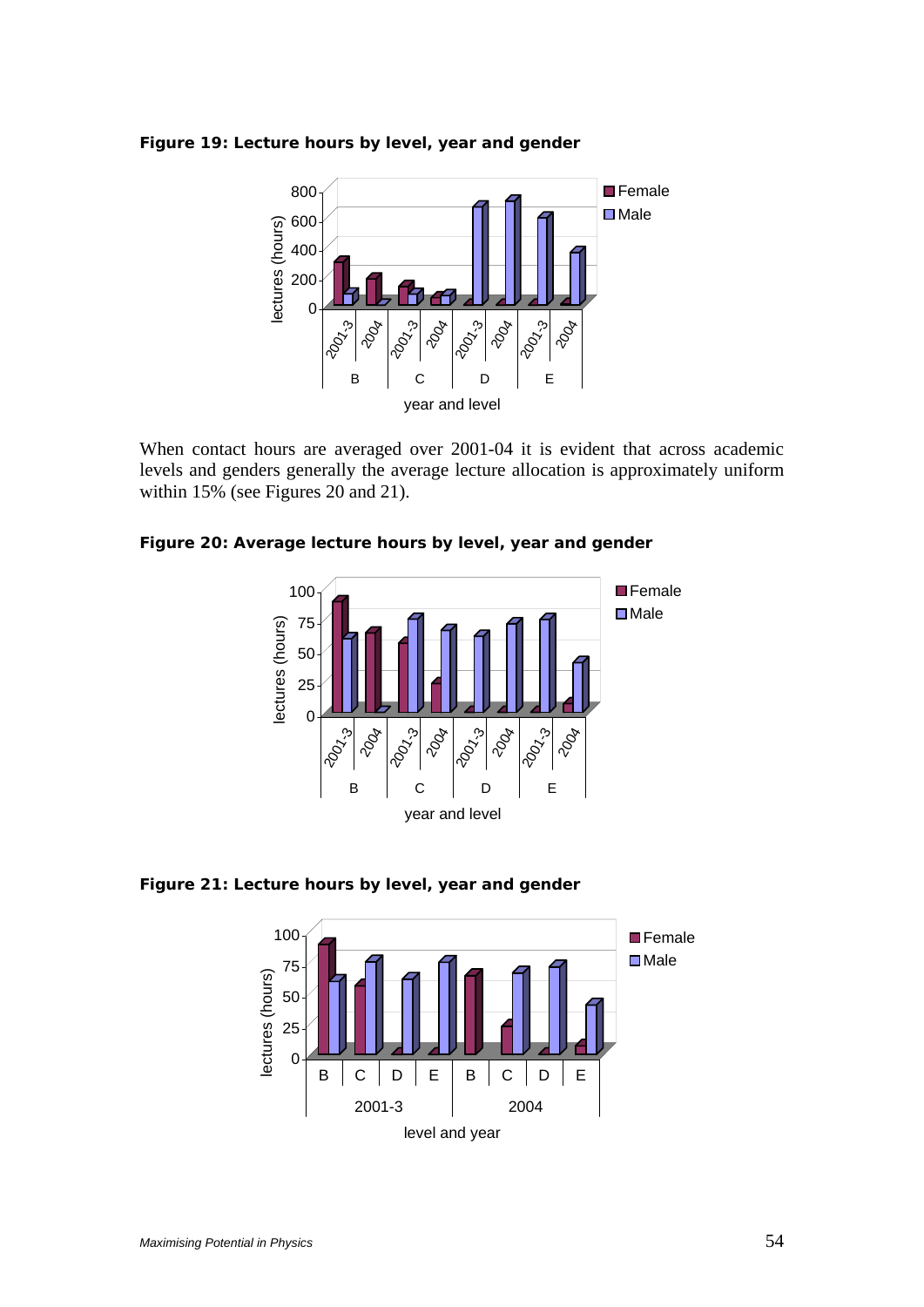**Figure 19: Lecture hours by level, year and gender**

When contact hours are averaged over 2001-04 it is evident that across academic levels and genders generally the average lecture allocation is approximately uniform within 15% (see Figures 20 and 21).

**Figure 20: Average lecture hours by level, year and gender**

**Figure 21: Lecture hours by level, year and gender**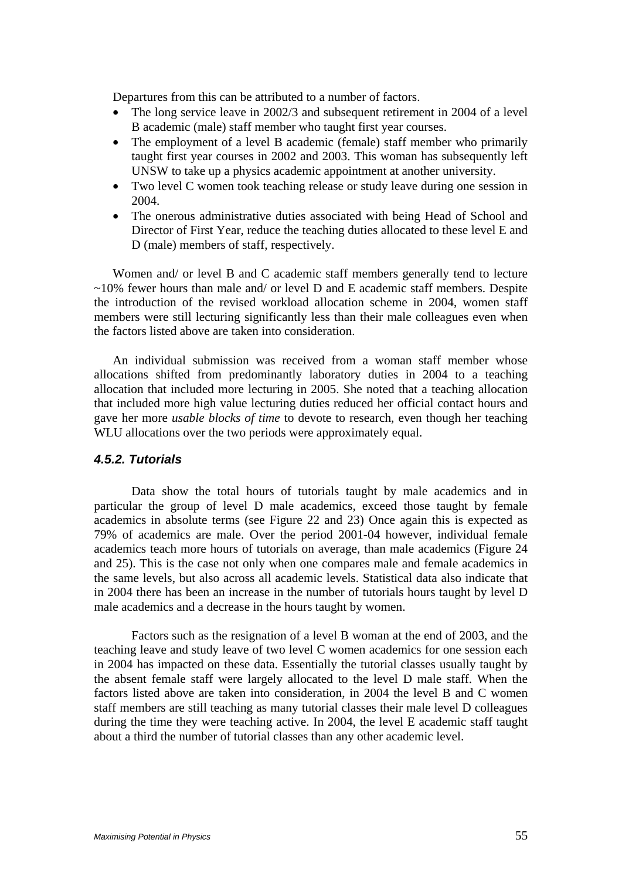Departures from this can be attributed to a number of factors.

- The long service leave in 2002/3 and subsequent retirement in 2004 of a level B academic (male) staff member who taught first year courses.
- The employment of a level B academic (female) staff member who primarily taught first year courses in 2002 and 2003. This woman has subsequently left UNSW to take up a physics academic appointment at another university.
- Two level C women took teaching release or study leave during one session in 2004.
- The onerous administrative duties associated with being Head of School and Director of First Year, reduce the teaching duties allocated to these level E and D (male) members of staff, respectively.

Women and/ or level B and C academic staff members generally tend to lecture ~10% fewer hours than male and/ or level D and E academic staff members. Despite the introduction of the revised workload allocation scheme in 2004, women staff members were still lecturing significantly less than their male colleagues even when the factors listed above are taken into consideration.

An individual submission was received from a woman staff member whose allocations shifted from predominantly laboratory duties in 2004 to a teaching allocation that included more lecturing in 2005. She noted that a teaching allocation that included more high value lecturing duties reduced her official contact hours and gave her more *usable blocks of time* to devote to research, even though her teaching WLU allocations over the two periods were approximately equal.

#### *4.5.2. Tutorials*

Data show the total hours of tutorials taught by male academics and in particular the group of level D male academics, exceed those taught by female academics in absolute terms (see Figure 22 and 23) Once again this is expected as 79% of academics are male. Over the period 2001-04 however, individual female academics teach more hours of tutorials on average, than male academics (Figure 24 and 25). This is the case not only when one compares male and female academics in the same levels, but also across all academic levels. Statistical data also indicate that in 2004 there has been an increase in the number of tutorials hours taught by level D male academics and a decrease in the hours taught by women.

Factors such as the resignation of a level B woman at the end of 2003, and the teaching leave and study leave of two level C women academics for one session each in 2004 has impacted on these data. Essentially the tutorial classes usually taught by the absent female staff were largely allocated to the level D male staff. When the factors listed above are taken into consideration, in 2004 the level B and C women staff members are still teaching as many tutorial classes their male level D colleagues during the time they were teaching active. In 2004, the level E academic staff taught about a third the number of tutorial classes than any other academic level.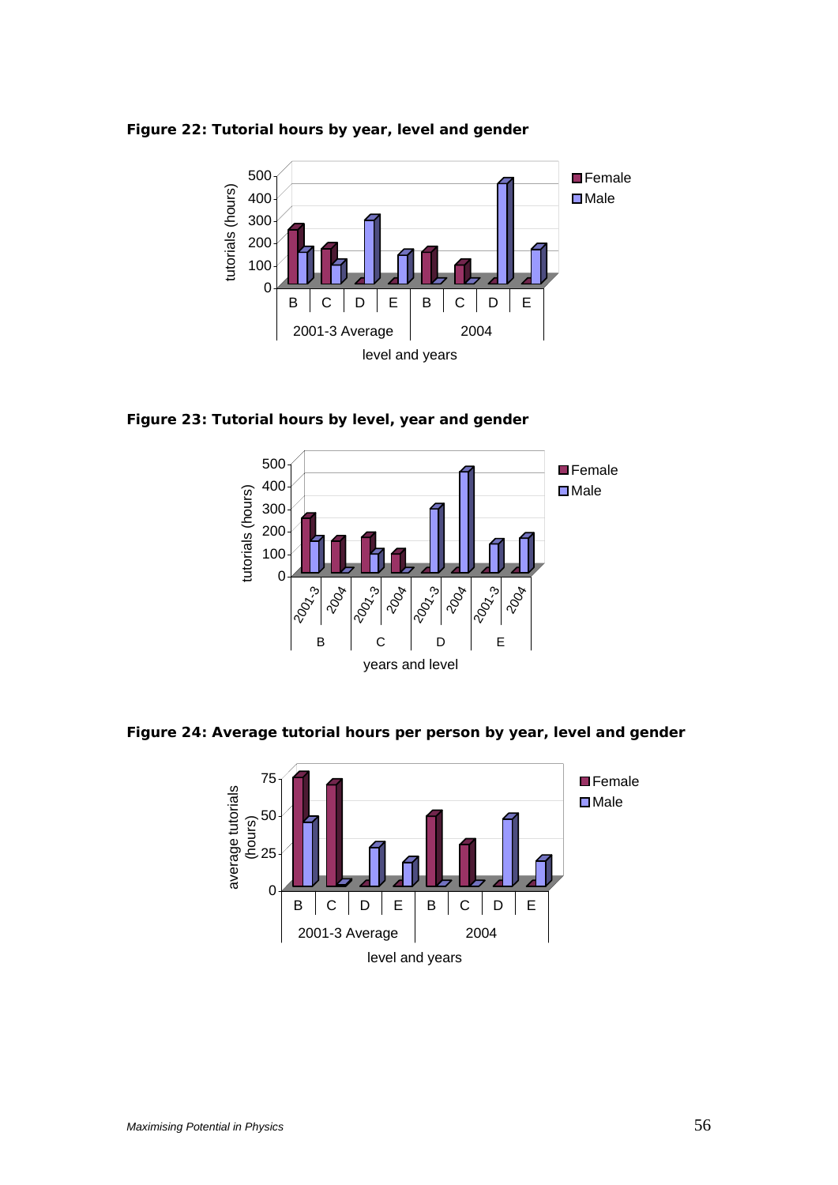**Figure 22: Tutorial hours by year, level and gender**

**Figure 23: Tutorial hours by level, year and gender**

**Figure 24: Average tutorial hours per person by year, level and gender**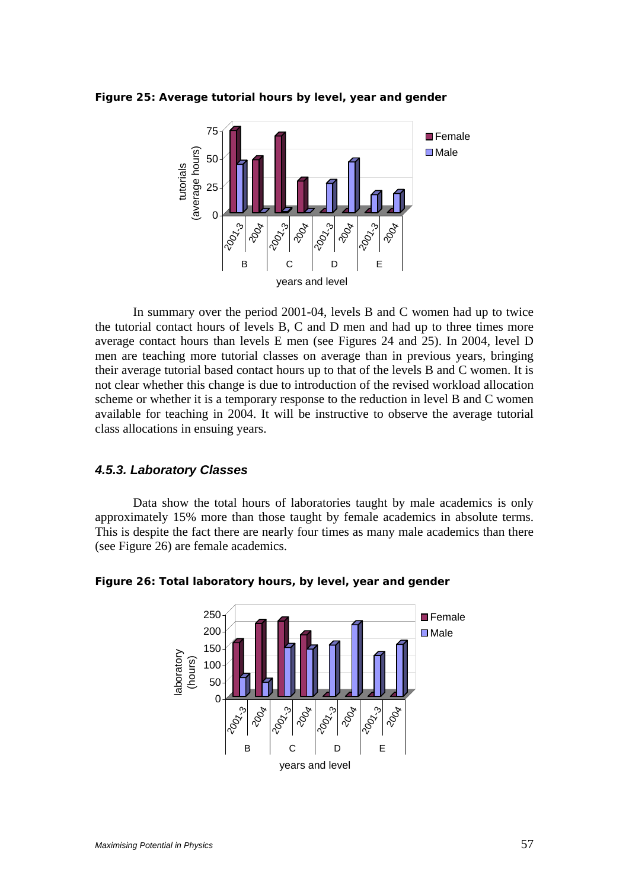**Figure 25: Average tutorial hours by level, year and gender**

In summary over the period 2001-04, levels B and C women had up to twice the tutorial contact hours of levels B, C and D men and had up to three times more average contact hours than levels E men (see Figures 24 and 25). In 2004, level D men are teaching more tutorial classes on average than in previous years, bringing their average tutorial based contact hours up to that of the levels B and C women. It is not clear whether this change is due to introduction of the revised workload allocation scheme or whether it is a temporary response to the reduction in level B and C women available for teaching in 2004. It will be instructive to observe the average tutorial class allocations in ensuing years.

### *4.5.3. Laboratory Classes*

Data show the total hours of laboratories taught by male academics is only approximately 15% more than those taught by female academics in absolute terms. This is despite the fact there are nearly four times as many male academics than there (see Figure 26) are female academics.

**Figure 26: Total laboratory hours, by level, year and gender**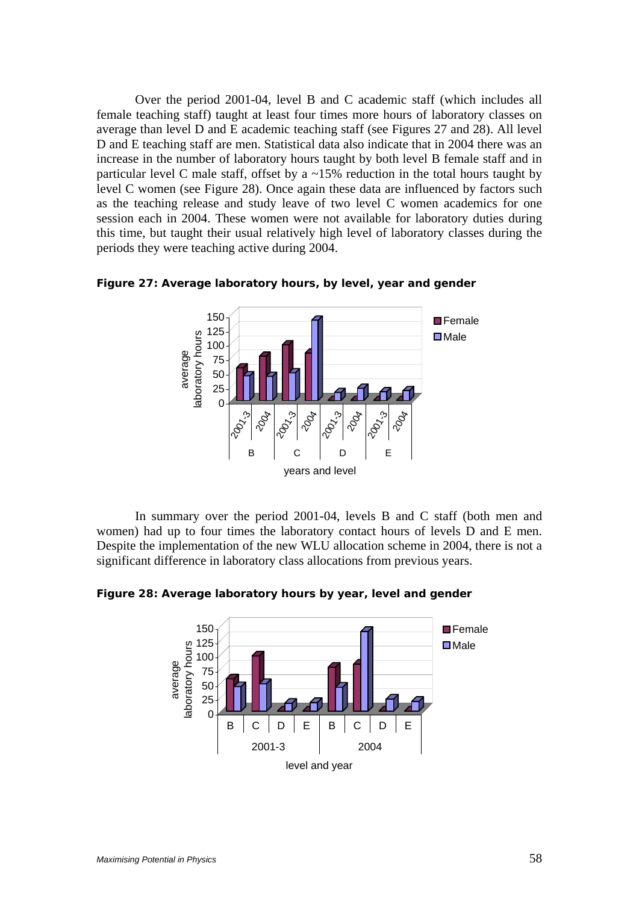Over the period 2001-04, level B and C academic staff (which includes all female teaching staff) taught at least four times more hours of laboratory classes on average than level D and E academic teaching staff (see Figures 27 and 28). All level D and E teaching staff are men. Statistical data also indicate that in 2004 there was an increase in the number of laboratory hours taught by both level B female staff and in particular level C male staff, offset by a ~15% reduction in the total hours taught by level C women (see Figure 28). Once again these data are influenced by factors such as the teaching release and study leave of two level C women academics for one session each in 2004. These women were not available for laboratory duties during this time, but taught their usual relatively high level of laboratory classes during the periods they were teaching active during 2004.

**Figure 27: Average laboratory hours, by level, year and gender**

In summary over the period 2001-04, levels B and C staff (both men and women) had up to four times the laboratory contact hours of levels D and E men. Despite the implementation of the new WLU allocation scheme in 2004, there is not a significant difference in laboratory class allocations from previous years.

**Figure 28: Average laboratory hours by year, level and gender**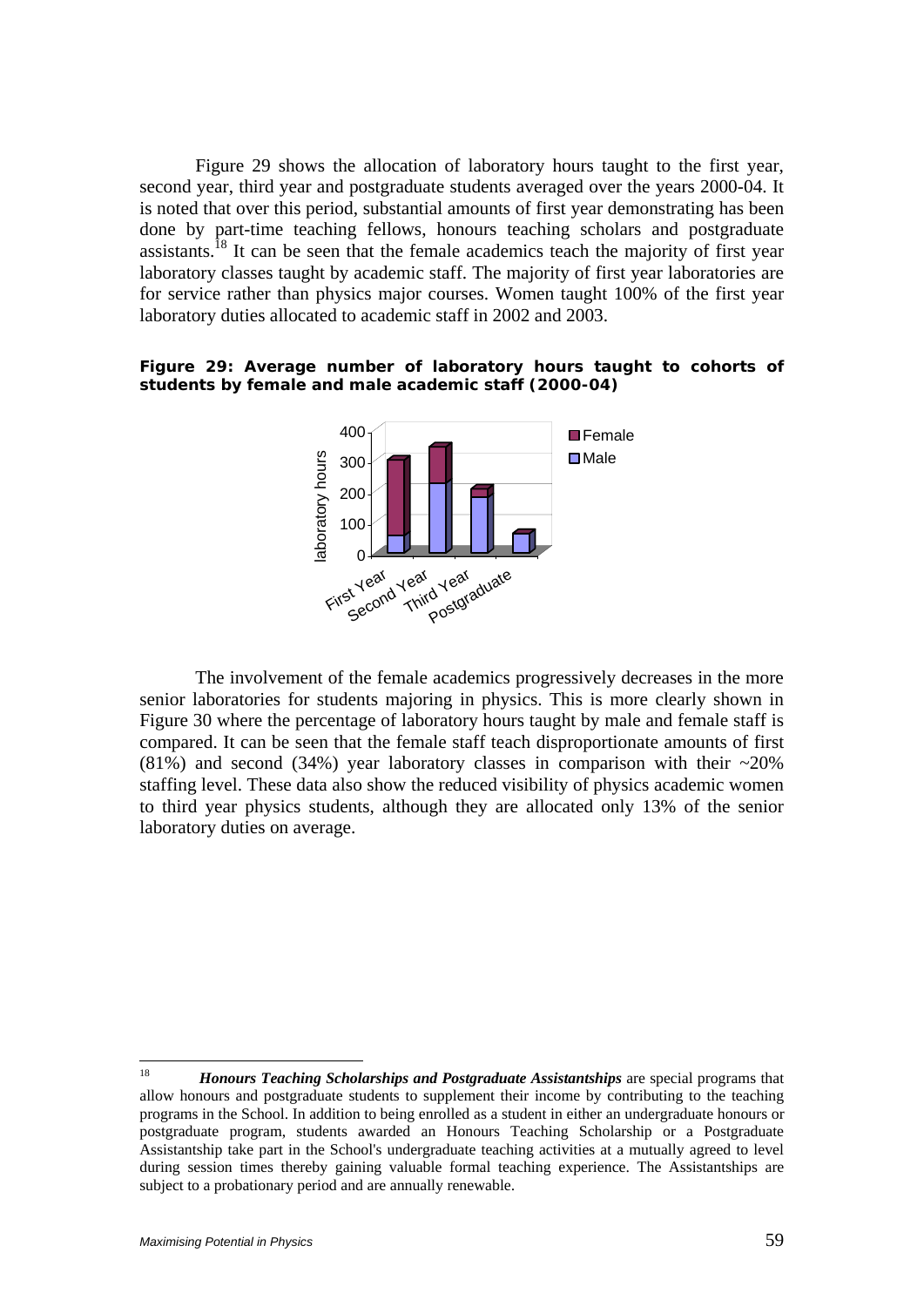Figure 29 shows the allocation of laboratory hours taught to the first year, second year, third year and postgraduate students averaged over the years 2000-04. It is noted that over this period, substantial amounts of first year demonstrating has been done by part-time teaching fellows, honours teaching scholars and postgraduate assistants.[18] It can be seen that the female academics teach the majority of first year laboratory classes taught by academic staff. The majority of first year laboratories are for service rather than physics major courses. Women taught 100% of the first year laboratory duties allocated to academic staff in 2002 and 2003.

**Figure 29: Average number of laboratory hours taught to cohorts of students by female and male academic staff (2000-04)**

The involvement of the female academics progressively decreases in the more senior laboratories for students majoring in physics. This is more clearly shown in Figure 30 where the percentage of laboratory hours taught by male and female staff is compared. It can be seen that the female staff teach disproportionate amounts of first (81%) and second (34%) year laboratory classes in comparison with their ~20% staffing level. These data also show the reduced visibility of physics academic women to third year physics students, although they are allocated only 13% of the senior laboratory duties on average.

---

[18] ***Honours Teaching Scholarships and Postgraduate Assistantships*** are special programs that allow honours and postgraduate students to supplement their income by contributing to the teaching programs in the School. In addition to being enrolled as a student in either an undergraduate honours or postgraduate program, students awarded an Honours Teaching Scholarship or a Postgraduate Assistantship take part in the School's undergraduate teaching activities at a mutually agreed to level during session times thereby gaining valuable formal teaching experience. The Assistantships are subject to a probationary period and are annually renewable.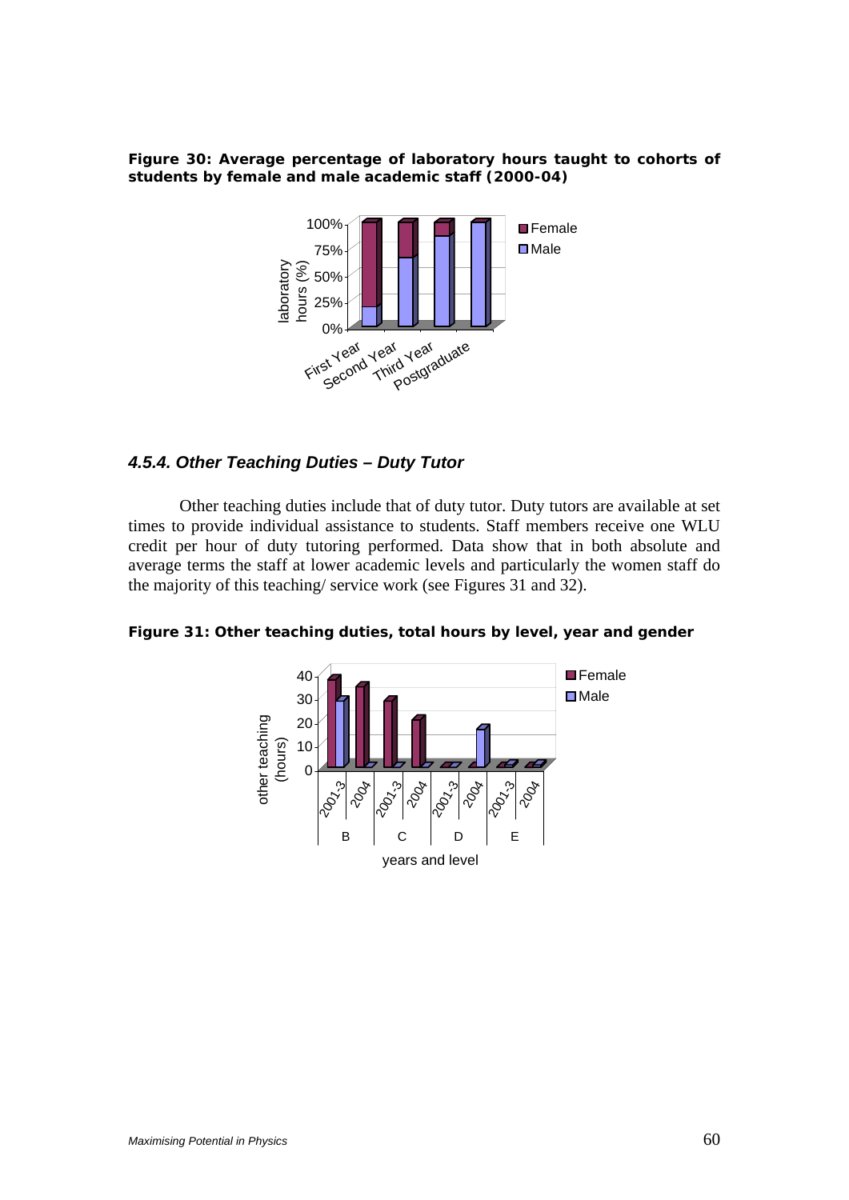**Figure 30: Average percentage of laboratory hours taught to cohorts of students by female and male academic staff (2000-04)**

### *4.5.4. Other Teaching Duties – Duty Tutor*

Other teaching duties include that of duty tutor. Duty tutors are available at set times to provide individual assistance to students. Staff members receive one WLU credit per hour of duty tutoring performed. Data show that in both absolute and average terms the staff at lower academic levels and particularly the women staff do the majority of this teaching/ service work (see Figures 31 and 32).

**Figure 31: Other teaching duties, total hours by level, year and gender**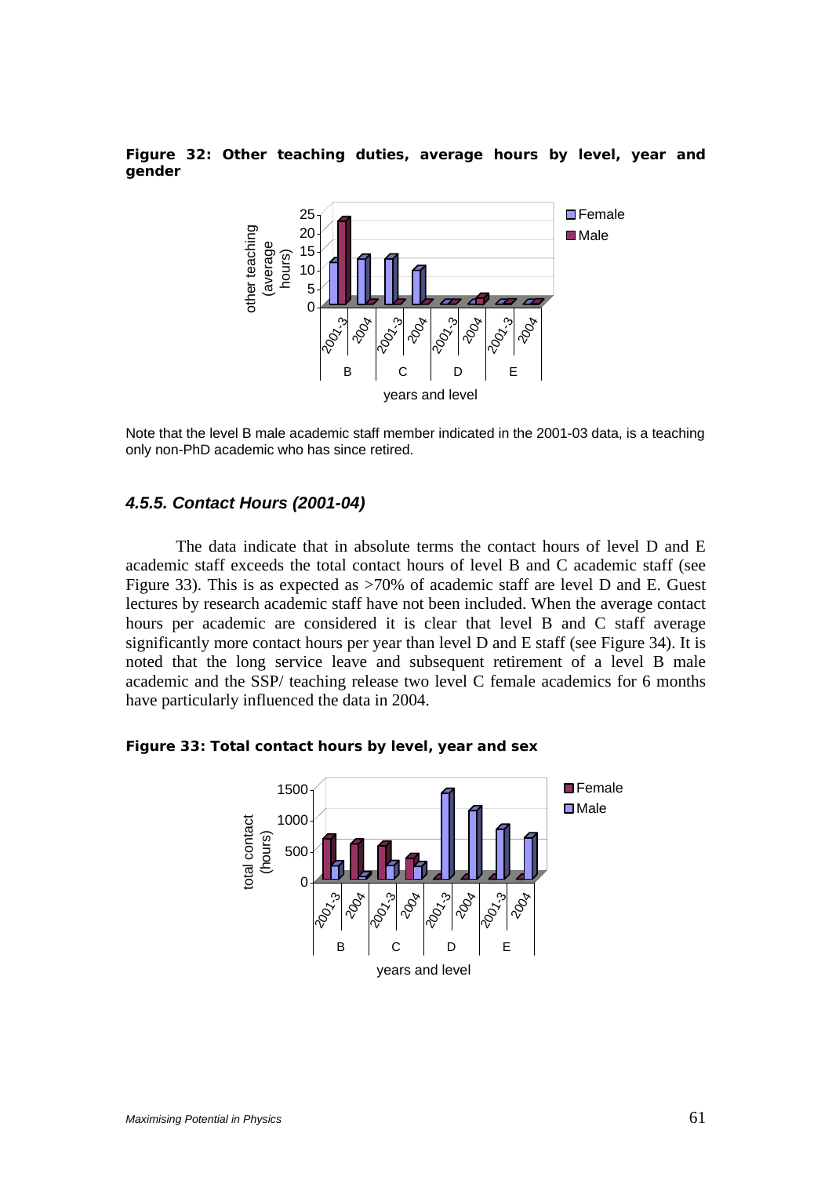**Figure 32: Other teaching duties, average hours by level, year and gender**

Note that the level B male academic staff member indicated in the 2001-03 data, is a teaching only non-PhD academic who has since retired.

### *4.5.5. Contact Hours (2001-04)*

The data indicate that in absolute terms the contact hours of level D and E academic staff exceeds the total contact hours of level B and C academic staff (see Figure 33). This is as expected as >70% of academic staff are level D and E. Guest lectures by research academic staff have not been included. When the average contact hours per academic are considered it is clear that level B and C staff average significantly more contact hours per year than level D and E staff (see Figure 34). It is noted that the long service leave and subsequent retirement of a level B male academic and the SSP/ teaching release two level C female academics for 6 months have particularly influenced the data in 2004.

**Figure 33: Total contact hours by level, year and sex**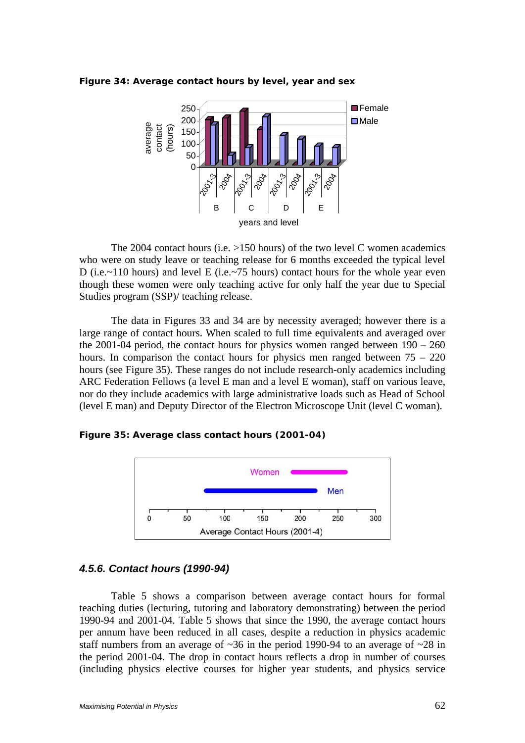**Figure 34: Average contact hours by level, year and sex**

The 2004 contact hours (i.e. >150 hours) of the two level C women academics who were on study leave or teaching release for 6 months exceeded the typical level D (i.e.~110 hours) and level E (i.e.~75 hours) contact hours for the whole year even though these women were only teaching active for only half the year due to Special Studies program (SSP)/ teaching release.

The data in Figures 33 and 34 are by necessity averaged; however there is a large range of contact hours. When scaled to full time equivalents and averaged over the 2001-04 period, the contact hours for physics women ranged between 190 – 260 hours. In comparison the contact hours for physics men ranged between 75 – 220 hours (see Figure 35). These ranges do not include research-only academics including ARC Federation Fellows (a level E man and a level E woman), staff on various leave, nor do they include academics with large administrative loads such as Head of School (level E man) and Deputy Director of the Electron Microscope Unit (level C woman).

**Figure 35: Average class contact hours (2001-04)**

### *4.5.6. Contact hours (1990-94)*

Table 5 shows a comparison between average contact hours for formal teaching duties (lecturing, tutoring and laboratory demonstrating) between the period 1990-94 and 2001-04. Table 5 shows that since the 1990, the average contact hours per annum have been reduced in all cases, despite a reduction in physics academic staff numbers from an average of ~36 in the period 1990-94 to an average of ~28 in the period 2001-04. The drop in contact hours reflects a drop in number of courses (including physics elective courses for higher year students, and physics service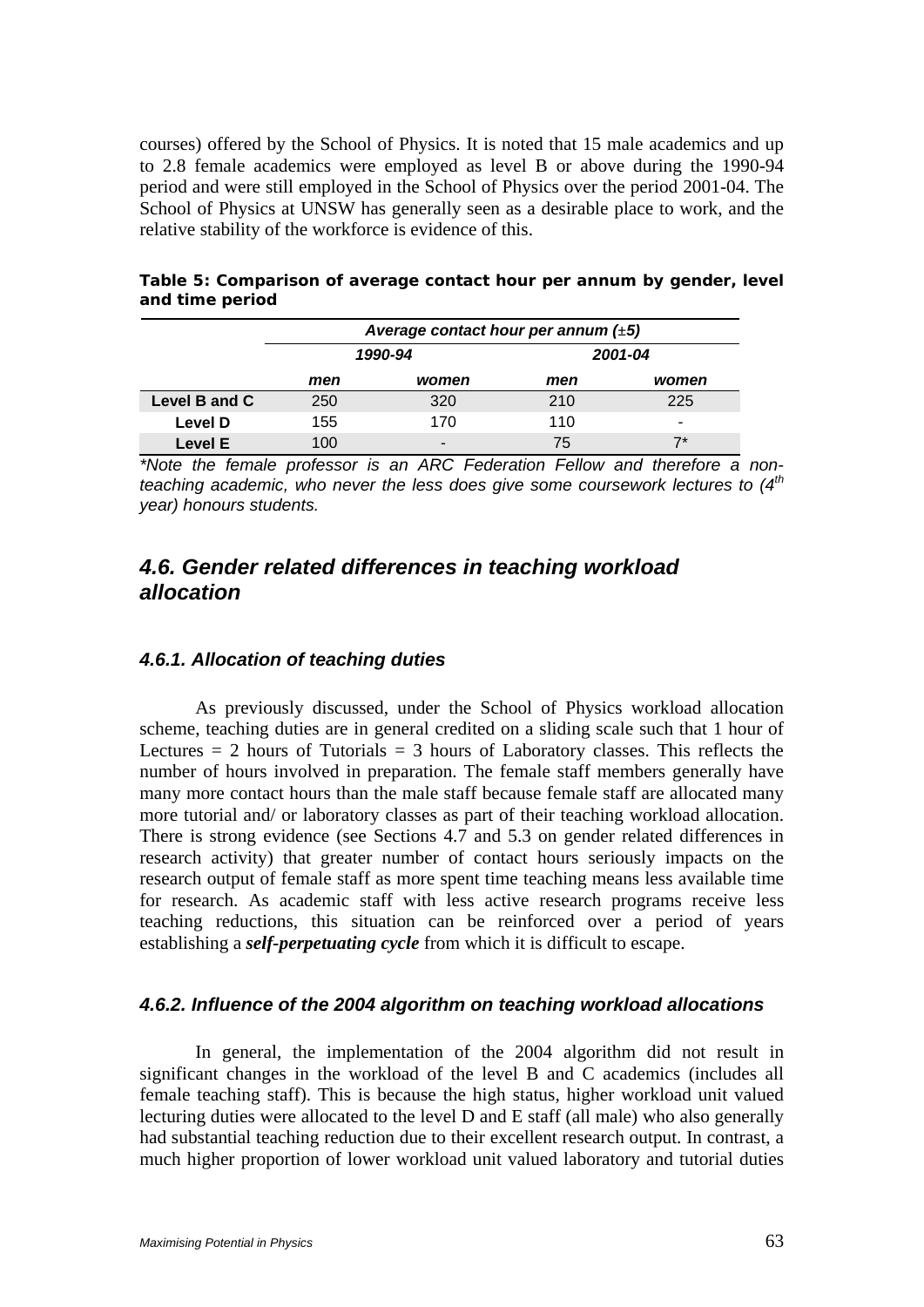courses) offered by the School of Physics. It is noted that 15 male academics and up to 2.8 female academics were employed as level B or above during the 1990-94 period and were still employed in the School of Physics over the period 2001-04. The School of Physics at UNSW has generally seen as a desirable place to work, and the relative stability of the workforce is evidence of this.

**Table 5: Comparison of average contact hour per annum by gender, level and time period**

| | *Average contact hour per annum (±5)* | | | |
|---|---|---|---|---|
| | *1990-94* | | *2001-04* | |
| | *men* | *women* | *men* | *women* |
| **Level B and C** | 250 | 320 | 210 | 225 |
| **Level D** | 155 | 170 | 110 | - |
| **Level E** | 100 | - | 75 | 7* |

*\*Note the female professor is an ARC Federation Fellow and therefore a non-teaching academic, who never the less does give some coursework lectures to (4th year) honours students.*

## *4.6. Gender related differences in teaching workload allocation*

### *4.6.1. Allocation of teaching duties*

As previously discussed, under the School of Physics workload allocation scheme, teaching duties are in general credited on a sliding scale such that 1 hour of Lectures = 2 hours of Tutorials = 3 hours of Laboratory classes. This reflects the number of hours involved in preparation. The female staff members generally have many more contact hours than the male staff because female staff are allocated many more tutorial and/ or laboratory classes as part of their teaching workload allocation. There is strong evidence (see Sections 4.7 and 5.3 on gender related differences in research activity) that greater number of contact hours seriously impacts on the research output of female staff as more spent time teaching means less available time for research. As academic staff with less active research programs receive less teaching reductions, this situation can be reinforced over a period of years establishing a ***self-perpetuating cycle*** from which it is difficult to escape.

### *4.6.2. Influence of the 2004 algorithm on teaching workload allocations*

In general, the implementation of the 2004 algorithm did not result in significant changes in the workload of the level B and C academics (includes all female teaching staff). This is because the high status, higher workload unit valued lecturing duties were allocated to the level D and E staff (all male) who also generally had substantial teaching reduction due to their excellent research output. In contrast, a much higher proportion of lower workload unit valued laboratory and tutorial duties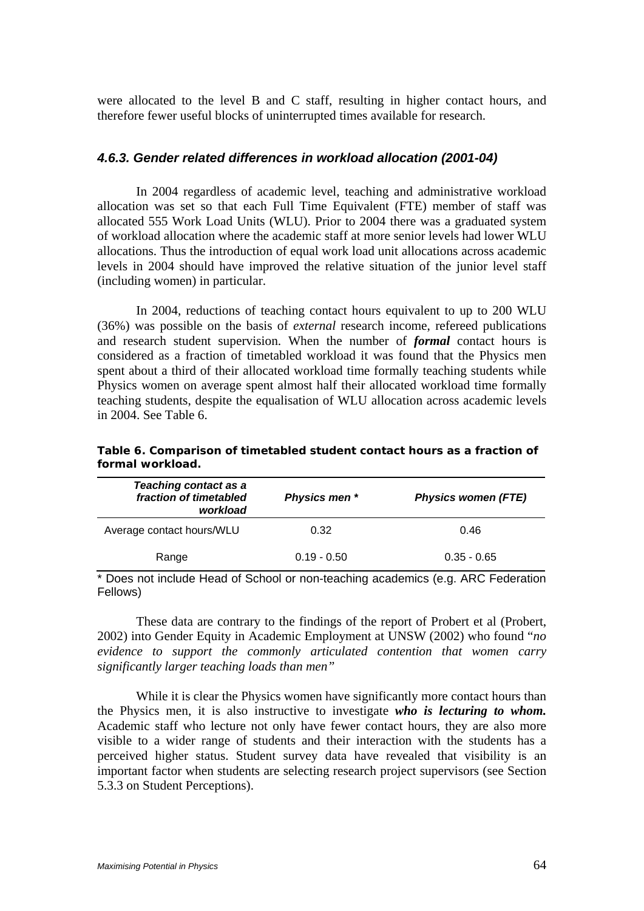were allocated to the level B and C staff, resulting in higher contact hours, and therefore fewer useful blocks of uninterrupted times available for research.

### *4.6.3. Gender related differences in workload allocation (2001-04)*

In 2004 regardless of academic level, teaching and administrative workload allocation was set so that each Full Time Equivalent (FTE) member of staff was allocated 555 Work Load Units (WLU). Prior to 2004 there was a graduated system of workload allocation where the academic staff at more senior levels had lower WLU allocations. Thus the introduction of equal work load unit allocations across academic levels in 2004 should have improved the relative situation of the junior level staff (including women) in particular.

In 2004, reductions of teaching contact hours equivalent to up to 200 WLU (36%) was possible on the basis of *external* research income, refereed publications and research student supervision. When the number of ***formal*** contact hours is considered as a fraction of timetabled workload it was found that the Physics men spent about a third of their allocated workload time formally teaching students while Physics women on average spent almost half their allocated workload time formally teaching students, despite the equalisation of WLU allocation across academic levels in 2004. See Table 6.

**Table 6. Comparison of timetabled student contact hours as a fraction of formal workload.**

| *Teaching contact as a fraction of timetabled workload* | *Physics men \** | *Physics women (FTE)* |
|---|---|---|
| Average contact hours/WLU | 0.32 | 0.46 |
| Range | 0.19 - 0.50 | 0.35 - 0.65 |

\* Does not include Head of School or non-teaching academics (e.g. ARC Federation Fellows)

These data are contrary to the findings of the report of Probert et al (Probert, 2002) into Gender Equity in Academic Employment at UNSW (2002) who found "*no evidence to support the commonly articulated contention that women carry significantly larger teaching loads than men"*

While it is clear the Physics women have significantly more contact hours than the Physics men, it is also instructive to investigate ***who is lecturing to whom.*** Academic staff who lecture not only have fewer contact hours, they are also more visible to a wider range of students and their interaction with the students has a perceived higher status. Student survey data have revealed that visibility is an important factor when students are selecting research project supervisors (see Section 5.3.3 on Student Perceptions).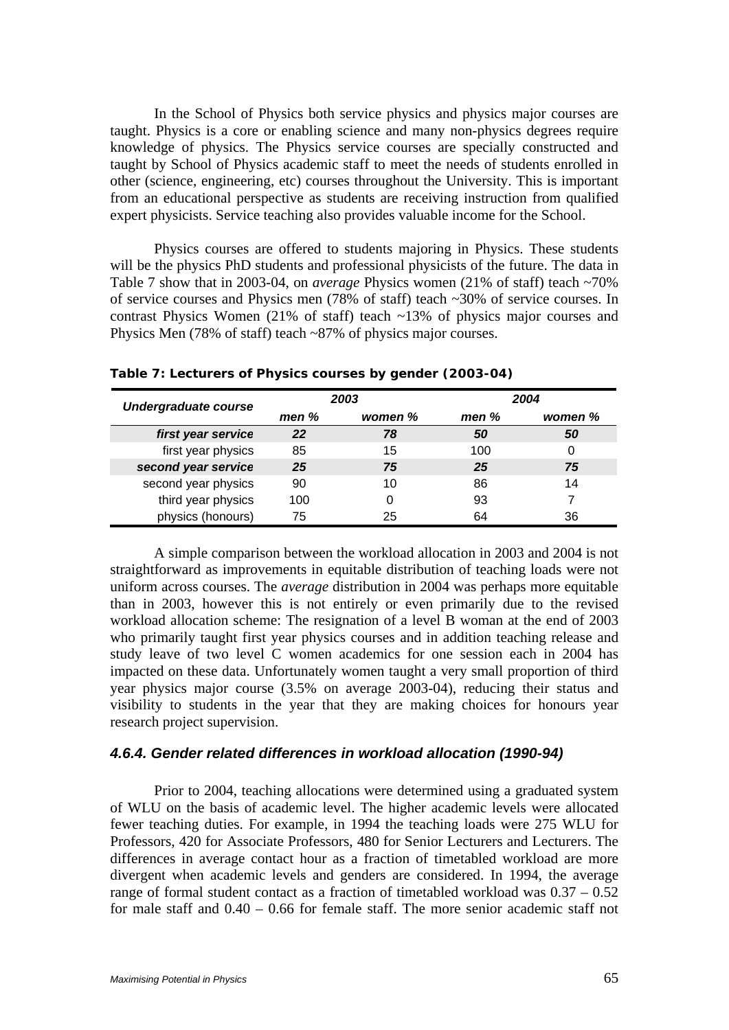In the School of Physics both service physics and physics major courses are taught. Physics is a core or enabling science and many non-physics degrees require knowledge of physics. The Physics service courses are specially constructed and taught by School of Physics academic staff to meet the needs of students enrolled in other (science, engineering, etc) courses throughout the University. This is important from an educational perspective as students are receiving instruction from qualified expert physicists. Service teaching also provides valuable income for the School.

Physics courses are offered to students majoring in Physics. These students will be the physics PhD students and professional physicists of the future. The data in Table 7 show that in 2003-04, on *average* Physics women (21% of staff) teach ~70% of service courses and Physics men (78% of staff) teach ~30% of service courses. In contrast Physics Women (21% of staff) teach ~13% of physics major courses and Physics Men (78% of staff) teach ~87% of physics major courses.

**Table 7: Lecturers of Physics courses by gender (2003-04)**

| *Undergraduate course* | *2003* | | *2004* | |
|---|---|---|---|---|
| | *men %* | *women %* | *men %* | *women %* |
| ***first year service*** | ***22*** | ***78*** | ***50*** | ***50*** |
| first year physics | 85 | 15 | 100 | 0 |
| ***second year service*** | ***25*** | ***75*** | ***25*** | ***75*** |
| second year physics | 90 | 10 | 86 | 14 |
| third year physics | 100 | 0 | 93 | 7 |
| physics (honours) | 75 | 25 | 64 | 36 |

A simple comparison between the workload allocation in 2003 and 2004 is not straightforward as improvements in equitable distribution of teaching loads were not uniform across courses. The *average* distribution in 2004 was perhaps more equitable than in 2003, however this is not entirely or even primarily due to the revised workload allocation scheme: The resignation of a level B woman at the end of 2003 who primarily taught first year physics courses and in addition teaching release and study leave of two level C women academics for one session each in 2004 has impacted on these data. Unfortunately women taught a very small proportion of third year physics major course (3.5% on average 2003-04), reducing their status and visibility to students in the year that they are making choices for honours year research project supervision.

### *4.6.4. Gender related differences in workload allocation (1990-94)*

Prior to 2004, teaching allocations were determined using a graduated system of WLU on the basis of academic level. The higher academic levels were allocated fewer teaching duties. For example, in 1994 the teaching loads were 275 WLU for Professors, 420 for Associate Professors, 480 for Senior Lecturers and Lecturers. The differences in average contact hour as a fraction of timetabled workload are more divergent when academic levels and genders are considered. In 1994, the average range of formal student contact as a fraction of timetabled workload was 0.37 – 0.52 for male staff and 0.40 – 0.66 for female staff. The more senior academic staff not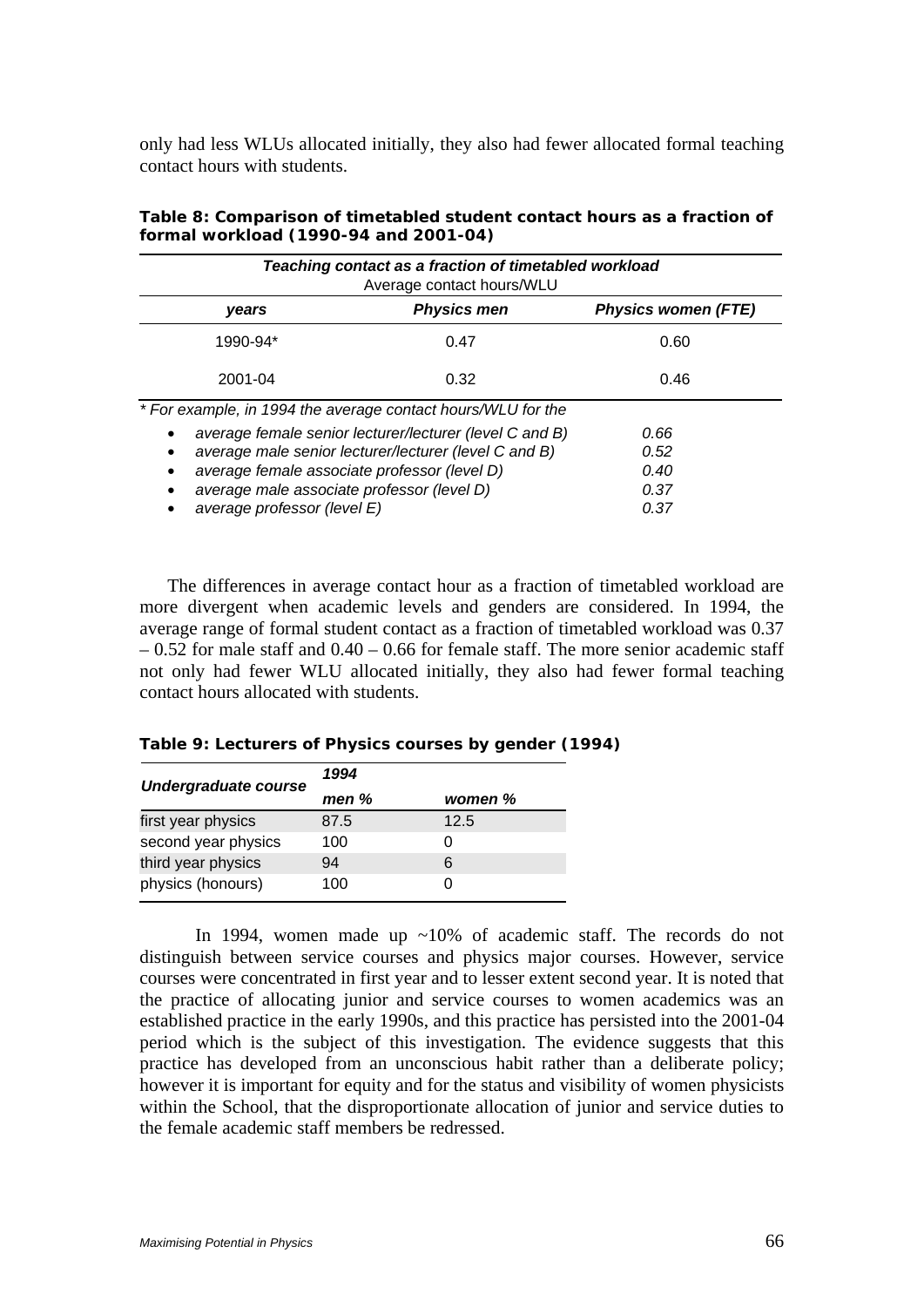only had less WLUs allocated initially, they also had fewer allocated formal teaching contact hours with students.

**Table 8: Comparison of timetabled student contact hours as a fraction of formal workload (1990-94 and 2001-04)**

| ***Teaching contact as a fraction of timetabled workload*** Average contact hours/WLU | | |
|---|---|---|
| ***years*** | ***Physics men*** | ***Physics women (FTE)*** |
| 1990-94* | 0.47 | 0.60 |
| 2001-04 | 0.32 | 0.46 |

*\* For example, in 1994 the average contact hours/WLU for the*

- *average female senior lecturer/lecturer (level C and B)* — *0.66*
- *average male senior lecturer/lecturer (level C and B)* — *0.52*
- *average female associate professor (level D)* — *0.40*
- *average male associate professor (level D)* — *0.37*
- *average professor (level E)* — *0.37*

The differences in average contact hour as a fraction of timetabled workload are more divergent when academic levels and genders are considered. In 1994, the average range of formal student contact as a fraction of timetabled workload was 0.37 – 0.52 for male staff and 0.40 – 0.66 for female staff. The more senior academic staff not only had fewer WLU allocated initially, they also had fewer formal teaching contact hours allocated with students.

**Table 9: Lecturers of Physics courses by gender (1994)**

| ***Undergraduate course*** | ***1994*** | |
|---|---|---|
| | ***men %*** | ***women %*** |
| first year physics | 87.5 | 12.5 |
| second year physics | 100 | 0 |
| third year physics | 94 | 6 |
| physics (honours) | 100 | 0 |

In 1994, women made up ~10% of academic staff. The records do not distinguish between service courses and physics major courses. However, service courses were concentrated in first year and to lesser extent second year. It is noted that the practice of allocating junior and service courses to women academics was an established practice in the early 1990s, and this practice has persisted into the 2001-04 period which is the subject of this investigation. The evidence suggests that this practice has developed from an unconscious habit rather than a deliberate policy; however it is important for equity and for the status and visibility of women physicists within the School, that the disproportionate allocation of junior and service duties to the female academic staff members be redressed.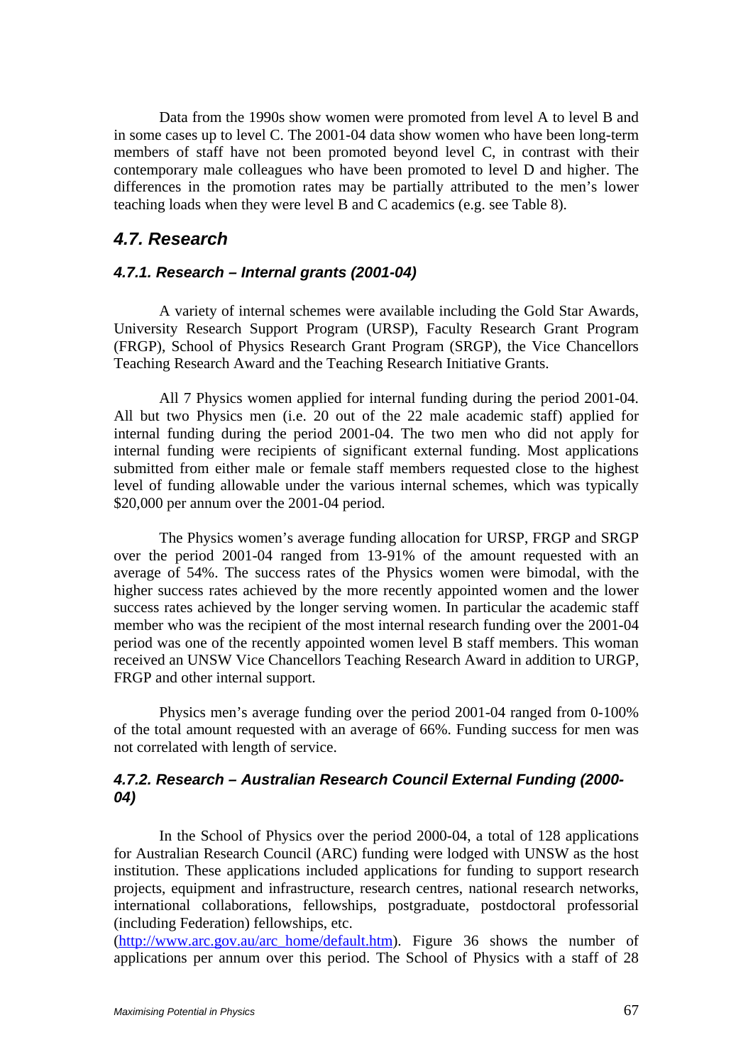Data from the 1990s show women were promoted from level A to level B and in some cases up to level C. The 2001-04 data show women who have been long-term members of staff have not been promoted beyond level C, in contrast with their contemporary male colleagues who have been promoted to level D and higher. The differences in the promotion rates may be partially attributed to the men's lower teaching loads when they were level B and C academics (e.g. see Table 8).

## *4.7. Research*

### *4.7.1. Research – Internal grants (2001-04)*

A variety of internal schemes were available including the Gold Star Awards, University Research Support Program (URSP), Faculty Research Grant Program (FRGP), School of Physics Research Grant Program (SRGP), the Vice Chancellors Teaching Research Award and the Teaching Research Initiative Grants.

All 7 Physics women applied for internal funding during the period 2001-04. All but two Physics men (i.e. 20 out of the 22 male academic staff) applied for internal funding during the period 2001-04. The two men who did not apply for internal funding were recipients of significant external funding. Most applications submitted from either male or female staff members requested close to the highest level of funding allowable under the various internal schemes, which was typically $20,000 per annum over the 2001-04 period.

The Physics women's average funding allocation for URSP, FRGP and SRGP over the period 2001-04 ranged from 13-91% of the amount requested with an average of 54%. The success rates of the Physics women were bimodal, with the higher success rates achieved by the more recently appointed women and the lower success rates achieved by the longer serving women. In particular the academic staff member who was the recipient of the most internal research funding over the 2001-04 period was one of the recently appointed women level B staff members. This woman received an UNSW Vice Chancellors Teaching Research Award in addition to URGP, FRGP and other internal support.

Physics men's average funding over the period 2001-04 ranged from 0-100% of the total amount requested with an average of 66%. Funding success for men was not correlated with length of service.

### *4.7.2. Research – Australian Research Council External Funding (2000-04)*

In the School of Physics over the period 2000-04, a total of 128 applications for Australian Research Council (ARC) funding were lodged with UNSW as the host institution. These applications included applications for funding to support research projects, equipment and infrastructure, research centres, national research networks, international collaborations, fellowships, postgraduate, postdoctoral professorial (including Federation) fellowships, etc. (http://www.arc.gov.au/arc_home/default.htm). Figure 36 shows the number of applications per annum over this period. The School of Physics with a staff of 28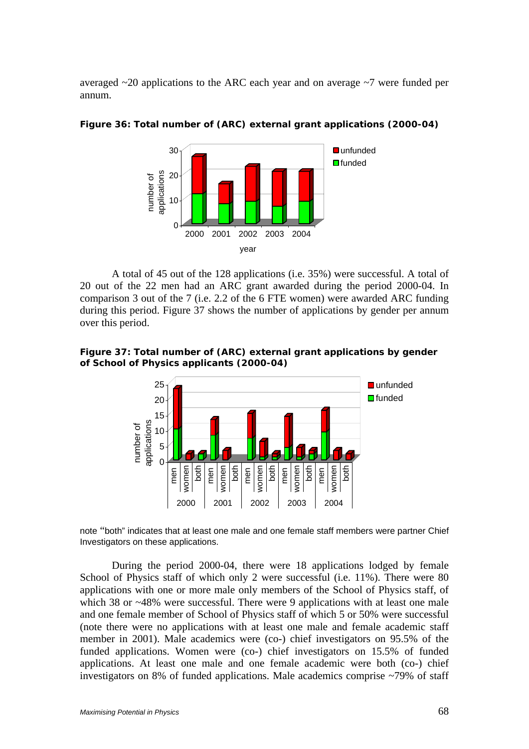averaged ~20 applications to the ARC each year and on average ~7 were funded per annum.

**Figure 36: Total number of (ARC) external grant applications (2000-04)**

A total of 45 out of the 128 applications (i.e. 35%) were successful. A total of 20 out of the 22 men had an ARC grant awarded during the period 2000-04. In comparison 3 out of the 7 (i.e. 2.2 of the 6 FTE women) were awarded ARC funding during this period. Figure 37 shows the number of applications by gender per annum over this period.

**Figure 37: Total number of (ARC) external grant applications by gender of School of Physics applicants (2000-04)**

note "both" indicates that at least one male and one female staff members were partner Chief Investigators on these applications.

During the period 2000-04, there were 18 applications lodged by female School of Physics staff of which only 2 were successful (i.e. 11%). There were 80 applications with one or more male only members of the School of Physics staff, of which 38 or ~48% were successful. There were 9 applications with at least one male and one female member of School of Physics staff of which 5 or 50% were successful (note there were no applications with at least one male and female academic staff member in 2001). Male academics were (co-) chief investigators on 95.5% of the funded applications. Women were (co-) chief investigators on 15.5% of funded applications. At least one male and one female academic were both (co-) chief investigators on 8% of funded applications. Male academics comprise ~79% of staff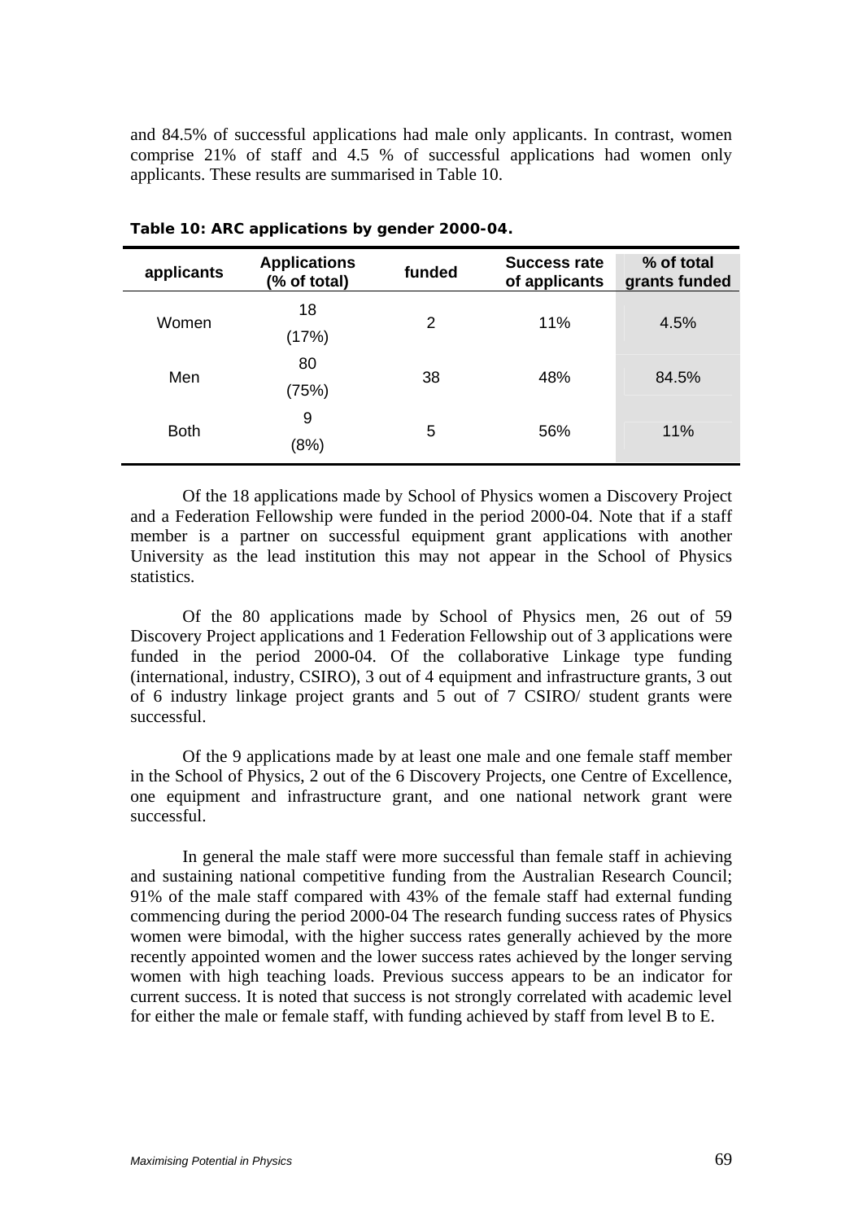and 84.5% of successful applications had male only applicants. In contrast, women comprise 21% of staff and 4.5 % of successful applications had women only applicants. These results are summarised in Table 10.

**Table 10: ARC applications by gender 2000-04.**

| applicants | Applications (% of total) | funded | Success rate of applicants | % of total grants funded |
|---|---|---|---|---|
| Women | 18 (17%) | 2 | 11% | 4.5% |
| Men | 80 (75%) | 38 | 48% | 84.5% |
| Both | 9 (8%) | 5 | 56% | 11% |

Of the 18 applications made by School of Physics women a Discovery Project and a Federation Fellowship were funded in the period 2000-04. Note that if a staff member is a partner on successful equipment grant applications with another University as the lead institution this may not appear in the School of Physics statistics.

Of the 80 applications made by School of Physics men, 26 out of 59 Discovery Project applications and 1 Federation Fellowship out of 3 applications were funded in the period 2000-04. Of the collaborative Linkage type funding (international, industry, CSIRO), 3 out of 4 equipment and infrastructure grants, 3 out of 6 industry linkage project grants and 5 out of 7 CSIRO/ student grants were successful.

Of the 9 applications made by at least one male and one female staff member in the School of Physics, 2 out of the 6 Discovery Projects, one Centre of Excellence, one equipment and infrastructure grant, and one national network grant were successful.

In general the male staff were more successful than female staff in achieving and sustaining national competitive funding from the Australian Research Council; 91% of the male staff compared with 43% of the female staff had external funding commencing during the period 2000-04 The research funding success rates of Physics women were bimodal, with the higher success rates generally achieved by the more recently appointed women and the lower success rates achieved by the longer serving women with high teaching loads. Previous success appears to be an indicator for current success. It is noted that success is not strongly correlated with academic level for either the male or female staff, with funding achieved by staff from level B to E.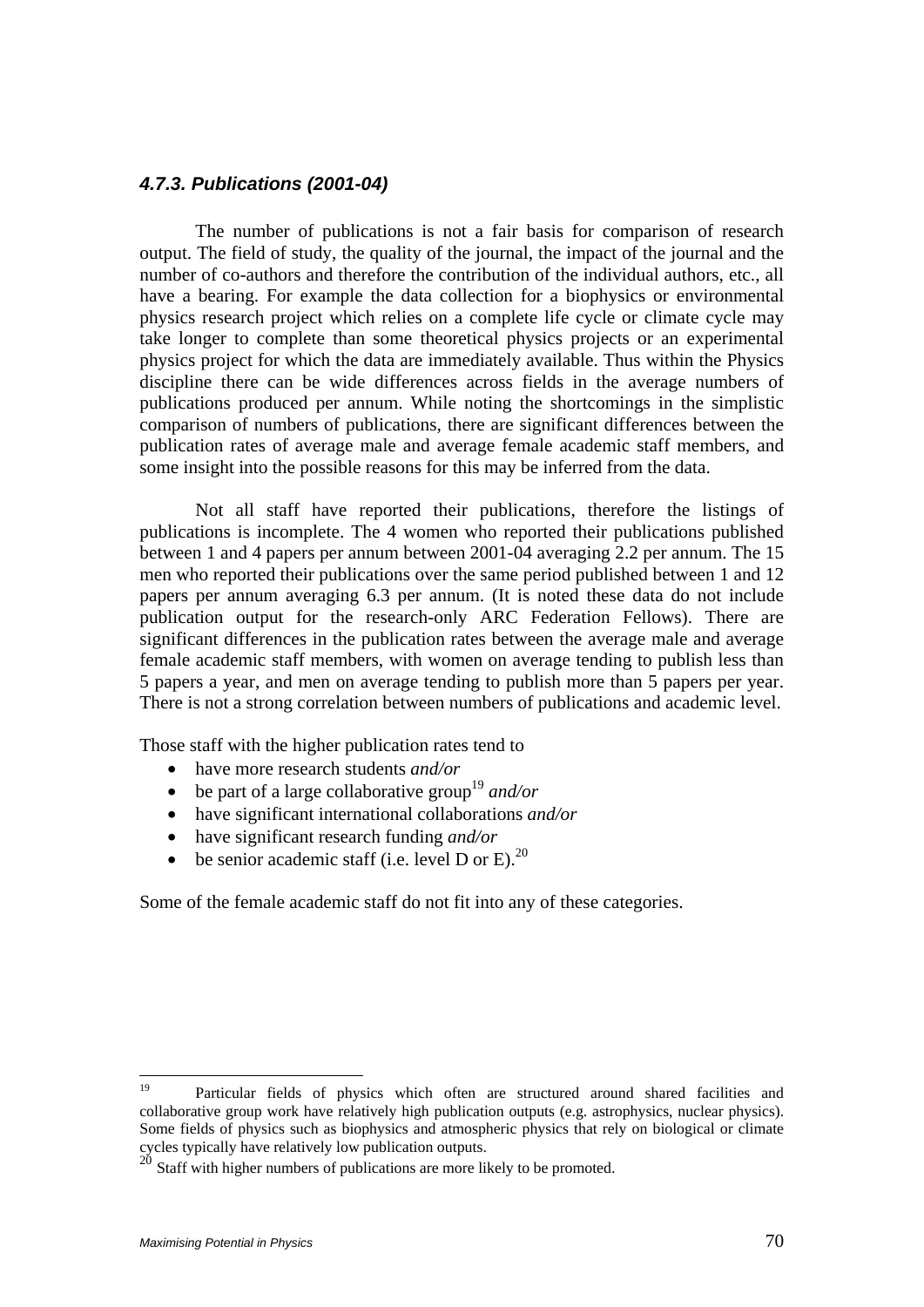#### *4.7.3. Publications (2001-04)*

The number of publications is not a fair basis for comparison of research output. The field of study, the quality of the journal, the impact of the journal and the number of co-authors and therefore the contribution of the individual authors, etc., all have a bearing. For example the data collection for a biophysics or environmental physics research project which relies on a complete life cycle or climate cycle may take longer to complete than some theoretical physics projects or an experimental physics project for which the data are immediately available. Thus within the Physics discipline there can be wide differences across fields in the average numbers of publications produced per annum. While noting the shortcomings in the simplistic comparison of numbers of publications, there are significant differences between the publication rates of average male and average female academic staff members, and some insight into the possible reasons for this may be inferred from the data.

Not all staff have reported their publications, therefore the listings of publications is incomplete. The 4 women who reported their publications published between 1 and 4 papers per annum between 2001-04 averaging 2.2 per annum. The 15 men who reported their publications over the same period published between 1 and 12 papers per annum averaging 6.3 per annum. (It is noted these data do not include publication output for the research-only ARC Federation Fellows). There are significant differences in the publication rates between the average male and average female academic staff members, with women on average tending to publish less than 5 papers a year, and men on average tending to publish more than 5 papers per year. There is not a strong correlation between numbers of publications and academic level.

Those staff with the higher publication rates tend to

- have more research students *and/or*
- be part of a large collaborative group[19] *and/or*
- have significant international collaborations *and/or*
- have significant research funding *and/or*
- be senior academic staff (i.e. level D or E).[20]

Some of the female academic staff do not fit into any of these categories.

---

[19] Particular fields of physics which often are structured around shared facilities and collaborative group work have relatively high publication outputs (e.g. astrophysics, nuclear physics). Some fields of physics such as biophysics and atmospheric physics that rely on biological or climate cycles typically have relatively low publication outputs.

[20] Staff with higher numbers of publications are more likely to be promoted.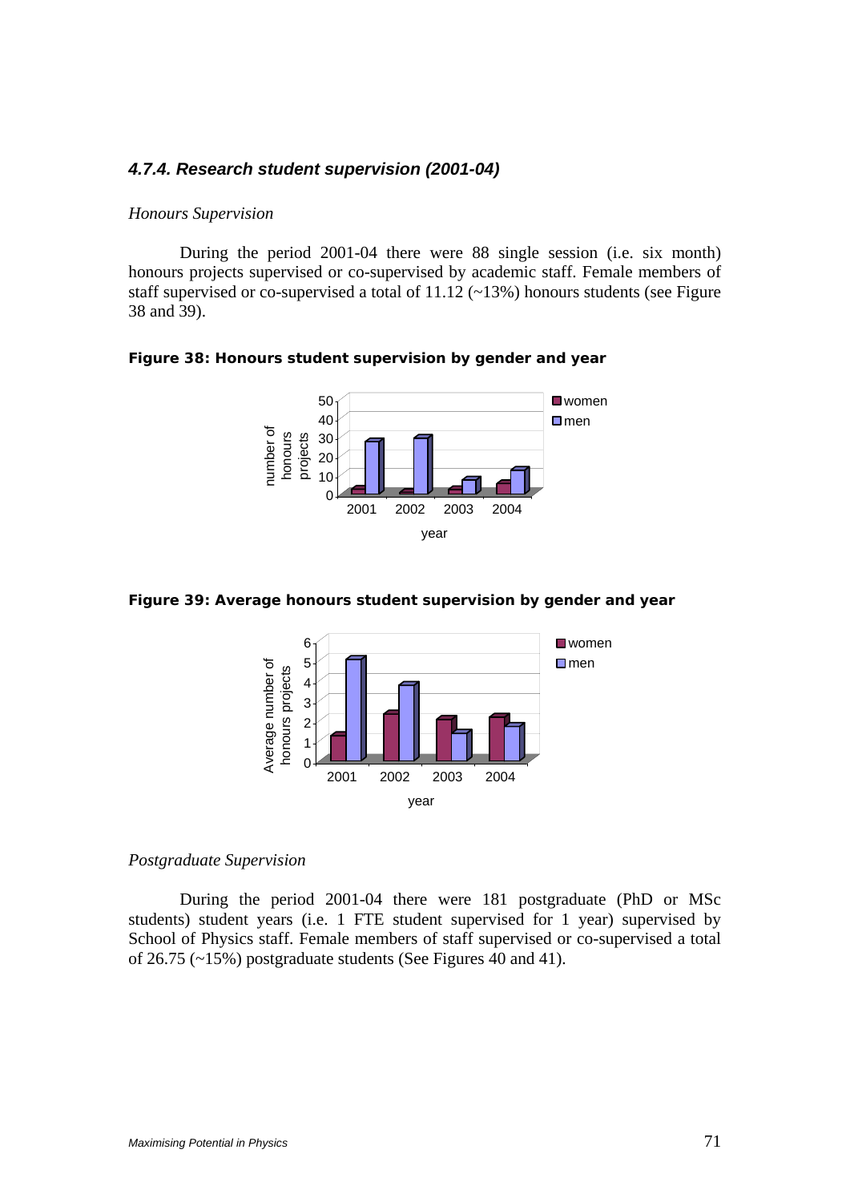#### *4.7.4. Research student supervision (2001-04)*

*Honours Supervision*

During the period 2001-04 there were 88 single session (i.e. six month) honours projects supervised or co-supervised by academic staff. Female members of staff supervised or co-supervised a total of 11.12 (~13%) honours students (see Figure 38 and 39).

**Figure 38: Honours student supervision by gender and year**

**Figure 39: Average honours student supervision by gender and year**

*Postgraduate Supervision*

During the period 2001-04 there were 181 postgraduate (PhD or MSc students) student years (i.e. 1 FTE student supervised for 1 year) supervised by School of Physics staff. Female members of staff supervised or co-supervised a total of 26.75 (~15%) postgraduate students (See Figures 40 and 41).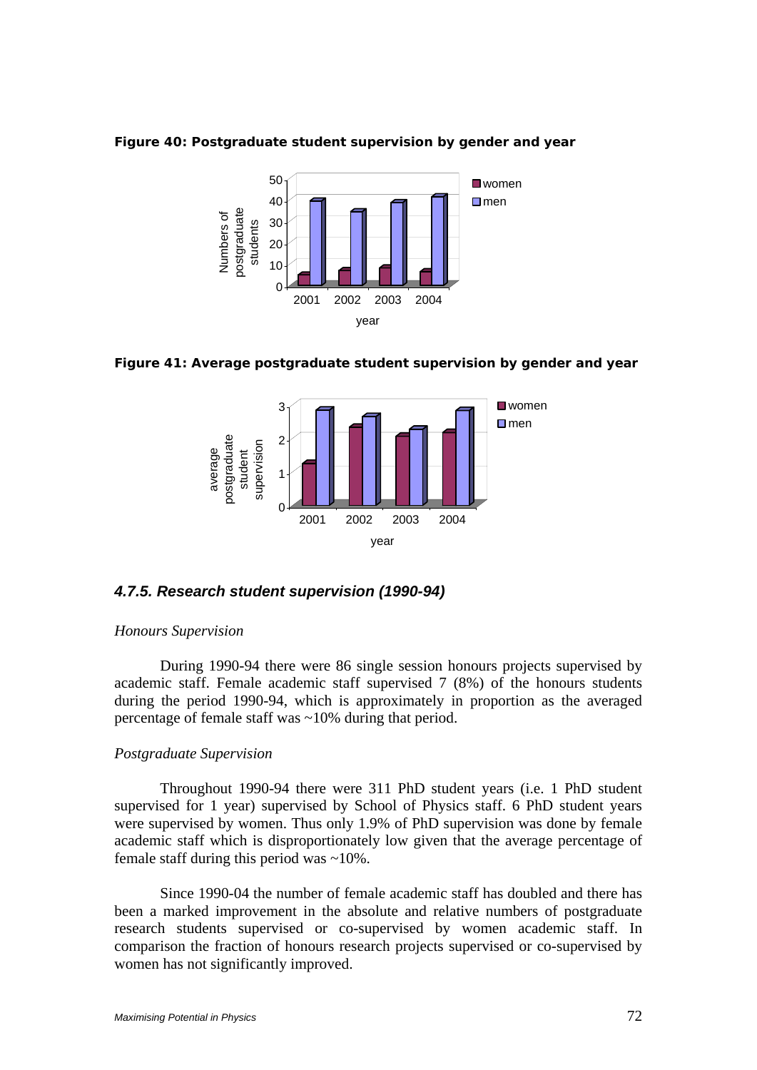**Figure 40: Postgraduate student supervision by gender and year**

**Figure 41: Average postgraduate student supervision by gender and year**

### *4.7.5. Research student supervision (1990-94)*

*Honours Supervision*

During 1990-94 there were 86 single session honours projects supervised by academic staff. Female academic staff supervised 7 (8%) of the honours students during the period 1990-94, which is approximately in proportion as the averaged percentage of female staff was ~10% during that period.

*Postgraduate Supervision*

Throughout 1990-94 there were 311 PhD student years (i.e. 1 PhD student supervised for 1 year) supervised by School of Physics staff. 6 PhD student years were supervised by women. Thus only 1.9% of PhD supervision was done by female academic staff which is disproportionately low given that the average percentage of female staff during this period was ~10%.

Since 1990-04 the number of female academic staff has doubled and there has been a marked improvement in the absolute and relative numbers of postgraduate research students supervised or co-supervised by women academic staff. In comparison the fraction of honours research projects supervised or co-supervised by women has not significantly improved.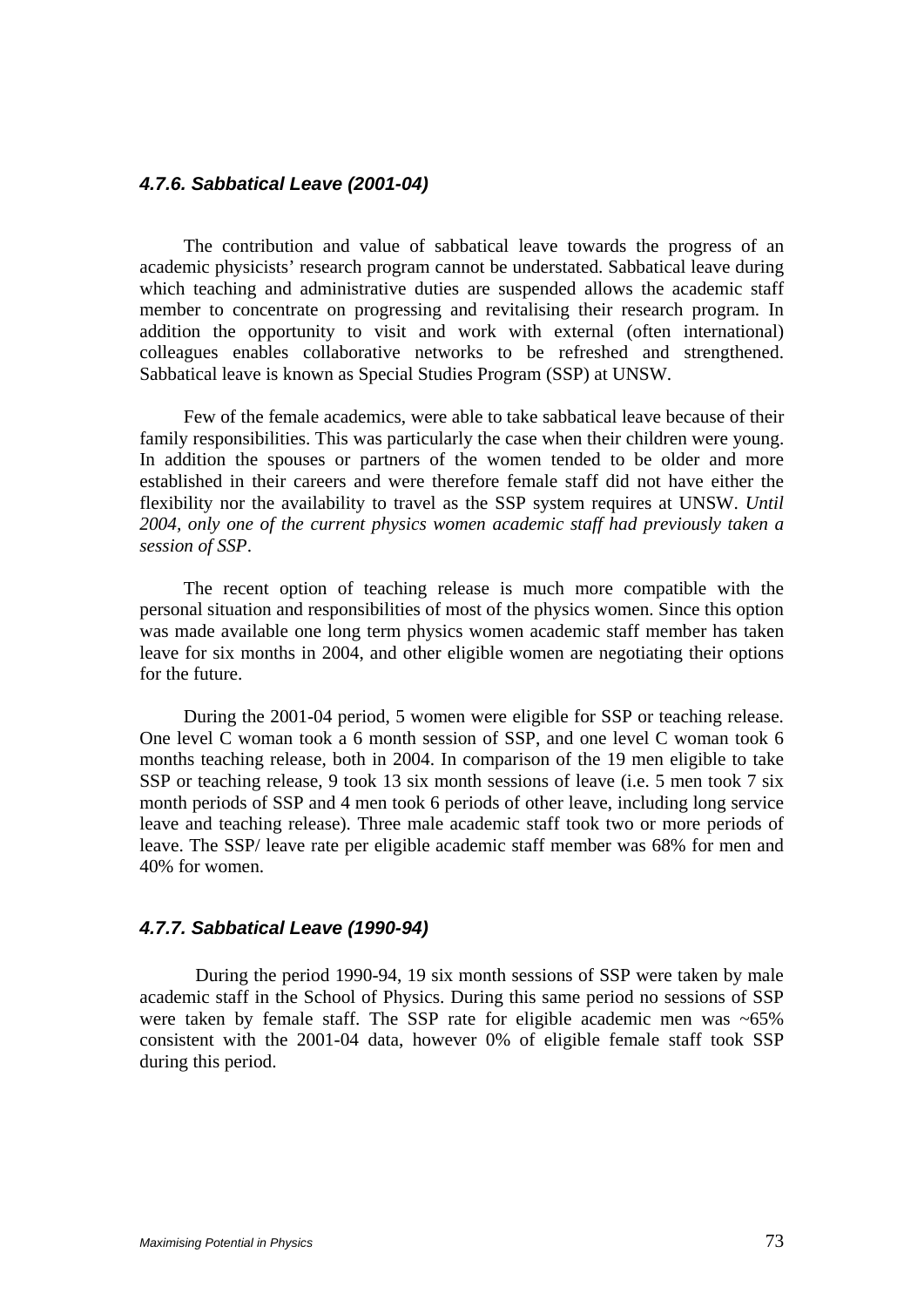#### *4.7.6. Sabbatical Leave (2001-04)*

The contribution and value of sabbatical leave towards the progress of an academic physicists' research program cannot be understated. Sabbatical leave during which teaching and administrative duties are suspended allows the academic staff member to concentrate on progressing and revitalising their research program. In addition the opportunity to visit and work with external (often international) colleagues enables collaborative networks to be refreshed and strengthened. Sabbatical leave is known as Special Studies Program (SSP) at UNSW.

Few of the female academics, were able to take sabbatical leave because of their family responsibilities. This was particularly the case when their children were young. In addition the spouses or partners of the women tended to be older and more established in their careers and were therefore female staff did not have either the flexibility nor the availability to travel as the SSP system requires at UNSW. *Until 2004, only one of the current physics women academic staff had previously taken a session of SSP*.

The recent option of teaching release is much more compatible with the personal situation and responsibilities of most of the physics women. Since this option was made available one long term physics women academic staff member has taken leave for six months in 2004, and other eligible women are negotiating their options for the future.

During the 2001-04 period, 5 women were eligible for SSP or teaching release. One level C woman took a 6 month session of SSP, and one level C woman took 6 months teaching release, both in 2004. In comparison of the 19 men eligible to take SSP or teaching release, 9 took 13 six month sessions of leave (i.e. 5 men took 7 six month periods of SSP and 4 men took 6 periods of other leave, including long service leave and teaching release). Three male academic staff took two or more periods of leave. The SSP/ leave rate per eligible academic staff member was 68% for men and 40% for women.

#### *4.7.7. Sabbatical Leave (1990-94)*

During the period 1990-94, 19 six month sessions of SSP were taken by male academic staff in the School of Physics. During this same period no sessions of SSP were taken by female staff. The SSP rate for eligible academic men was ~65% consistent with the 2001-04 data, however 0% of eligible female staff took SSP during this period.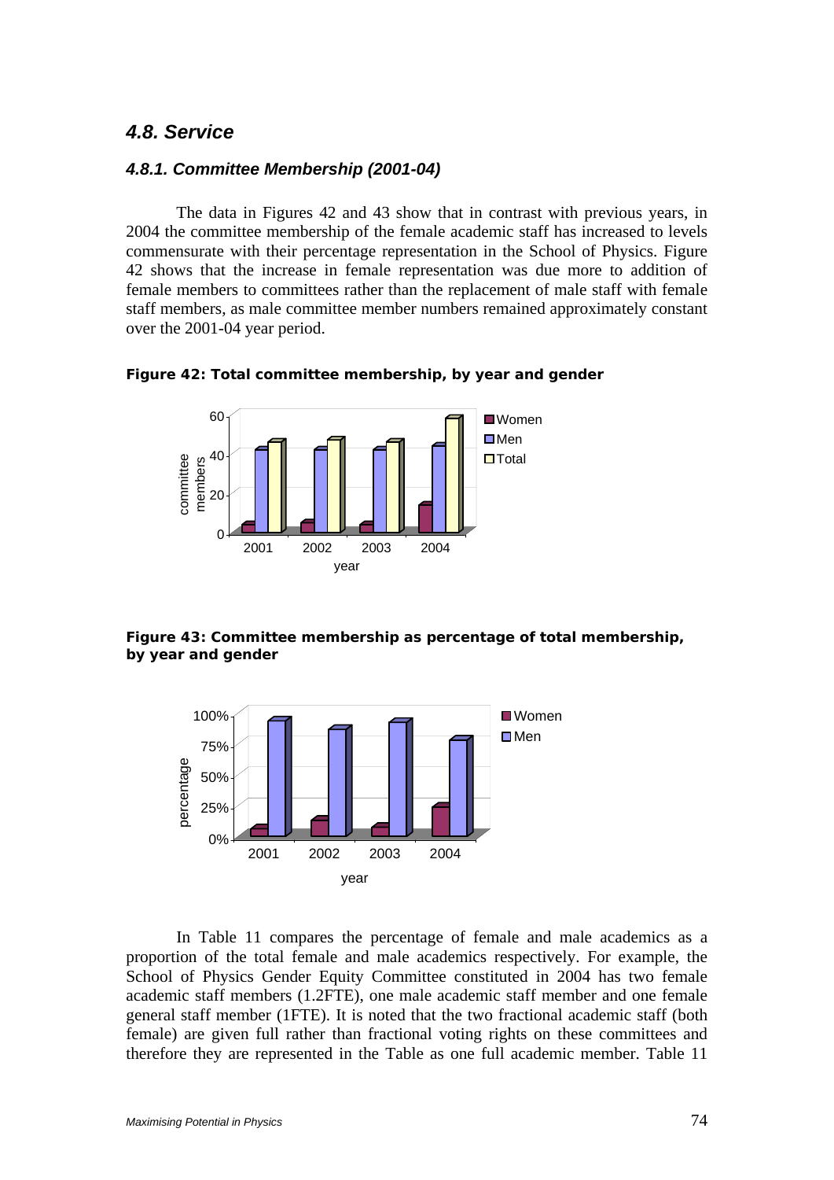## 4.8. Service

### 4.8.1. Committee Membership (2001-04)

The data in Figures 42 and 43 show that in contrast with previous years, in 2004 the committee membership of the female academic staff has increased to levels commensurate with their percentage representation in the School of Physics. Figure 42 shows that the increase in female representation was due more to addition of female members to committees rather than the replacement of male staff with female staff members, as male committee member numbers remained approximately constant over the 2001-04 year period.

**Figure 42: Total committee membership, by year and gender**

**Figure 43: Committee membership as percentage of total membership, by year and gender**

In Table 11 compares the percentage of female and male academics as a proportion of the total female and male academics respectively. For example, the School of Physics Gender Equity Committee constituted in 2004 has two female academic staff members (1.2FTE), one male academic staff member and one female general staff member (1FTE). It is noted that the two fractional academic staff (both female) are given full rather than fractional voting rights on these committees and therefore they are represented in the Table as one full academic member. Table 11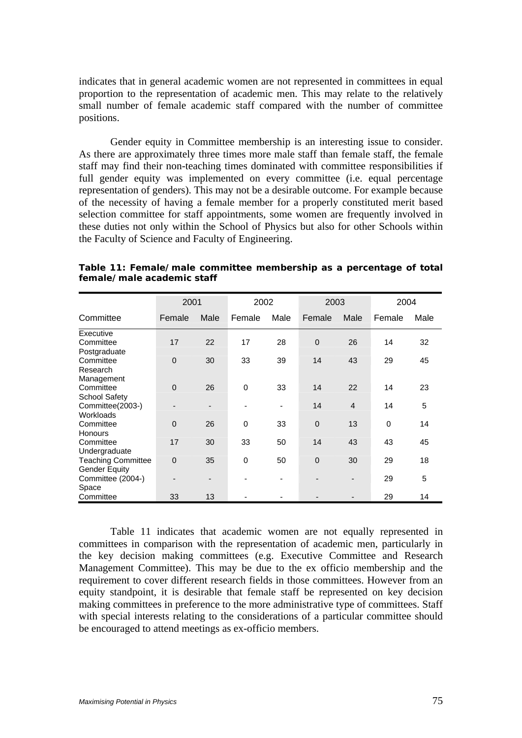indicates that in general academic women are not represented in committees in equal proportion to the representation of academic men. This may relate to the relatively small number of female academic staff compared with the number of committee positions.

Gender equity in Committee membership is an interesting issue to consider. As there are approximately three times more male staff than female staff, the female staff may find their non-teaching times dominated with committee responsibilities if full gender equity was implemented on every committee (i.e. equal percentage representation of genders). This may not be a desirable outcome. For example because of the necessity of having a female member for a properly constituted merit based selection committee for staff appointments, some women are frequently involved in these duties not only within the School of Physics but also for other Schools within the Faculty of Science and Faculty of Engineering.

**Table 11: Female/male committee membership as a percentage of total female/male academic staff**

| | 2001 | | 2002 | | 2003 | | 2004 | |
|---|---|---|---|---|---|---|---|---|
| Committee | Female | Male | Female | Male | Female | Male | Female | Male |
| Executive Committee | 17 | 22 | 17 | 28 | 0 | 26 | 14 | 32 |
| Postgraduate Committee | 0 | 30 | 33 | 39 | 14 | 43 | 29 | 45 |
| Research Management Committee | 0 | 26 | 0 | 33 | 14 | 22 | 14 | 23 |
| School Safety Committee(2003-) | - | - | - | - | 14 | 4 | 14 | 5 |
| Workloads Committee | 0 | 26 | 0 | 33 | 0 | 13 | 0 | 14 |
| Honours Committee | 17 | 30 | 33 | 50 | 14 | 43 | 43 | 45 |
| Undergraduate Teaching Committee | 0 | 35 | 0 | 50 | 0 | 30 | 29 | 18 |
| Gender Equity Committee (2004-) | - | - | - | - | - | - | 29 | 5 |
| Space Committee | 33 | 13 | - | - | - | - | 29 | 14 |

Table 11 indicates that academic women are not equally represented in committees in comparison with the representation of academic men, particularly in the key decision making committees (e.g. Executive Committee and Research Management Committee). This may be due to the ex officio membership and the requirement to cover different research fields in those committees. However from an equity standpoint, it is desirable that female staff be represented on key decision making committees in preference to the more administrative type of committees. Staff with special interests relating to the considerations of a particular committee should be encouraged to attend meetings as ex-officio members.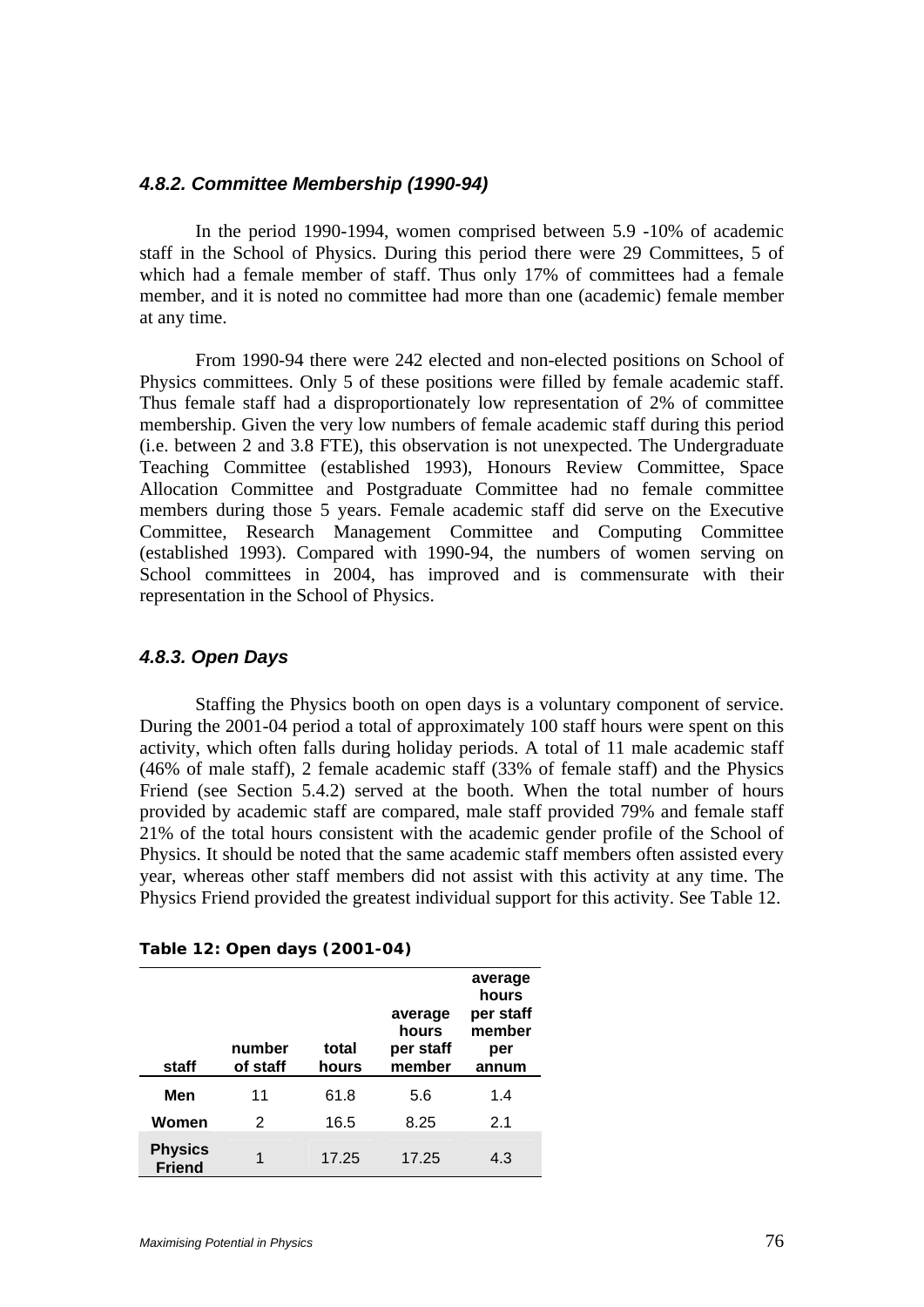#### *4.8.2. Committee Membership (1990-94)*

In the period 1990-1994, women comprised between 5.9 -10% of academic staff in the School of Physics. During this period there were 29 Committees, 5 of which had a female member of staff. Thus only 17% of committees had a female member, and it is noted no committee had more than one (academic) female member at any time.

From 1990-94 there were 242 elected and non-elected positions on School of Physics committees. Only 5 of these positions were filled by female academic staff. Thus female staff had a disproportionately low representation of 2% of committee membership. Given the very low numbers of female academic staff during this period (i.e. between 2 and 3.8 FTE), this observation is not unexpected. The Undergraduate Teaching Committee (established 1993), Honours Review Committee, Space Allocation Committee and Postgraduate Committee had no female committee members during those 5 years. Female academic staff did serve on the Executive Committee, Research Management Committee and Computing Committee (established 1993). Compared with 1990-94, the numbers of women serving on School committees in 2004, has improved and is commensurate with their representation in the School of Physics.

#### *4.8.3. Open Days*

Staffing the Physics booth on open days is a voluntary component of service. During the 2001-04 period a total of approximately 100 staff hours were spent on this activity, which often falls during holiday periods. A total of 11 male academic staff (46% of male staff), 2 female academic staff (33% of female staff) and the Physics Friend (see Section 5.4.2) served at the booth. When the total number of hours provided by academic staff are compared, male staff provided 79% and female staff 21% of the total hours consistent with the academic gender profile of the School of Physics. It should be noted that the same academic staff members often assisted every year, whereas other staff members did not assist with this activity at any time. The Physics Friend provided the greatest individual support for this activity. See Table 12.

**Table 12: Open days (2001-04)**

| staff | number of staff | total hours | average hours per staff member | average hours per staff member per annum |
|---|---|---|---|---|
| **Men** | 11 | 61.8 | 5.6 | 1.4 |
| **Women** | 2 | 16.5 | 8.25 | 2.1 |
| **Physics Friend** | 1 | 17.25 | 17.25 | 4.3 |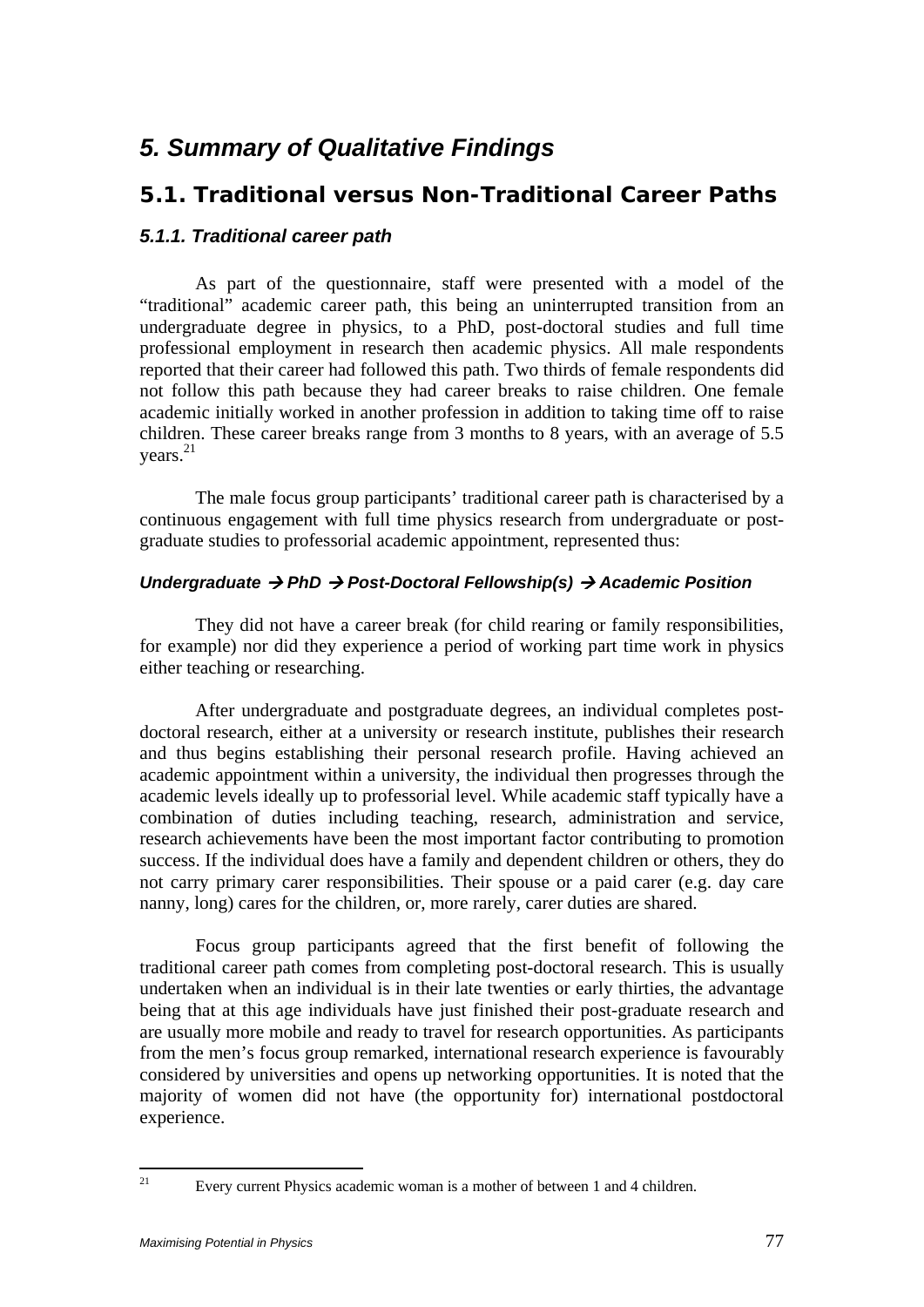# 5. Summary of Qualitative Findings

## 5.1. Traditional versus Non-Traditional Career Paths

### 5.1.1. Traditional career path

As part of the questionnaire, staff were presented with a model of the "traditional" academic career path, this being an uninterrupted transition from an undergraduate degree in physics, to a PhD, post-doctoral studies and full time professional employment in research then academic physics. All male respondents reported that their career had followed this path. Two thirds of female respondents did not follow this path because they had career breaks to raise children. One female academic initially worked in another profession in addition to taking time off to raise children. These career breaks range from 3 months to 8 years, with an average of 5.5 years.[21]

The male focus group participants' traditional career path is characterised by a continuous engagement with full time physics research from undergraduate or post-graduate studies to professorial academic appointment, represented thus:

***Undergraduate → PhD → Post-Doctoral Fellowship(s) → Academic Position***

They did not have a career break (for child rearing or family responsibilities, for example) nor did they experience a period of working part time work in physics either teaching or researching.

After undergraduate and postgraduate degrees, an individual completes post-doctoral research, either at a university or research institute, publishes their research and thus begins establishing their personal research profile. Having achieved an academic appointment within a university, the individual then progresses through the academic levels ideally up to professorial level. While academic staff typically have a combination of duties including teaching, research, administration and service, research achievements have been the most important factor contributing to promotion success. If the individual does have a family and dependent children or others, they do not carry primary carer responsibilities. Their spouse or a paid carer (e.g. day care nanny, long) cares for the children, or, more rarely, carer duties are shared.

Focus group participants agreed that the first benefit of following the traditional career path comes from completing post-doctoral research. This is usually undertaken when an individual is in their late twenties or early thirties, the advantage being that at this age individuals have just finished their post-graduate research and are usually more mobile and ready to travel for research opportunities. As participants from the men's focus group remarked, international research experience is favourably considered by universities and opens up networking opportunities. It is noted that the majority of women did not have (the opportunity for) international postdoctoral experience.

---

[21] Every current Physics academic woman is a mother of between 1 and 4 children.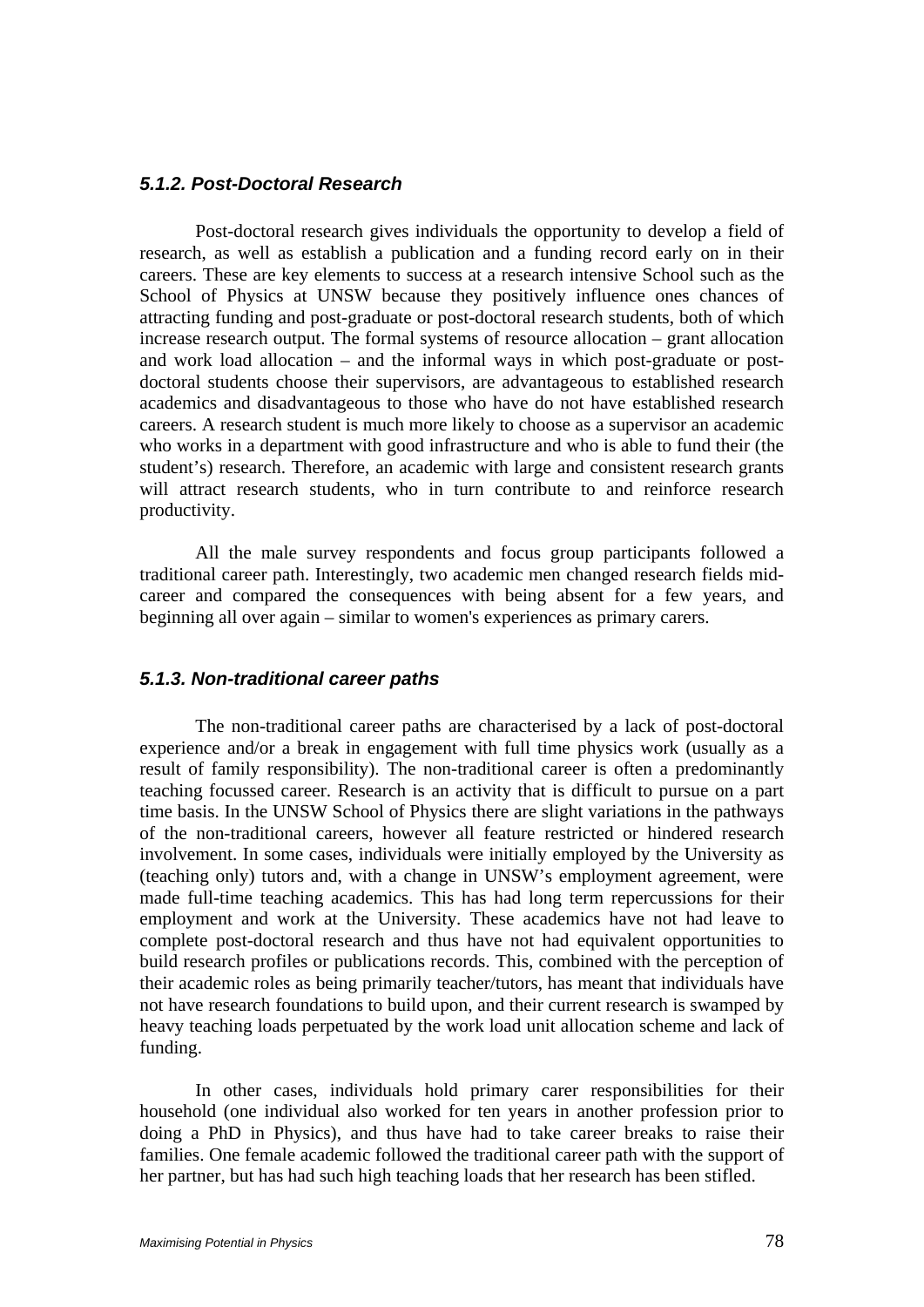### *5.1.2. Post-Doctoral Research*

Post-doctoral research gives individuals the opportunity to develop a field of research, as well as establish a publication and a funding record early on in their careers. These are key elements to success at a research intensive School such as the School of Physics at UNSW because they positively influence ones chances of attracting funding and post-graduate or post-doctoral research students, both of which increase research output. The formal systems of resource allocation – grant allocation and work load allocation – and the informal ways in which post-graduate or post-doctoral students choose their supervisors, are advantageous to established research academics and disadvantageous to those who have do not have established research careers. A research student is much more likely to choose as a supervisor an academic who works in a department with good infrastructure and who is able to fund their (the student's) research. Therefore, an academic with large and consistent research grants will attract research students, who in turn contribute to and reinforce research productivity.

All the male survey respondents and focus group participants followed a traditional career path. Interestingly, two academic men changed research fields mid-career and compared the consequences with being absent for a few years, and beginning all over again – similar to women's experiences as primary carers.

### *5.1.3. Non-traditional career paths*

The non-traditional career paths are characterised by a lack of post-doctoral experience and/or a break in engagement with full time physics work (usually as a result of family responsibility). The non-traditional career is often a predominantly teaching focussed career. Research is an activity that is difficult to pursue on a part time basis. In the UNSW School of Physics there are slight variations in the pathways of the non-traditional careers, however all feature restricted or hindered research involvement. In some cases, individuals were initially employed by the University as (teaching only) tutors and, with a change in UNSW's employment agreement, were made full-time teaching academics. This has had long term repercussions for their employment and work at the University. These academics have not had leave to complete post-doctoral research and thus have not had equivalent opportunities to build research profiles or publications records. This, combined with the perception of their academic roles as being primarily teacher/tutors, has meant that individuals have not have research foundations to build upon, and their current research is swamped by heavy teaching loads perpetuated by the work load unit allocation scheme and lack of funding.

In other cases, individuals hold primary carer responsibilities for their household (one individual also worked for ten years in another profession prior to doing a PhD in Physics), and thus have had to take career breaks to raise their families. One female academic followed the traditional career path with the support of her partner, but has had such high teaching loads that her research has been stifled.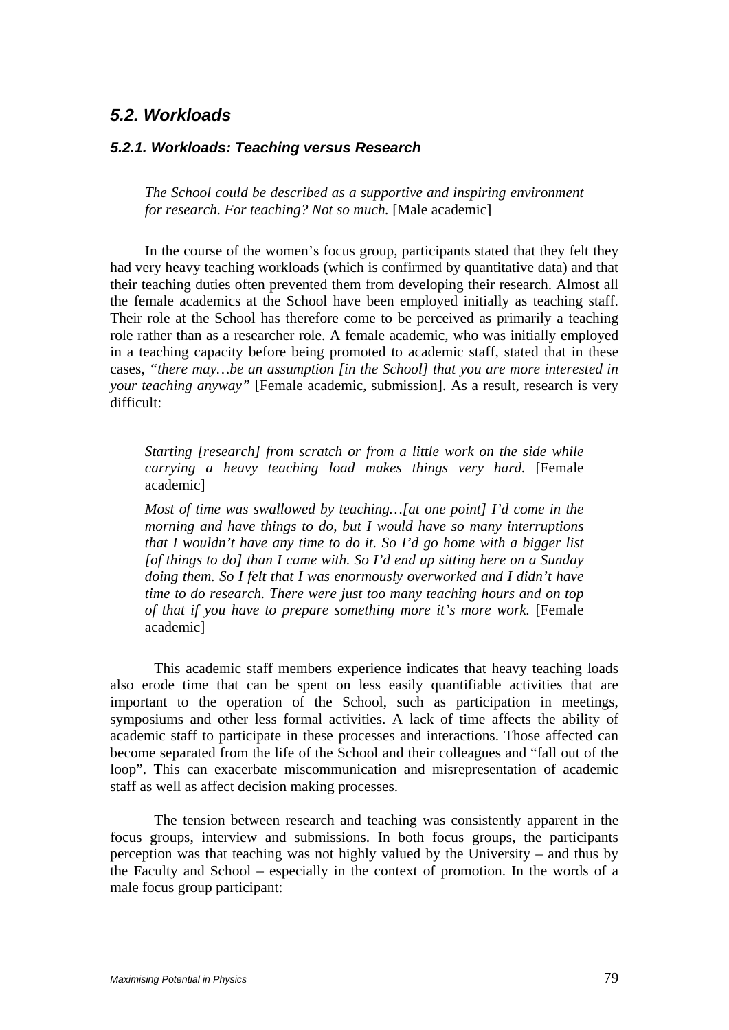## *5.2. Workloads*

### *5.2.1. Workloads: Teaching versus Research*

> *The School could be described as a supportive and inspiring environment for research. For teaching? Not so much.* [Male academic]

In the course of the women's focus group, participants stated that they felt they had very heavy teaching workloads (which is confirmed by quantitative data) and that their teaching duties often prevented them from developing their research. Almost all the female academics at the School have been employed initially as teaching staff. Their role at the School has therefore come to be perceived as primarily a teaching role rather than as a researcher role. A female academic, who was initially employed in a teaching capacity before being promoted to academic staff, stated that in these cases, *"there may…be an assumption [in the School] that you are more interested in your teaching anyway"* [Female academic, submission]. As a result, research is very difficult:

> *Starting [research] from scratch or from a little work on the side while carrying a heavy teaching load makes things very hard.* [Female academic]
>
> *Most of time was swallowed by teaching…[at one point] I'd come in the morning and have things to do, but I would have so many interruptions that I wouldn't have any time to do it. So I'd go home with a bigger list [of things to do] than I came with. So I'd end up sitting here on a Sunday doing them. So I felt that I was enormously overworked and I didn't have time to do research. There were just too many teaching hours and on top of that if you have to prepare something more it's more work.* [Female academic]

This academic staff members experience indicates that heavy teaching loads also erode time that can be spent on less easily quantifiable activities that are important to the operation of the School, such as participation in meetings, symposiums and other less formal activities. A lack of time affects the ability of academic staff to participate in these processes and interactions. Those affected can become separated from the life of the School and their colleagues and "fall out of the loop". This can exacerbate miscommunication and misrepresentation of academic staff as well as affect decision making processes.

The tension between research and teaching was consistently apparent in the focus groups, interview and submissions. In both focus groups, the participants perception was that teaching was not highly valued by the University – and thus by the Faculty and School – especially in the context of promotion. In the words of a male focus group participant: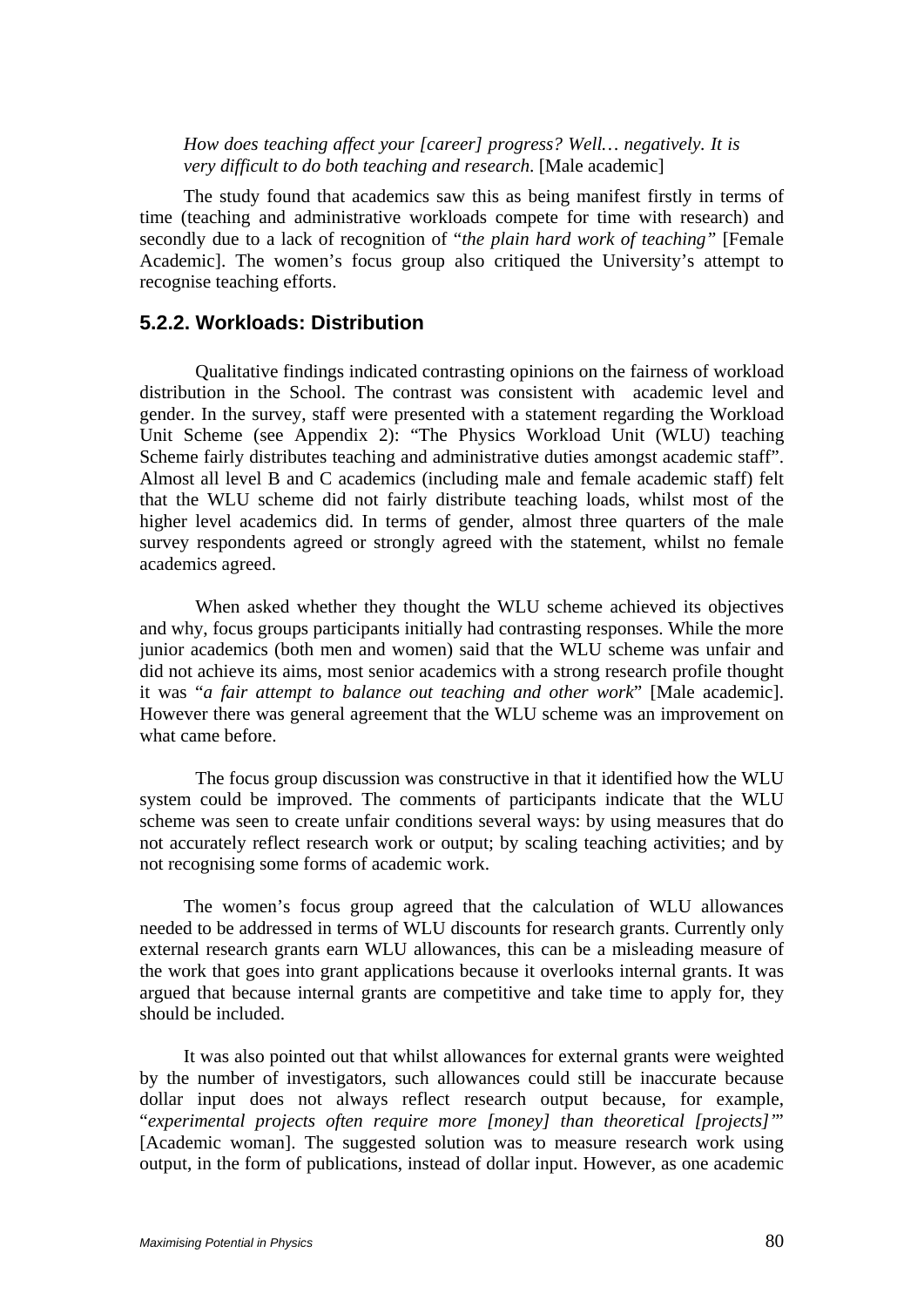*How does teaching affect your [career] progress? Well… negatively. It is very difficult to do both teaching and research.* [Male academic]

The study found that academics saw this as being manifest firstly in terms of time (teaching and administrative workloads compete for time with research) and secondly due to a lack of recognition of "*the plain hard work of teaching"* [Female Academic]. The women's focus group also critiqued the University's attempt to recognise teaching efforts.

### 5.2.2. Workloads: Distribution

Qualitative findings indicated contrasting opinions on the fairness of workload distribution in the School. The contrast was consistent with academic level and gender. In the survey, staff were presented with a statement regarding the Workload Unit Scheme (see Appendix 2): "The Physics Workload Unit (WLU) teaching Scheme fairly distributes teaching and administrative duties amongst academic staff". Almost all level B and C academics (including male and female academic staff) felt that the WLU scheme did not fairly distribute teaching loads, whilst most of the higher level academics did. In terms of gender, almost three quarters of the male survey respondents agreed or strongly agreed with the statement, whilst no female academics agreed.

When asked whether they thought the WLU scheme achieved its objectives and why, focus groups participants initially had contrasting responses. While the more junior academics (both men and women) said that the WLU scheme was unfair and did not achieve its aims, most senior academics with a strong research profile thought it was "*a fair attempt to balance out teaching and other work*" [Male academic]. However there was general agreement that the WLU scheme was an improvement on what came before.

The focus group discussion was constructive in that it identified how the WLU system could be improved. The comments of participants indicate that the WLU scheme was seen to create unfair conditions several ways: by using measures that do not accurately reflect research work or output; by scaling teaching activities; and by not recognising some forms of academic work.

The women's focus group agreed that the calculation of WLU allowances needed to be addressed in terms of WLU discounts for research grants. Currently only external research grants earn WLU allowances, this can be a misleading measure of the work that goes into grant applications because it overlooks internal grants. It was argued that because internal grants are competitive and take time to apply for, they should be included.

It was also pointed out that whilst allowances for external grants were weighted by the number of investigators, such allowances could still be inaccurate because dollar input does not always reflect research output because, for example, "*experimental projects often require more [money] than theoretical [projects]*" [Academic woman]. The suggested solution was to measure research work using output, in the form of publications, instead of dollar input. However, as one academic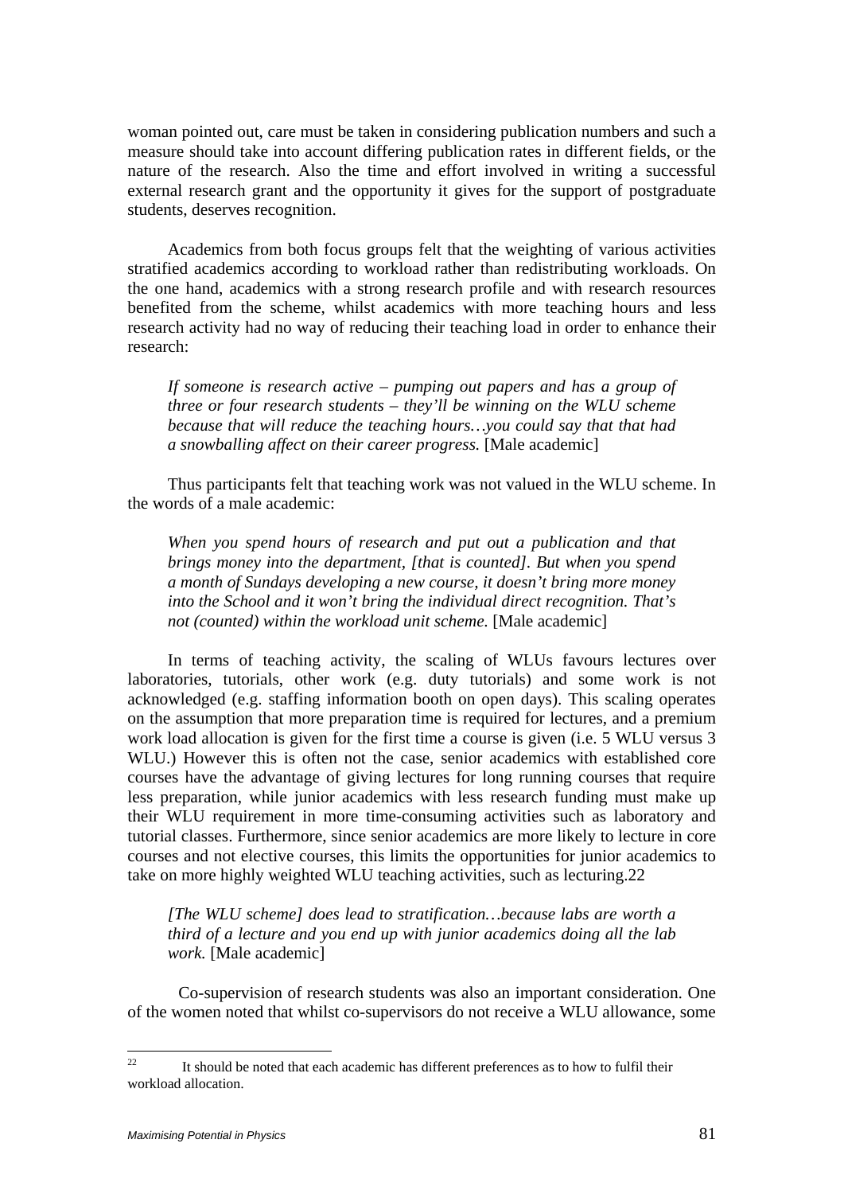woman pointed out, care must be taken in considering publication numbers and such a measure should take into account differing publication rates in different fields, or the nature of the research. Also the time and effort involved in writing a successful external research grant and the opportunity it gives for the support of postgraduate students, deserves recognition.

Academics from both focus groups felt that the weighting of various activities stratified academics according to workload rather than redistributing workloads. On the one hand, academics with a strong research profile and with research resources benefited from the scheme, whilst academics with more teaching hours and less research activity had no way of reducing their teaching load in order to enhance their research:

> *If someone is research active – pumping out papers and has a group of three or four research students – they'll be winning on the WLU scheme because that will reduce the teaching hours…you could say that that had a snowballing affect on their career progress.* [Male academic]

Thus participants felt that teaching work was not valued in the WLU scheme. In the words of a male academic:

> *When you spend hours of research and put out a publication and that brings money into the department, [that is counted]. But when you spend a month of Sundays developing a new course, it doesn't bring more money into the School and it won't bring the individual direct recognition. That's not (counted) within the workload unit scheme.* [Male academic]

In terms of teaching activity, the scaling of WLUs favours lectures over laboratories, tutorials, other work (e.g. duty tutorials) and some work is not acknowledged (e.g. staffing information booth on open days). This scaling operates on the assumption that more preparation time is required for lectures, and a premium work load allocation is given for the first time a course is given (i.e. 5 WLU versus 3 WLU.) However this is often not the case, senior academics with established core courses have the advantage of giving lectures for long running courses that require less preparation, while junior academics with less research funding must make up their WLU requirement in more time-consuming activities such as laboratory and tutorial classes. Furthermore, since senior academics are more likely to lecture in core courses and not elective courses, this limits the opportunities for junior academics to take on more highly weighted WLU teaching activities, such as lecturing.[22]

> *[The WLU scheme] does lead to stratification…because labs are worth a third of a lecture and you end up with junior academics doing all the lab work.* [Male academic]

Co-supervision of research students was also an important consideration. One of the women noted that whilst co-supervisors do not receive a WLU allowance, some

---

[22] It should be noted that each academic has different preferences as to how to fulfil their workload allocation.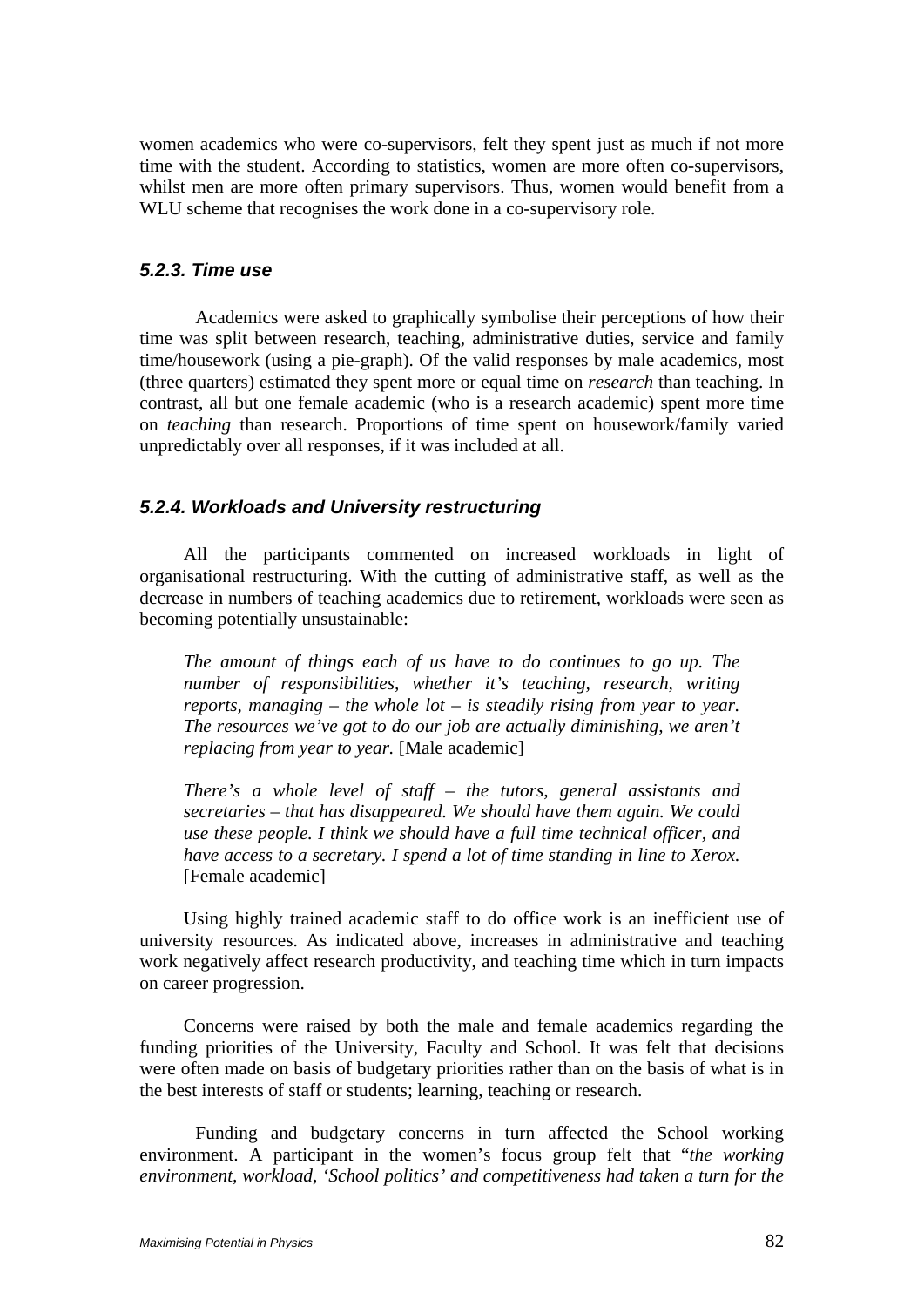women academics who were co-supervisors, felt they spent just as much if not more time with the student. According to statistics, women are more often co-supervisors, whilst men are more often primary supervisors. Thus, women would benefit from a WLU scheme that recognises the work done in a co-supervisory role.

### *5.2.3. Time use*

Academics were asked to graphically symbolise their perceptions of how their time was split between research, teaching, administrative duties, service and family time/housework (using a pie-graph). Of the valid responses by male academics, most (three quarters) estimated they spent more or equal time on *research* than teaching. In contrast, all but one female academic (who is a research academic) spent more time on *teaching* than research. Proportions of time spent on housework/family varied unpredictably over all responses, if it was included at all.

### *5.2.4. Workloads and University restructuring*

All the participants commented on increased workloads in light of organisational restructuring. With the cutting of administrative staff, as well as the decrease in numbers of teaching academics due to retirement, workloads were seen as becoming potentially unsustainable:

> *The amount of things each of us have to do continues to go up. The number of responsibilities, whether it's teaching, research, writing reports, managing – the whole lot – is steadily rising from year to year. The resources we've got to do our job are actually diminishing, we aren't replacing from year to year.* [Male academic]

> *There's a whole level of staff – the tutors, general assistants and secretaries – that has disappeared. We should have them again. We could use these people. I think we should have a full time technical officer, and have access to a secretary. I spend a lot of time standing in line to Xerox.* [Female academic]

Using highly trained academic staff to do office work is an inefficient use of university resources. As indicated above, increases in administrative and teaching work negatively affect research productivity, and teaching time which in turn impacts on career progression.

Concerns were raised by both the male and female academics regarding the funding priorities of the University, Faculty and School. It was felt that decisions were often made on basis of budgetary priorities rather than on the basis of what is in the best interests of staff or students; learning, teaching or research.

Funding and budgetary concerns in turn affected the School working environment. A participant in the women's focus group felt that "*the working environment, workload, 'School politics' and competitiveness had taken a turn for the*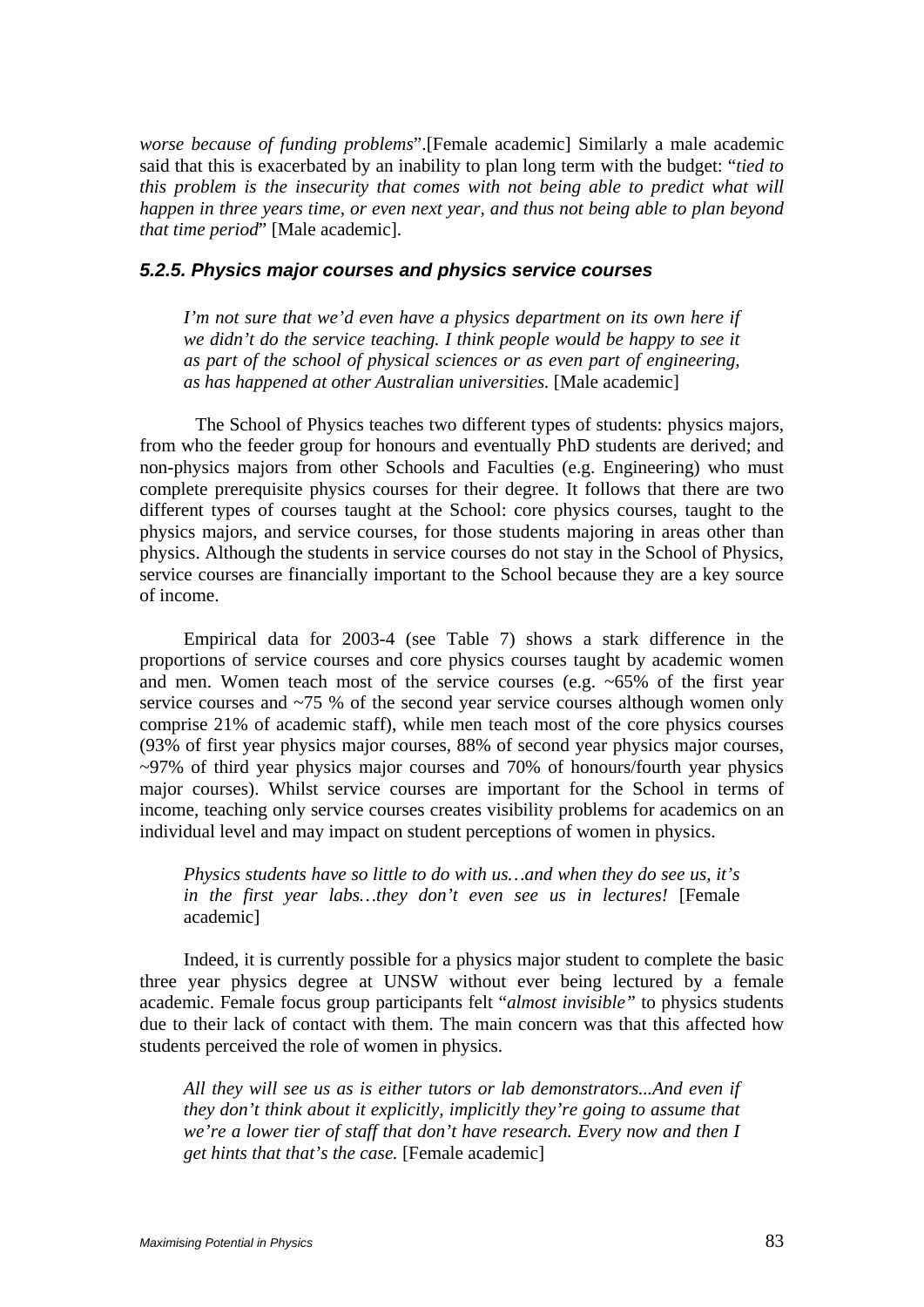*worse because of funding problems*".[Female academic] Similarly a male academic said that this is exacerbated by an inability to plan long term with the budget: "*tied to this problem is the insecurity that comes with not being able to predict what will happen in three years time, or even next year, and thus not being able to plan beyond that time period*" [Male academic].

### *5.2.5. Physics major courses and physics service courses*

> *I'm not sure that we'd even have a physics department on its own here if we didn't do the service teaching. I think people would be happy to see it as part of the school of physical sciences or as even part of engineering, as has happened at other Australian universities.* [Male academic]

The School of Physics teaches two different types of students: physics majors, from who the feeder group for honours and eventually PhD students are derived; and non-physics majors from other Schools and Faculties (e.g. Engineering) who must complete prerequisite physics courses for their degree. It follows that there are two different types of courses taught at the School: core physics courses, taught to the physics majors, and service courses, for those students majoring in areas other than physics. Although the students in service courses do not stay in the School of Physics, service courses are financially important to the School because they are a key source of income.

Empirical data for 2003-4 (see Table 7) shows a stark difference in the proportions of service courses and core physics courses taught by academic women and men. Women teach most of the service courses (e.g. ~65% of the first year service courses and ~75 % of the second year service courses although women only comprise 21% of academic staff), while men teach most of the core physics courses (93% of first year physics major courses, 88% of second year physics major courses, ~97% of third year physics major courses and 70% of honours/fourth year physics major courses). Whilst service courses are important for the School in terms of income, teaching only service courses creates visibility problems for academics on an individual level and may impact on student perceptions of women in physics.

> *Physics students have so little to do with us…and when they do see us, it's in the first year labs…they don't even see us in lectures!* [Female academic]

Indeed, it is currently possible for a physics major student to complete the basic three year physics degree at UNSW without ever being lectured by a female academic. Female focus group participants felt "*almost invisible"* to physics students due to their lack of contact with them. The main concern was that this affected how students perceived the role of women in physics.

> *All they will see us as is either tutors or lab demonstrators...And even if they don't think about it explicitly, implicitly they're going to assume that we're a lower tier of staff that don't have research. Every now and then I get hints that that's the case.* [Female academic]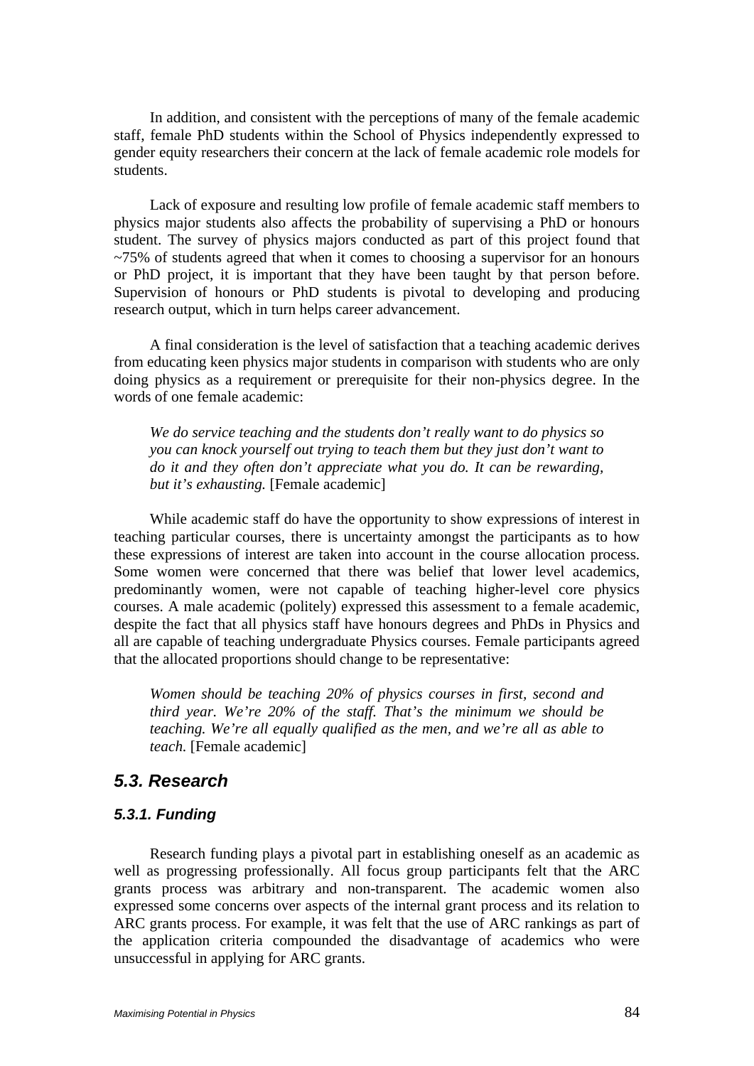In addition, and consistent with the perceptions of many of the female academic staff, female PhD students within the School of Physics independently expressed to gender equity researchers their concern at the lack of female academic role models for students.

Lack of exposure and resulting low profile of female academic staff members to physics major students also affects the probability of supervising a PhD or honours student. The survey of physics majors conducted as part of this project found that ~75% of students agreed that when it comes to choosing a supervisor for an honours or PhD project, it is important that they have been taught by that person before. Supervision of honours or PhD students is pivotal to developing and producing research output, which in turn helps career advancement.

A final consideration is the level of satisfaction that a teaching academic derives from educating keen physics major students in comparison with students who are only doing physics as a requirement or prerequisite for their non-physics degree. In the words of one female academic:

> *We do service teaching and the students don't really want to do physics so you can knock yourself out trying to teach them but they just don't want to do it and they often don't appreciate what you do. It can be rewarding, but it's exhausting.* [Female academic]

While academic staff do have the opportunity to show expressions of interest in teaching particular courses, there is uncertainty amongst the participants as to how these expressions of interest are taken into account in the course allocation process. Some women were concerned that there was belief that lower level academics, predominantly women, were not capable of teaching higher-level core physics courses. A male academic (politely) expressed this assessment to a female academic, despite the fact that all physics staff have honours degrees and PhDs in Physics and all are capable of teaching undergraduate Physics courses. Female participants agreed that the allocated proportions should change to be representative:

> *Women should be teaching 20% of physics courses in first, second and third year. We're 20% of the staff. That's the minimum we should be teaching. We're all equally qualified as the men, and we're all as able to teach.* [Female academic]

## 5.3. Research

### 5.3.1. Funding

Research funding plays a pivotal part in establishing oneself as an academic as well as progressing professionally. All focus group participants felt that the ARC grants process was arbitrary and non-transparent. The academic women also expressed some concerns over aspects of the internal grant process and its relation to ARC grants process. For example, it was felt that the use of ARC rankings as part of the application criteria compounded the disadvantage of academics who were unsuccessful in applying for ARC grants.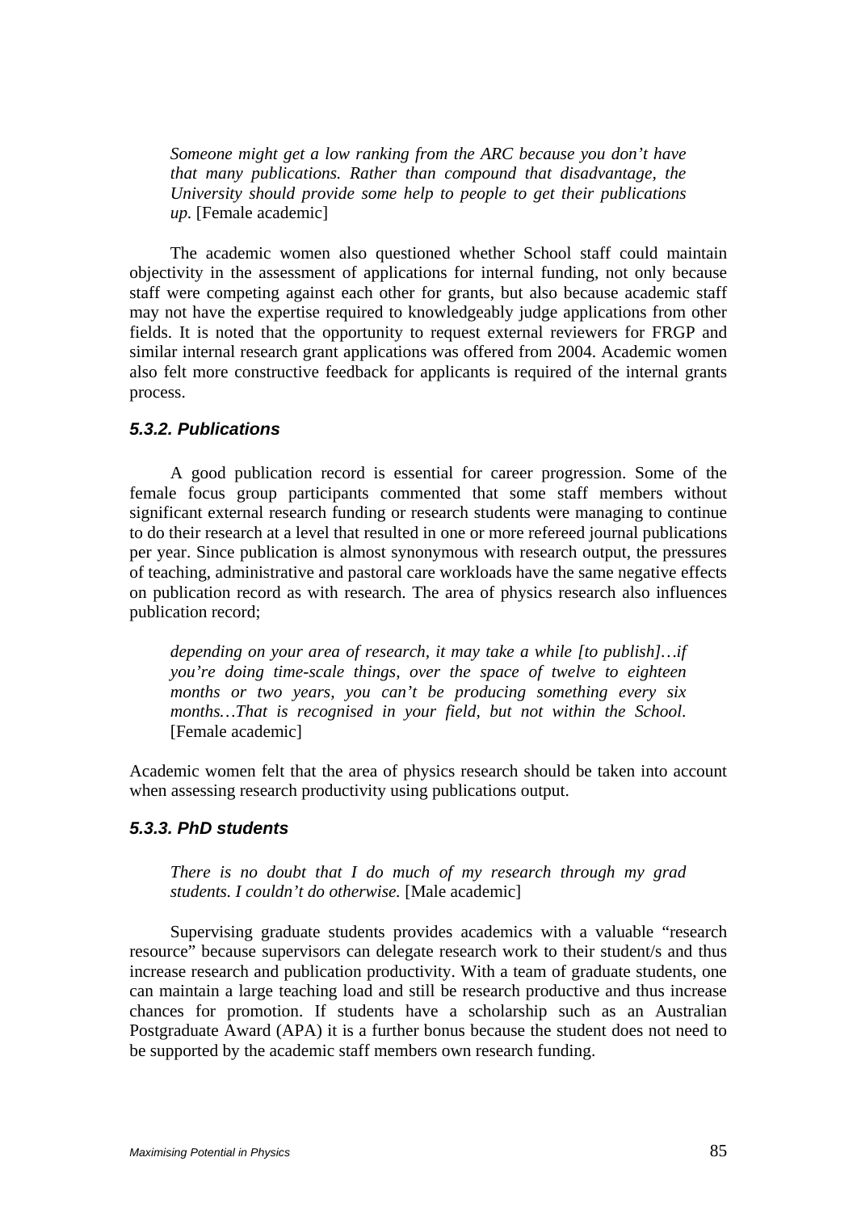> *Someone might get a low ranking from the ARC because you don't have that many publications. Rather than compound that disadvantage, the University should provide some help to people to get their publications up.* [Female academic]

The academic women also questioned whether School staff could maintain objectivity in the assessment of applications for internal funding, not only because staff were competing against each other for grants, but also because academic staff may not have the expertise required to knowledgeably judge applications from other fields. It is noted that the opportunity to request external reviewers for FRGP and similar internal research grant applications was offered from 2004. Academic women also felt more constructive feedback for applicants is required of the internal grants process.

### *5.3.2. Publications*

A good publication record is essential for career progression. Some of the female focus group participants commented that some staff members without significant external research funding or research students were managing to continue to do their research at a level that resulted in one or more refereed journal publications per year. Since publication is almost synonymous with research output, the pressures of teaching, administrative and pastoral care workloads have the same negative effects on publication record as with research. The area of physics research also influences publication record;

> *depending on your area of research, it may take a while [to publish]…if you're doing time-scale things, over the space of twelve to eighteen months or two years, you can't be producing something every six months…That is recognised in your field, but not within the School.* [Female academic]

Academic women felt that the area of physics research should be taken into account when assessing research productivity using publications output.

### *5.3.3. PhD students*

> *There is no doubt that I do much of my research through my grad students. I couldn't do otherwise.* [Male academic]

Supervising graduate students provides academics with a valuable "research resource" because supervisors can delegate research work to their student/s and thus increase research and publication productivity. With a team of graduate students, one can maintain a large teaching load and still be research productive and thus increase chances for promotion. If students have a scholarship such as an Australian Postgraduate Award (APA) it is a further bonus because the student does not need to be supported by the academic staff members own research funding.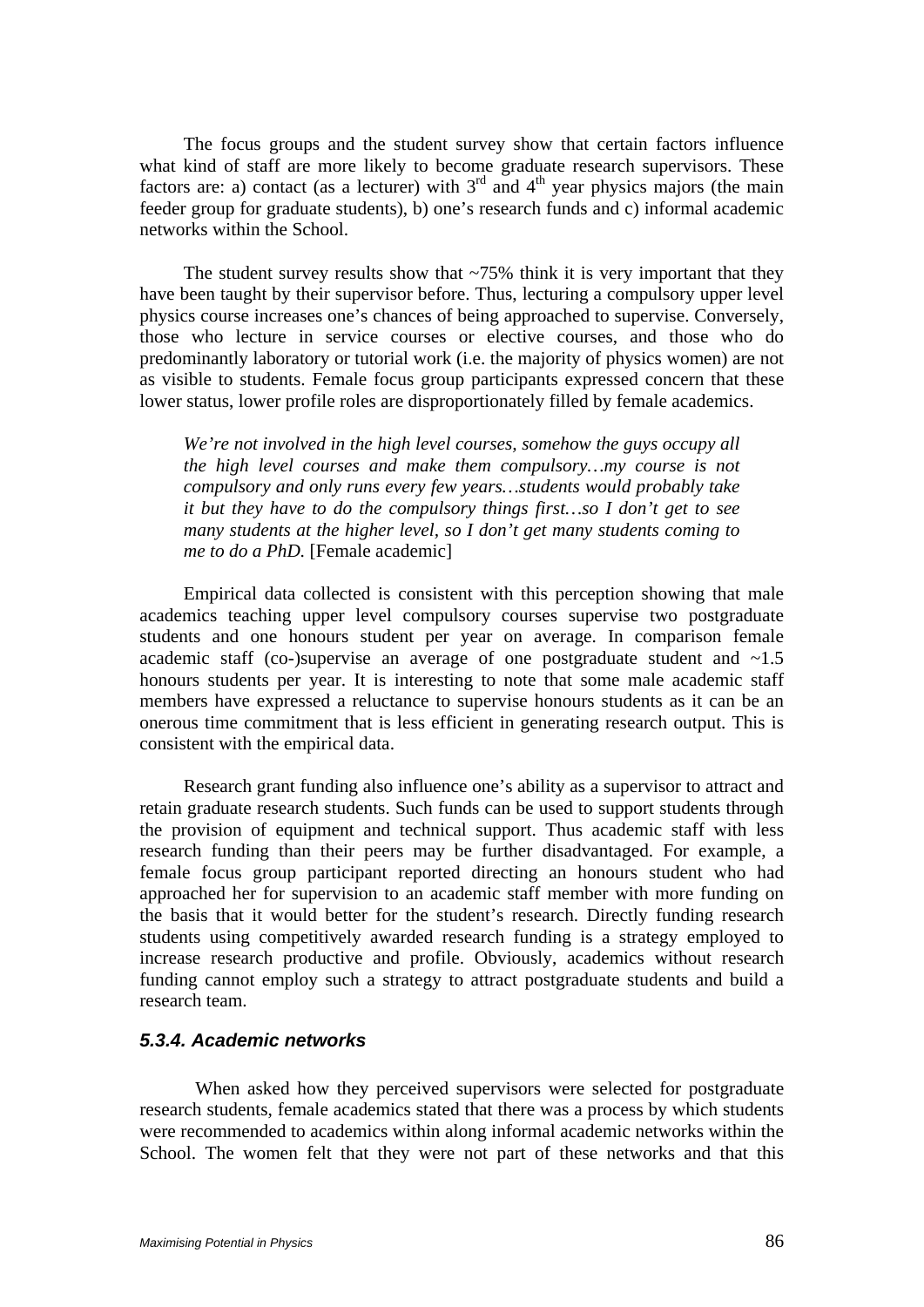The focus groups and the student survey show that certain factors influence what kind of staff are more likely to become graduate research supervisors. These factors are: a) contact (as a lecturer) with 3rd and 4th year physics majors (the main feeder group for graduate students), b) one's research funds and c) informal academic networks within the School.

The student survey results show that ~75% think it is very important that they have been taught by their supervisor before. Thus, lecturing a compulsory upper level physics course increases one's chances of being approached to supervise. Conversely, those who lecture in service courses or elective courses, and those who do predominantly laboratory or tutorial work (i.e. the majority of physics women) are not as visible to students. Female focus group participants expressed concern that these lower status, lower profile roles are disproportionately filled by female academics.

> *We're not involved in the high level courses, somehow the guys occupy all the high level courses and make them compulsory…my course is not compulsory and only runs every few years…students would probably take it but they have to do the compulsory things first…so I don't get to see many students at the higher level, so I don't get many students coming to me to do a PhD.* [Female academic]

Empirical data collected is consistent with this perception showing that male academics teaching upper level compulsory courses supervise two postgraduate students and one honours student per year on average. In comparison female academic staff (co-)supervise an average of one postgraduate student and ~1.5 honours students per year. It is interesting to note that some male academic staff members have expressed a reluctance to supervise honours students as it can be an onerous time commitment that is less efficient in generating research output. This is consistent with the empirical data.

Research grant funding also influence one's ability as a supervisor to attract and retain graduate research students. Such funds can be used to support students through the provision of equipment and technical support. Thus academic staff with less research funding than their peers may be further disadvantaged. For example, a female focus group participant reported directing an honours student who had approached her for supervision to an academic staff member with more funding on the basis that it would better for the student's research. Directly funding research students using competitively awarded research funding is a strategy employed to increase research productive and profile. Obviously, academics without research funding cannot employ such a strategy to attract postgraduate students and build a research team.

#### *5.3.4. Academic networks*

When asked how they perceived supervisors were selected for postgraduate research students, female academics stated that there was a process by which students were recommended to academics within along informal academic networks within the School. The women felt that they were not part of these networks and that this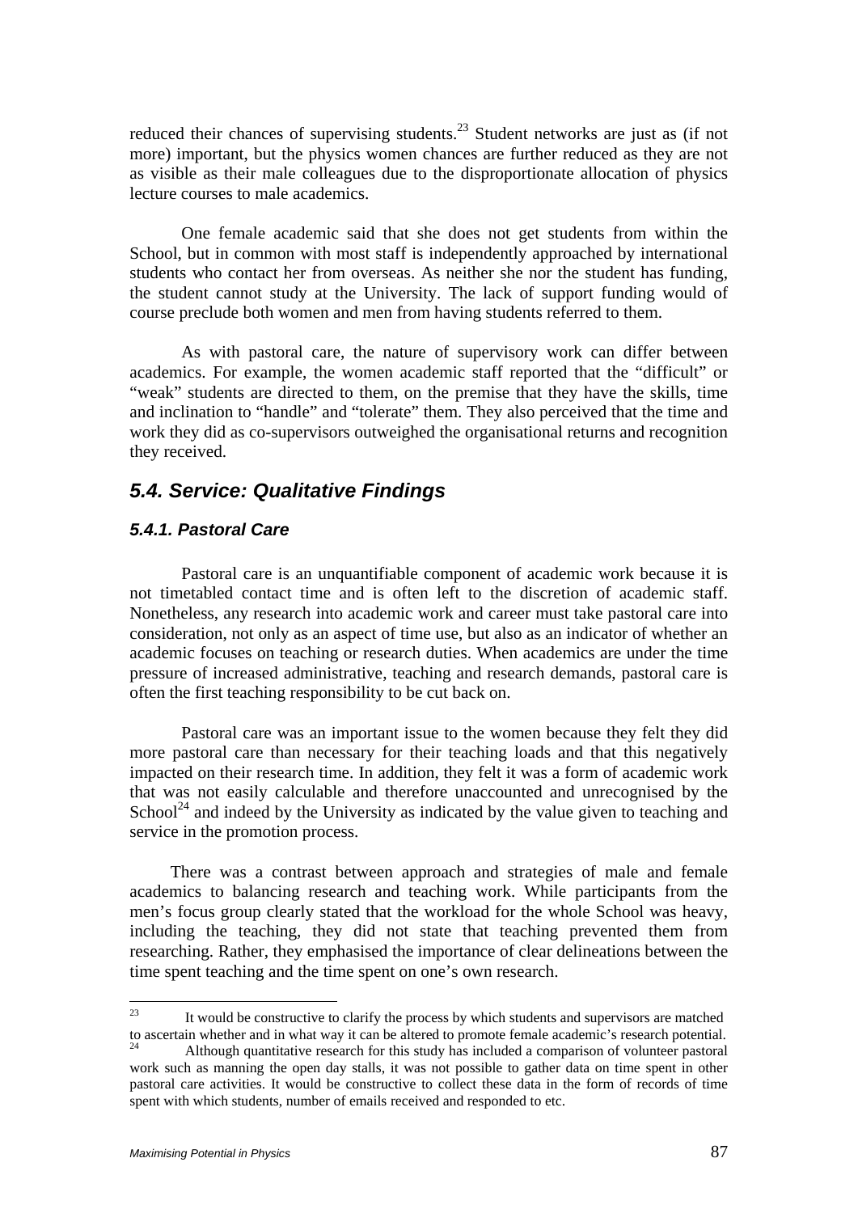reduced their chances of supervising students.[23] Student networks are just as (if not more) important, but the physics women chances are further reduced as they are not as visible as their male colleagues due to the disproportionate allocation of physics lecture courses to male academics.

One female academic said that she does not get students from within the School, but in common with most staff is independently approached by international students who contact her from overseas. As neither she nor the student has funding, the student cannot study at the University. The lack of support funding would of course preclude both women and men from having students referred to them.

As with pastoral care, the nature of supervisory work can differ between academics. For example, the women academic staff reported that the "difficult" or "weak" students are directed to them, on the premise that they have the skills, time and inclination to "handle" and "tolerate" them. They also perceived that the time and work they did as co-supervisors outweighed the organisational returns and recognition they received.

## *5.4. Service: Qualitative Findings*

### *5.4.1. Pastoral Care*

Pastoral care is an unquantifiable component of academic work because it is not timetabled contact time and is often left to the discretion of academic staff. Nonetheless, any research into academic work and career must take pastoral care into consideration, not only as an aspect of time use, but also as an indicator of whether an academic focuses on teaching or research duties. When academics are under the time pressure of increased administrative, teaching and research demands, pastoral care is often the first teaching responsibility to be cut back on.

Pastoral care was an important issue to the women because they felt they did more pastoral care than necessary for their teaching loads and that this negatively impacted on their research time. In addition, they felt it was a form of academic work that was not easily calculable and therefore unaccounted and unrecognised by the School[24] and indeed by the University as indicated by the value given to teaching and service in the promotion process.

There was a contrast between approach and strategies of male and female academics to balancing research and teaching work. While participants from the men's focus group clearly stated that the workload for the whole School was heavy, including the teaching, they did not state that teaching prevented them from researching. Rather, they emphasised the importance of clear delineations between the time spent teaching and the time spent on one's own research.

---

[23] It would be constructive to clarify the process by which students and supervisors are matched to ascertain whether and in what way it can be altered to promote female academic's research potential.

[24] Although quantitative research for this study has included a comparison of volunteer pastoral work such as manning the open day stalls, it was not possible to gather data on time spent in other pastoral care activities. It would be constructive to collect these data in the form of records of time spent with which students, number of emails received and responded to etc.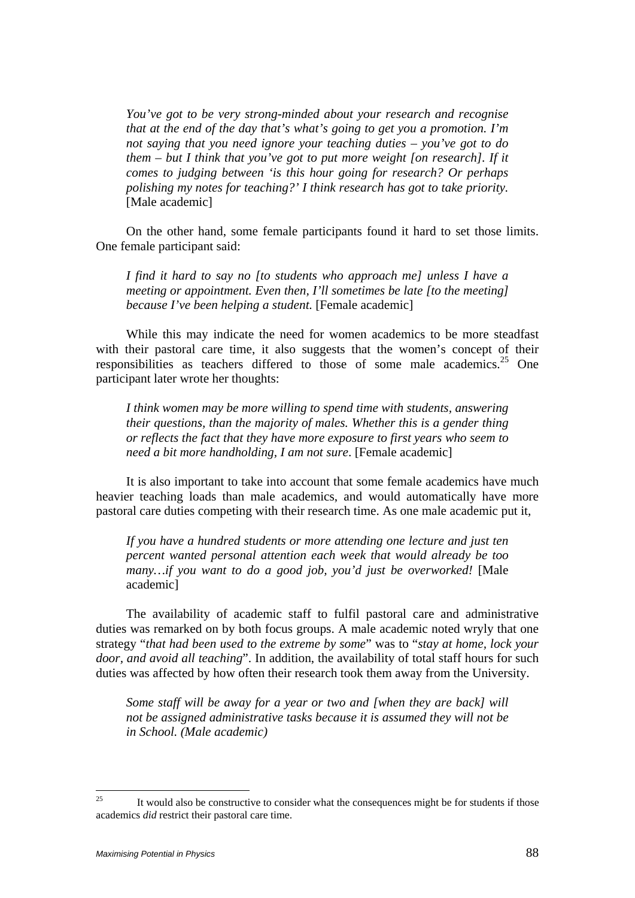*You've got to be very strong-minded about your research and recognise that at the end of the day that's what's going to get you a promotion. I'm not saying that you need ignore your teaching duties – you've got to do them – but I think that you've got to put more weight [on research]. If it comes to judging between 'is this hour going for research? Or perhaps polishing my notes for teaching?' I think research has got to take priority.* [Male academic]

On the other hand, some female participants found it hard to set those limits. One female participant said:

*I find it hard to say no [to students who approach me] unless I have a meeting or appointment. Even then, I'll sometimes be late [to the meeting] because I've been helping a student.* [Female academic]

While this may indicate the need for women academics to be more steadfast with their pastoral care time, it also suggests that the women's concept of their responsibilities as teachers differed to those of some male academics.[25] One participant later wrote her thoughts:

*I think women may be more willing to spend time with students, answering their questions, than the majority of males. Whether this is a gender thing or reflects the fact that they have more exposure to first years who seem to need a bit more handholding, I am not sure*. [Female academic]

It is also important to take into account that some female academics have much heavier teaching loads than male academics, and would automatically have more pastoral care duties competing with their research time. As one male academic put it,

*If you have a hundred students or more attending one lecture and just ten percent wanted personal attention each week that would already be too many…if you want to do a good job, you'd just be overworked!* [Male academic]

The availability of academic staff to fulfil pastoral care and administrative duties was remarked on by both focus groups. A male academic noted wryly that one strategy "*that had been used to the extreme by some*" was to "*stay at home, lock your door, and avoid all teaching*". In addition, the availability of total staff hours for such duties was affected by how often their research took them away from the University.

*Some staff will be away for a year or two and [when they are back] will not be assigned administrative tasks because it is assumed they will not be in School. (Male academic)*

---

[25] It would also be constructive to consider what the consequences might be for students if those academics *did* restrict their pastoral care time.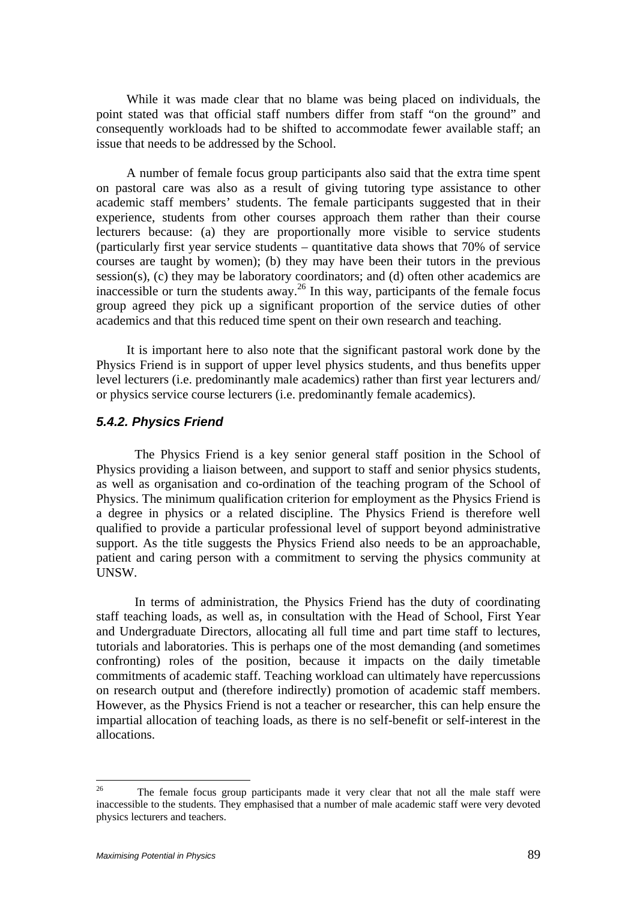While it was made clear that no blame was being placed on individuals, the point stated was that official staff numbers differ from staff "on the ground" and consequently workloads had to be shifted to accommodate fewer available staff; an issue that needs to be addressed by the School.

A number of female focus group participants also said that the extra time spent on pastoral care was also as a result of giving tutoring type assistance to other academic staff members' students. The female participants suggested that in their experience, students from other courses approach them rather than their course lecturers because: (a) they are proportionally more visible to service students (particularly first year service students – quantitative data shows that 70% of service courses are taught by women); (b) they may have been their tutors in the previous session(s), (c) they may be laboratory coordinators; and (d) often other academics are inaccessible or turn the students away.[26] In this way, participants of the female focus group agreed they pick up a significant proportion of the service duties of other academics and that this reduced time spent on their own research and teaching.

It is important here to also note that the significant pastoral work done by the Physics Friend is in support of upper level physics students, and thus benefits upper level lecturers (i.e. predominantly male academics) rather than first year lecturers and/ or physics service course lecturers (i.e. predominantly female academics).

### *5.4.2. Physics Friend*

The Physics Friend is a key senior general staff position in the School of Physics providing a liaison between, and support to staff and senior physics students, as well as organisation and co-ordination of the teaching program of the School of Physics. The minimum qualification criterion for employment as the Physics Friend is a degree in physics or a related discipline. The Physics Friend is therefore well qualified to provide a particular professional level of support beyond administrative support. As the title suggests the Physics Friend also needs to be an approachable, patient and caring person with a commitment to serving the physics community at UNSW.

In terms of administration, the Physics Friend has the duty of coordinating staff teaching loads, as well as, in consultation with the Head of School, First Year and Undergraduate Directors, allocating all full time and part time staff to lectures, tutorials and laboratories. This is perhaps one of the most demanding (and sometimes confronting) roles of the position, because it impacts on the daily timetable commitments of academic staff. Teaching workload can ultimately have repercussions on research output and (therefore indirectly) promotion of academic staff members. However, as the Physics Friend is not a teacher or researcher, this can help ensure the impartial allocation of teaching loads, as there is no self-benefit or self-interest in the allocations.

---

[26] The female focus group participants made it very clear that not all the male staff were inaccessible to the students. They emphasised that a number of male academic staff were very devoted physics lecturers and teachers.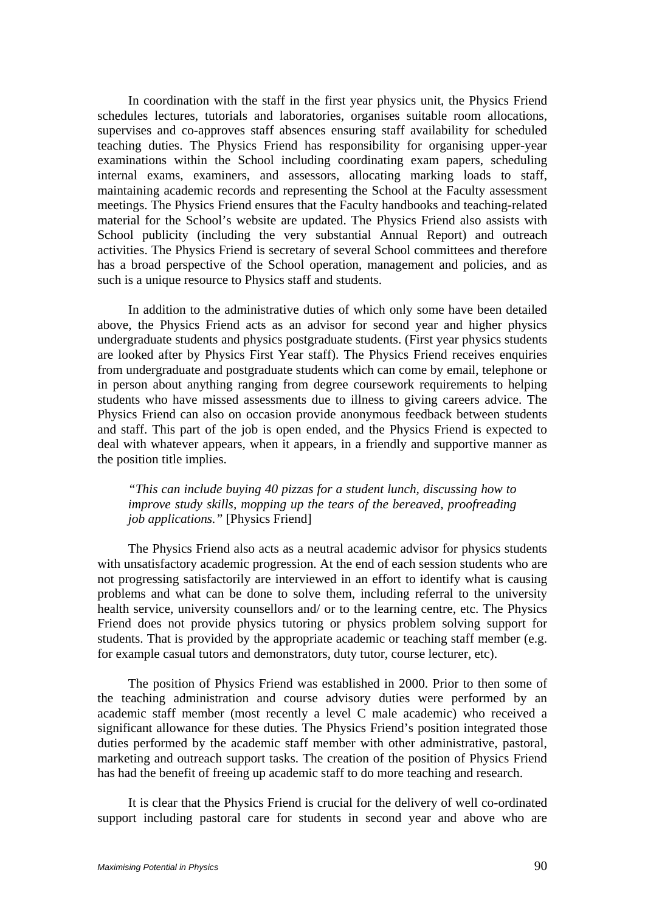In coordination with the staff in the first year physics unit, the Physics Friend schedules lectures, tutorials and laboratories, organises suitable room allocations, supervises and co-approves staff absences ensuring staff availability for scheduled teaching duties. The Physics Friend has responsibility for organising upper-year examinations within the School including coordinating exam papers, scheduling internal exams, examiners, and assessors, allocating marking loads to staff, maintaining academic records and representing the School at the Faculty assessment meetings. The Physics Friend ensures that the Faculty handbooks and teaching-related material for the School's website are updated. The Physics Friend also assists with School publicity (including the very substantial Annual Report) and outreach activities. The Physics Friend is secretary of several School committees and therefore has a broad perspective of the School operation, management and policies, and as such is a unique resource to Physics staff and students.

In addition to the administrative duties of which only some have been detailed above, the Physics Friend acts as an advisor for second year and higher physics undergraduate students and physics postgraduate students. (First year physics students are looked after by Physics First Year staff). The Physics Friend receives enquiries from undergraduate and postgraduate students which can come by email, telephone or in person about anything ranging from degree coursework requirements to helping students who have missed assessments due to illness to giving careers advice. The Physics Friend can also on occasion provide anonymous feedback between students and staff. This part of the job is open ended, and the Physics Friend is expected to deal with whatever appears, when it appears, in a friendly and supportive manner as the position title implies.

> *"This can include buying 40 pizzas for a student lunch, discussing how to improve study skills, mopping up the tears of the bereaved, proofreading job applications."* [Physics Friend]

The Physics Friend also acts as a neutral academic advisor for physics students with unsatisfactory academic progression. At the end of each session students who are not progressing satisfactorily are interviewed in an effort to identify what is causing problems and what can be done to solve them, including referral to the university health service, university counsellors and/ or to the learning centre, etc. The Physics Friend does not provide physics tutoring or physics problem solving support for students. That is provided by the appropriate academic or teaching staff member (e.g. for example casual tutors and demonstrators, duty tutor, course lecturer, etc).

The position of Physics Friend was established in 2000. Prior to then some of the teaching administration and course advisory duties were performed by an academic staff member (most recently a level C male academic) who received a significant allowance for these duties. The Physics Friend's position integrated those duties performed by the academic staff member with other administrative, pastoral, marketing and outreach support tasks. The creation of the position of Physics Friend has had the benefit of freeing up academic staff to do more teaching and research.

It is clear that the Physics Friend is crucial for the delivery of well co-ordinated support including pastoral care for students in second year and above who are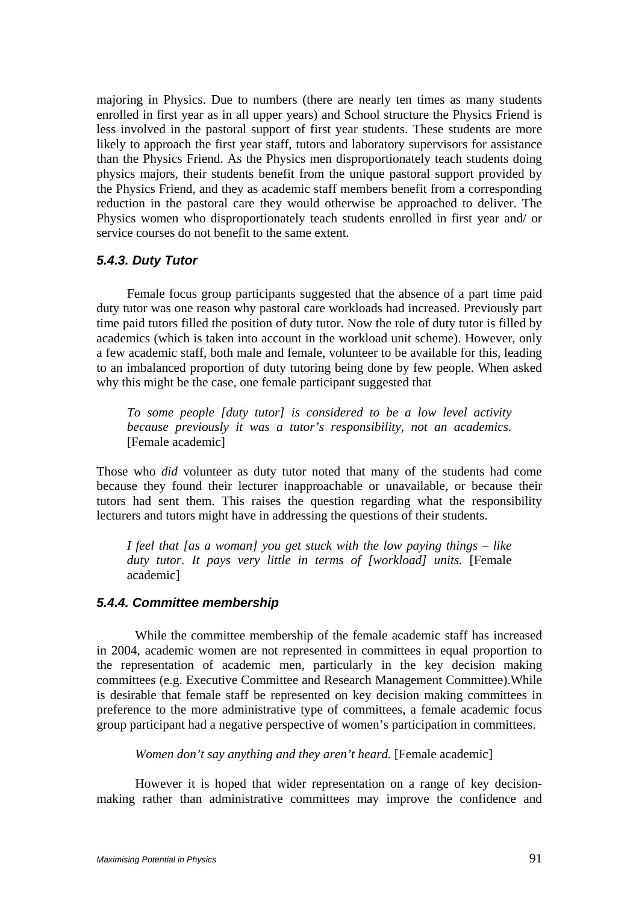majoring in Physics. Due to numbers (there are nearly ten times as many students enrolled in first year as in all upper years) and School structure the Physics Friend is less involved in the pastoral support of first year students. These students are more likely to approach the first year staff, tutors and laboratory supervisors for assistance than the Physics Friend. As the Physics men disproportionately teach students doing physics majors, their students benefit from the unique pastoral support provided by the Physics Friend, and they as academic staff members benefit from a corresponding reduction in the pastoral care they would otherwise be approached to deliver. The Physics women who disproportionately teach students enrolled in first year and/ or service courses do not benefit to the same extent.

### *5.4.3. Duty Tutor*

Female focus group participants suggested that the absence of a part time paid duty tutor was one reason why pastoral care workloads had increased. Previously part time paid tutors filled the position of duty tutor. Now the role of duty tutor is filled by academics (which is taken into account in the workload unit scheme). However, only a few academic staff, both male and female, volunteer to be available for this, leading to an imbalanced proportion of duty tutoring being done by few people. When asked why this might be the case, one female participant suggested that

> *To some people [duty tutor] is considered to be a low level activity because previously it was a tutor's responsibility, not an academics.* [Female academic]

Those who *did* volunteer as duty tutor noted that many of the students had come because they found their lecturer inapproachable or unavailable, or because their tutors had sent them. This raises the question regarding what the responsibility lecturers and tutors might have in addressing the questions of their students.

> *I feel that [as a woman] you get stuck with the low paying things – like duty tutor. It pays very little in terms of [workload] units.* [Female academic]

### *5.4.4. Committee membership*

While the committee membership of the female academic staff has increased in 2004, academic women are not represented in committees in equal proportion to the representation of academic men, particularly in the key decision making committees (e.g. Executive Committee and Research Management Committee).While is desirable that female staff be represented on key decision making committees in preference to the more administrative type of committees, a female academic focus group participant had a negative perspective of women's participation in committees.

> *Women don't say anything and they aren't heard.* [Female academic]

However it is hoped that wider representation on a range of key decision-making rather than administrative committees may improve the confidence and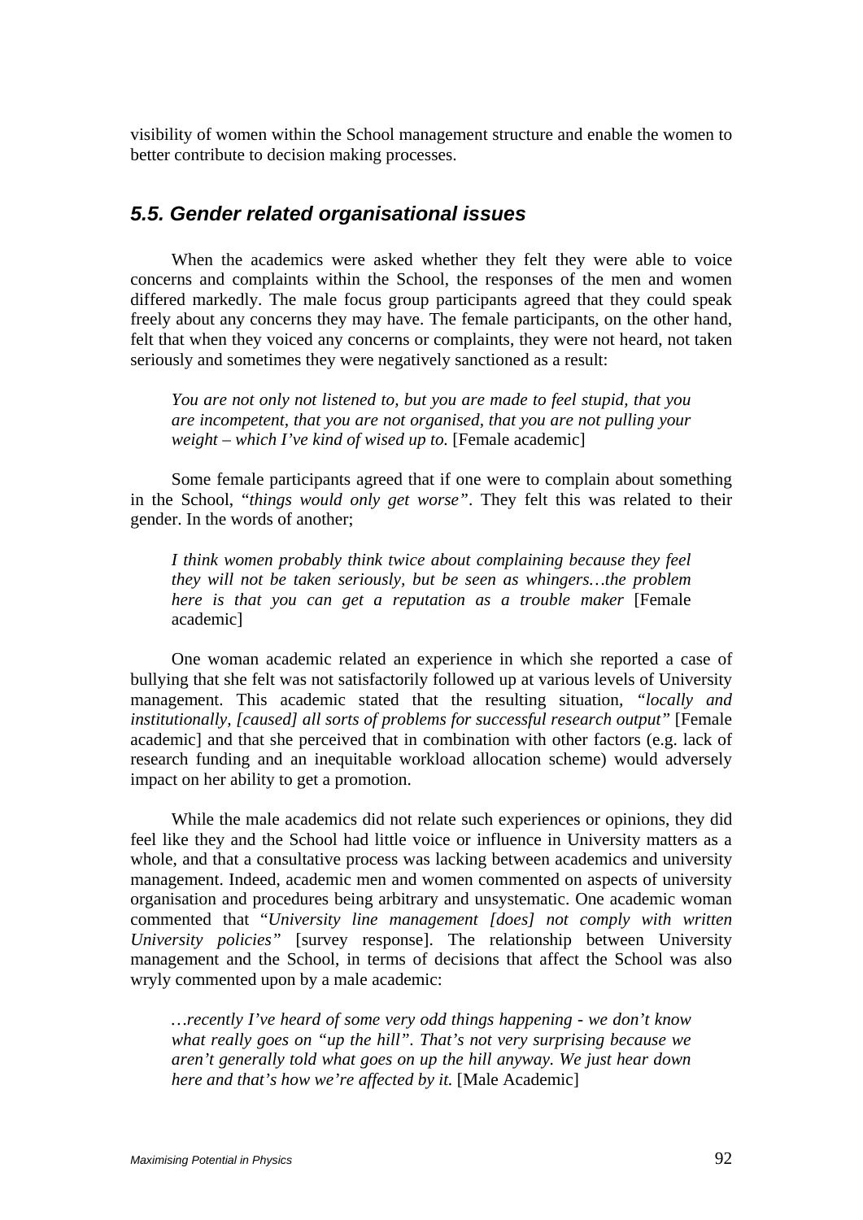visibility of women within the School management structure and enable the women to better contribute to decision making processes.

## *5.5. Gender related organisational issues*

When the academics were asked whether they felt they were able to voice concerns and complaints within the School, the responses of the men and women differed markedly. The male focus group participants agreed that they could speak freely about any concerns they may have. The female participants, on the other hand, felt that when they voiced any concerns or complaints, they were not heard, not taken seriously and sometimes they were negatively sanctioned as a result:

> *You are not only not listened to, but you are made to feel stupid, that you are incompetent, that you are not organised, that you are not pulling your weight – which I've kind of wised up to.* [Female academic]

Some female participants agreed that if one were to complain about something in the School, "*things would only get worse"*. They felt this was related to their gender. In the words of another;

> *I think women probably think twice about complaining because they feel they will not be taken seriously, but be seen as whingers…the problem here is that you can get a reputation as a trouble maker* [Female academic]

One woman academic related an experience in which she reported a case of bullying that she felt was not satisfactorily followed up at various levels of University management. This academic stated that the resulting situation, *"locally and institutionally, [caused] all sorts of problems for successful research output"* [Female academic] and that she perceived that in combination with other factors (e.g. lack of research funding and an inequitable workload allocation scheme) would adversely impact on her ability to get a promotion.

While the male academics did not relate such experiences or opinions, they did feel like they and the School had little voice or influence in University matters as a whole, and that a consultative process was lacking between academics and university management. Indeed, academic men and women commented on aspects of university organisation and procedures being arbitrary and unsystematic. One academic woman commented that "*University line management [does] not comply with written University policies"* [survey response]. The relationship between University management and the School, in terms of decisions that affect the School was also wryly commented upon by a male academic:

> *…recently I've heard of some very odd things happening - we don't know what really goes on "up the hill". That's not very surprising because we aren't generally told what goes on up the hill anyway. We just hear down here and that's how we're affected by it.* [Male Academic]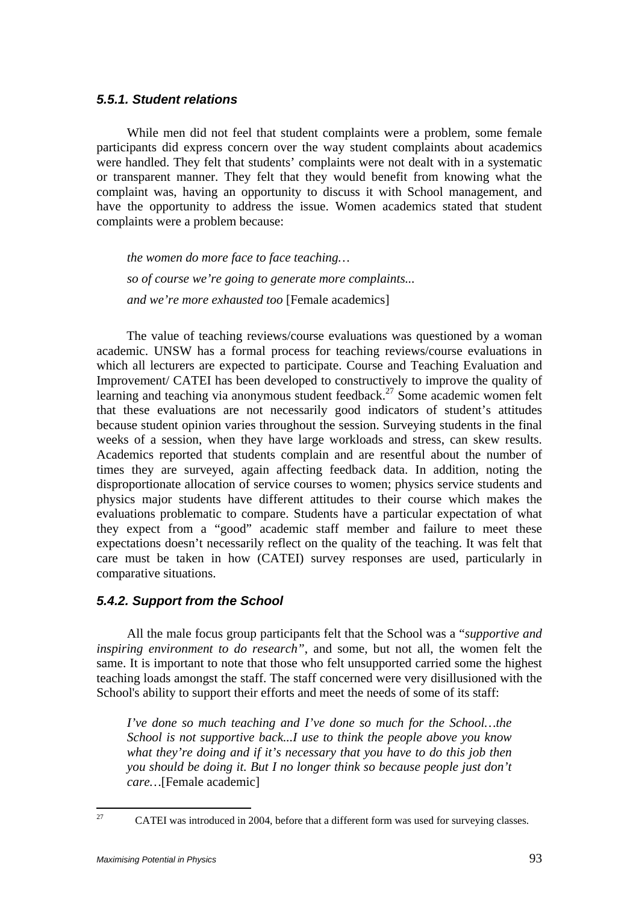### *5.5.1. Student relations*

While men did not feel that student complaints were a problem, some female participants did express concern over the way student complaints about academics were handled. They felt that students' complaints were not dealt with in a systematic or transparent manner. They felt that they would benefit from knowing what the complaint was, having an opportunity to discuss it with School management, and have the opportunity to address the issue. Women academics stated that student complaints were a problem because:

> *the women do more face to face teaching…*
>
> *so of course we're going to generate more complaints...*
>
> *and we're more exhausted too* [Female academics]

The value of teaching reviews/course evaluations was questioned by a woman academic. UNSW has a formal process for teaching reviews/course evaluations in which all lecturers are expected to participate. Course and Teaching Evaluation and Improvement/ CATEI has been developed to constructively to improve the quality of learning and teaching via anonymous student feedback.[27] Some academic women felt that these evaluations are not necessarily good indicators of student's attitudes because student opinion varies throughout the session. Surveying students in the final weeks of a session, when they have large workloads and stress, can skew results. Academics reported that students complain and are resentful about the number of times they are surveyed, again affecting feedback data. In addition, noting the disproportionate allocation of service courses to women; physics service students and physics major students have different attitudes to their course which makes the evaluations problematic to compare. Students have a particular expectation of what they expect from a "good" academic staff member and failure to meet these expectations doesn't necessarily reflect on the quality of the teaching. It was felt that care must be taken in how (CATEI) survey responses are used, particularly in comparative situations.

### *5.4.2. Support from the School*

All the male focus group participants felt that the School was a "*supportive and inspiring environment to do research"*, and some, but not all, the women felt the same. It is important to note that those who felt unsupported carried some the highest teaching loads amongst the staff. The staff concerned were very disillusioned with the School's ability to support their efforts and meet the needs of some of its staff:

> *I've done so much teaching and I've done so much for the School…the School is not supportive back...I use to think the people above you know what they're doing and if it's necessary that you have to do this job then you should be doing it. But I no longer think so because people just don't care…*[Female academic]

[27] CATEI was introduced in 2004, before that a different form was used for surveying classes.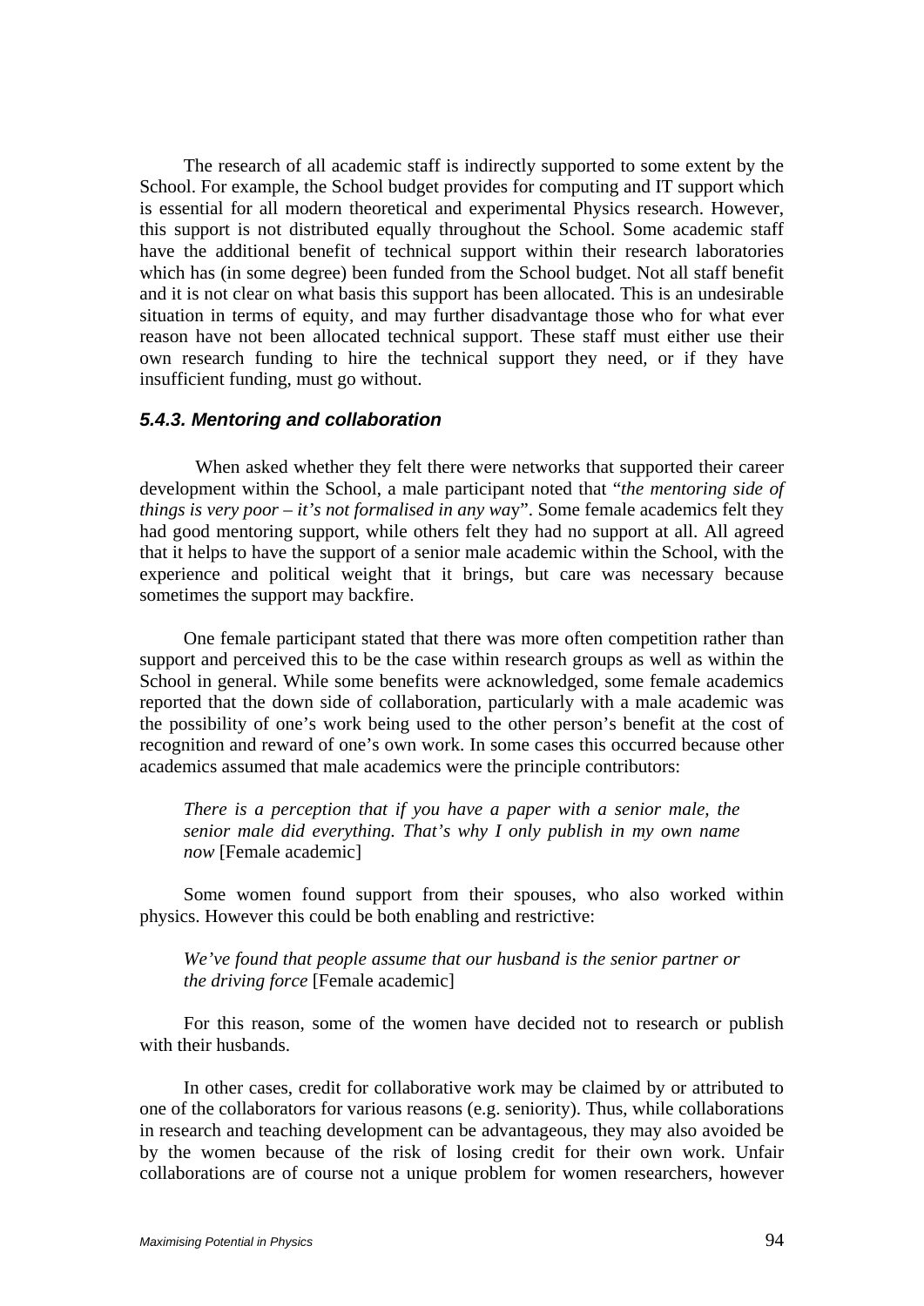The research of all academic staff is indirectly supported to some extent by the School. For example, the School budget provides for computing and IT support which is essential for all modern theoretical and experimental Physics research. However, this support is not distributed equally throughout the School. Some academic staff have the additional benefit of technical support within their research laboratories which has (in some degree) been funded from the School budget. Not all staff benefit and it is not clear on what basis this support has been allocated. This is an undesirable situation in terms of equity, and may further disadvantage those who for what ever reason have not been allocated technical support. These staff must either use their own research funding to hire the technical support they need, or if they have insufficient funding, must go without.

### *5.4.3. Mentoring and collaboration*

When asked whether they felt there were networks that supported their career development within the School, a male participant noted that "*the mentoring side of things is very poor – it's not formalised in any way*". Some female academics felt they had good mentoring support, while others felt they had no support at all. All agreed that it helps to have the support of a senior male academic within the School, with the experience and political weight that it brings, but care was necessary because sometimes the support may backfire.

One female participant stated that there was more often competition rather than support and perceived this to be the case within research groups as well as within the School in general. While some benefits were acknowledged, some female academics reported that the down side of collaboration, particularly with a male academic was the possibility of one's work being used to the other person's benefit at the cost of recognition and reward of one's own work. In some cases this occurred because other academics assumed that male academics were the principle contributors:

> *There is a perception that if you have a paper with a senior male, the senior male did everything. That's why I only publish in my own name now* [Female academic]

Some women found support from their spouses, who also worked within physics. However this could be both enabling and restrictive:

> *We've found that people assume that our husband is the senior partner or the driving force* [Female academic]

For this reason, some of the women have decided not to research or publish with their husbands.

In other cases, credit for collaborative work may be claimed by or attributed to one of the collaborators for various reasons (e.g. seniority). Thus, while collaborations in research and teaching development can be advantageous, they may also avoided be by the women because of the risk of losing credit for their own work. Unfair collaborations are of course not a unique problem for women researchers, however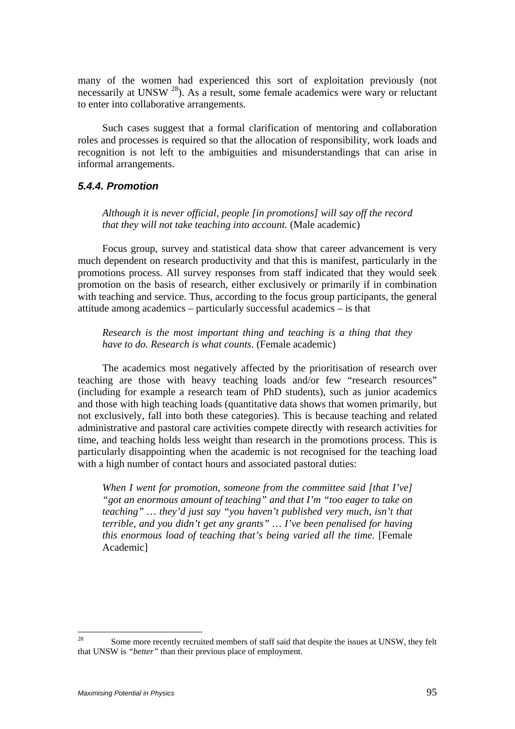many of the women had experienced this sort of exploitation previously (not necessarily at UNSW [28]). As a result, some female academics were wary or reluctant to enter into collaborative arrangements.

Such cases suggest that a formal clarification of mentoring and collaboration roles and processes is required so that the allocation of responsibility, work loads and recognition is not left to the ambiguities and misunderstandings that can arise in informal arrangements.

### 5.4.4. Promotion

> *Although it is never official, people [in promotions] will say off the record that they will not take teaching into account.* (Male academic)

Focus group, survey and statistical data show that career advancement is very much dependent on research productivity and that this is manifest, particularly in the promotions process. All survey responses from staff indicated that they would seek promotion on the basis of research, either exclusively or primarily if in combination with teaching and service. Thus, according to the focus group participants, the general attitude among academics – particularly successful academics – is that

> *Research is the most important thing and teaching is a thing that they have to do. Research is what counts.* (Female academic)

The academics most negatively affected by the prioritisation of research over teaching are those with heavy teaching loads and/or few "research resources" (including for example a research team of PhD students), such as junior academics and those with high teaching loads (quantitative data shows that women primarily, but not exclusively, fall into both these categories). This is because teaching and related administrative and pastoral care activities compete directly with research activities for time, and teaching holds less weight than research in the promotions process. This is particularly disappointing when the academic is not recognised for the teaching load with a high number of contact hours and associated pastoral duties:

> *When I went for promotion, someone from the committee said [that I've] "got an enormous amount of teaching" and that I'm "too eager to take on teaching" … they'd just say "you haven't published very much, isn't that terrible, and you didn't get any grants" … I've been penalised for having this enormous load of teaching that's being varied all the time.* [Female Academic]

---

[28] Some more recently recruited members of staff said that despite the issues at UNSW, they felt that UNSW is *"better"* than their previous place of employment.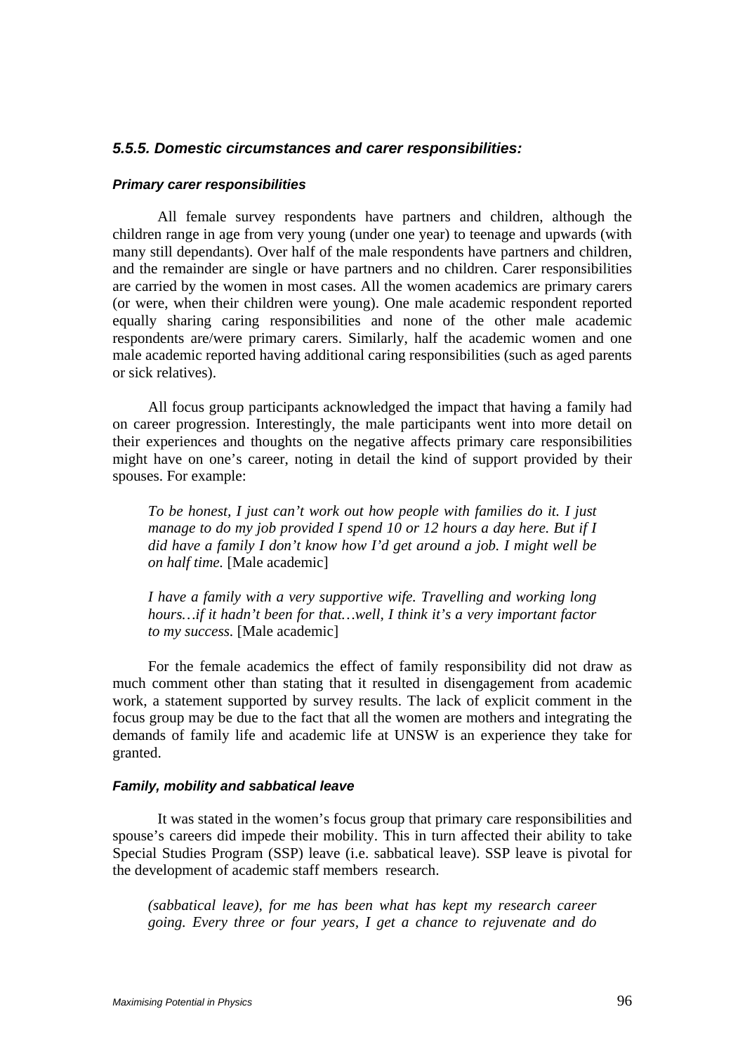### *5.5.5. Domestic circumstances and carer responsibilities:*

#### *Primary carer responsibilities*

All female survey respondents have partners and children, although the children range in age from very young (under one year) to teenage and upwards (with many still dependants). Over half of the male respondents have partners and children, and the remainder are single or have partners and no children. Carer responsibilities are carried by the women in most cases. All the women academics are primary carers (or were, when their children were young). One male academic respondent reported equally sharing caring responsibilities and none of the other male academic respondents are/were primary carers. Similarly, half the academic women and one male academic reported having additional caring responsibilities (such as aged parents or sick relatives).

All focus group participants acknowledged the impact that having a family had on career progression. Interestingly, the male participants went into more detail on their experiences and thoughts on the negative affects primary care responsibilities might have on one's career, noting in detail the kind of support provided by their spouses. For example:

> *To be honest, I just can't work out how people with families do it. I just manage to do my job provided I spend 10 or 12 hours a day here. But if I did have a family I don't know how I'd get around a job. I might well be on half time.* [Male academic]

> *I have a family with a very supportive wife. Travelling and working long hours…if it hadn't been for that…well, I think it's a very important factor to my success.* [Male academic]

For the female academics the effect of family responsibility did not draw as much comment other than stating that it resulted in disengagement from academic work, a statement supported by survey results. The lack of explicit comment in the focus group may be due to the fact that all the women are mothers and integrating the demands of family life and academic life at UNSW is an experience they take for granted.

#### *Family, mobility and sabbatical leave*

It was stated in the women's focus group that primary care responsibilities and spouse's careers did impede their mobility. This in turn affected their ability to take Special Studies Program (SSP) leave (i.e. sabbatical leave). SSP leave is pivotal for the development of academic staff members research.

> *(sabbatical leave), for me has been what has kept my research career going. Every three or four years, I get a chance to rejuvenate and do*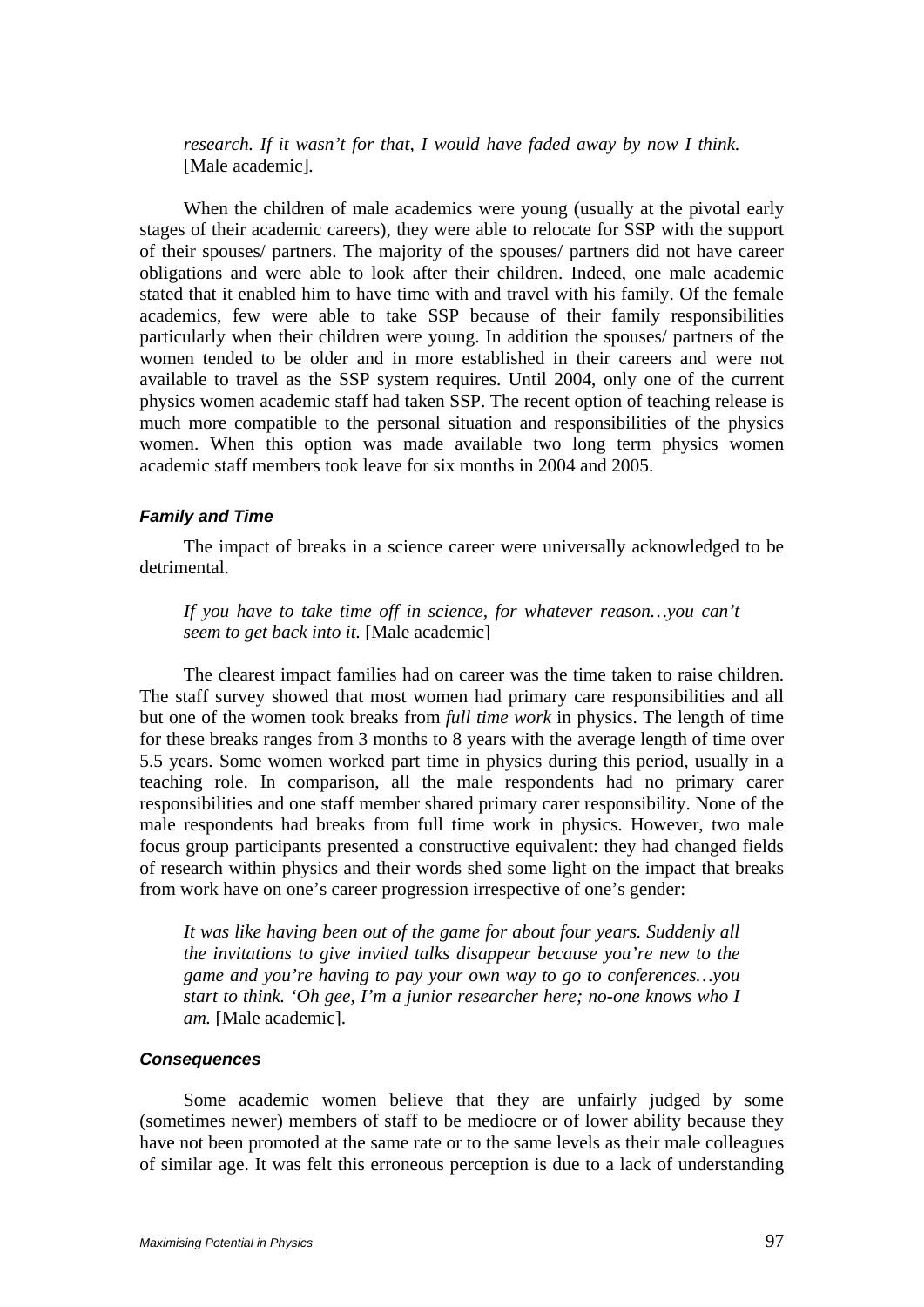*research. If it wasn't for that, I would have faded away by now I think.* [Male academic].

When the children of male academics were young (usually at the pivotal early stages of their academic careers), they were able to relocate for SSP with the support of their spouses/ partners. The majority of the spouses/ partners did not have career obligations and were able to look after their children. Indeed, one male academic stated that it enabled him to have time with and travel with his family. Of the female academics, few were able to take SSP because of their family responsibilities particularly when their children were young. In addition the spouses/ partners of the women tended to be older and in more established in their careers and were not available to travel as the SSP system requires. Until 2004, only one of the current physics women academic staff had taken SSP. The recent option of teaching release is much more compatible to the personal situation and responsibilities of the physics women. When this option was made available two long term physics women academic staff members took leave for six months in 2004 and 2005.

#### *Family and Time*

The impact of breaks in a science career were universally acknowledged to be detrimental.

> *If you have to take time off in science, for whatever reason…you can't seem to get back into it.* [Male academic]

The clearest impact families had on career was the time taken to raise children. The staff survey showed that most women had primary care responsibilities and all but one of the women took breaks from *full time work* in physics. The length of time for these breaks ranges from 3 months to 8 years with the average length of time over 5.5 years. Some women worked part time in physics during this period, usually in a teaching role. In comparison, all the male respondents had no primary carer responsibilities and one staff member shared primary carer responsibility. None of the male respondents had breaks from full time work in physics. However, two male focus group participants presented a constructive equivalent: they had changed fields of research within physics and their words shed some light on the impact that breaks from work have on one's career progression irrespective of one's gender:

> *It was like having been out of the game for about four years. Suddenly all the invitations to give invited talks disappear because you're new to the game and you're having to pay your own way to go to conferences…you start to think. 'Oh gee, I'm a junior researcher here; no-one knows who I am.* [Male academic].

#### *Consequences*

Some academic women believe that they are unfairly judged by some (sometimes newer) members of staff to be mediocre or of lower ability because they have not been promoted at the same rate or to the same levels as their male colleagues of similar age. It was felt this erroneous perception is due to a lack of understanding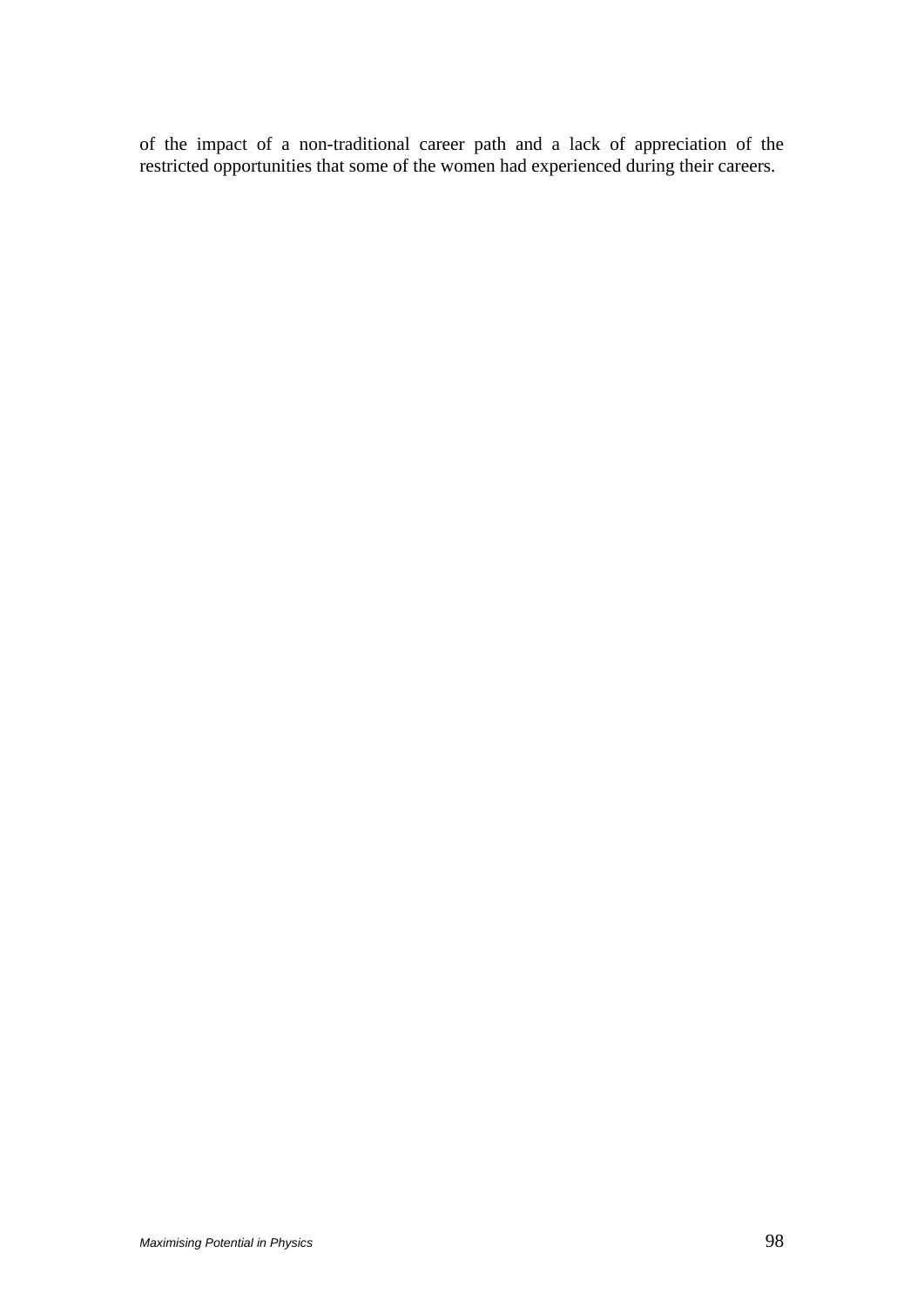of the impact of a non-traditional career path and a lack of appreciation of the restricted opportunities that some of the women had experienced during their careers.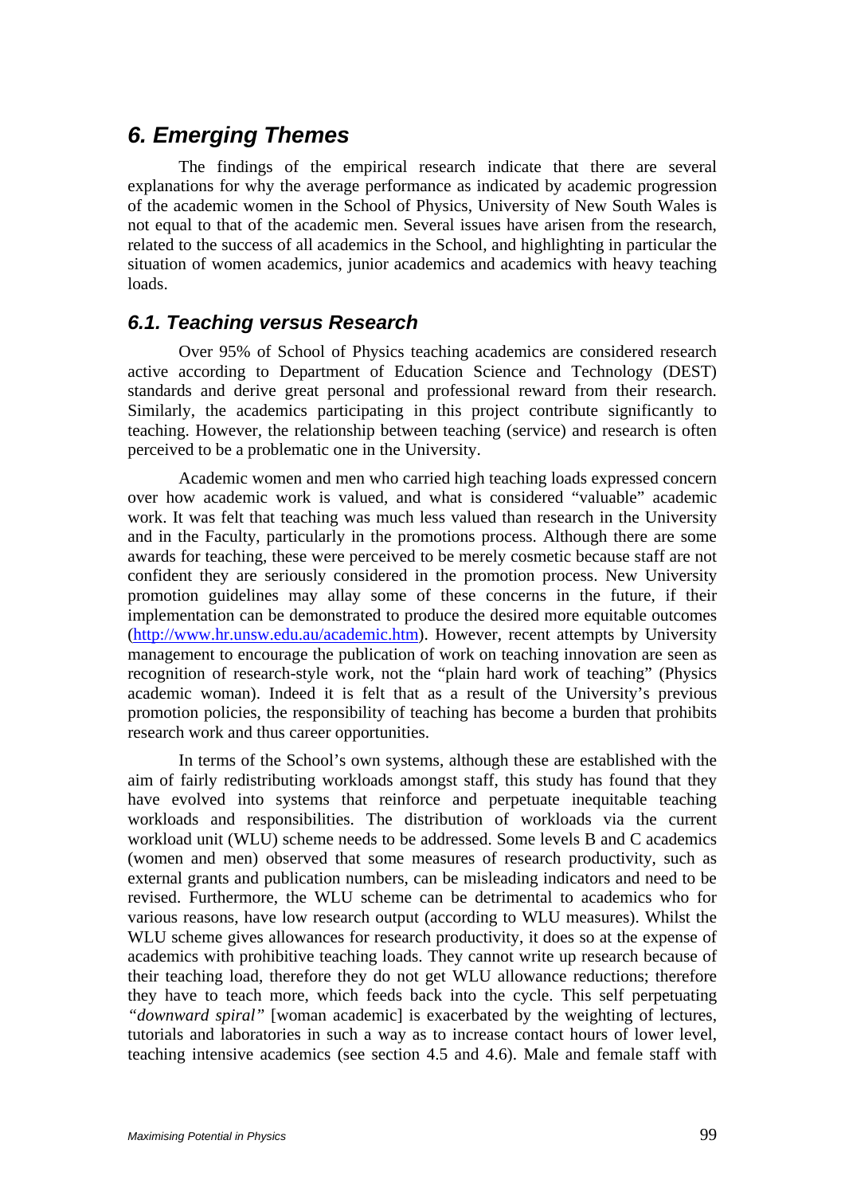## 6. Emerging Themes

The findings of the empirical research indicate that there are several explanations for why the average performance as indicated by academic progression of the academic women in the School of Physics, University of New South Wales is not equal to that of the academic men. Several issues have arisen from the research, related to the success of all academics in the School, and highlighting in particular the situation of women academics, junior academics and academics with heavy teaching loads.

### 6.1. Teaching versus Research

Over 95% of School of Physics teaching academics are considered research active according to Department of Education Science and Technology (DEST) standards and derive great personal and professional reward from their research. Similarly, the academics participating in this project contribute significantly to teaching. However, the relationship between teaching (service) and research is often perceived to be a problematic one in the University.

Academic women and men who carried high teaching loads expressed concern over how academic work is valued, and what is considered "valuable" academic work. It was felt that teaching was much less valued than research in the University and in the Faculty, particularly in the promotions process. Although there are some awards for teaching, these were perceived to be merely cosmetic because staff are not confident they are seriously considered in the promotion process. New University promotion guidelines may allay some of these concerns in the future, if their implementation can be demonstrated to produce the desired more equitable outcomes (http://www.hr.unsw.edu.au/academic.htm). However, recent attempts by University management to encourage the publication of work on teaching innovation are seen as recognition of research-style work, not the "plain hard work of teaching" (Physics academic woman). Indeed it is felt that as a result of the University's previous promotion policies, the responsibility of teaching has become a burden that prohibits research work and thus career opportunities.

In terms of the School's own systems, although these are established with the aim of fairly redistributing workloads amongst staff, this study has found that they have evolved into systems that reinforce and perpetuate inequitable teaching workloads and responsibilities. The distribution of workloads via the current workload unit (WLU) scheme needs to be addressed. Some levels B and C academics (women and men) observed that some measures of research productivity, such as external grants and publication numbers, can be misleading indicators and need to be revised. Furthermore, the WLU scheme can be detrimental to academics who for various reasons, have low research output (according to WLU measures). Whilst the WLU scheme gives allowances for research productivity, it does so at the expense of academics with prohibitive teaching loads. They cannot write up research because of their teaching load, therefore they do not get WLU allowance reductions; therefore they have to teach more, which feeds back into the cycle. This self perpetuating *"downward spiral"* [woman academic] is exacerbated by the weighting of lectures, tutorials and laboratories in such a way as to increase contact hours of lower level, teaching intensive academics (see section 4.5 and 4.6). Male and female staff with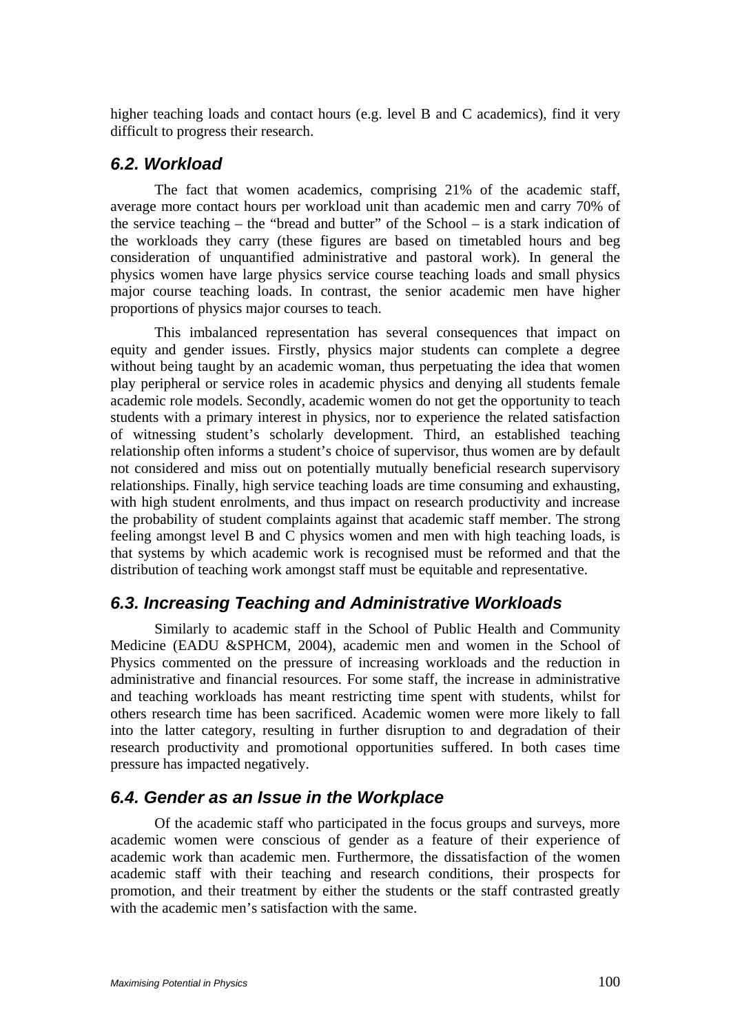higher teaching loads and contact hours (e.g. level B and C academics), find it very difficult to progress their research.

## 6.2. Workload

The fact that women academics, comprising 21% of the academic staff, average more contact hours per workload unit than academic men and carry 70% of the service teaching – the "bread and butter" of the School – is a stark indication of the workloads they carry (these figures are based on timetabled hours and beg consideration of unquantified administrative and pastoral work). In general the physics women have large physics service course teaching loads and small physics major course teaching loads. In contrast, the senior academic men have higher proportions of physics major courses to teach.

This imbalanced representation has several consequences that impact on equity and gender issues. Firstly, physics major students can complete a degree without being taught by an academic woman, thus perpetuating the idea that women play peripheral or service roles in academic physics and denying all students female academic role models. Secondly, academic women do not get the opportunity to teach students with a primary interest in physics, nor to experience the related satisfaction of witnessing student's scholarly development. Third, an established teaching relationship often informs a student's choice of supervisor, thus women are by default not considered and miss out on potentially mutually beneficial research supervisory relationships. Finally, high service teaching loads are time consuming and exhausting, with high student enrolments, and thus impact on research productivity and increase the probability of student complaints against that academic staff member. The strong feeling amongst level B and C physics women and men with high teaching loads, is that systems by which academic work is recognised must be reformed and that the distribution of teaching work amongst staff must be equitable and representative.

## 6.3. Increasing Teaching and Administrative Workloads

Similarly to academic staff in the School of Public Health and Community Medicine (EADU &SPHCM, 2004), academic men and women in the School of Physics commented on the pressure of increasing workloads and the reduction in administrative and financial resources. For some staff, the increase in administrative and teaching workloads has meant restricting time spent with students, whilst for others research time has been sacrificed. Academic women were more likely to fall into the latter category, resulting in further disruption to and degradation of their research productivity and promotional opportunities suffered. In both cases time pressure has impacted negatively.

## 6.4. Gender as an Issue in the Workplace

Of the academic staff who participated in the focus groups and surveys, more academic women were conscious of gender as a feature of their experience of academic work than academic men. Furthermore, the dissatisfaction of the women academic staff with their teaching and research conditions, their prospects for promotion, and their treatment by either the students or the staff contrasted greatly with the academic men's satisfaction with the same.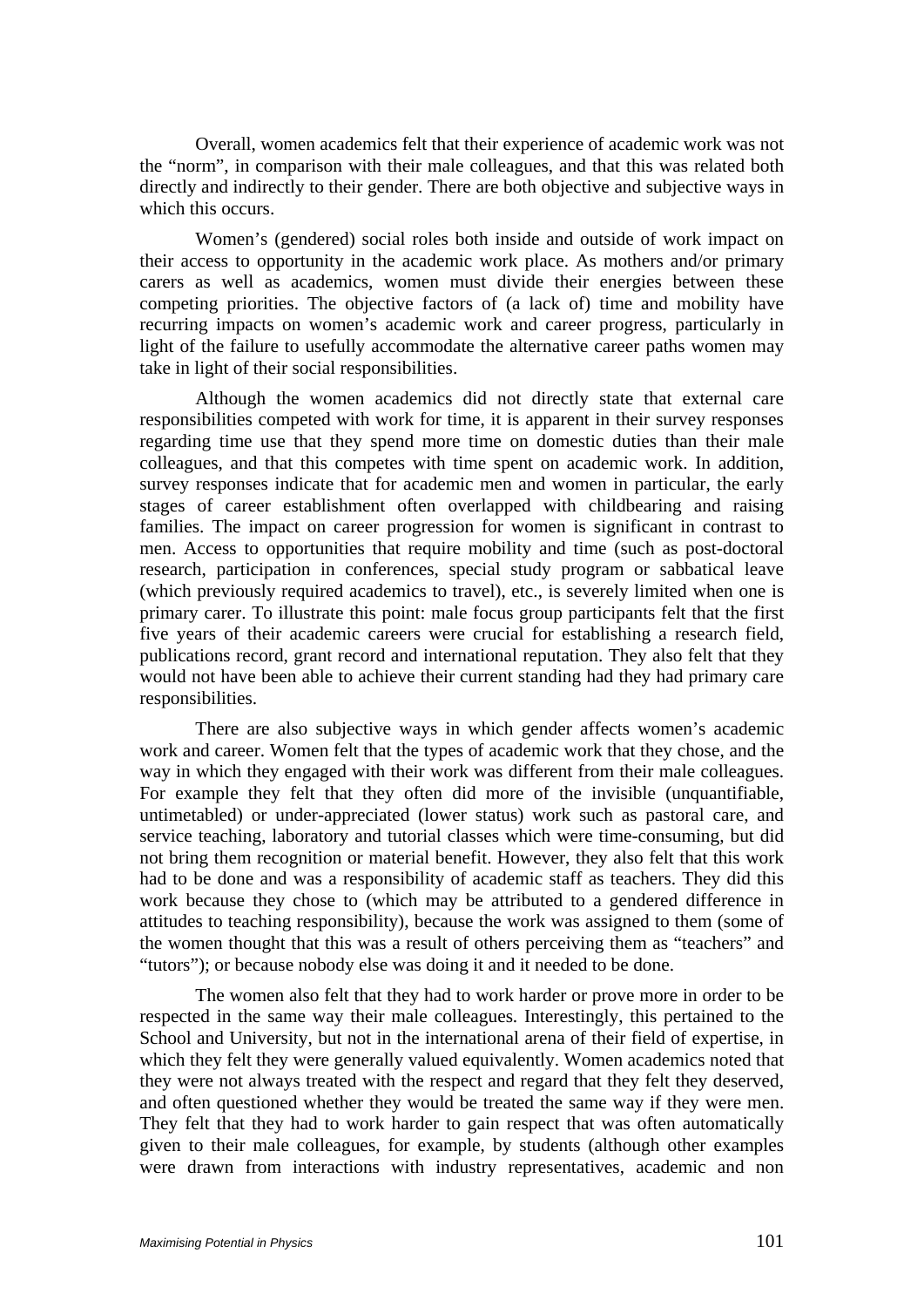Overall, women academics felt that their experience of academic work was not the "norm", in comparison with their male colleagues, and that this was related both directly and indirectly to their gender. There are both objective and subjective ways in which this occurs.

Women's (gendered) social roles both inside and outside of work impact on their access to opportunity in the academic work place. As mothers and/or primary carers as well as academics, women must divide their energies between these competing priorities. The objective factors of (a lack of) time and mobility have recurring impacts on women's academic work and career progress, particularly in light of the failure to usefully accommodate the alternative career paths women may take in light of their social responsibilities.

Although the women academics did not directly state that external care responsibilities competed with work for time, it is apparent in their survey responses regarding time use that they spend more time on domestic duties than their male colleagues, and that this competes with time spent on academic work. In addition, survey responses indicate that for academic men and women in particular, the early stages of career establishment often overlapped with childbearing and raising families. The impact on career progression for women is significant in contrast to men. Access to opportunities that require mobility and time (such as post-doctoral research, participation in conferences, special study program or sabbatical leave (which previously required academics to travel), etc., is severely limited when one is primary carer. To illustrate this point: male focus group participants felt that the first five years of their academic careers were crucial for establishing a research field, publications record, grant record and international reputation. They also felt that they would not have been able to achieve their current standing had they had primary care responsibilities.

There are also subjective ways in which gender affects women's academic work and career. Women felt that the types of academic work that they chose, and the way in which they engaged with their work was different from their male colleagues. For example they felt that they often did more of the invisible (unquantifiable, untimetabled) or under-appreciated (lower status) work such as pastoral care, and service teaching, laboratory and tutorial classes which were time-consuming, but did not bring them recognition or material benefit. However, they also felt that this work had to be done and was a responsibility of academic staff as teachers. They did this work because they chose to (which may be attributed to a gendered difference in attitudes to teaching responsibility), because the work was assigned to them (some of the women thought that this was a result of others perceiving them as "teachers" and "tutors"); or because nobody else was doing it and it needed to be done.

The women also felt that they had to work harder or prove more in order to be respected in the same way their male colleagues. Interestingly, this pertained to the School and University, but not in the international arena of their field of expertise, in which they felt they were generally valued equivalently. Women academics noted that they were not always treated with the respect and regard that they felt they deserved, and often questioned whether they would be treated the same way if they were men. They felt that they had to work harder to gain respect that was often automatically given to their male colleagues, for example, by students (although other examples were drawn from interactions with industry representatives, academic and non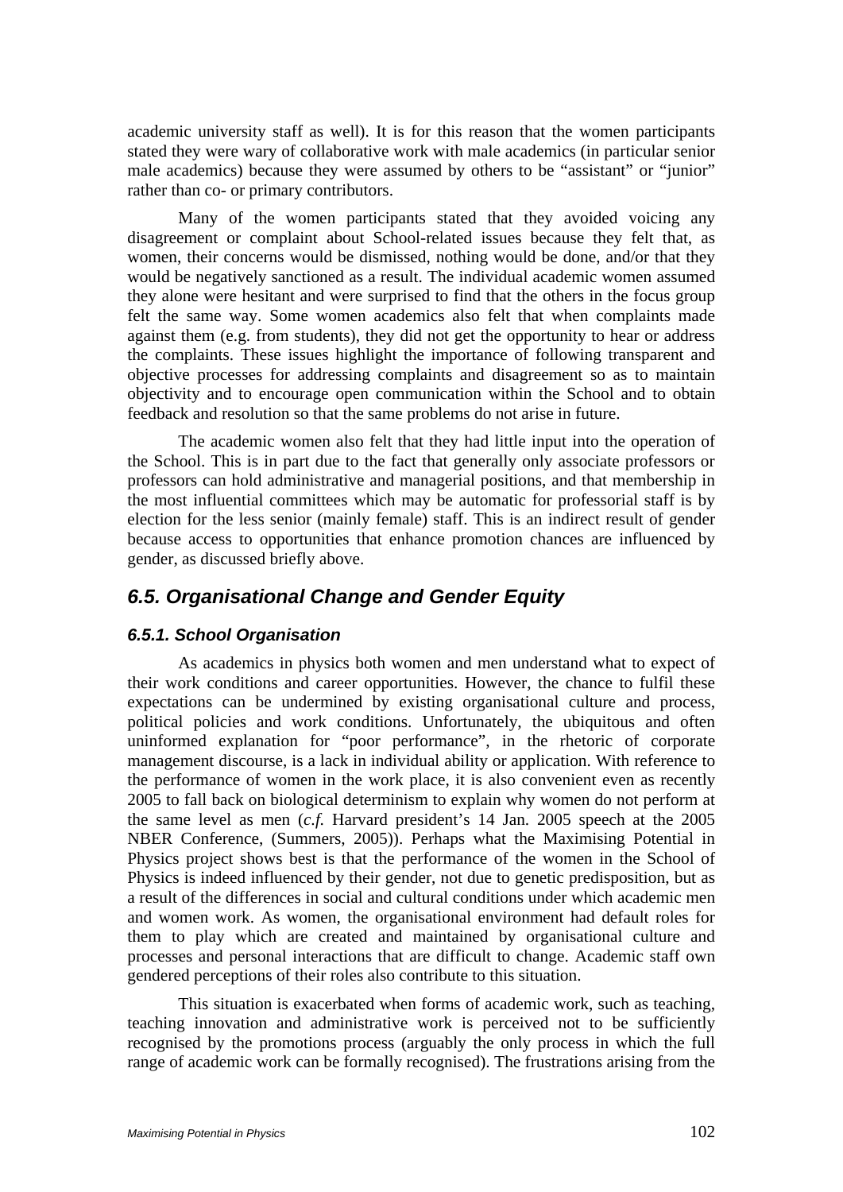academic university staff as well). It is for this reason that the women participants stated they were wary of collaborative work with male academics (in particular senior male academics) because they were assumed by others to be "assistant" or "junior" rather than co- or primary contributors.

Many of the women participants stated that they avoided voicing any disagreement or complaint about School-related issues because they felt that, as women, their concerns would be dismissed, nothing would be done, and/or that they would be negatively sanctioned as a result. The individual academic women assumed they alone were hesitant and were surprised to find that the others in the focus group felt the same way. Some women academics also felt that when complaints made against them (e.g. from students), they did not get the opportunity to hear or address the complaints. These issues highlight the importance of following transparent and objective processes for addressing complaints and disagreement so as to maintain objectivity and to encourage open communication within the School and to obtain feedback and resolution so that the same problems do not arise in future.

The academic women also felt that they had little input into the operation of the School. This is in part due to the fact that generally only associate professors or professors can hold administrative and managerial positions, and that membership in the most influential committees which may be automatic for professorial staff is by election for the less senior (mainly female) staff. This is an indirect result of gender because access to opportunities that enhance promotion chances are influenced by gender, as discussed briefly above.

## *6.5. Organisational Change and Gender Equity*

### *6.5.1. School Organisation*

As academics in physics both women and men understand what to expect of their work conditions and career opportunities. However, the chance to fulfil these expectations can be undermined by existing organisational culture and process, political policies and work conditions. Unfortunately, the ubiquitous and often uninformed explanation for "poor performance", in the rhetoric of corporate management discourse, is a lack in individual ability or application. With reference to the performance of women in the work place, it is also convenient even as recently 2005 to fall back on biological determinism to explain why women do not perform at the same level as men (*c.f.* Harvard president's 14 Jan. 2005 speech at the 2005 NBER Conference, (Summers, 2005)). Perhaps what the Maximising Potential in Physics project shows best is that the performance of the women in the School of Physics is indeed influenced by their gender, not due to genetic predisposition, but as a result of the differences in social and cultural conditions under which academic men and women work. As women, the organisational environment had default roles for them to play which are created and maintained by organisational culture and processes and personal interactions that are difficult to change. Academic staff own gendered perceptions of their roles also contribute to this situation.

This situation is exacerbated when forms of academic work, such as teaching, teaching innovation and administrative work is perceived not to be sufficiently recognised by the promotions process (arguably the only process in which the full range of academic work can be formally recognised). The frustrations arising from the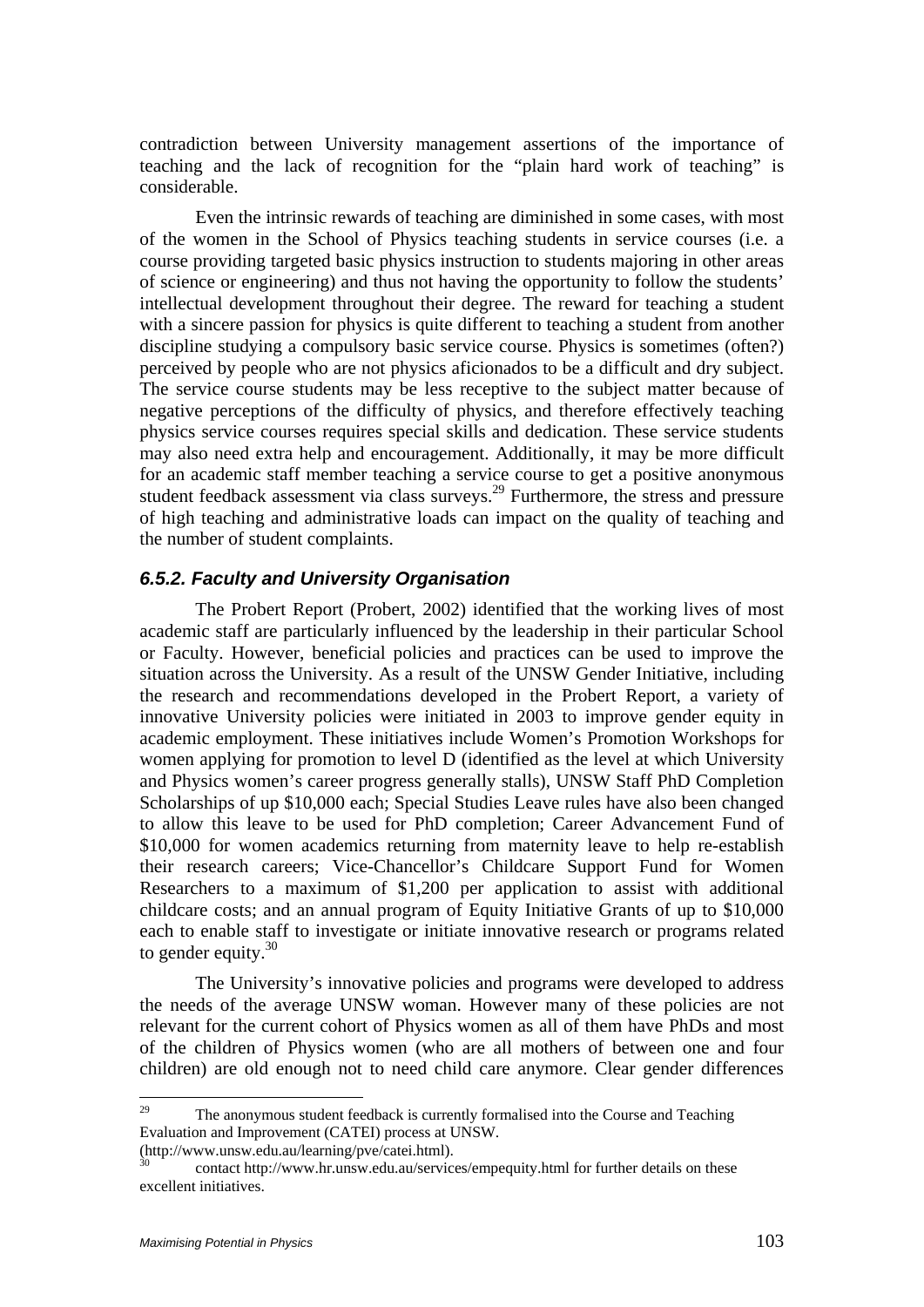contradiction between University management assertions of the importance of teaching and the lack of recognition for the "plain hard work of teaching" is considerable.

Even the intrinsic rewards of teaching are diminished in some cases, with most of the women in the School of Physics teaching students in service courses (i.e. a course providing targeted basic physics instruction to students majoring in other areas of science or engineering) and thus not having the opportunity to follow the students' intellectual development throughout their degree. The reward for teaching a student with a sincere passion for physics is quite different to teaching a student from another discipline studying a compulsory basic service course. Physics is sometimes (often?) perceived by people who are not physics aficionados to be a difficult and dry subject. The service course students may be less receptive to the subject matter because of negative perceptions of the difficulty of physics, and therefore effectively teaching physics service courses requires special skills and dedication. These service students may also need extra help and encouragement. Additionally, it may be more difficult for an academic staff member teaching a service course to get a positive anonymous student feedback assessment via class surveys.[29] Furthermore, the stress and pressure of high teaching and administrative loads can impact on the quality of teaching and the number of student complaints.

### *6.5.2. Faculty and University Organisation*

The Probert Report (Probert, 2002) identified that the working lives of most academic staff are particularly influenced by the leadership in their particular School or Faculty. However, beneficial policies and practices can be used to improve the situation across the University. As a result of the UNSW Gender Initiative, including the research and recommendations developed in the Probert Report, a variety of innovative University policies were initiated in 2003 to improve gender equity in academic employment. These initiatives include Women's Promotion Workshops for women applying for promotion to level D (identified as the level at which University and Physics women's career progress generally stalls), UNSW Staff PhD Completion Scholarships of up $10,000 each; Special Studies Leave rules have also been changed to allow this leave to be used for PhD completion; Career Advancement Fund of $10,000 for women academics returning from maternity leave to help re-establish their research careers; Vice-Chancellor's Childcare Support Fund for Women Researchers to a maximum of $1,200 per application to assist with additional childcare costs; and an annual program of Equity Initiative Grants of up to $10,000 each to enable staff to investigate or initiate innovative research or programs related to gender equity.[30]

The University's innovative policies and programs were developed to address the needs of the average UNSW woman. However many of these policies are not relevant for the current cohort of Physics women as all of them have PhDs and most of the children of Physics women (who are all mothers of between one and four children) are old enough not to need child care anymore. Clear gender differences

---

[29] The anonymous student feedback is currently formalised into the Course and Teaching Evaluation and Improvement (CATEI) process at UNSW. (http://www.unsw.edu.au/learning/pve/catei.html).

[30] contact http://www.hr.unsw.edu.au/services/empequity.html for further details on these excellent initiatives.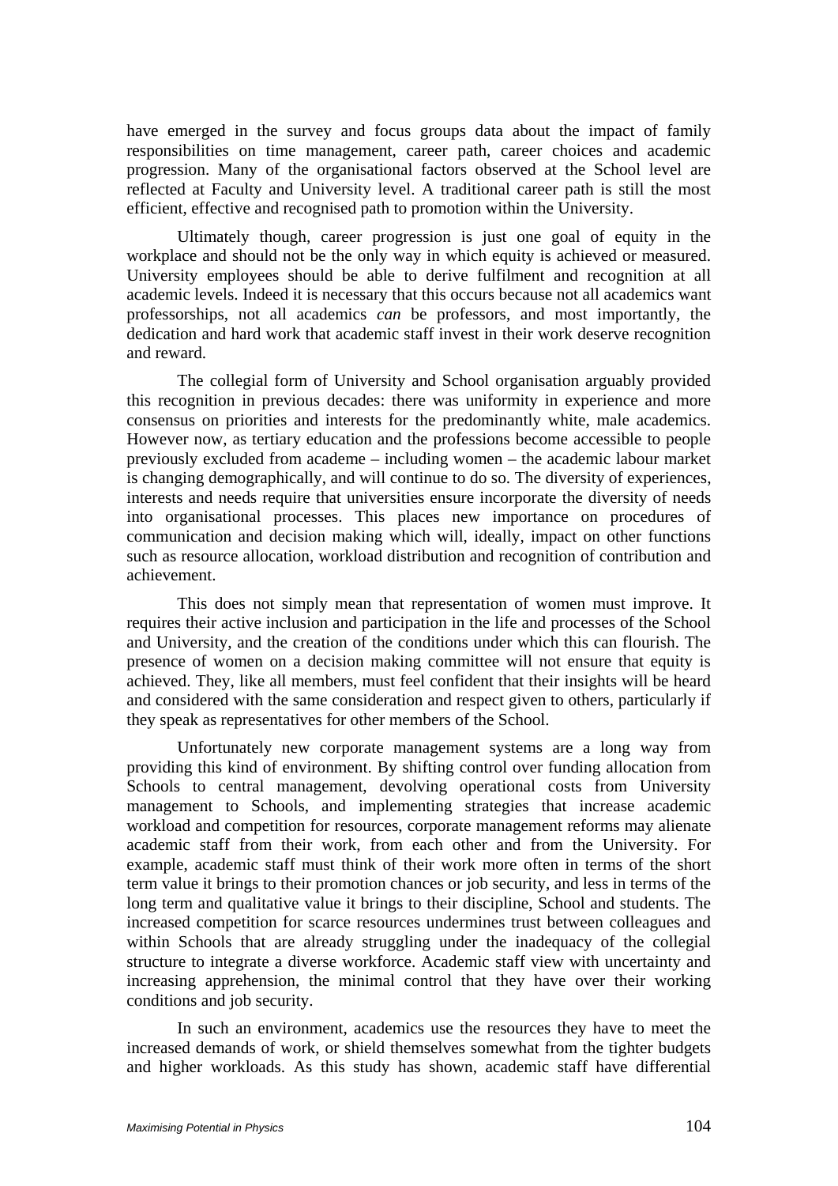have emerged in the survey and focus groups data about the impact of family responsibilities on time management, career path, career choices and academic progression. Many of the organisational factors observed at the School level are reflected at Faculty and University level. A traditional career path is still the most efficient, effective and recognised path to promotion within the University.

Ultimately though, career progression is just one goal of equity in the workplace and should not be the only way in which equity is achieved or measured. University employees should be able to derive fulfilment and recognition at all academic levels. Indeed it is necessary that this occurs because not all academics want professorships, not all academics *can* be professors, and most importantly, the dedication and hard work that academic staff invest in their work deserve recognition and reward.

The collegial form of University and School organisation arguably provided this recognition in previous decades: there was uniformity in experience and more consensus on priorities and interests for the predominantly white, male academics. However now, as tertiary education and the professions become accessible to people previously excluded from academe – including women – the academic labour market is changing demographically, and will continue to do so. The diversity of experiences, interests and needs require that universities ensure incorporate the diversity of needs into organisational processes. This places new importance on procedures of communication and decision making which will, ideally, impact on other functions such as resource allocation, workload distribution and recognition of contribution and achievement.

This does not simply mean that representation of women must improve. It requires their active inclusion and participation in the life and processes of the School and University, and the creation of the conditions under which this can flourish. The presence of women on a decision making committee will not ensure that equity is achieved. They, like all members, must feel confident that their insights will be heard and considered with the same consideration and respect given to others, particularly if they speak as representatives for other members of the School.

Unfortunately new corporate management systems are a long way from providing this kind of environment. By shifting control over funding allocation from Schools to central management, devolving operational costs from University management to Schools, and implementing strategies that increase academic workload and competition for resources, corporate management reforms may alienate academic staff from their work, from each other and from the University. For example, academic staff must think of their work more often in terms of the short term value it brings to their promotion chances or job security, and less in terms of the long term and qualitative value it brings to their discipline, School and students. The increased competition for scarce resources undermines trust between colleagues and within Schools that are already struggling under the inadequacy of the collegial structure to integrate a diverse workforce. Academic staff view with uncertainty and increasing apprehension, the minimal control that they have over their working conditions and job security.

In such an environment, academics use the resources they have to meet the increased demands of work, or shield themselves somewhat from the tighter budgets and higher workloads. As this study has shown, academic staff have differential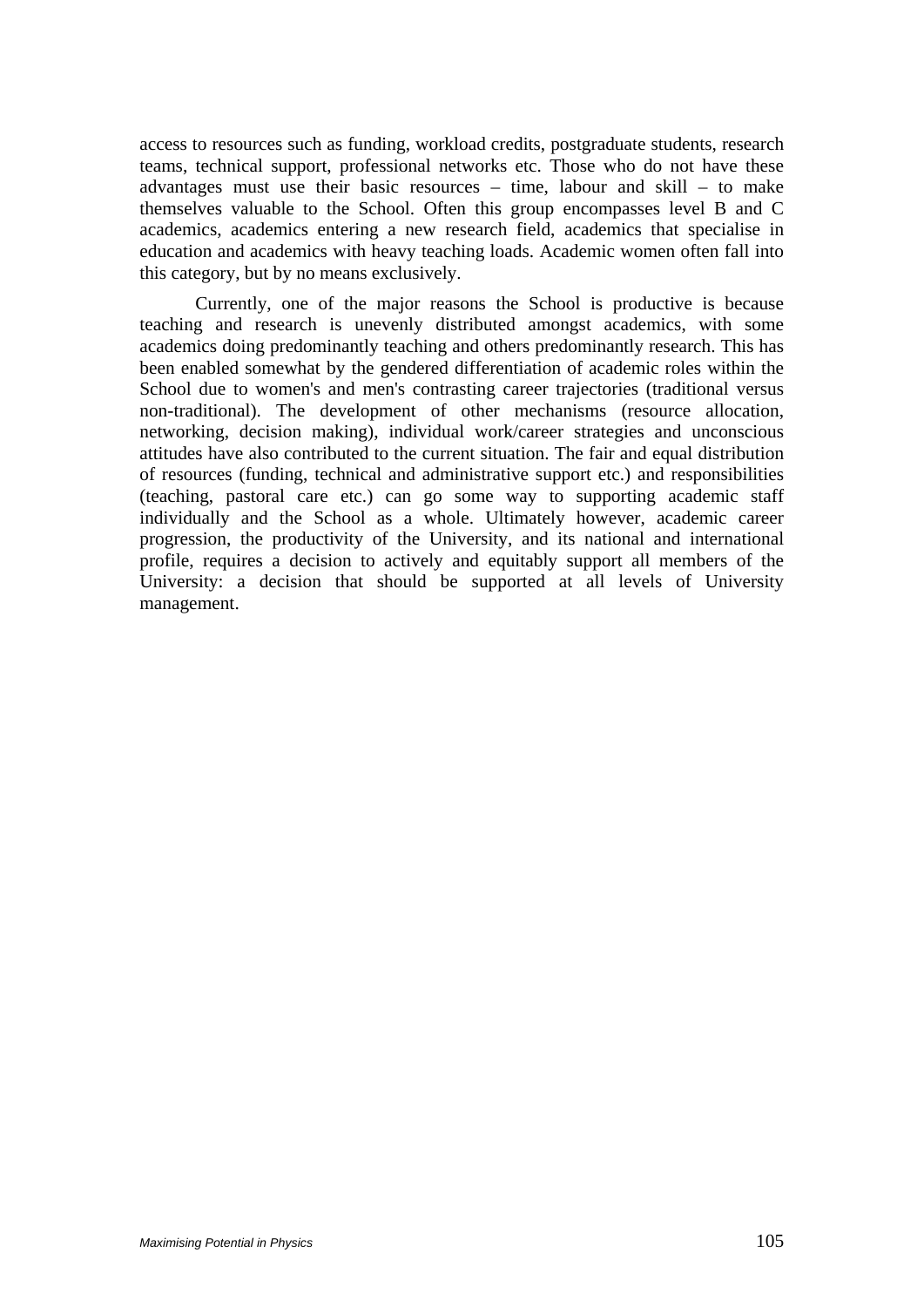access to resources such as funding, workload credits, postgraduate students, research teams, technical support, professional networks etc. Those who do not have these advantages must use their basic resources – time, labour and skill – to make themselves valuable to the School. Often this group encompasses level B and C academics, academics entering a new research field, academics that specialise in education and academics with heavy teaching loads. Academic women often fall into this category, but by no means exclusively.

Currently, one of the major reasons the School is productive is because teaching and research is unevenly distributed amongst academics, with some academics doing predominantly teaching and others predominantly research. This has been enabled somewhat by the gendered differentiation of academic roles within the School due to women's and men's contrasting career trajectories (traditional versus non-traditional). The development of other mechanisms (resource allocation, networking, decision making), individual work/career strategies and unconscious attitudes have also contributed to the current situation. The fair and equal distribution of resources (funding, technical and administrative support etc.) and responsibilities (teaching, pastoral care etc.) can go some way to supporting academic staff individually and the School as a whole. Ultimately however, academic career progression, the productivity of the University, and its national and international profile, requires a decision to actively and equitably support all members of the University: a decision that should be supported at all levels of University management.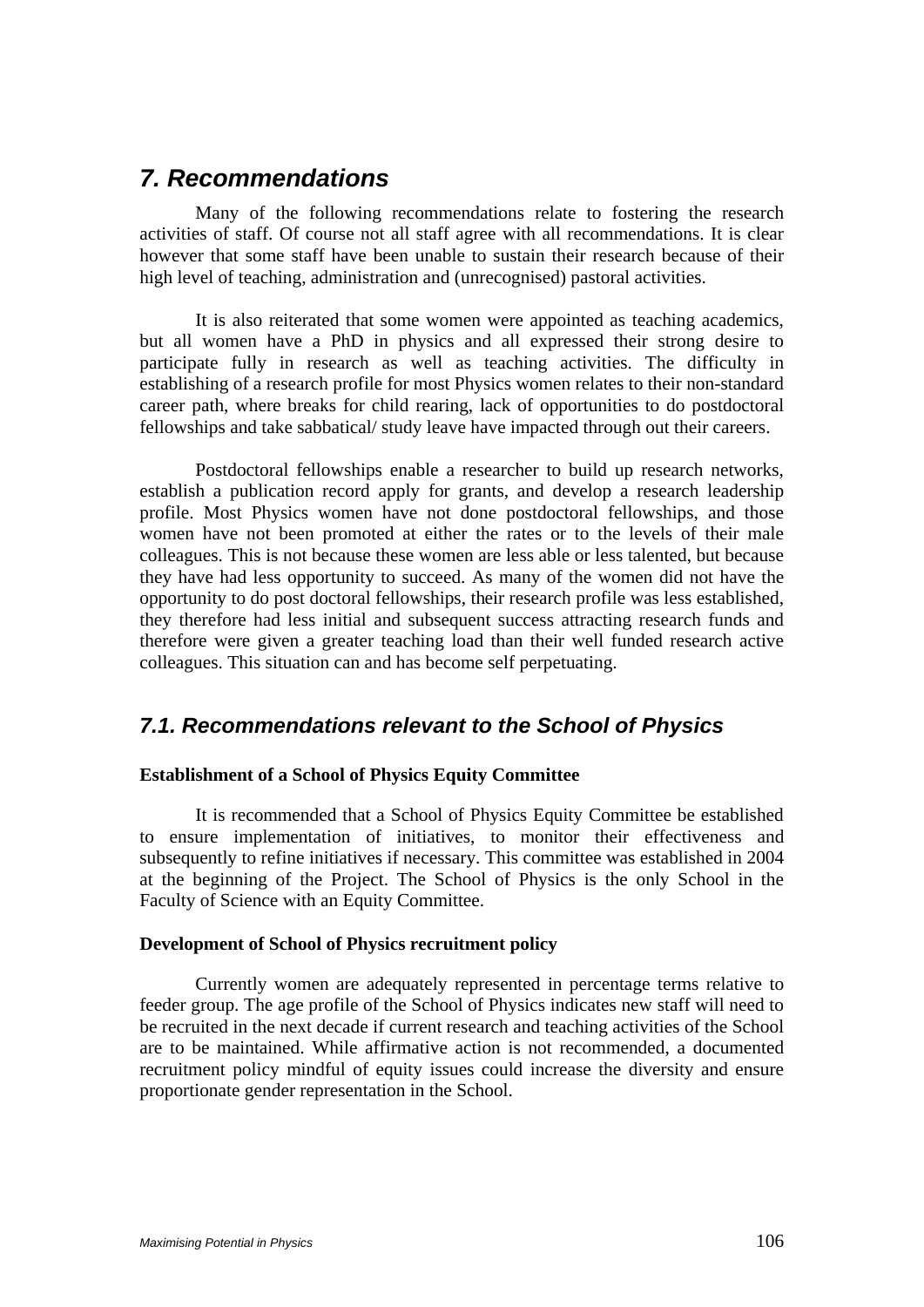## 7. Recommendations

Many of the following recommendations relate to fostering the research activities of staff. Of course not all staff agree with all recommendations. It is clear however that some staff have been unable to sustain their research because of their high level of teaching, administration and (unrecognised) pastoral activities.

It is also reiterated that some women were appointed as teaching academics, but all women have a PhD in physics and all expressed their strong desire to participate fully in research as well as teaching activities. The difficulty in establishing of a research profile for most Physics women relates to their non-standard career path, where breaks for child rearing, lack of opportunities to do postdoctoral fellowships and take sabbatical/ study leave have impacted through out their careers.

Postdoctoral fellowships enable a researcher to build up research networks, establish a publication record apply for grants, and develop a research leadership profile. Most Physics women have not done postdoctoral fellowships, and those women have not been promoted at either the rates or to the levels of their male colleagues. This is not because these women are less able or less talented, but because they have had less opportunity to succeed. As many of the women did not have the opportunity to do post doctoral fellowships, their research profile was less established, they therefore had less initial and subsequent success attracting research funds and therefore were given a greater teaching load than their well funded research active colleagues. This situation can and has become self perpetuating.

### 7.1. Recommendations relevant to the School of Physics

**Establishment of a School of Physics Equity Committee**

It is recommended that a School of Physics Equity Committee be established to ensure implementation of initiatives, to monitor their effectiveness and subsequently to refine initiatives if necessary. This committee was established in 2004 at the beginning of the Project. The School of Physics is the only School in the Faculty of Science with an Equity Committee.

**Development of School of Physics recruitment policy**

Currently women are adequately represented in percentage terms relative to feeder group. The age profile of the School of Physics indicates new staff will need to be recruited in the next decade if current research and teaching activities of the School are to be maintained. While affirmative action is not recommended, a documented recruitment policy mindful of equity issues could increase the diversity and ensure proportionate gender representation in the School.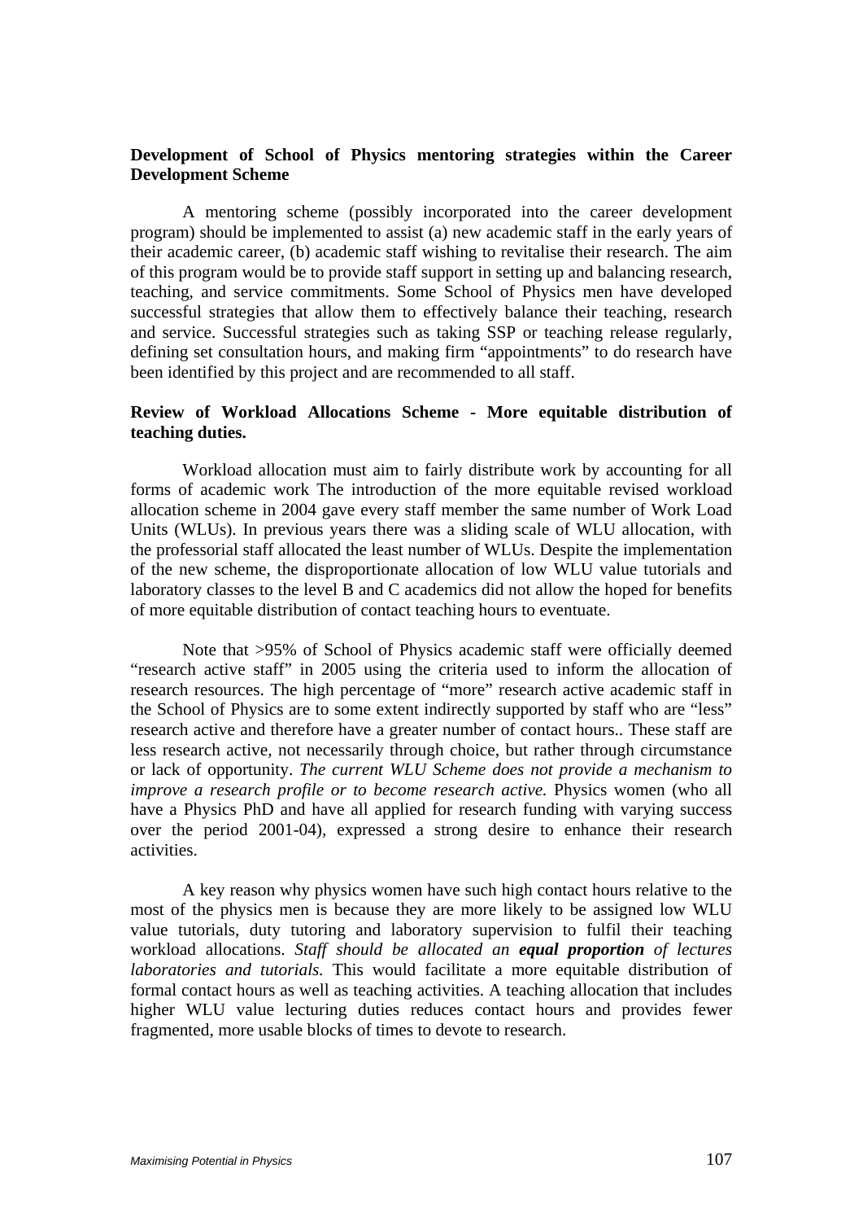**Development of School of Physics mentoring strategies within the Career Development Scheme**

A mentoring scheme (possibly incorporated into the career development program) should be implemented to assist (a) new academic staff in the early years of their academic career, (b) academic staff wishing to revitalise their research. The aim of this program would be to provide staff support in setting up and balancing research, teaching, and service commitments. Some School of Physics men have developed successful strategies that allow them to effectively balance their teaching, research and service. Successful strategies such as taking SSP or teaching release regularly, defining set consultation hours, and making firm "appointments" to do research have been identified by this project and are recommended to all staff.

**Review of Workload Allocations Scheme - More equitable distribution of teaching duties.**

Workload allocation must aim to fairly distribute work by accounting for all forms of academic work The introduction of the more equitable revised workload allocation scheme in 2004 gave every staff member the same number of Work Load Units (WLUs). In previous years there was a sliding scale of WLU allocation, with the professorial staff allocated the least number of WLUs. Despite the implementation of the new scheme, the disproportionate allocation of low WLU value tutorials and laboratory classes to the level B and C academics did not allow the hoped for benefits of more equitable distribution of contact teaching hours to eventuate.

Note that >95% of School of Physics academic staff were officially deemed "research active staff" in 2005 using the criteria used to inform the allocation of research resources. The high percentage of "more" research active academic staff in the School of Physics are to some extent indirectly supported by staff who are "less" research active and therefore have a greater number of contact hours.. These staff are less research active, not necessarily through choice, but rather through circumstance or lack of opportunity. *The current WLU Scheme does not provide a mechanism to improve a research profile or to become research active.* Physics women (who all have a Physics PhD and have all applied for research funding with varying success over the period 2001-04), expressed a strong desire to enhance their research activities.

A key reason why physics women have such high contact hours relative to the most of the physics men is because they are more likely to be assigned low WLU value tutorials, duty tutoring and laboratory supervision to fulfil their teaching workload allocations. *Staff should be allocated an **equal proportion** of lectures laboratories and tutorials.* This would facilitate a more equitable distribution of formal contact hours as well as teaching activities. A teaching allocation that includes higher WLU value lecturing duties reduces contact hours and provides fewer fragmented, more usable blocks of times to devote to research.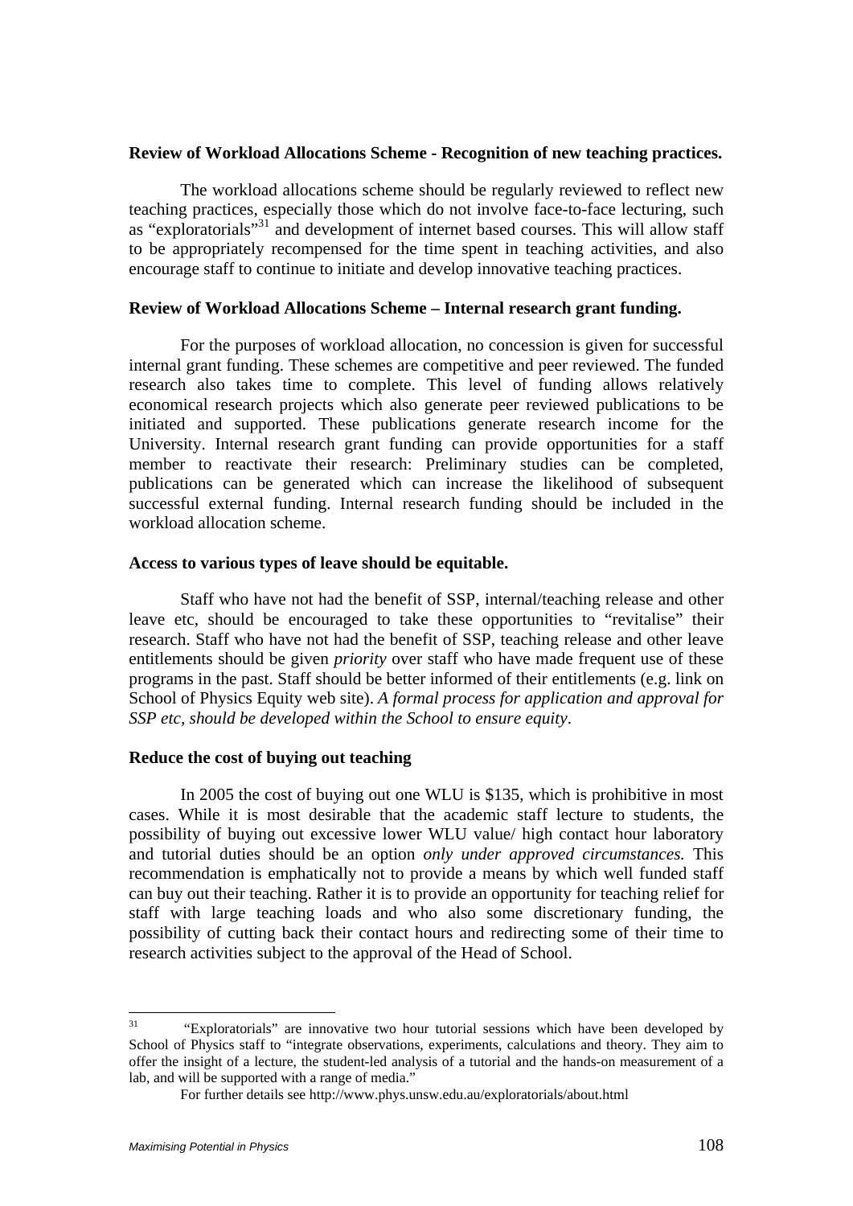**Review of Workload Allocations Scheme - Recognition of new teaching practices.**

The workload allocations scheme should be regularly reviewed to reflect new teaching practices, especially those which do not involve face-to-face lecturing, such as "exploratorials"[31] and development of internet based courses. This will allow staff to be appropriately recompensed for the time spent in teaching activities, and also encourage staff to continue to initiate and develop innovative teaching practices.

**Review of Workload Allocations Scheme – Internal research grant funding.**

For the purposes of workload allocation, no concession is given for successful internal grant funding. These schemes are competitive and peer reviewed. The funded research also takes time to complete. This level of funding allows relatively economical research projects which also generate peer reviewed publications to be initiated and supported. These publications generate research income for the University. Internal research grant funding can provide opportunities for a staff member to reactivate their research: Preliminary studies can be completed, publications can be generated which can increase the likelihood of subsequent successful external funding. Internal research funding should be included in the workload allocation scheme.

**Access to various types of leave should be equitable.**

Staff who have not had the benefit of SSP, internal/teaching release and other leave etc, should be encouraged to take these opportunities to "revitalise" their research. Staff who have not had the benefit of SSP, teaching release and other leave entitlements should be given *priority* over staff who have made frequent use of these programs in the past. Staff should be better informed of their entitlements (e.g. link on School of Physics Equity web site). *A formal process for application and approval for SSP etc, should be developed within the School to ensure equity*.

**Reduce the cost of buying out teaching**

In 2005 the cost of buying out one WLU is $135, which is prohibitive in most cases. While it is most desirable that the academic staff lecture to students, the possibility of buying out excessive lower WLU value/ high contact hour laboratory and tutorial duties should be an option *only under approved circumstances.* This recommendation is emphatically not to provide a means by which well funded staff can buy out their teaching. Rather it is to provide an opportunity for teaching relief for staff with large teaching loads and who also some discretionary funding, the possibility of cutting back their contact hours and redirecting some of their time to research activities subject to the approval of the Head of School.

---

[31] "Exploratorials" are innovative two hour tutorial sessions which have been developed by School of Physics staff to "integrate observations, experiments, calculations and theory. They aim to offer the insight of a lecture, the student-led analysis of a tutorial and the hands-on measurement of a lab, and will be supported with a range of media."

For further details see http://www.phys.unsw.edu.au/exploratorials/about.html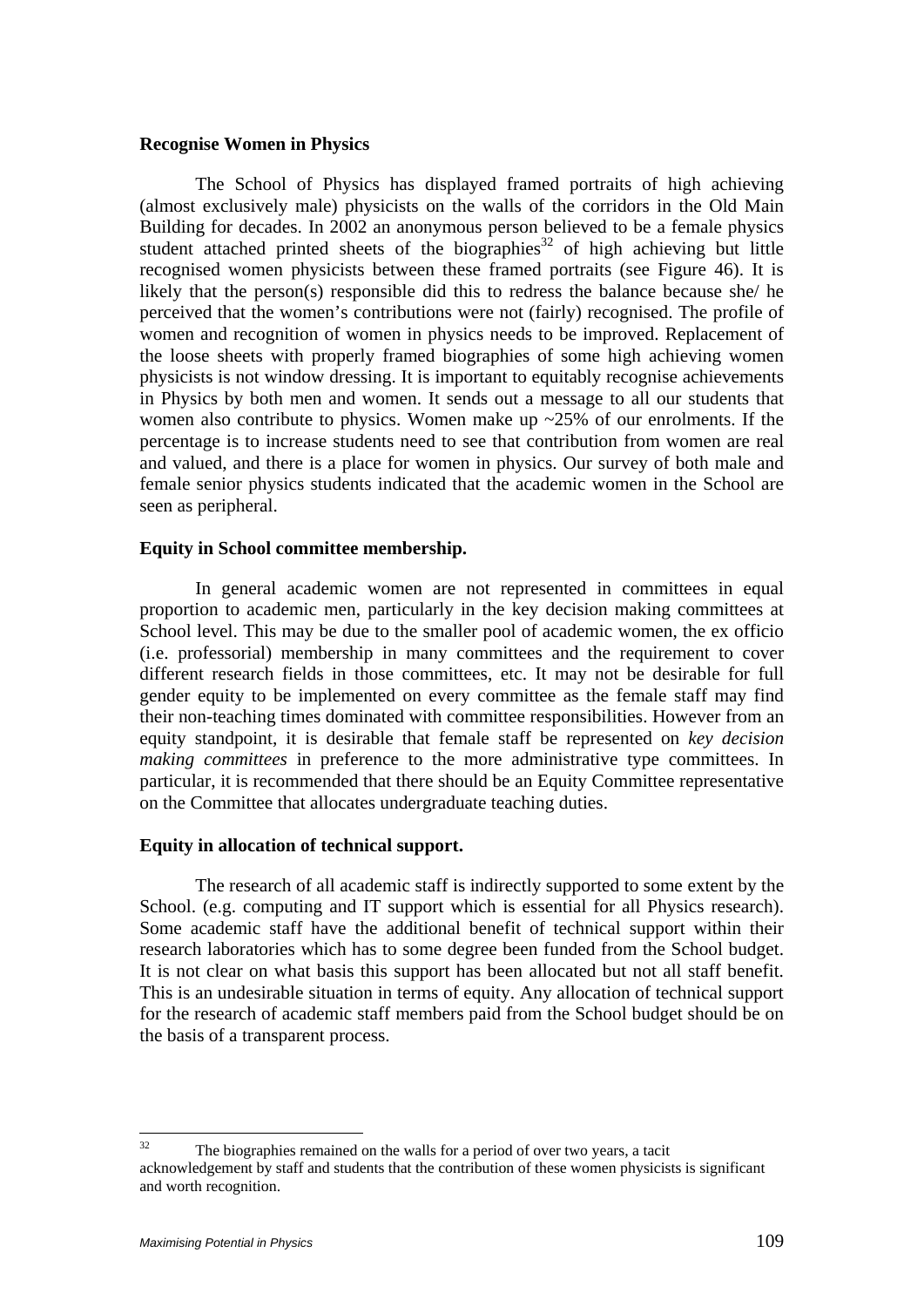**Recognise Women in Physics**

The School of Physics has displayed framed portraits of high achieving (almost exclusively male) physicists on the walls of the corridors in the Old Main Building for decades. In 2002 an anonymous person believed to be a female physics student attached printed sheets of the biographies[32] of high achieving but little recognised women physicists between these framed portraits (see Figure 46). It is likely that the person(s) responsible did this to redress the balance because she/ he perceived that the women's contributions were not (fairly) recognised. The profile of women and recognition of women in physics needs to be improved. Replacement of the loose sheets with properly framed biographies of some high achieving women physicists is not window dressing. It is important to equitably recognise achievements in Physics by both men and women. It sends out a message to all our students that women also contribute to physics. Women make up ~25% of our enrolments. If the percentage is to increase students need to see that contribution from women are real and valued, and there is a place for women in physics. Our survey of both male and female senior physics students indicated that the academic women in the School are seen as peripheral.

**Equity in School committee membership.**

In general academic women are not represented in committees in equal proportion to academic men, particularly in the key decision making committees at School level. This may be due to the smaller pool of academic women, the ex officio (i.e. professorial) membership in many committees and the requirement to cover different research fields in those committees, etc. It may not be desirable for full gender equity to be implemented on every committee as the female staff may find their non-teaching times dominated with committee responsibilities. However from an equity standpoint, it is desirable that female staff be represented on *key decision making committees* in preference to the more administrative type committees. In particular, it is recommended that there should be an Equity Committee representative on the Committee that allocates undergraduate teaching duties.

**Equity in allocation of technical support.**

The research of all academic staff is indirectly supported to some extent by the School. (e.g. computing and IT support which is essential for all Physics research). Some academic staff have the additional benefit of technical support within their research laboratories which has to some degree been funded from the School budget. It is not clear on what basis this support has been allocated but not all staff benefit. This is an undesirable situation in terms of equity. Any allocation of technical support for the research of academic staff members paid from the School budget should be on the basis of a transparent process.

---

[32] The biographies remained on the walls for a period of over two years, a tacit acknowledgement by staff and students that the contribution of these women physicists is significant and worth recognition.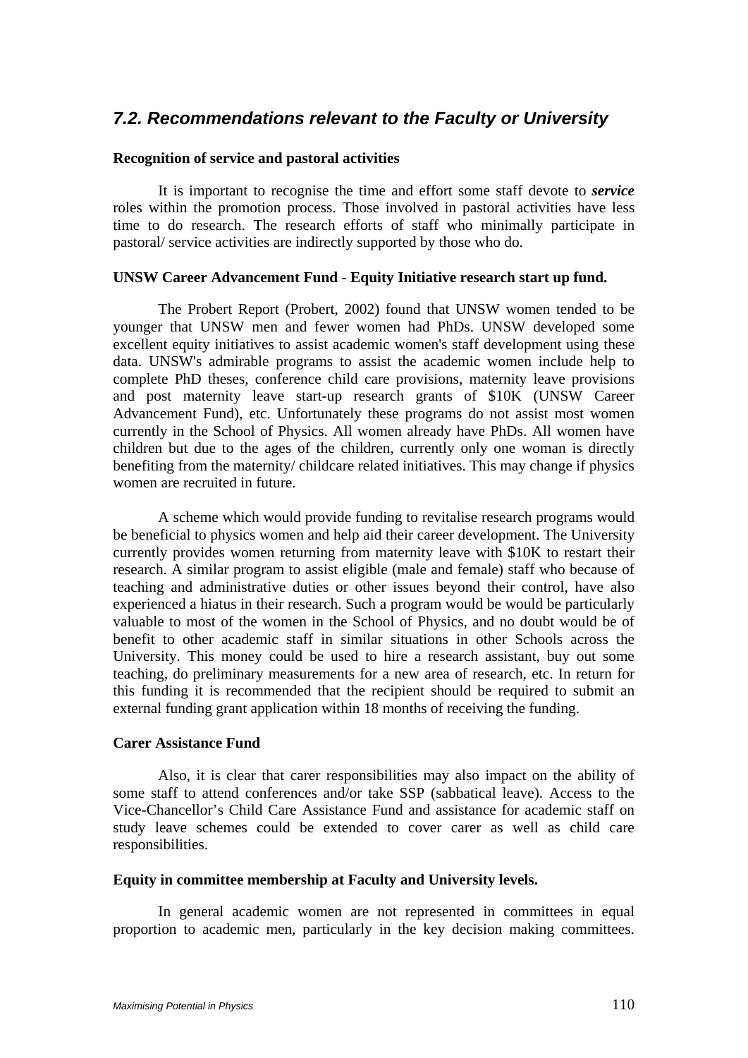## 7.2. Recommendations relevant to the Faculty or University

**Recognition of service and pastoral activities**

It is important to recognise the time and effort some staff devote to ***service*** roles within the promotion process. Those involved in pastoral activities have less time to do research. The research efforts of staff who minimally participate in pastoral/ service activities are indirectly supported by those who do.

**UNSW Career Advancement Fund - Equity Initiative research start up fund.**

The Probert Report (Probert, 2002) found that UNSW women tended to be younger that UNSW men and fewer women had PhDs. UNSW developed some excellent equity initiatives to assist academic women's staff development using these data. UNSW's admirable programs to assist the academic women include help to complete PhD theses, conference child care provisions, maternity leave provisions and post maternity leave start-up research grants of $10K (UNSW Career Advancement Fund), etc. Unfortunately these programs do not assist most women currently in the School of Physics. All women already have PhDs. All women have children but due to the ages of the children, currently only one woman is directly benefiting from the maternity/ childcare related initiatives. This may change if physics women are recruited in future.

A scheme which would provide funding to revitalise research programs would be beneficial to physics women and help aid their career development. The University currently provides women returning from maternity leave with $10K to restart their research. A similar program to assist eligible (male and female) staff who because of teaching and administrative duties or other issues beyond their control, have also experienced a hiatus in their research. Such a program would be would be particularly valuable to most of the women in the School of Physics, and no doubt would be of benefit to other academic staff in similar situations in other Schools across the University. This money could be used to hire a research assistant, buy out some teaching, do preliminary measurements for a new area of research, etc. In return for this funding it is recommended that the recipient should be required to submit an external funding grant application within 18 months of receiving the funding.

**Carer Assistance Fund**

Also, it is clear that carer responsibilities may also impact on the ability of some staff to attend conferences and/or take SSP (sabbatical leave). Access to the Vice-Chancellor's Child Care Assistance Fund and assistance for academic staff on study leave schemes could be extended to cover carer as well as child care responsibilities.

**Equity in committee membership at Faculty and University levels.**

In general academic women are not represented in committees in equal proportion to academic men, particularly in the key decision making committees.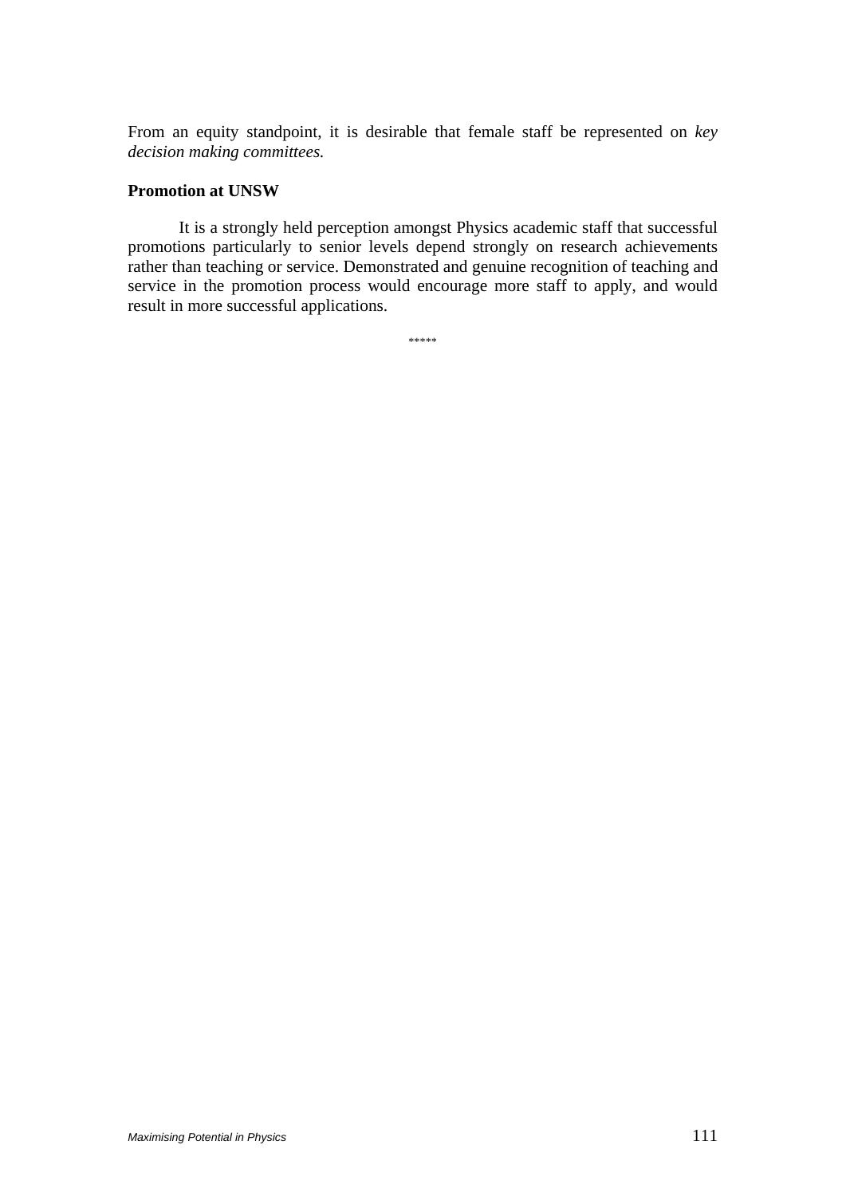From an equity standpoint, it is desirable that female staff be represented on *key decision making committees.*

**Promotion at UNSW**

It is a strongly held perception amongst Physics academic staff that successful promotions particularly to senior levels depend strongly on research achievements rather than teaching or service. Demonstrated and genuine recognition of teaching and service in the promotion process would encourage more staff to apply, and would result in more successful applications.

*****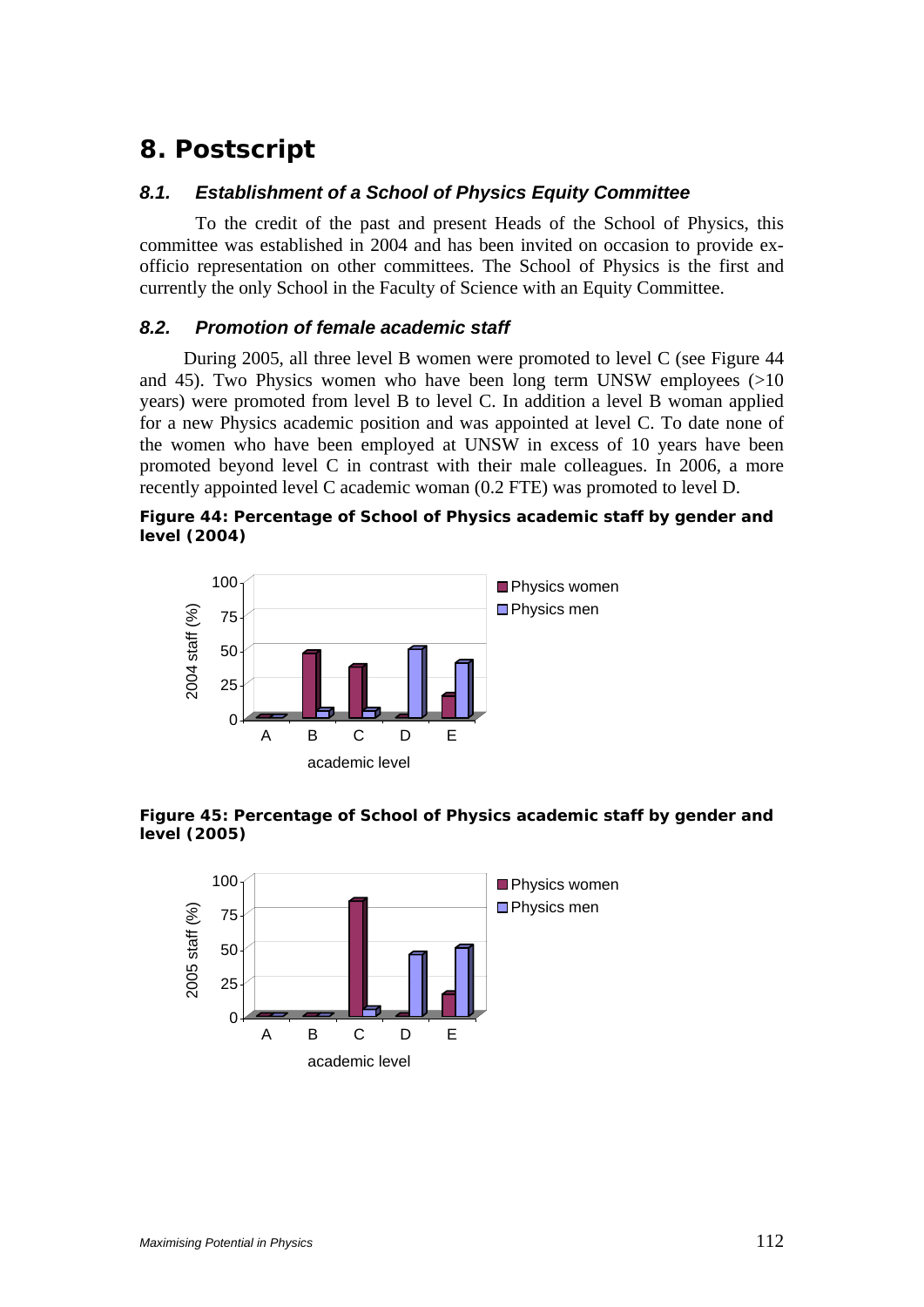# 8. Postscript

## 8.1. Establishment of a School of Physics Equity Committee

To the credit of the past and present Heads of the School of Physics, this committee was established in 2004 and has been invited on occasion to provide ex-officio representation on other committees. The School of Physics is the first and currently the only School in the Faculty of Science with an Equity Committee.

## 8.2. Promotion of female academic staff

During 2005, all three level B women were promoted to level C (see Figure 44 and 45). Two Physics women who have been long term UNSW employees (>10 years) were promoted from level B to level C. In addition a level B woman applied for a new Physics academic position and was appointed at level C. To date none of the women who have been employed at UNSW in excess of 10 years have been promoted beyond level C in contrast with their male colleagues. In 2006, a more recently appointed level C academic woman (0.2 FTE) was promoted to level D.

**Figure 44: Percentage of School of Physics academic staff by gender and level (2004)**

**Figure 45: Percentage of School of Physics academic staff by gender and level (2005)**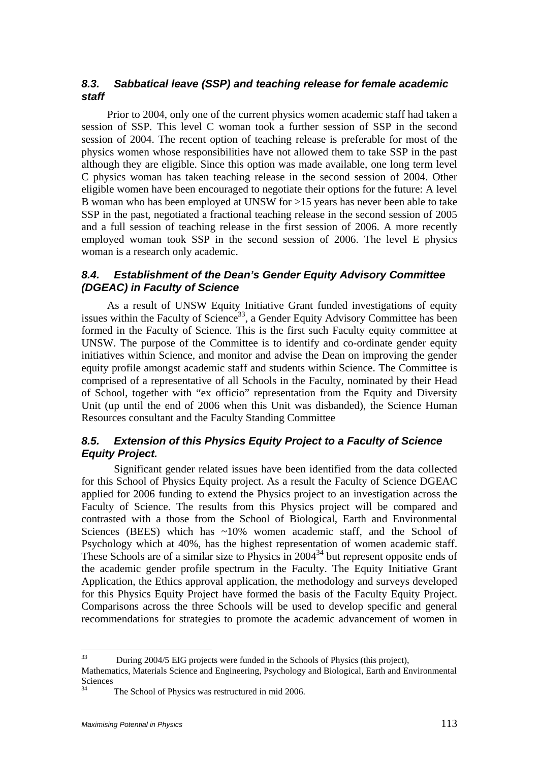### *8.3. Sabbatical leave (SSP) and teaching release for female academic staff*

Prior to 2004, only one of the current physics women academic staff had taken a session of SSP. This level C woman took a further session of SSP in the second session of 2004. The recent option of teaching release is preferable for most of the physics women whose responsibilities have not allowed them to take SSP in the past although they are eligible. Since this option was made available, one long term level C physics woman has taken teaching release in the second session of 2004. Other eligible women have been encouraged to negotiate their options for the future: A level B woman who has been employed at UNSW for >15 years has never been able to take SSP in the past, negotiated a fractional teaching release in the second session of 2005 and a full session of teaching release in the first session of 2006. A more recently employed woman took SSP in the second session of 2006. The level E physics woman is a research only academic.

### *8.4. Establishment of the Dean's Gender Equity Advisory Committee (DGEAC) in Faculty of Science*

As a result of UNSW Equity Initiative Grant funded investigations of equity issues within the Faculty of Science[33], a Gender Equity Advisory Committee has been formed in the Faculty of Science. This is the first such Faculty equity committee at UNSW. The purpose of the Committee is to identify and co-ordinate gender equity initiatives within Science, and monitor and advise the Dean on improving the gender equity profile amongst academic staff and students within Science. The Committee is comprised of a representative of all Schools in the Faculty, nominated by their Head of School, together with "ex officio" representation from the Equity and Diversity Unit (up until the end of 2006 when this Unit was disbanded), the Science Human Resources consultant and the Faculty Standing Committee

### *8.5. Extension of this Physics Equity Project to a Faculty of Science Equity Project.*

Significant gender related issues have been identified from the data collected for this School of Physics Equity project. As a result the Faculty of Science DGEAC applied for 2006 funding to extend the Physics project to an investigation across the Faculty of Science. The results from this Physics project will be compared and contrasted with a those from the School of Biological, Earth and Environmental Sciences (BEES) which has ~10% women academic staff, and the School of Psychology which at 40%, has the highest representation of women academic staff. These Schools are of a similar size to Physics in 2004[34] but represent opposite ends of the academic gender profile spectrum in the Faculty. The Equity Initiative Grant Application, the Ethics approval application, the methodology and surveys developed for this Physics Equity Project have formed the basis of the Faculty Equity Project. Comparisons across the three Schools will be used to develop specific and general recommendations for strategies to promote the academic advancement of women in

---

[33] During 2004/5 EIG projects were funded in the Schools of Physics (this project), Mathematics, Materials Science and Engineering, Psychology and Biological, Earth and Environmental Sciences

[34] The School of Physics was restructured in mid 2006.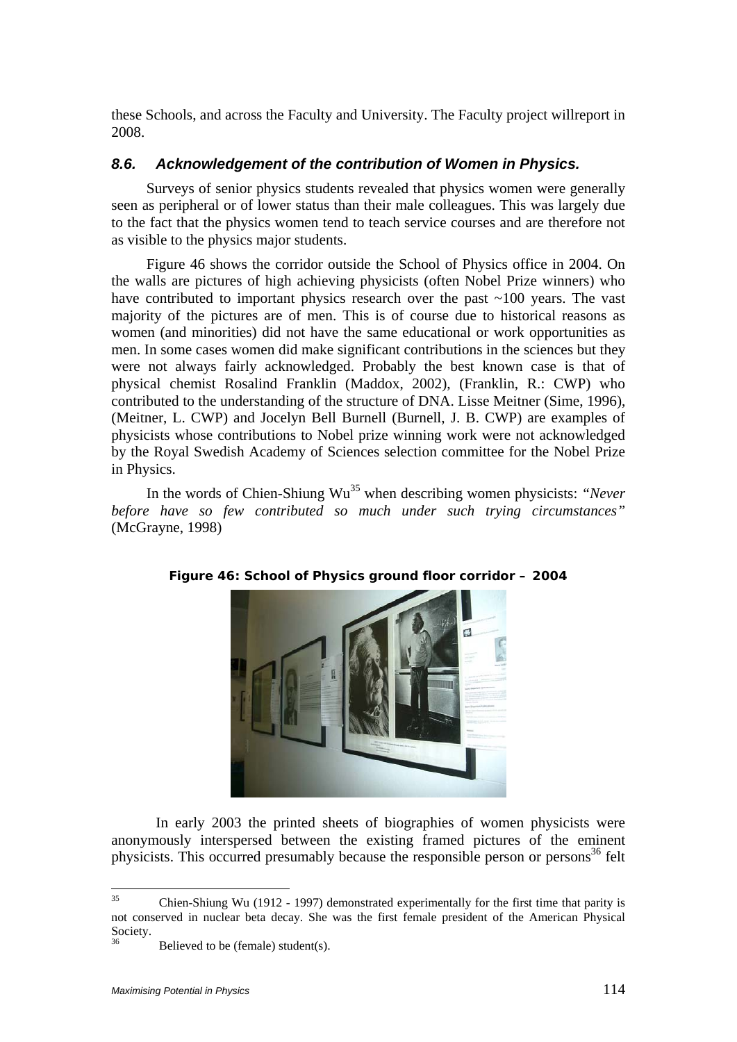these Schools, and across the Faculty and University. The Faculty project willreport in 2008.

### *8.6. Acknowledgement of the contribution of Women in Physics.*

Surveys of senior physics students revealed that physics women were generally seen as peripheral or of lower status than their male colleagues. This was largely due to the fact that the physics women tend to teach service courses and are therefore not as visible to the physics major students.

Figure 46 shows the corridor outside the School of Physics office in 2004. On the walls are pictures of high achieving physicists (often Nobel Prize winners) who have contributed to important physics research over the past ~100 years. The vast majority of the pictures are of men. This is of course due to historical reasons as women (and minorities) did not have the same educational or work opportunities as men. In some cases women did make significant contributions in the sciences but they were not always fairly acknowledged. Probably the best known case is that of physical chemist Rosalind Franklin (Maddox, 2002), (Franklin, R.: CWP) who contributed to the understanding of the structure of DNA. Lisse Meitner (Sime, 1996), (Meitner, L. CWP) and Jocelyn Bell Burnell (Burnell, J. B. CWP) are examples of physicists whose contributions to Nobel prize winning work were not acknowledged by the Royal Swedish Academy of Sciences selection committee for the Nobel Prize in Physics.

In the words of Chien-Shiung Wu[35] when describing women physicists: *"Never before have so few contributed so much under such trying circumstances"* (McGrayne, 1998)

**Figure 46: School of Physics ground floor corridor – 2004**

In early 2003 the printed sheets of biographies of women physicists were anonymously interspersed between the existing framed pictures of the eminent physicists. This occurred presumably because the responsible person or persons[36] felt

---

[35] Chien-Shiung Wu (1912 - 1997) demonstrated experimentally for the first time that parity is not conserved in nuclear beta decay. She was the first female president of the American Physical Society.

[36] Believed to be (female) student(s).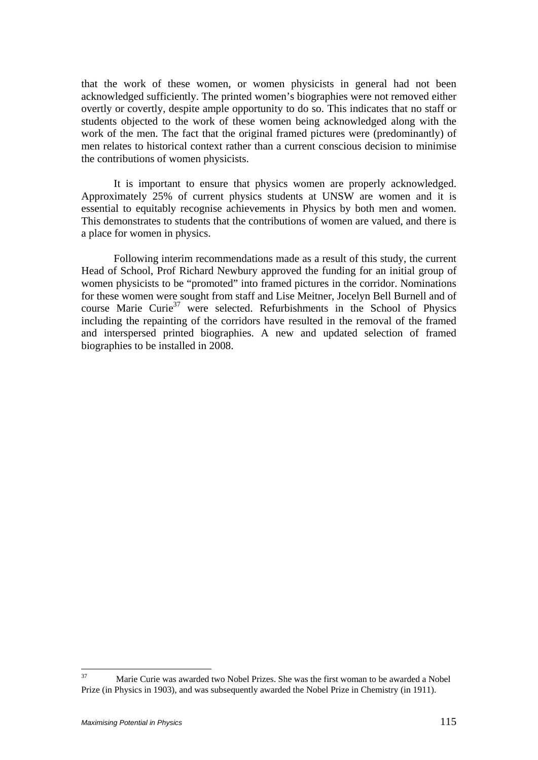that the work of these women, or women physicists in general had not been acknowledged sufficiently. The printed women's biographies were not removed either overtly or covertly, despite ample opportunity to do so. This indicates that no staff or students objected to the work of these women being acknowledged along with the work of the men. The fact that the original framed pictures were (predominantly) of men relates to historical context rather than a current conscious decision to minimise the contributions of women physicists.

It is important to ensure that physics women are properly acknowledged. Approximately 25% of current physics students at UNSW are women and it is essential to equitably recognise achievements in Physics by both men and women. This demonstrates to students that the contributions of women are valued, and there is a place for women in physics.

Following interim recommendations made as a result of this study, the current Head of School, Prof Richard Newbury approved the funding for an initial group of women physicists to be "promoted" into framed pictures in the corridor. Nominations for these women were sought from staff and Lise Meitner, Jocelyn Bell Burnell and of course Marie Curie[37] were selected. Refurbishments in the School of Physics including the repainting of the corridors have resulted in the removal of the framed and interspersed printed biographies. A new and updated selection of framed biographies to be installed in 2008.

---

[37] Marie Curie was awarded two Nobel Prizes. She was the first woman to be awarded a Nobel Prize (in Physics in 1903), and was subsequently awarded the Nobel Prize in Chemistry (in 1911).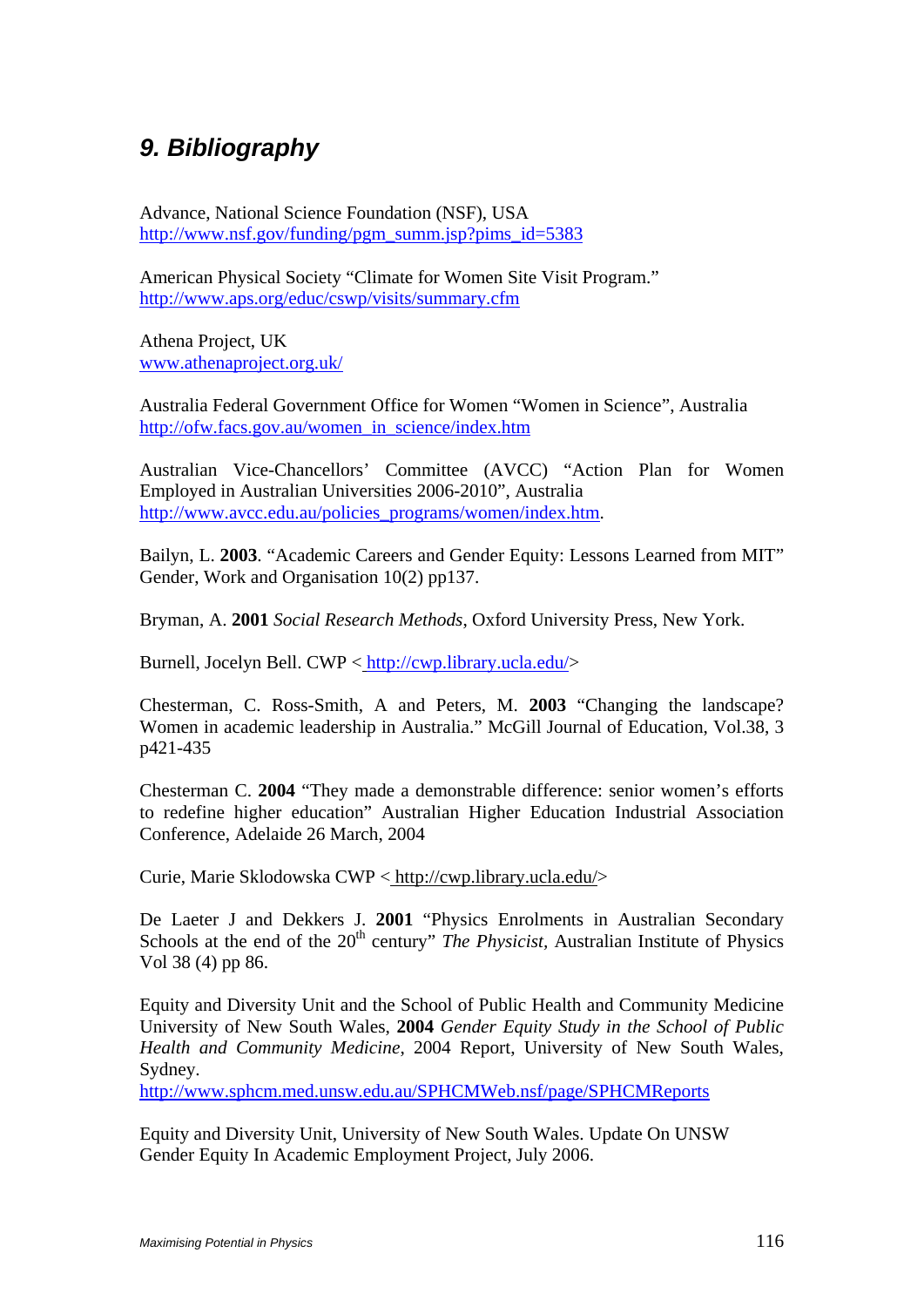# 9. Bibliography

Advance, National Science Foundation (NSF), USA
http://www.nsf.gov/funding/pgm_summ.jsp?pims_id=5383

American Physical Society "Climate for Women Site Visit Program."
http://www.aps.org/educ/cswp/visits/summary.cfm

Athena Project, UK
www.athenaproject.org.uk/

Australia Federal Government Office for Women "Women in Science", Australia
http://ofw.facs.gov.au/women_in_science/index.htm

Australian Vice-Chancellors' Committee (AVCC) "Action Plan for Women Employed in Australian Universities 2006-2010", Australia
http://www.avcc.edu.au/policies_programs/women/index.htm.

Bailyn, L. **2003**. "Academic Careers and Gender Equity: Lessons Learned from MIT" Gender, Work and Organisation 10(2) pp137.

Bryman, A. **2001** *Social Research Methods*, Oxford University Press, New York.

Burnell, Jocelyn Bell. CWP < http://cwp.library.ucla.edu/>

Chesterman, C. Ross-Smith, A and Peters, M. **2003** "Changing the landscape? Women in academic leadership in Australia." McGill Journal of Education, Vol.38, 3 p421-435

Chesterman C. **2004** "They made a demonstrable difference: senior women's efforts to redefine higher education" Australian Higher Education Industrial Association Conference, Adelaide 26 March, 2004

Curie, Marie Sklodowska CWP < http://cwp.library.ucla.edu/>

De Laeter J and Dekkers J. **2001** "Physics Enrolments in Australian Secondary Schools at the end of the 20th century" *The Physicist*, Australian Institute of Physics Vol 38 (4) pp 86.

Equity and Diversity Unit and the School of Public Health and Community Medicine University of New South Wales, **2004** *Gender Equity Study in the School of Public Health and Community Medicine*, 2004 Report, University of New South Wales, Sydney.
http://www.sphcm.med.unsw.edu.au/SPHCMWeb.nsf/page/SPHCMReports

Equity and Diversity Unit, University of New South Wales. Update On UNSW Gender Equity In Academic Employment Project, July 2006.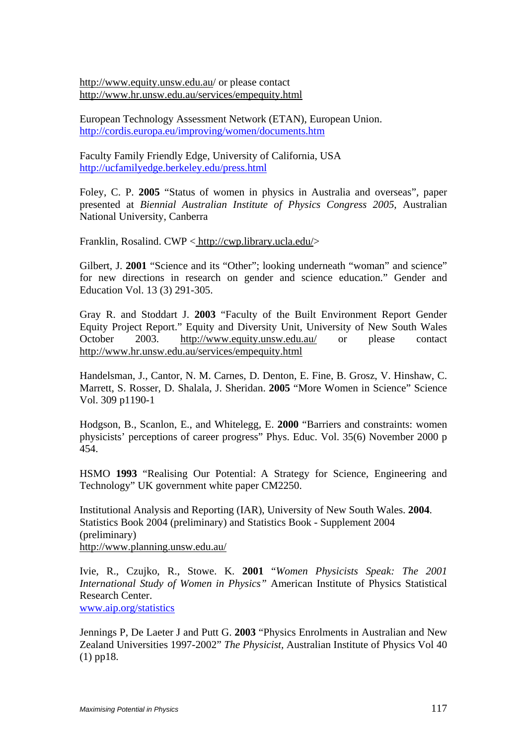http://www.equity.unsw.edu.au/ or please contact
http://www.hr.unsw.edu.au/services/empequity.html

European Technology Assessment Network (ETAN), European Union.
http://cordis.europa.eu/improving/women/documents.htm

Faculty Family Friendly Edge, University of California, USA
http://ucfamilyedge.berkeley.edu/press.html

Foley, C. P. **2005** "Status of women in physics in Australia and overseas", paper presented at *Biennial Australian Institute of Physics Congress 2005*, Australian National University, Canberra

Franklin, Rosalind. CWP < http://cwp.library.ucla.edu/>

Gilbert, J. **2001** "Science and its "Other"; looking underneath "woman" and science" for new directions in research on gender and science education." Gender and Education Vol. 13 (3) 291-305.

Gray R. and Stoddart J. **2003** "Faculty of the Built Environment Report Gender Equity Project Report." Equity and Diversity Unit, University of New South Wales October 2003. http://www.equity.unsw.edu.au/ or please contact http://www.hr.unsw.edu.au/services/empequity.html

Handelsman, J., Cantor, N. M. Carnes, D. Denton, E. Fine, B. Grosz, V. Hinshaw, C. Marrett, S. Rosser, D. Shalala, J. Sheridan. **2005** "More Women in Science" Science Vol. 309 p1190-1

Hodgson, B., Scanlon, E., and Whitelegg, E. **2000** "Barriers and constraints: women physicists' perceptions of career progress" Phys. Educ. Vol. 35(6) November 2000 p 454.

HSMO **1993** "Realising Our Potential: A Strategy for Science, Engineering and Technology" UK government white paper CM2250.

Institutional Analysis and Reporting (IAR), University of New South Wales. **2004**. Statistics Book 2004 (preliminary) and Statistics Book - Supplement 2004 (preliminary)
http://www.planning.unsw.edu.au/

Ivie, R., Czujko, R., Stowe. K. **2001** "*Women Physicists Speak: The 2001 International Study of Women in Physics*" American Institute of Physics Statistical Research Center.
www.aip.org/statistics

Jennings P, De Laeter J and Putt G. **2003** "Physics Enrolments in Australian and New Zealand Universities 1997-2002" *The Physicist*, Australian Institute of Physics Vol 40 (1) pp18.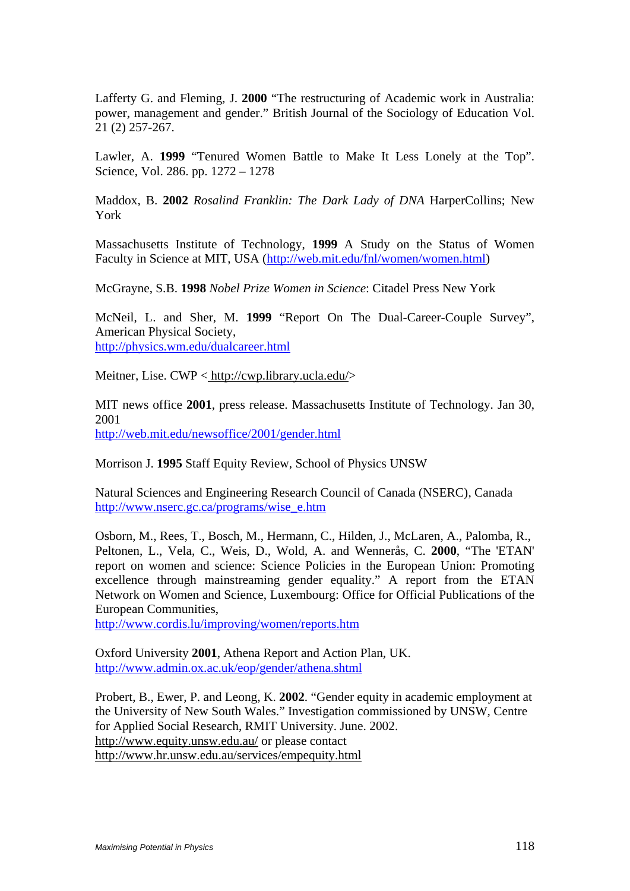Lafferty G. and Fleming, J. **2000** "The restructuring of Academic work in Australia: power, management and gender." British Journal of the Sociology of Education Vol. 21 (2) 257-267.

Lawler, A. **1999** "Tenured Women Battle to Make It Less Lonely at the Top". Science, Vol. 286. pp. 1272 – 1278

Maddox, B. **2002** *Rosalind Franklin: The Dark Lady of DNA* HarperCollins; New York

Massachusetts Institute of Technology, **1999** A Study on the Status of Women Faculty in Science at MIT, USA (http://web.mit.edu/fnl/women/women.html)

McGrayne, S.B. **1998** *Nobel Prize Women in Science*: Citadel Press New York

McNeil, L. and Sher, M. **1999** "Report On The Dual-Career-Couple Survey", American Physical Society,
http://physics.wm.edu/dualcareer.html

Meitner, Lise. CWP < http://cwp.library.ucla.edu/>

MIT news office **2001**, press release. Massachusetts Institute of Technology. Jan 30, 2001
http://web.mit.edu/newsoffice/2001/gender.html

Morrison J. **1995** Staff Equity Review, School of Physics UNSW

Natural Sciences and Engineering Research Council of Canada (NSERC), Canada
http://www.nserc.gc.ca/programs/wise_e.htm

Osborn, M., Rees, T., Bosch, M., Hermann, C., Hilden, J., McLaren, A., Palomba, R., Peltonen, L., Vela, C., Weis, D., Wold, A. and Wennerås, C. **2000**, "The 'ETAN' report on women and science: Science Policies in the European Union: Promoting excellence through mainstreaming gender equality." A report from the ETAN Network on Women and Science, Luxembourg: Office for Official Publications of the European Communities,
http://www.cordis.lu/improving/women/reports.htm

Oxford University **2001**, Athena Report and Action Plan, UK.
http://www.admin.ox.ac.uk/eop/gender/athena.shtml

Probert, B., Ewer, P. and Leong, K. **2002**. "Gender equity in academic employment at the University of New South Wales." Investigation commissioned by UNSW, Centre for Applied Social Research, RMIT University. June. 2002.
http://www.equity.unsw.edu.au/ or please contact
http://www.hr.unsw.edu.au/services/empequity.html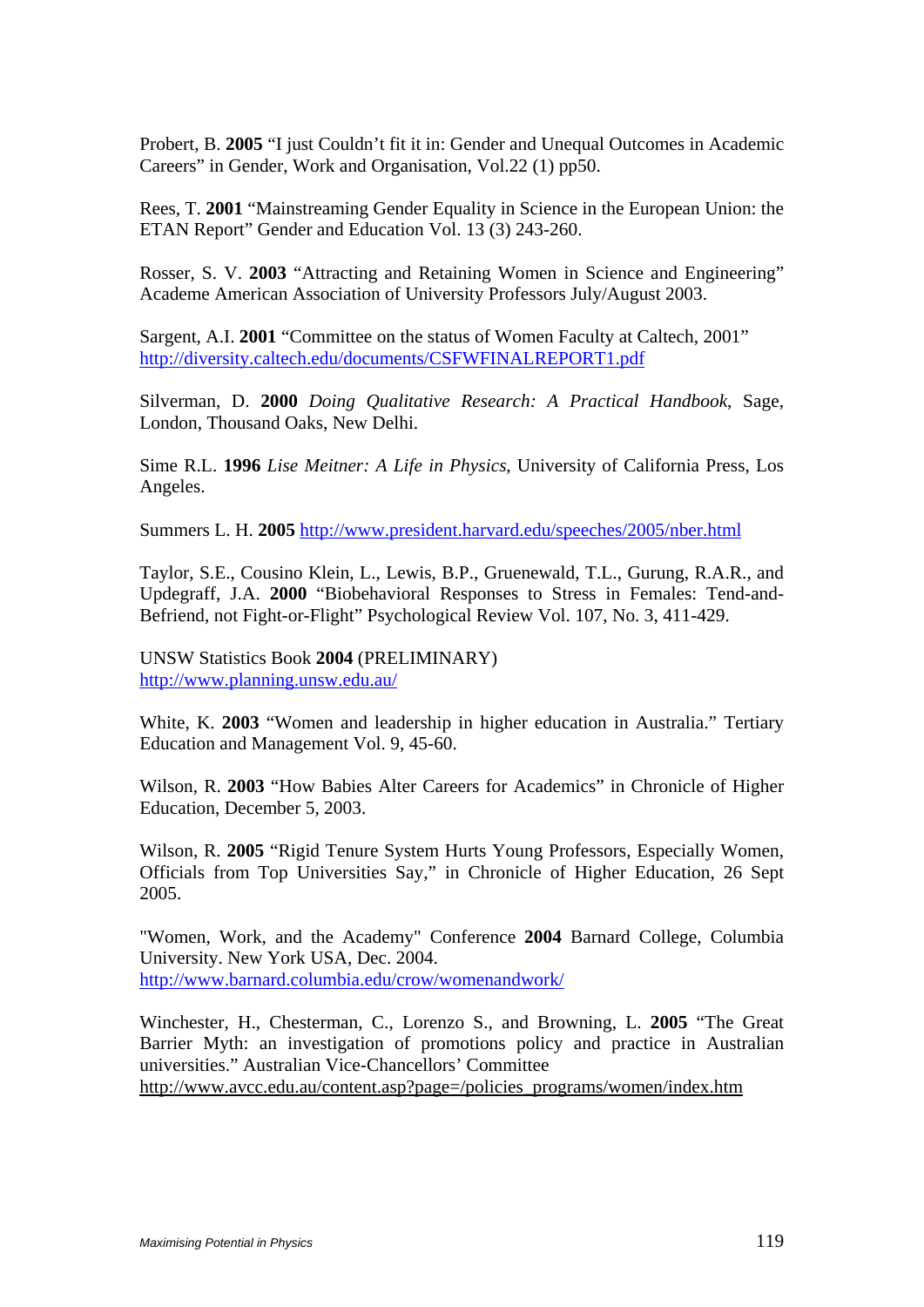Probert, B. **2005** "I just Couldn't fit it in: Gender and Unequal Outcomes in Academic Careers" in Gender, Work and Organisation, Vol.22 (1) pp50.

Rees, T. **2001** "Mainstreaming Gender Equality in Science in the European Union: the ETAN Report" Gender and Education Vol. 13 (3) 243-260.

Rosser, S. V. **2003** "Attracting and Retaining Women in Science and Engineering" Academe American Association of University Professors July/August 2003.

Sargent, A.I. **2001** "Committee on the status of Women Faculty at Caltech, 2001" http://diversity.caltech.edu/documents/CSFWFINALREPORT1.pdf

Silverman, D. **2000** *Doing Qualitative Research: A Practical Handbook*, Sage, London, Thousand Oaks, New Delhi.

Sime R.L. **1996** *Lise Meitner: A Life in Physics*, University of California Press, Los Angeles.

Summers L. H. **2005** http://www.president.harvard.edu/speeches/2005/nber.html

Taylor, S.E., Cousino Klein, L., Lewis, B.P., Gruenewald, T.L., Gurung, R.A.R., and Updegraff, J.A. **2000** "Biobehavioral Responses to Stress in Females: Tend-and-Befriend, not Fight-or-Flight" Psychological Review Vol. 107, No. 3, 411-429.

UNSW Statistics Book **2004** (PRELIMINARY)
http://www.planning.unsw.edu.au/

White, K. **2003** "Women and leadership in higher education in Australia." Tertiary Education and Management Vol. 9, 45-60.

Wilson, R. **2003** "How Babies Alter Careers for Academics" in Chronicle of Higher Education, December 5, 2003.

Wilson, R. **2005** "Rigid Tenure System Hurts Young Professors, Especially Women, Officials from Top Universities Say," in Chronicle of Higher Education, 26 Sept 2005.

"Women, Work, and the Academy" Conference **2004** Barnard College, Columbia University. New York USA, Dec. 2004.
http://www.barnard.columbia.edu/crow/womenandwork/

Winchester, H., Chesterman, C., Lorenzo S., and Browning, L. **2005** "The Great Barrier Myth: an investigation of promotions policy and practice in Australian universities." Australian Vice-Chancellors' Committee
http://www.avcc.edu.au/content.asp?page=/policies_programs/women/index.htm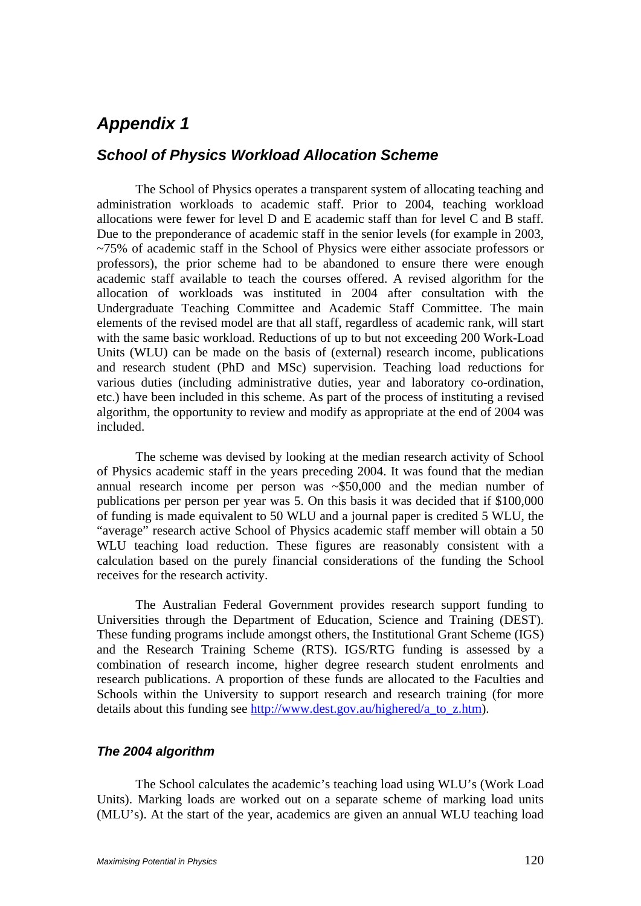# *Appendix 1*

## *School of Physics Workload Allocation Scheme*

The School of Physics operates a transparent system of allocating teaching and administration workloads to academic staff. Prior to 2004, teaching workload allocations were fewer for level D and E academic staff than for level C and B staff. Due to the preponderance of academic staff in the senior levels (for example in 2003, ~75% of academic staff in the School of Physics were either associate professors or professors), the prior scheme had to be abandoned to ensure there were enough academic staff available to teach the courses offered. A revised algorithm for the allocation of workloads was instituted in 2004 after consultation with the Undergraduate Teaching Committee and Academic Staff Committee. The main elements of the revised model are that all staff, regardless of academic rank, will start with the same basic workload. Reductions of up to but not exceeding 200 Work-Load Units (WLU) can be made on the basis of (external) research income, publications and research student (PhD and MSc) supervision. Teaching load reductions for various duties (including administrative duties, year and laboratory co-ordination, etc.) have been included in this scheme. As part of the process of instituting a revised algorithm, the opportunity to review and modify as appropriate at the end of 2004 was included.

The scheme was devised by looking at the median research activity of School of Physics academic staff in the years preceding 2004. It was found that the median annual research income per person was ~$50,000 and the median number of publications per person per year was 5. On this basis it was decided that if $100,000 of funding is made equivalent to 50 WLU and a journal paper is credited 5 WLU, the "average" research active School of Physics academic staff member will obtain a 50 WLU teaching load reduction. These figures are reasonably consistent with a calculation based on the purely financial considerations of the funding the School receives for the research activity.

The Australian Federal Government provides research support funding to Universities through the Department of Education, Science and Training (DEST). These funding programs include amongst others, the Institutional Grant Scheme (IGS) and the Research Training Scheme (RTS). IGS/RTG funding is assessed by a combination of research income, higher degree research student enrolments and research publications. A proportion of these funds are allocated to the Faculties and Schools within the University to support research and research training (for more details about this funding see http://www.dest.gov.au/highered/a_to_z.htm).

### *The 2004 algorithm*

The School calculates the academic's teaching load using WLU's (Work Load Units). Marking loads are worked out on a separate scheme of marking load units (MLU's). At the start of the year, academics are given an annual WLU teaching load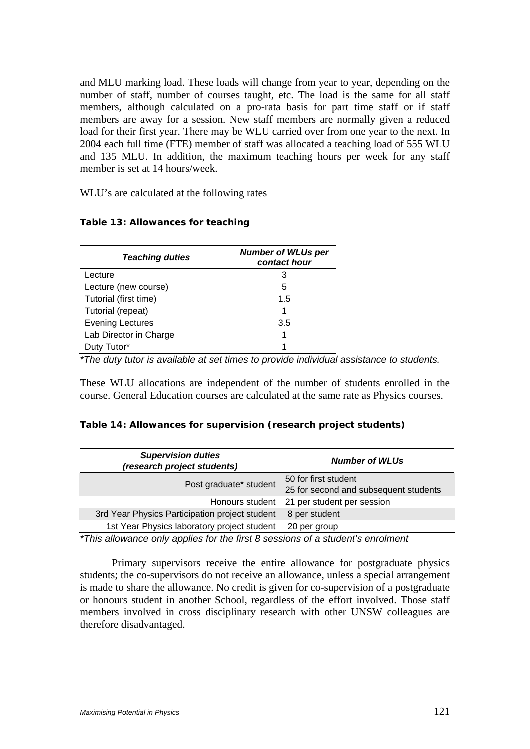and MLU marking load. These loads will change from year to year, depending on the number of staff, number of courses taught, etc. The load is the same for all staff members, although calculated on a pro-rata basis for part time staff or if staff members are away for a session. New staff members are normally given a reduced load for their first year. There may be WLU carried over from one year to the next. In 2004 each full time (FTE) member of staff was allocated a teaching load of 555 WLU and 135 MLU. In addition, the maximum teaching hours per week for any staff member is set at 14 hours/week.

WLU's are calculated at the following rates

**Table 13: Allowances for teaching**

| *Teaching duties* | *Number of WLUs per contact hour* |
|---|---|
| Lecture | 3 |
| Lecture (new course) | 5 |
| Tutorial (first time) | 1.5 |
| Tutorial (repeat) | 1 |
| Evening Lectures | 3.5 |
| Lab Director in Charge | 1 |
| Duty Tutor* | 1 |

*\*The duty tutor is available at set times to provide individual assistance to students.*

These WLU allocations are independent of the number of students enrolled in the course. General Education courses are calculated at the same rate as Physics courses.

**Table 14: Allowances for supervision (research project students)**

| *Supervision duties (research project students)* | *Number of WLUs* |
|---|---|
| Post graduate* student | 50 for first student<br>25 for second and subsequent students |
| Honours student | 21 per student per session |
| 3rd Year Physics Participation project student | 8 per student |
| 1st Year Physics laboratory project student | 20 per group |

*\*This allowance only applies for the first 8 sessions of a student's enrolment*

Primary supervisors receive the entire allowance for postgraduate physics students; the co-supervisors do not receive an allowance, unless a special arrangement is made to share the allowance. No credit is given for co-supervision of a postgraduate or honours student in another School, regardless of the effort involved. Those staff members involved in cross disciplinary research with other UNSW colleagues are therefore disadvantaged.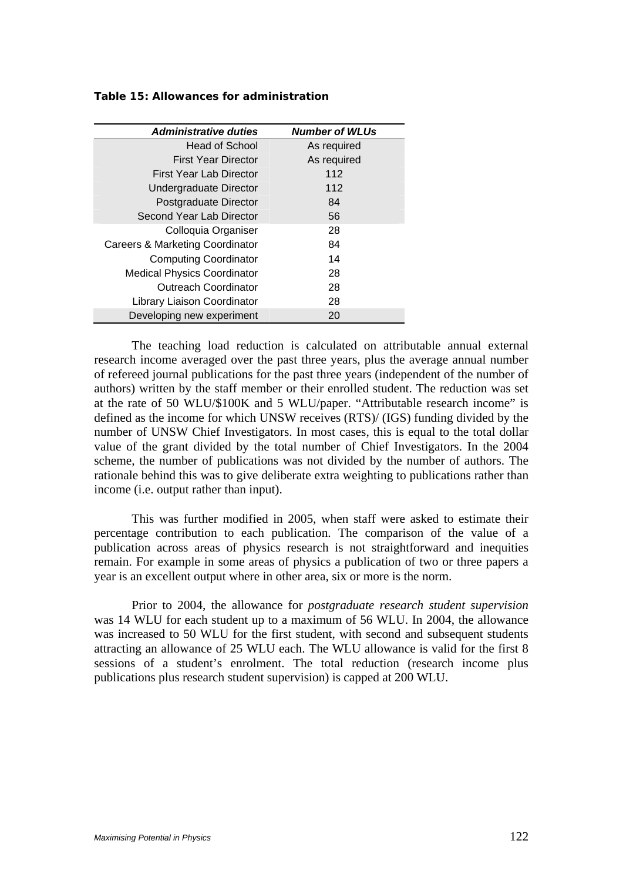**Table 15: Allowances for administration**

| *Administrative duties* | *Number of WLUs* |
|---|---|
| Head of School | As required |
| First Year Director | As required |
| First Year Lab Director | 112 |
| Undergraduate Director | 112 |
| Postgraduate Director | 84 |
| Second Year Lab Director | 56 |
| Colloquia Organiser | 28 |
| Careers & Marketing Coordinator | 84 |
| Computing Coordinator | 14 |
| Medical Physics Coordinator | 28 |
| Outreach Coordinator | 28 |
| Library Liaison Coordinator | 28 |
| Developing new experiment | 20 |

The teaching load reduction is calculated on attributable annual external research income averaged over the past three years, plus the average annual number of refereed journal publications for the past three years (independent of the number of authors) written by the staff member or their enrolled student. The reduction was set at the rate of 50 WLU/$100K and 5 WLU/paper. "Attributable research income" is defined as the income for which UNSW receives (RTS)/ (IGS) funding divided by the number of UNSW Chief Investigators. In most cases, this is equal to the total dollar value of the grant divided by the total number of Chief Investigators. In the 2004 scheme, the number of publications was not divided by the number of authors. The rationale behind this was to give deliberate extra weighting to publications rather than income (i.e. output rather than input).

This was further modified in 2005, when staff were asked to estimate their percentage contribution to each publication. The comparison of the value of a publication across areas of physics research is not straightforward and inequities remain. For example in some areas of physics a publication of two or three papers a year is an excellent output where in other area, six or more is the norm.

Prior to 2004, the allowance for *postgraduate research student supervision* was 14 WLU for each student up to a maximum of 56 WLU. In 2004, the allowance was increased to 50 WLU for the first student, with second and subsequent students attracting an allowance of 25 WLU each. The WLU allowance is valid for the first 8 sessions of a student's enrolment. The total reduction (research income plus publications plus research student supervision) is capped at 200 WLU.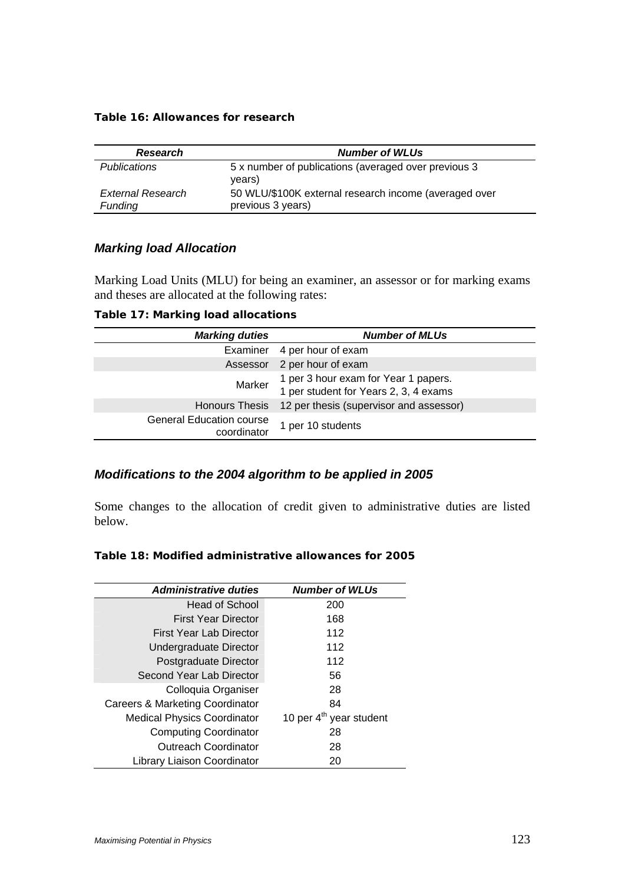**Table 16: Allowances for research**

| *Research* | *Number of WLUs* |
|---|---|
| *Publications* | 5 x number of publications (averaged over previous 3 years) |
| *External Research Funding* | 50 WLU/$100K external research income (averaged over previous 3 years) |

### *Marking load Allocation*

Marking Load Units (MLU) for being an examiner, an assessor or for marking exams and theses are allocated at the following rates:

**Table 17: Marking load allocations**

| *Marking duties* | *Number of MLUs* |
|---|---|
| Examiner | 4 per hour of exam |
| Assessor | 2 per hour of exam |
| Marker | 1 per 3 hour exam for Year 1 papers.<br>1 per student for Years 2, 3, 4 exams |
| Honours Thesis | 12 per thesis (supervisor and assessor) |
| General Education course coordinator | 1 per 10 students |

### *Modifications to the 2004 algorithm to be applied in 2005*

Some changes to the allocation of credit given to administrative duties are listed below.

**Table 18: Modified administrative allowances for 2005**

| *Administrative duties* | *Number of WLUs* |
|---|---|
| Head of School | 200 |
| First Year Director | 168 |
| First Year Lab Director | 112 |
| Undergraduate Director | 112 |
| Postgraduate Director | 112 |
| Second Year Lab Director | 56 |
| Colloquia Organiser | 28 |
| Careers & Marketing Coordinator | 84 |
| Medical Physics Coordinator | 10 per 4th year student |
| Computing Coordinator | 28 |
| Outreach Coordinator | 28 |
| Library Liaison Coordinator | 20 |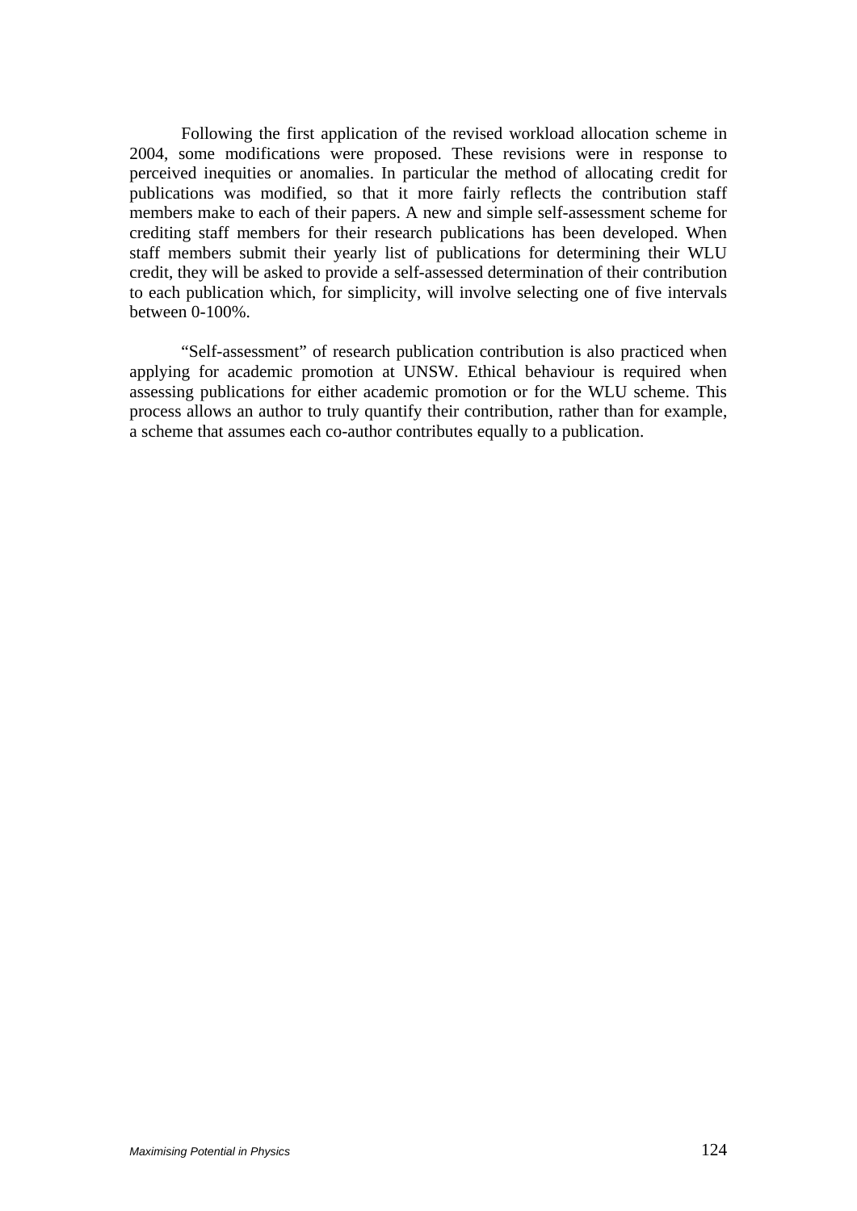Following the first application of the revised workload allocation scheme in 2004, some modifications were proposed. These revisions were in response to perceived inequities or anomalies. In particular the method of allocating credit for publications was modified, so that it more fairly reflects the contribution staff members make to each of their papers. A new and simple self-assessment scheme for crediting staff members for their research publications has been developed. When staff members submit their yearly list of publications for determining their WLU credit, they will be asked to provide a self-assessed determination of their contribution to each publication which, for simplicity, will involve selecting one of five intervals between 0-100%.

"Self-assessment" of research publication contribution is also practiced when applying for academic promotion at UNSW. Ethical behaviour is required when assessing publications for either academic promotion or for the WLU scheme. This process allows an author to truly quantify their contribution, rather than for example, a scheme that assumes each co-author contributes equally to a publication.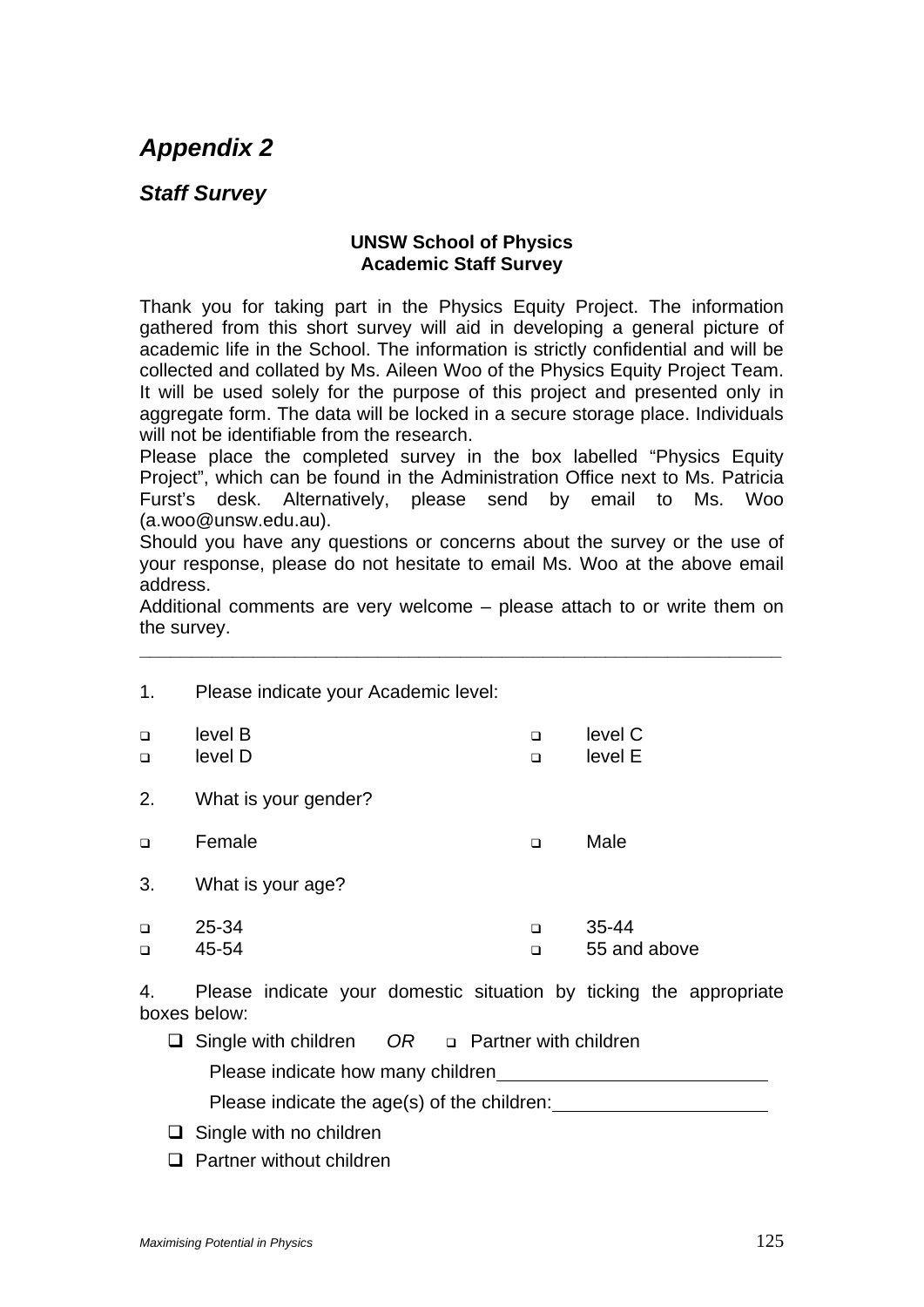# *Appendix 2*

## *Staff Survey*

**UNSW School of Physics**
**Academic Staff Survey**

Thank you for taking part in the Physics Equity Project. The information gathered from this short survey will aid in developing a general picture of academic life in the School. The information is strictly confidential and will be collected and collated by Ms. Aileen Woo of the Physics Equity Project Team. It will be used solely for the purpose of this project and presented only in aggregate form. The data will be locked in a secure storage place. Individuals will not be identifiable from the research.

Please place the completed survey in the box labelled "Physics Equity Project", which can be found in the Administration Office next to Ms. Patricia Furst's desk. Alternatively, please send by email to Ms. Woo (a.woo@unsw.edu.au).

Should you have any questions or concerns about the survey or the use of your response, please do not hesitate to email Ms. Woo at the above email address.

Additional comments are very welcome – please attach to or write them on the survey.

---

1. Please indicate your Academic level:

- ❑ level B
- ❑ level C
- ❑ level D
- ❑ level E

2. What is your gender?

- ❑ Female
- ❑ Male

3. What is your age?

- ❑ 25-34
- ❑ 35-44
- ❑ 45-54
- ❑ 55 and above

4. Please indicate your domestic situation by ticking the appropriate boxes below:

- ❑ Single with children *OR* ❑ Partner with children

  Please indicate how many children\_\_\_\_\_\_\_\_\_\_\_\_\_\_\_\_\_\_\_\_\_\_\_\_

  Please indicate the age(s) of the children:\_\_\_\_\_\_\_\_\_\_\_\_\_\_\_\_\_\_\_\_

- ❑ Single with no children
- ❑ Partner without children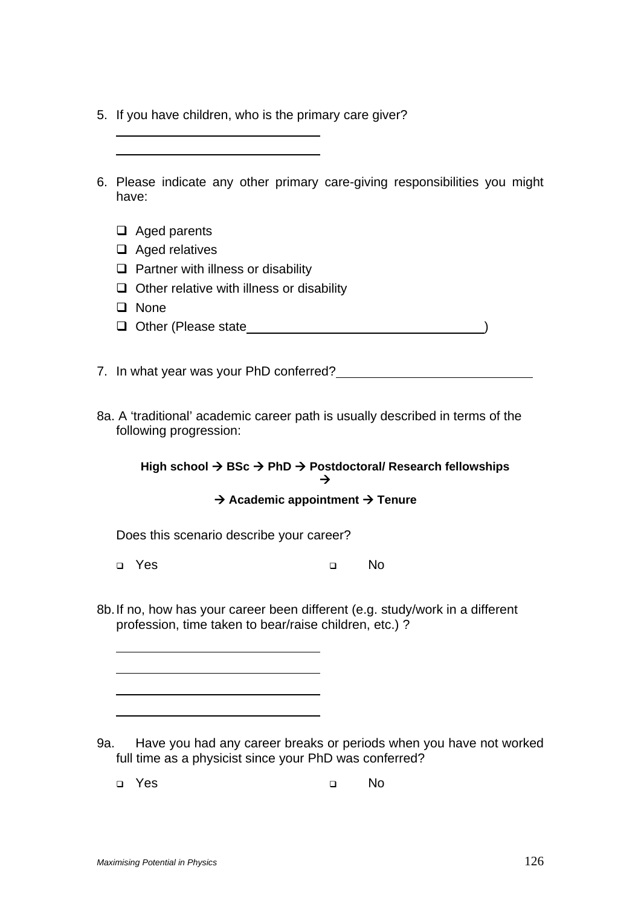5. If you have children, who is the primary care giver?

   \_\_\_\_\_\_\_\_\_\_\_\_\_\_\_\_\_\_\_\_\_\_\_\_\_\_\_\_\_\_

   \_\_\_\_\_\_\_\_\_\_\_\_\_\_\_\_\_\_\_\_\_\_\_\_\_\_\_\_\_\_

6. Please indicate any other primary care-giving responsibilities you might have:

   - ❑ Aged parents
   - ❑ Aged relatives
   - ❑ Partner with illness or disability
   - ❑ Other relative with illness or disability
   - ❑ None
   - ❑ Other (Please state\_\_\_\_\_\_\_\_\_\_\_\_\_\_\_\_\_\_\_\_\_\_\_\_\_\_\_\_\_\_)

7. In what year was your PhD conferred?\_\_\_\_\_\_\_\_\_\_\_\_\_\_\_\_\_\_\_\_\_\_\_\_\_\_\_\_

8a. A 'traditional' academic career path is usually described in terms of the following progression:

   **High school → BSc → PhD → Postdoctoral/ Research fellowships →**

   **→ Academic appointment → Tenure**

   Does this scenario describe your career?

   ❑ Yes ❑ No

8b. If no, how has your career been different (e.g. study/work in a different profession, time taken to bear/raise children, etc.) ?

   \_\_\_\_\_\_\_\_\_\_\_\_\_\_\_\_\_\_\_\_\_\_\_\_\_\_\_\_\_\_

   \_\_\_\_\_\_\_\_\_\_\_\_\_\_\_\_\_\_\_\_\_\_\_\_\_\_\_\_\_\_

   \_\_\_\_\_\_\_\_\_\_\_\_\_\_\_\_\_\_\_\_\_\_\_\_\_\_\_\_\_\_

   \_\_\_\_\_\_\_\_\_\_\_\_\_\_\_\_\_\_\_\_\_\_\_\_\_\_\_\_\_\_

9a. Have you had any career breaks or periods when you have not worked full time as a physicist since your PhD was conferred?

   ❑ Yes ❑ No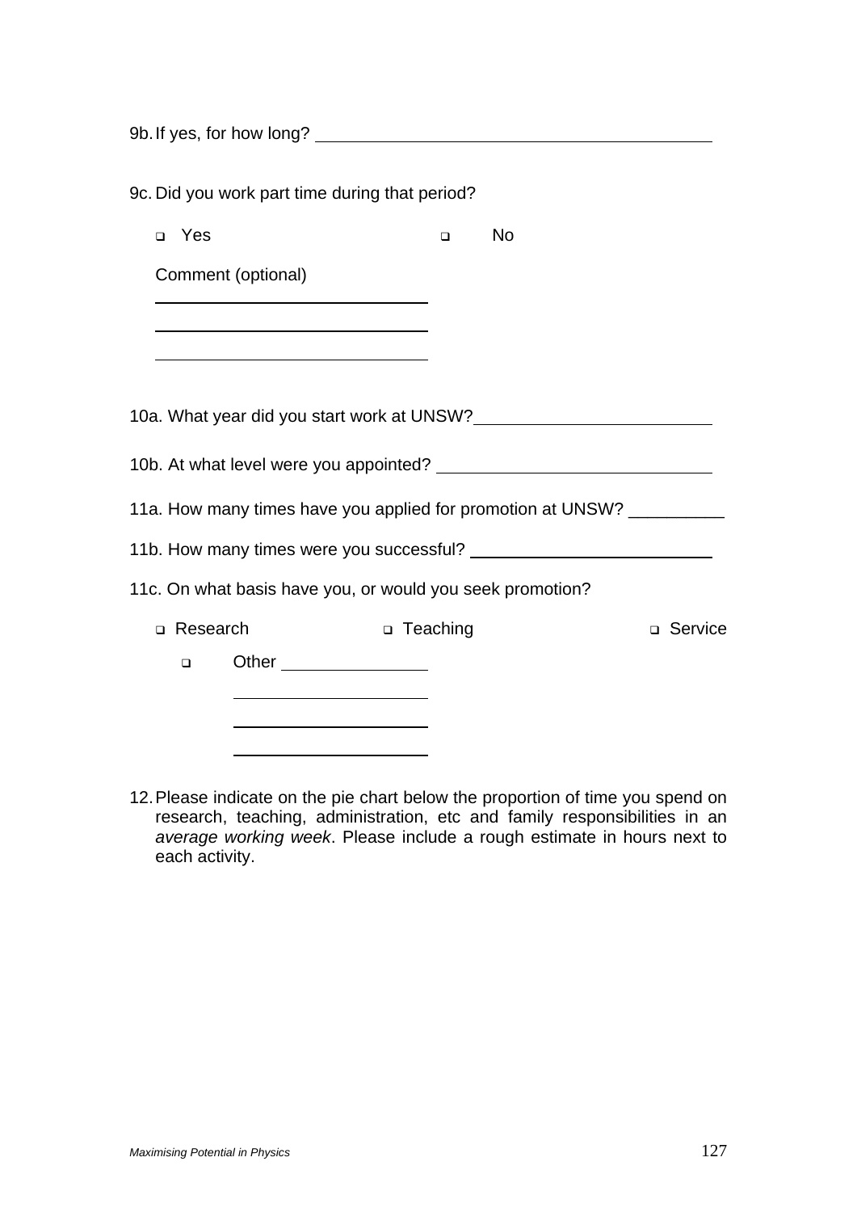9b. If yes, for how long? ________________________________

9c. Did you work part time during that period?

- ❑ Yes
- ❑ No

Comment (optional)

________________________

________________________

________________________

10a. What year did you start work at UNSW? ____________________

10b. At what level were you appointed? ______________________

11a. How many times have you applied for promotion at UNSW? __________

11b. How many times were you successful? ____________________

11c. On what basis have you, or would you seek promotion?

- ❑ Research
- ❑ Teaching
- ❑ Service
- ❑ Other ____________

________________

________________

________________

12. Please indicate on the pie chart below the proportion of time you spend on research, teaching, administration, etc and family responsibilities in an *average working week*. Please include a rough estimate in hours next to each activity.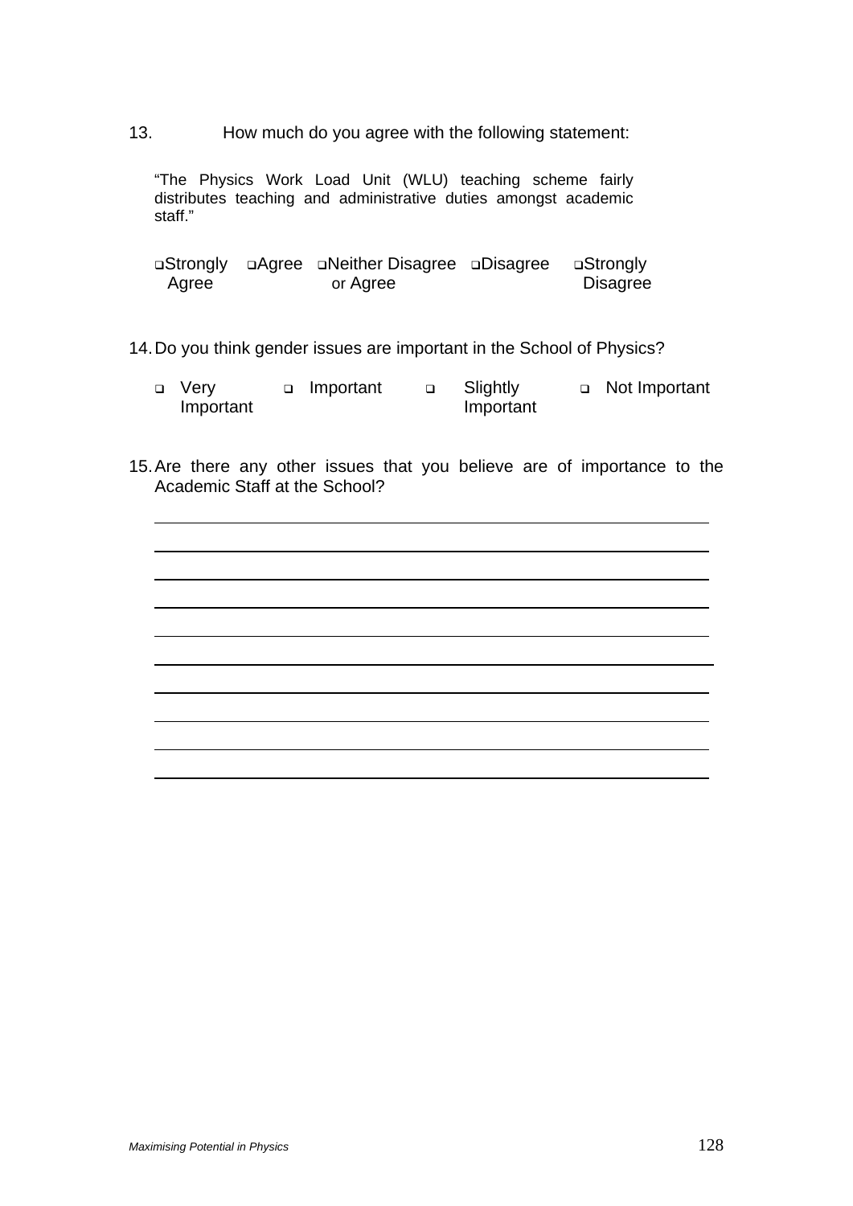13. How much do you agree with the following statement:

"The Physics Work Load Unit (WLU) teaching scheme fairly distributes teaching and administrative duties amongst academic staff."

❑ Strongly Agree ❑ Agree ❑ Neither Disagree or Agree ❑ Disagree ❑ Strongly Disagree

14. Do you think gender issues are important in the School of Physics?

❑ Very Important ❑ Important ❑ Slightly Important ❑ Not Important

15. Are there any other issues that you believe are of importance to the Academic Staff at the School?

______________________________________________________________

______________________________________________________________

______________________________________________________________

______________________________________________________________

______________________________________________________________

______________________________________________________________

______________________________________________________________

______________________________________________________________

______________________________________________________________

______________________________________________________________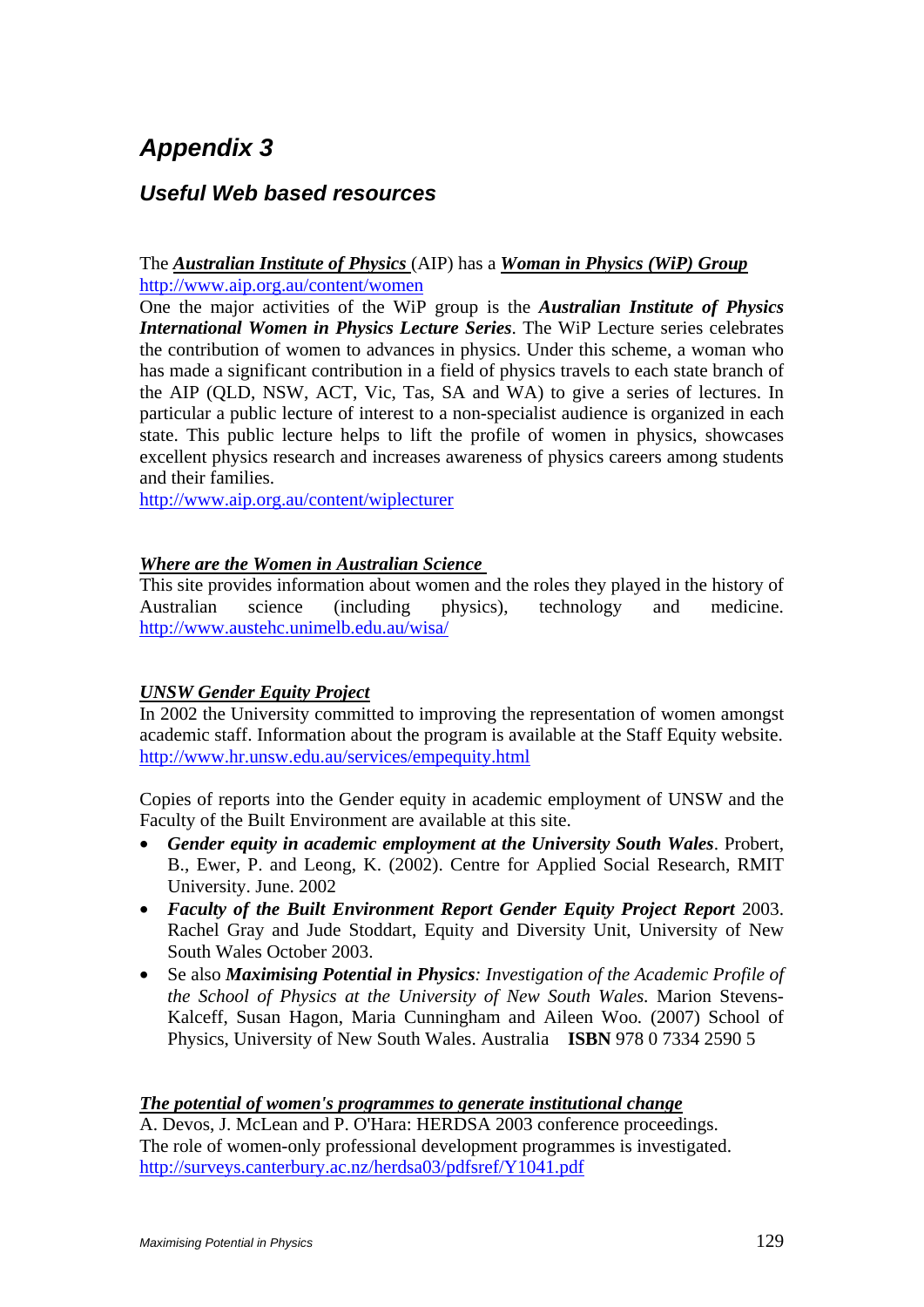# Appendix 3

## Useful Web based resources

The ***Australian Institute of Physics*** (AIP) has a ***Woman in Physics (WiP) Group***
http://www.aip.org.au/content/women

One the major activities of the WiP group is the ***Australian Institute of Physics International Women in Physics Lecture Series***. The WiP Lecture series celebrates the contribution of women to advances in physics. Under this scheme, a woman who has made a significant contribution in a field of physics travels to each state branch of the AIP (QLD, NSW, ACT, Vic, Tas, SA and WA) to give a series of lectures. In particular a public lecture of interest to a non-specialist audience is organized in each state. This public lecture helps to lift the profile of women in physics, showcases excellent physics research and increases awareness of physics careers among students and their families.
http://www.aip.org.au/content/wiplecturer

***Where are the Women in Australian Science***

This site provides information about women and the roles they played in the history of Australian science (including physics), technology and medicine. http://www.austehc.unimelb.edu.au/wisa/

***UNSW Gender Equity Project***

In 2002 the University committed to improving the representation of women amongst academic staff. Information about the program is available at the Staff Equity website. http://www.hr.unsw.edu.au/services/empequity.html

Copies of reports into the Gender equity in academic employment of UNSW and the Faculty of the Built Environment are available at this site.

- ***Gender equity in academic employment at the University South Wales***. Probert, B., Ewer, P. and Leong, K. (2002). Centre for Applied Social Research, RMIT University. June. 2002
- ***Faculty of the Built Environment Report Gender Equity Project Report*** 2003. Rachel Gray and Jude Stoddart, Equity and Diversity Unit, University of New South Wales October 2003.
- Se also ***Maximising Potential in Physics****: Investigation of the Academic Profile of the School of Physics at the University of New South Wales.* Marion Stevens-Kalceff, Susan Hagon, Maria Cunningham and Aileen Woo. (2007) School of Physics, University of New South Wales. Australia **ISBN** 978 0 7334 2590 5

***The potential of women's programmes to generate institutional change***

A. Devos, J. McLean and P. O'Hara: HERDSA 2003 conference proceedings.
The role of women-only professional development programmes is investigated.
http://surveys.canterbury.ac.nz/herdsa03/pdfsref/Y1041.pdf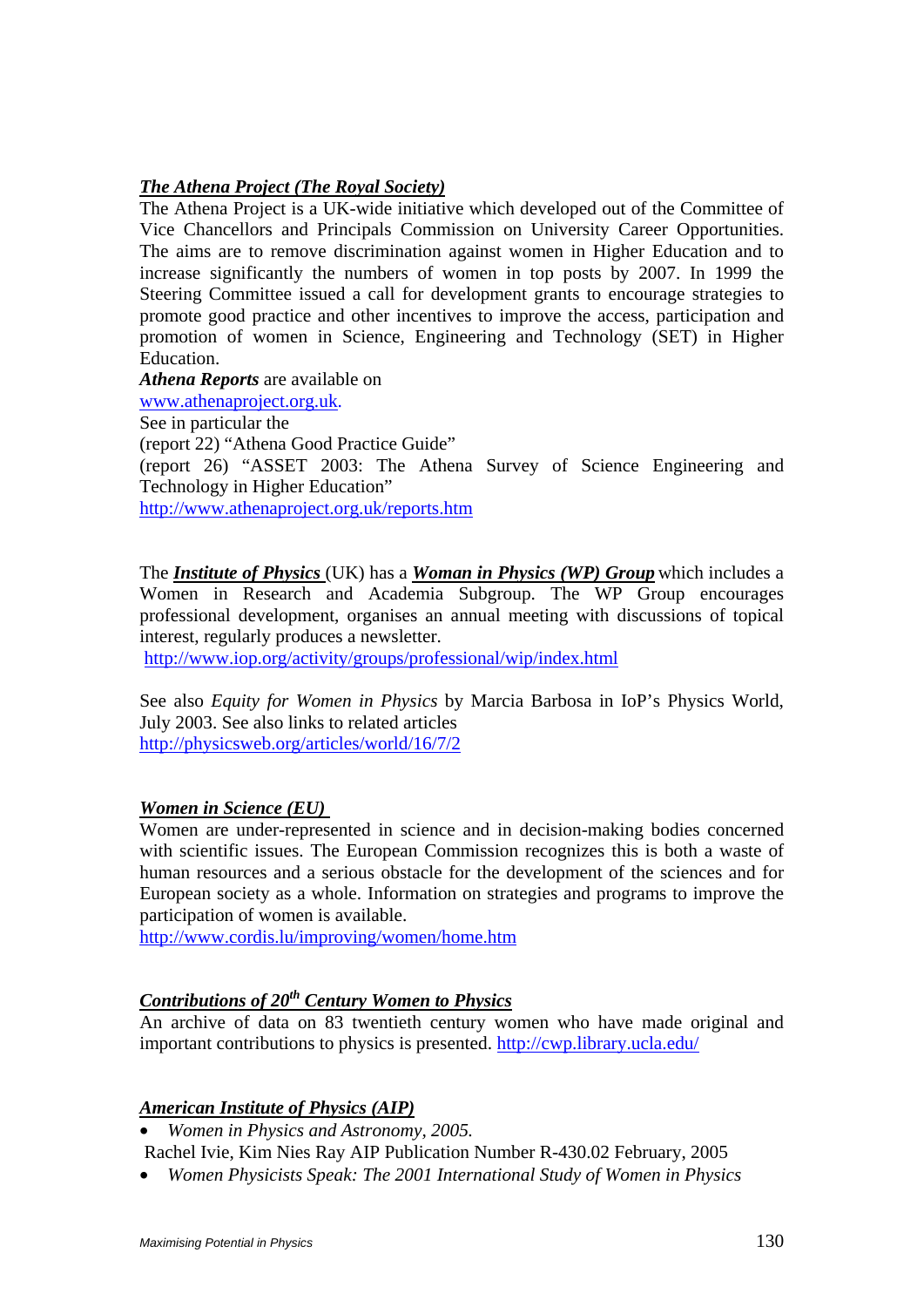***The Athena Project (The Royal Society)***

The Athena Project is a UK-wide initiative which developed out of the Committee of Vice Chancellors and Principals Commission on University Career Opportunities. The aims are to remove discrimination against women in Higher Education and to increase significantly the numbers of women in top posts by 2007. In 1999 the Steering Committee issued a call for development grants to encourage strategies to promote good practice and other incentives to improve the access, participation and promotion of women in Science, Engineering and Technology (SET) in Higher Education.

***Athena Reports*** are available on
www.athenaproject.org.uk.
See in particular the
(report 22) "Athena Good Practice Guide"
(report 26) "ASSET 2003: The Athena Survey of Science Engineering and Technology in Higher Education"
http://www.athenaproject.org.uk/reports.htm

The ***Institute of Physics*** (UK) has a ***Woman in Physics (WP) Group*** which includes a Women in Research and Academia Subgroup. The WP Group encourages professional development, organises an annual meeting with discussions of topical interest, regularly produces a newsletter.
http://www.iop.org/activity/groups/professional/wip/index.html

See also *Equity for Women in Physics* by Marcia Barbosa in IoP's Physics World, July 2003. See also links to related articles
http://physicsweb.org/articles/world/16/7/2

***Women in Science (EU)***

Women are under-represented in science and in decision-making bodies concerned with scientific issues. The European Commission recognizes this is both a waste of human resources and a serious obstacle for the development of the sciences and for European society as a whole. Information on strategies and programs to improve the participation of women is available.
http://www.cordis.lu/improving/women/home.htm

***Contributions of 20th Century Women to Physics***

An archive of data on 83 twentieth century women who have made original and important contributions to physics is presented. http://cwp.library.ucla.edu/

***American Institute of Physics (AIP)***

- *Women in Physics and Astronomy, 2005.*
  Rachel Ivie, Kim Nies Ray AIP Publication Number R-430.02 February, 2005
- *Women Physicists Speak: The 2001 International Study of Women in Physics*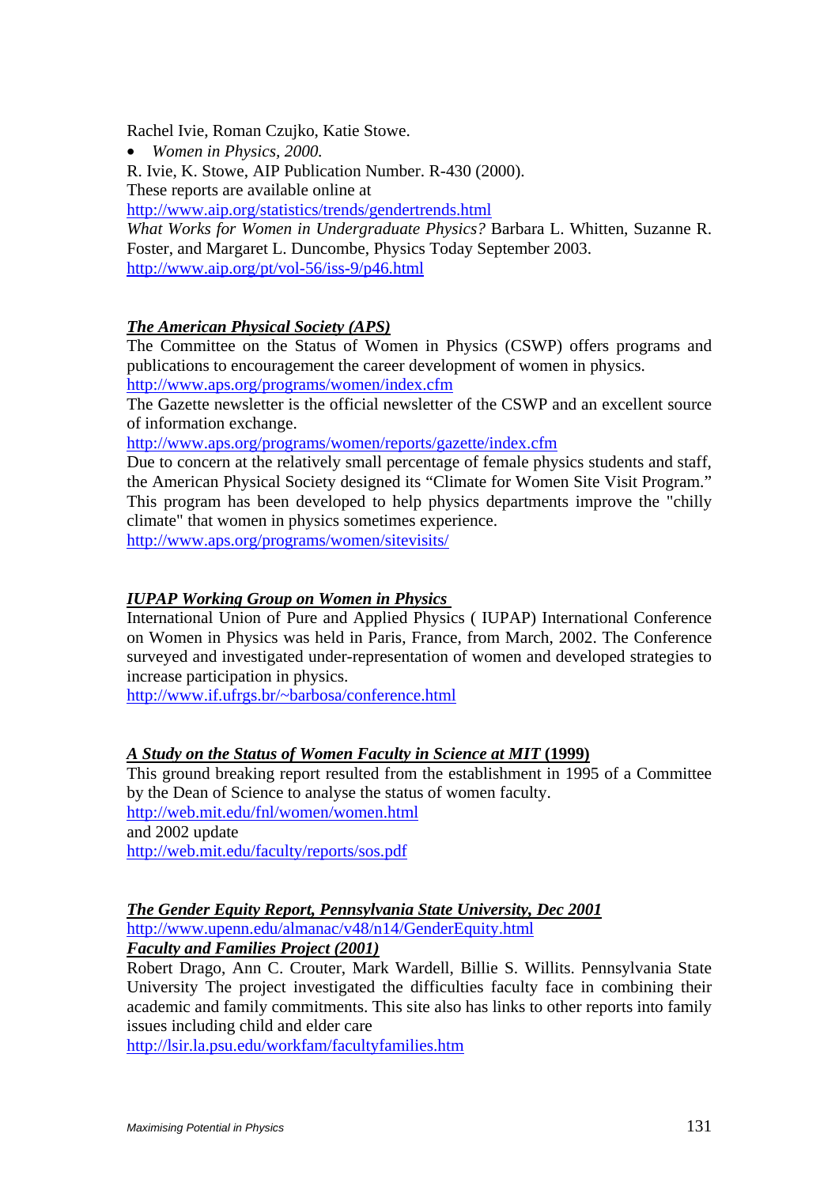Rachel Ivie, Roman Czujko, Katie Stowe.

- *Women in Physics, 2000.*

R. Ivie, K. Stowe, AIP Publication Number. R-430 (2000).
These reports are available online at
http://www.aip.org/statistics/trends/gendertrends.html
*What Works for Women in Undergraduate Physics?* Barbara L. Whitten, Suzanne R. Foster, and Margaret L. Duncombe, Physics Today September 2003.
http://www.aip.org/pt/vol-56/iss-9/p46.html

***The American Physical Society (APS)***

The Committee on the Status of Women in Physics (CSWP) offers programs and publications to encouragement the career development of women in physics.
http://www.aps.org/programs/women/index.cfm
The Gazette newsletter is the official newsletter of the CSWP and an excellent source of information exchange.
http://www.aps.org/programs/women/reports/gazette/index.cfm
Due to concern at the relatively small percentage of female physics students and staff, the American Physical Society designed its "Climate for Women Site Visit Program." This program has been developed to help physics departments improve the "chilly climate" that women in physics sometimes experience.
http://www.aps.org/programs/women/sitevisits/

***IUPAP Working Group on Women in Physics***

International Union of Pure and Applied Physics ( IUPAP) International Conference on Women in Physics was held in Paris, France, from March, 2002. The Conference surveyed and investigated under-representation of women and developed strategies to increase participation in physics.
http://www.if.ufrgs.br/~barbosa/conference.html

***A Study on the Status of Women Faculty in Science at MIT* (1999)**

This ground breaking report resulted from the establishment in 1995 of a Committee by the Dean of Science to analyse the status of women faculty.
http://web.mit.edu/fnl/women/women.html
and 2002 update
http://web.mit.edu/faculty/reports/sos.pdf

***The Gender Equity Report, Pennsylvania State University, Dec 2001***

http://www.upenn.edu/almanac/v48/n14/GenderEquity.html

***Faculty and Families Project (2001)***

Robert Drago, Ann C. Crouter, Mark Wardell, Billie S. Willits. Pennsylvania State University The project investigated the difficulties faculty face in combining their academic and family commitments. This site also has links to other reports into family issues including child and elder care
http://lsir.la.psu.edu/workfam/facultyfamilies.htm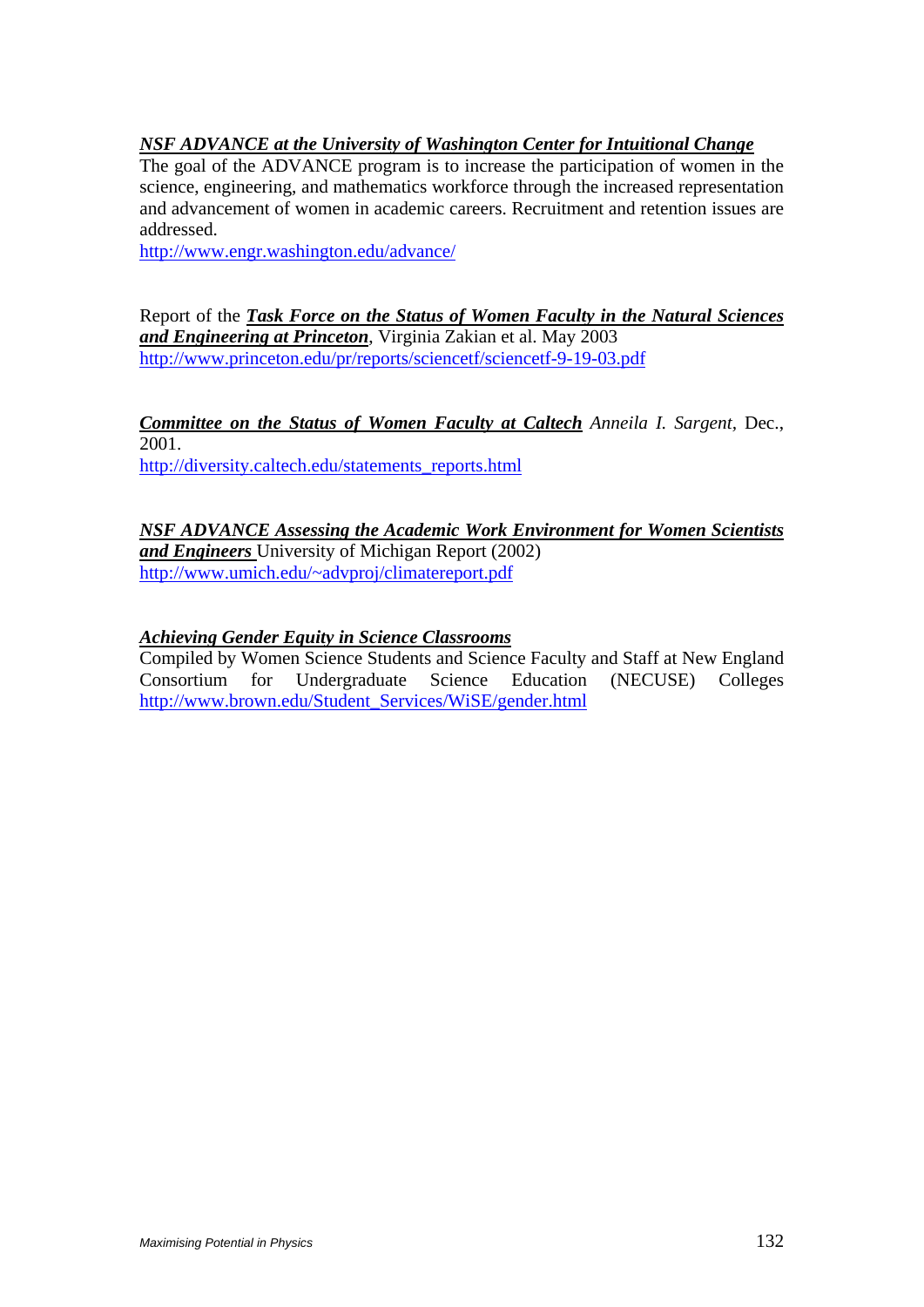***NSF ADVANCE at the University of Washington Center for Intuitional Change***
The goal of the ADVANCE program is to increase the participation of women in the science, engineering, and mathematics workforce through the increased representation and advancement of women in academic careers. Recruitment and retention issues are addressed.
http://www.engr.washington.edu/advance/

Report of the ***Task Force on the Status of Women Faculty in the Natural Sciences and Engineering at Princeton***, Virginia Zakian et al. May 2003
http://www.princeton.edu/pr/reports/sciencetf/sciencetf-9-19-03.pdf

***Committee on the Status of Women Faculty at Caltech*** *Anneila I. Sargent*, Dec., 2001.
http://diversity.caltech.edu/statements_reports.html

***NSF ADVANCE Assessing the Academic Work Environment for Women Scientists and Engineers*** University of Michigan Report (2002)
http://www.umich.edu/~advproj/climatereport.pdf

***Achieving Gender Equity in Science Classrooms***
Compiled by Women Science Students and Science Faculty and Staff at New England Consortium for Undergraduate Science Education (NECUSE) Colleges
http://www.brown.edu/Student_Services/WiSE/gender.html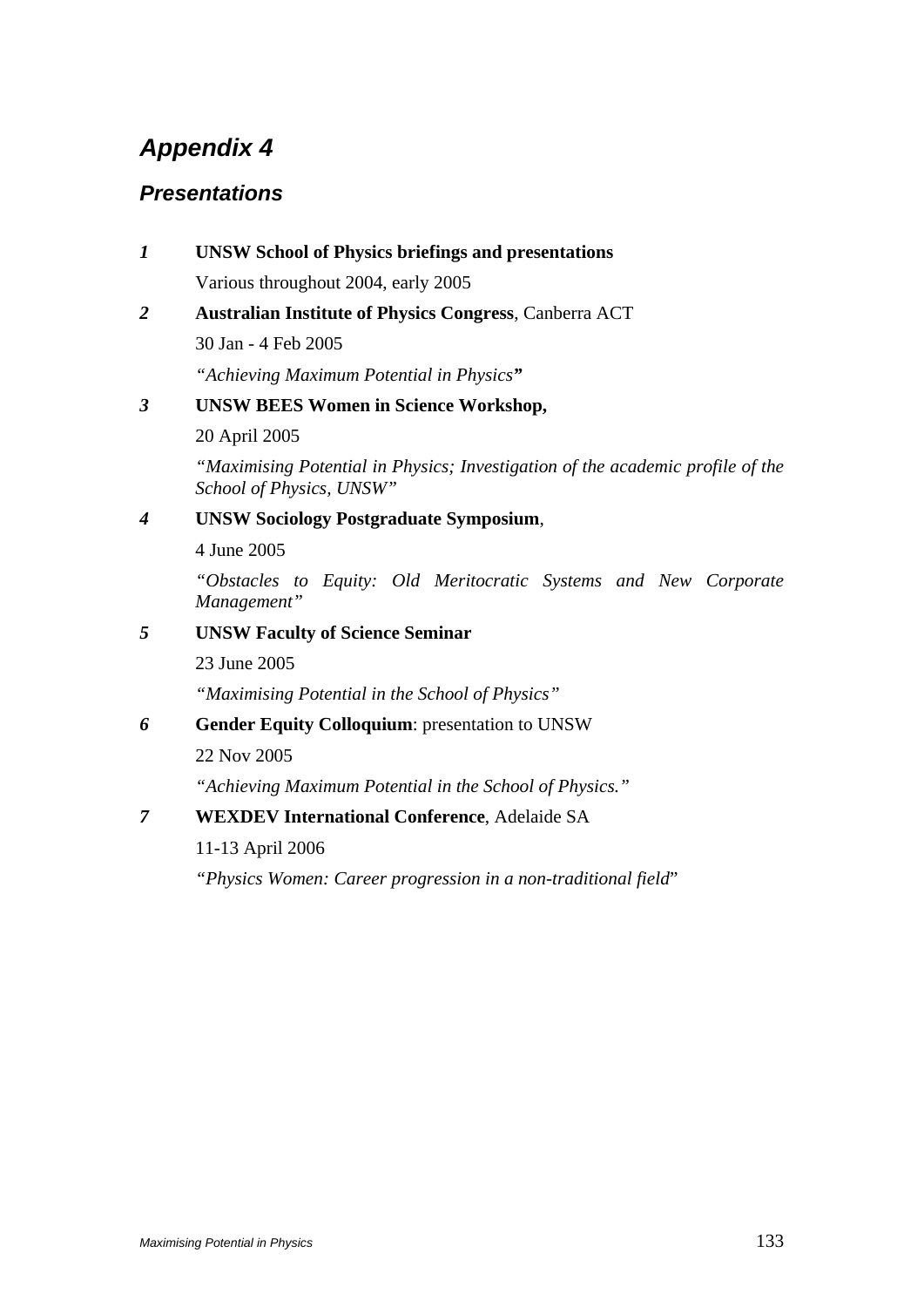# *Appendix 4*

## *Presentations*

*1* **UNSW School of Physics briefings and presentations**

Various throughout 2004, early 2005

*2* **Australian Institute of Physics Congress**, Canberra ACT

30 Jan - 4 Feb 2005

*"Achieving Maximum Potential in Physics"*

*3* **UNSW BEES Women in Science Workshop,**

20 April 2005

*"Maximising Potential in Physics; Investigation of the academic profile of the School of Physics, UNSW"*

*4* **UNSW Sociology Postgraduate Symposium**,

4 June 2005

*"Obstacles to Equity: Old Meritocratic Systems and New Corporate Management"*

*5* **UNSW Faculty of Science Seminar**

23 June 2005

*"Maximising Potential in the School of Physics"*

*6* **Gender Equity Colloquium**: presentation to UNSW

22 Nov 2005

*"Achieving Maximum Potential in the School of Physics."*

*7* **WEXDEV International Conference**, Adelaide SA

11-13 April 2006

*"Physics Women: Career progression in a non-traditional field"*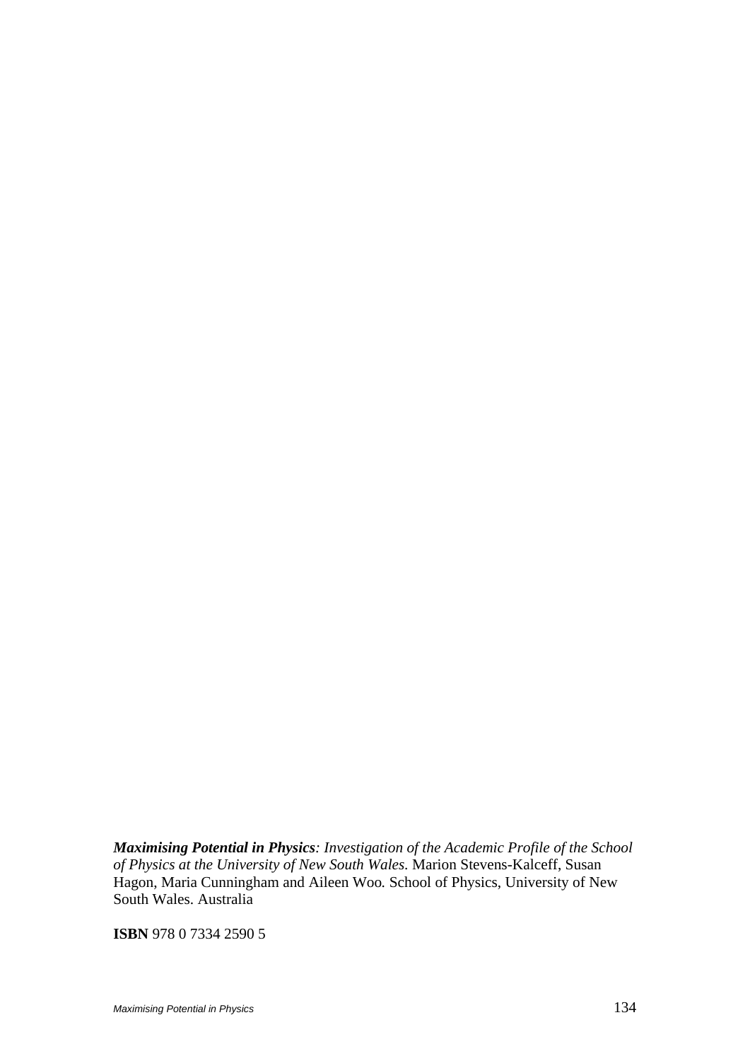***Maximising Potential in Physics**: Investigation of the Academic Profile of the School of Physics at the University of New South Wales.* Marion Stevens-Kalceff, Susan Hagon, Maria Cunningham and Aileen Woo*.* School of Physics, University of New South Wales. Australia

**ISBN** 978 0 7334 2590 5